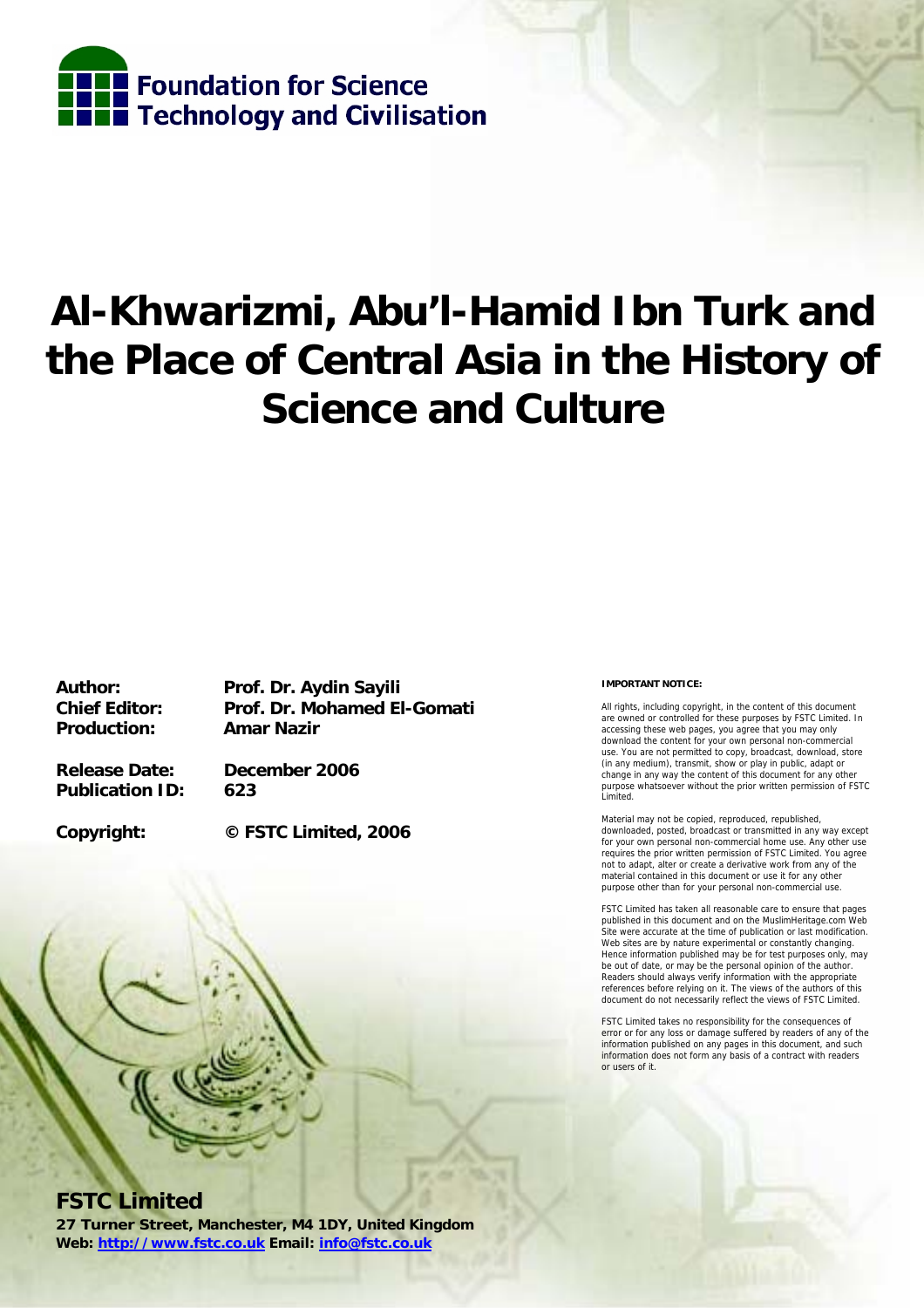Foundation for Science Technology and Civilisation

# Al-Khwarizmi, Abu'l-Hamid Ibn Turk and the Place of Central Asia in the History of Science and Culture

**Author:** Prof. Dr. Aydin Sayili
**Chief Editor:** Prof. Dr. Mohamed El-Gomati
**Production:** Amar Nazir

**Release Date:** December 2006
**Publication ID:** 623

**Copyright:** © FSTC Limited, 2006

**IMPORTANT NOTICE:**

All rights, including copyright, in the content of this document are owned or controlled for these purposes by FSTC Limited. In accessing these web pages, you agree that you may only download the content for your own personal non-commercial use. You are not permitted to copy, broadcast, download, store (in any medium), transmit, show or play in public, adapt or change in any way the content of this document for any other purpose whatsoever without the prior written permission of FSTC Limited.

Material may not be copied, reproduced, republished, downloaded, posted, broadcast or transmitted in any way except for your own personal non-commercial home use. Any other use requires the prior written permission of FSTC Limited. You agree not to adapt, alter or create a derivative work from any of the material contained in this document or use it for any other purpose other than for your personal non-commercial use.

FSTC Limited has taken all reasonable care to ensure that pages published in this document and on the MuslimHeritage.com Web Site were accurate at the time of publication or last modification. Web sites are by nature experimental or constantly changing. Hence information published may be for test purposes only, may be out of date, or may be the personal opinion of the author. Readers should always verify information with the appropriate references before relying on it. The views of the authors of this document do not necessarily reflect the views of FSTC Limited.

FSTC Limited takes no responsibility for the consequences of error or for any loss or damage suffered by readers of any of the information published on any pages in this document, and such information does not form any basis of a contract with readers or users of it.

**FSTC Limited**
**27 Turner Street, Manchester, M4 1DY, United Kingdom**
**Web: http://www.fstc.co.uk Email: info@fstc.co.uk**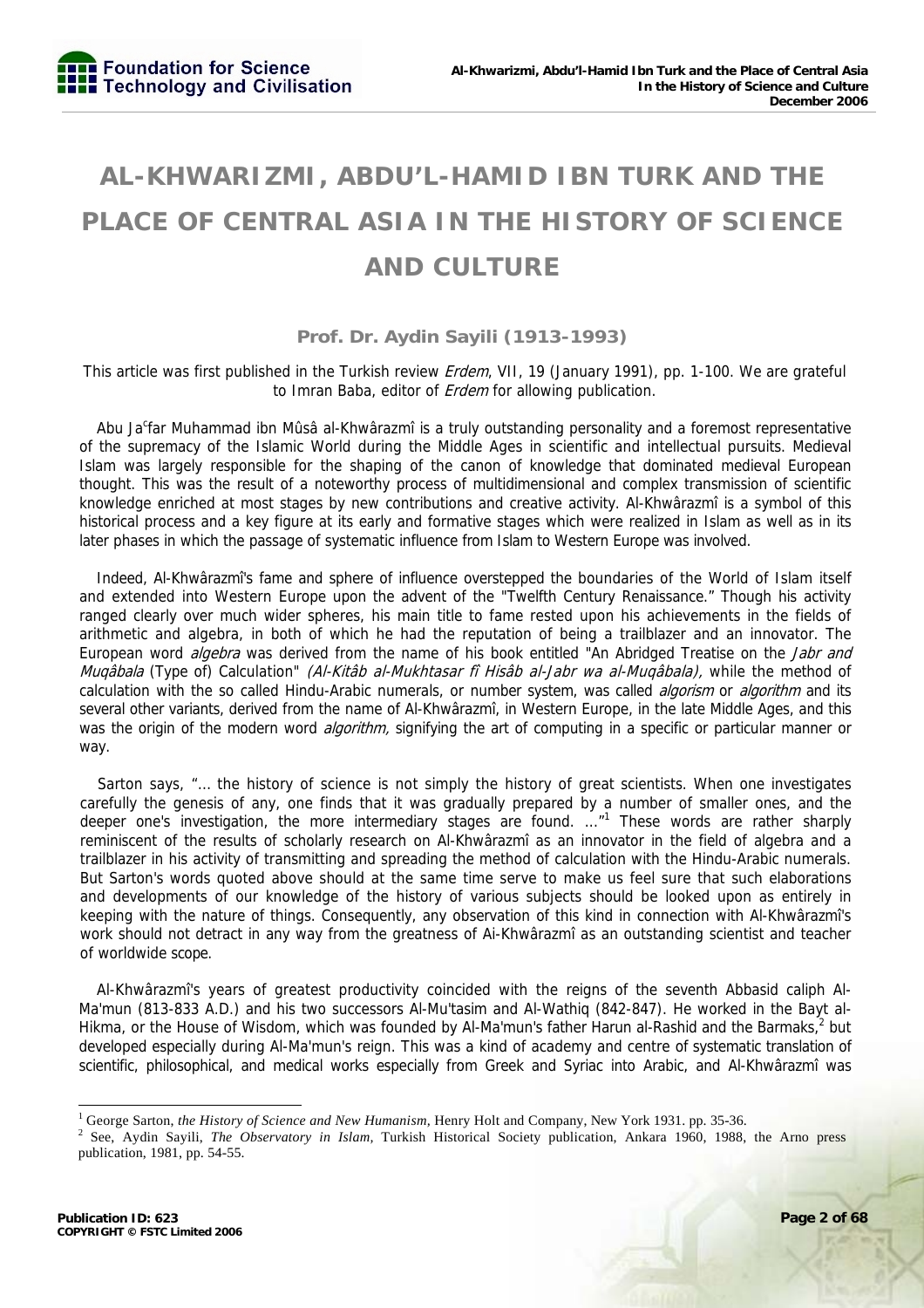# AL-KHWARIZMI, ABDU'L-HAMID IBN TURK AND THE PLACE OF CENTRAL ASIA IN THE HISTORY OF SCIENCE AND CULTURE

### Prof. Dr. Aydin Sayili (1913-1993)

This article was first published in the Turkish review *Erdem*, VII, 19 (January 1991), pp. 1-100. We are grateful to Imran Baba, editor of *Erdem* for allowing publication.

Abu Ja$^{c}$far Muhammad ibn Mûsâ al-Khwârazmî is a truly outstanding personality and a foremost representative of the supremacy of the Islamic World during the Middle Ages in scientific and intellectual pursuits. Medieval Islam was largely responsible for the shaping of the canon of knowledge that dominated medieval European thought. This was the result of a noteworthy process of multidimensional and complex transmission of scientific knowledge enriched at most stages by new contributions and creative activity. Al-Khwârazmî is a symbol of this historical process and a key figure at its early and formative stages which were realized in Islam as well as in its later phases in which the passage of systematic influence from Islam to Western Europe was involved.

Indeed, Al-Khwârazmî's fame and sphere of influence overstepped the boundaries of the World of Islam itself and extended into Western Europe upon the advent of the "Twelfth Century Renaissance." Though his activity ranged clearly over much wider spheres, his main title to fame rested upon his achievements in the fields of arithmetic and algebra, in both of which he had the reputation of being a trailblazer and an innovator. The European word *algebra* was derived from the name of his book entitled "An Abridged Treatise on the *Jabr and Muqâbala* (Type of) Calculation" *(Al-Kitâb al-Mukhtasar fî Hisâb al-Jabr wa al-Muqâbala),* while the method of calculation with the so called Hindu-Arabic numerals, or number system, was called *algorism* or *algorithm* and its several other variants, derived from the name of Al-Khwârazmî, in Western Europe, in the late Middle Ages, and this was the origin of the modern word *algorithm,* signifying the art of computing in a specific or particular manner or way.

Sarton says, "... the history of science is not simply the history of great scientists. When one investigates carefully the genesis of any, one finds that it was gradually prepared by a number of smaller ones, and the deeper one's investigation, the more intermediary stages are found. ..."[1] These words are rather sharply reminiscent of the results of scholarly research on Al-Khwârazmî as an innovator in the field of algebra and a trailblazer in his activity of transmitting and spreading the method of calculation with the Hindu-Arabic numerals. But Sarton's words quoted above should at the same time serve to make us feel sure that such elaborations and developments of our knowledge of the history of various subjects should be looked upon as entirely in keeping with the nature of things. Consequently, any observation of this kind in connection with Al-Khwârazmî's work should not detract in any way from the greatness of Ai-Khwârazmî as an outstanding scientist and teacher of worldwide scope.

Al-Khwârazmî's years of greatest productivity coincided with the reigns of the seventh Abbasid caliph Al-Ma'mun (813-833 A.D.) and his two successors Al-Mu'tasim and Al-Wathiq (842-847). He worked in the Bayt al-Hikma, or the House of Wisdom, which was founded by Al-Ma'mun's father Harun al-Rashid and the Barmaks,[2] but developed especially during Al-Ma'mun's reign. This was a kind of academy and centre of systematic translation of scientific, philosophical, and medical works especially from Greek and Syriac into Arabic, and Al-Khwârazmî was

---

[1] George Sarton, *the History of Science and New Humanism*, Henry Holt and Company, New York 1931. pp. 35-36.

[2] See, Aydin Sayili, *The Observatory in Islam*, Turkish Historical Society publication, Ankara 1960, 1988, the Arno press publication, 1981, pp. 54-55.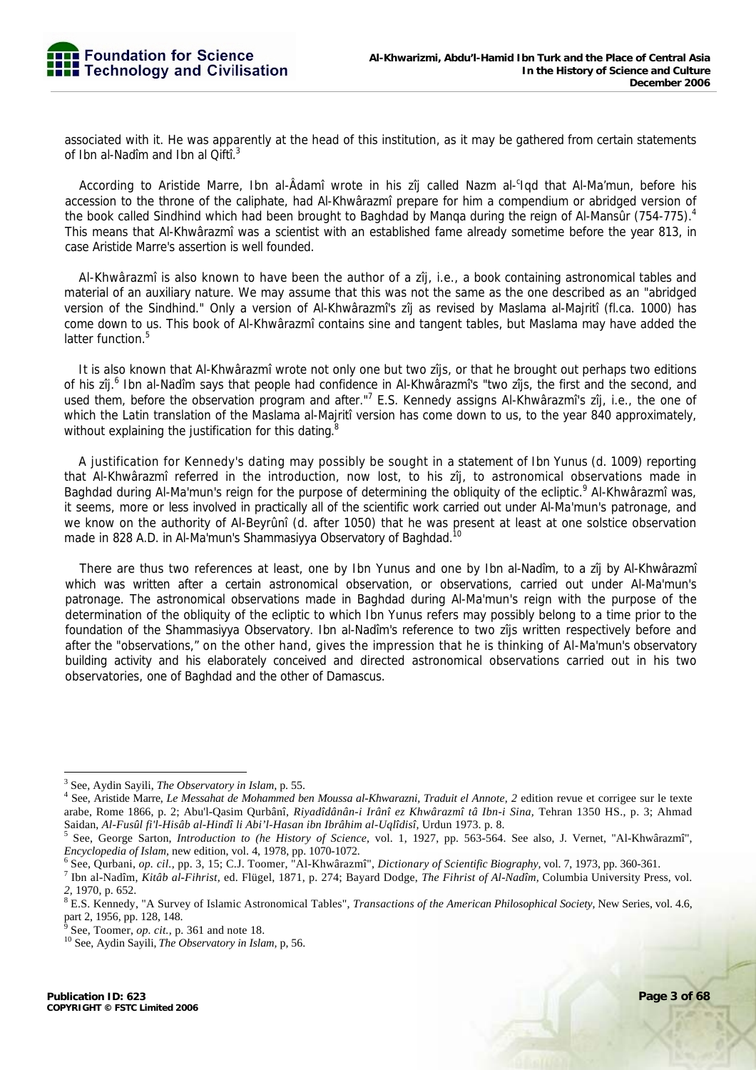associated with it. He was apparently at the head of this institution, as it may be gathered from certain statements of Ibn al-Nadîm and Ibn al Qiftî.[3]

According to Aristide Marre, Ibn al-Âdamî wrote in his zîj called Nazm al-ᶜIqd that Al-Ma'mun, before his accession to the throne of the caliphate, had Al-Khwârazmî prepare for him a compendium or abridged version of the book called Sindhind which had been brought to Baghdad by Manqa during the reign of Al-Mansûr (754-775).[4] This means that Al-Khwârazmî was a scientist with an established fame already sometime before the year 813, in case Aristide Marre's assertion is well founded.

Al-Khwârazmî is also known to have been the author of a zîj, i.e., a book containing astronomical tables and material of an auxiliary nature. We may assume that this was not the same as the one described as an "abridged version of the Sindhind." Only a version of Al-Khwârazmî's zîj as revised by Maslama al-Majritî (fl.ca. 1000) has come down to us. This book of Al-Khwârazmî contains sine and tangent tables, but Maslama may have added the latter function.[5]

It is also known that Al-Khwârazmî wrote not only one but two zîjs, or that he brought out perhaps two editions of his zîj.[6] Ibn al-Nadîm says that people had confidence in Al-Khwârazmî's "two zîjs, the first and the second, and used them, before the observation program and after."[7] E.S. Kennedy assigns Al-Khwârazmî's zîj, i.e., the one of which the Latin translation of the Maslama al-Majritî version has come down to us, to the year 840 approximately, without explaining the justification for this dating.[8]

A justification for Kennedy's dating may possibly be sought in a statement of Ibn Yunus (d. 1009) reporting that Al-Khwârazmî referred in the introduction, now lost, to his zîj, to astronomical observations made in Baghdad during Al-Ma'mun's reign for the purpose of determining the obliquity of the ecliptic.[9] Al-Khwârazmî was, it seems, more or less involved in practically all of the scientific work carried out under Al-Ma'mun's patronage, and we know on the authority of Al-Beyrûnî (d. after 1050) that he was present at least at one solstice observation made in 828 A.D. in Al-Ma'mun's Shammasiyya Observatory of Baghdad.[10]

There are thus two references at least, one by Ibn Yunus and one by Ibn al-Nadîm, to a zîj by Al-Khwârazmî which was written after a certain astronomical observation, or observations, carried out under Al-Ma'mun's patronage. The astronomical observations made in Baghdad during Al-Ma'mun's reign with the purpose of the determination of the obliquity of the ecliptic to which Ibn Yunus refers may possibly belong to a time prior to the foundation of the Shammasiyya Observatory. Ibn al-Nadîm's reference to two zîjs written respectively before and after the "observations," on the other hand, gives the impression that he is thinking of Al-Ma'mun's observatory building activity and his elaborately conceived and directed astronomical observations carried out in his two observatories, one of Baghdad and the other of Damascus.

---

[3] See, Aydin Sayili, *The Observatory in Islam*, p. 55.

[4] See, Aristide Marre, *Le Messahat de Mohammed ben Moussa al-Khwarazni, Traduit el Annote, 2* edition revue et corrigee sur le texte arabe, Rome 1866, p. 2; Abu'l-Qasim Qurbânî, *Riyadîdânân-i Irânî ez Khwârazmî tâ Ibn-i Sina*, Tehran 1350 HS., p. 3; Ahmad Saidan, *Al-Fusûl fi'l-Hisâb al-Hindî li Abi'l-Hasan ibn Ibrâhim al-Uqlîdisî*, Urdun 1973. p. 8.

[5] See, George Sarton, *Introduction to (he History of Science*, vol. 1, 1927, pp. 563-564. See also, J. Vernet, "Al-Khwârazmî", *Encyclopedia of Islam*, new edition, vol. 4, 1978, pp. 1070-1072.

[6] See, Qurbani, *op. cil.*, pp. 3, 15; C.J. Toomer, "Al-Khwârazmî", *Dictionary of Scientific Biography*, vol. 7, 1973, pp. 360-361.

[7] Ibn al-Nadîm, *Kitâb al-Fihrist*, ed. Flügel, 1871, p. 274; Bayard Dodge, *The Fihrist of Al-Nadîm*, Columbia University Press, vol. *2*, 1970, p. 652.

[8] E.S. Kennedy, "A Survey of Islamic Astronomical Tables", *Transactions of the American Philosophical Society*, New Series, vol. 4.6, part 2, 1956, pp. 128, 148.

[9] See, Toomer, *op. cit.*, p. 361 and note 18.

[10] See, Aydin Sayili, *The Observatory in Islam*, p, 56.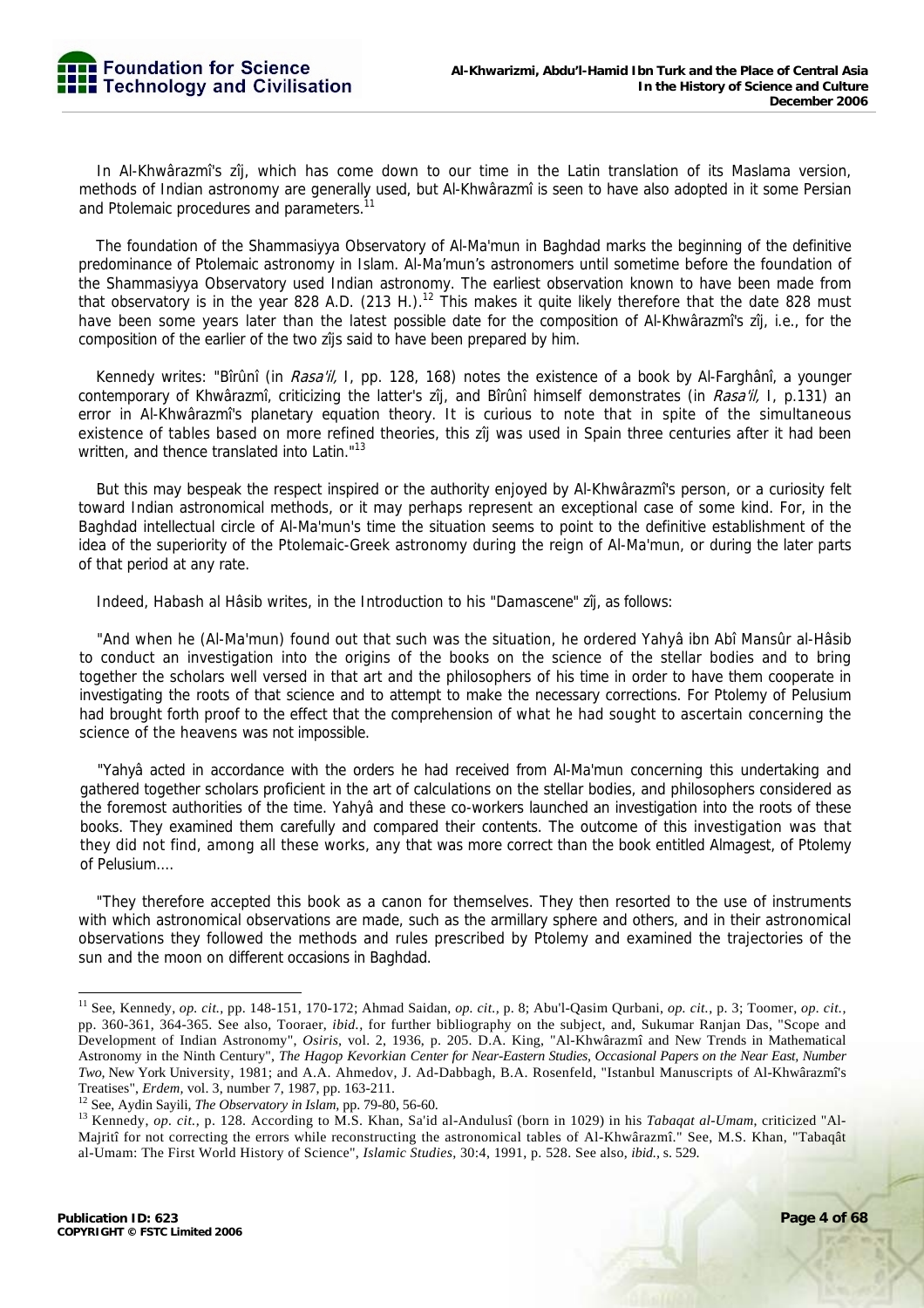In Al-Khwârazmî's zîj, which has come down to our time in the Latin translation of its Maslama version, methods of Indian astronomy are generally used, but Al-Khwârazmî is seen to have also adopted in it some Persian and Ptolemaic procedures and parameters.[11]

The foundation of the Shammasiyya Observatory of Al-Ma'mun in Baghdad marks the beginning of the definitive predominance of Ptolemaic astronomy in Islam. Al-Ma'mun's astronomers until sometime before the foundation of the Shammasiyya Observatory used Indian astronomy. The earliest observation known to have been made from that observatory is in the year 828 A.D. (213 H.).[12] This makes it quite likely therefore that the date 828 must have been some years later than the latest possible date for the composition of Al-Khwârazmî's zîj, i.e., for the composition of the earlier of the two zîjs said to have been prepared by him.

Kennedy writes: "Bîrûnî (in *Rasa'il,* I, pp. 128, 168) notes the existence of a book by Al-Farghânî, a younger contemporary of Khwârazmî, criticizing the latter's zîj, and Bîrûnî himself demonstrates (in *Rasa'il,* I, p.131) an error in Al-Khwârazmî's planetary equation theory. It is curious to note that in spite of the simultaneous existence of tables based on more refined theories, this zîj was used in Spain three centuries after it had been written, and thence translated into Latin."[13]

But this may bespeak the respect inspired or the authority enjoyed by Al-Khwârazmî's person, or a curiosity felt toward Indian astronomical methods, or it may perhaps represent an exceptional case of some kind. For, in the Baghdad intellectual circle of Al-Ma'mun's time the situation seems to point to the definitive establishment of the idea of the superiority of the Ptolemaic-Greek astronomy during the reign of Al-Ma'mun, or during the later parts of that period at any rate.

Indeed, Habash al Hâsib writes, in the Introduction to his "Damascene" zîj, as follows:

"And when he (Al-Ma'mun) found out that such was the situation, he ordered Yahyâ ibn Abî Mansûr al-Hâsib to conduct an investigation into the origins of the books on the science of the stellar bodies and to bring together the scholars well versed in that art and the philosophers of his time in order to have them cooperate in investigating the roots of that science and to attempt to make the necessary corrections. For Ptolemy of Pelusium had brought forth proof to the effect that the comprehension of what he had sought to ascertain concerning the science of the heavens was not impossible.

"Yahyâ acted in accordance with the orders he had received from Al-Ma'mun concerning this undertaking and gathered together scholars proficient in the art of calculations on the stellar bodies, and philosophers considered as the foremost authorities of the time. Yahyâ and these co-workers launched an investigation into the roots of these books. They examined them carefully and compared their contents. The outcome of this investigation was that they did not find, among all these works, any that was more correct than the book entitled Almagest, of Ptolemy of Pelusium....

"They therefore accepted this book as a canon for themselves. They then resorted to the use of instruments with which astronomical observations are made, such as the armillary sphere and others, and in their astronomical observations they followed the methods and rules prescribed by Ptolemy and examined the trajectories of the sun and the moon on different occasions in Baghdad.

---

[11] See, Kennedy, *op. cit.*, pp. 148-151, 170-172; Ahmad Saidan, *op. cit.*, p. 8; Abu'l-Qasim Qurbani, *op. cit.*, p. 3; Toomer, *op. cit.*, pp. 360-361, 364-365. See also, Tooraer, *ibid.*, for further bibliography on the subject, and, Sukumar Ranjan Das, "Scope and Development of Indian Astronomy", *Osiris*, vol. 2, 1936, p. 205. D.A. King, "Al-Khwârazmî and New Trends in Mathematical Astronomy in the Ninth Century", *The Hagop Kevorkian Center for Near-Eastern Studies, Occasional Papers on the Near East, Number Two,* New York University, 1981; and A.A. Ahmedov, J. Ad-Dabbagh, B.A. Rosenfeld, "Istanbul Manuscripts of Al-Khwârazmî's Treatises", *Erdem*, vol. 3, number 7, 1987, pp. 163-211.

[12] See, Aydin Sayili, *The Observatory in Islam*, pp. 79-80, 56-60.

[13] Kennedy, *op. cit.*, p. 128. According to M.S. Khan, Sa'id al-Andulusî (born in 1029) in his *Tabaqat al-Umam*, criticized "Al-Majritî for not correcting the errors while reconstructing the astronomical tables of Al-Khwârazmî." See, M.S. Khan, "Tabaqât al-Umam: The First World History of Science", *Islamic Studies*, 30:4, 1991, p. 528. See also, *ibid.*, s. 529.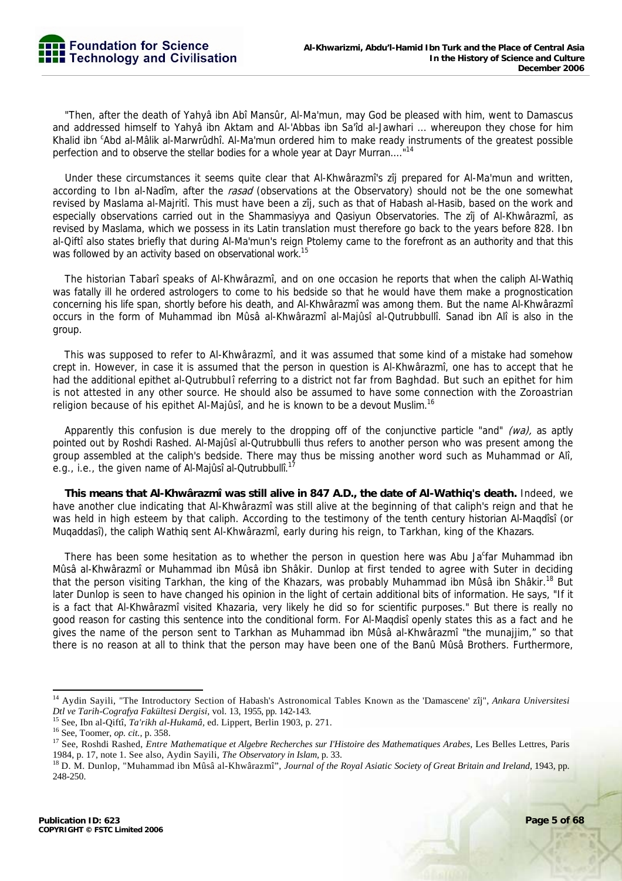"Then, after the death of Yahyâ ibn Abî Mansûr, Al-Ma'mun, may God be pleased with him, went to Damascus and addressed himself to Yahyâ ibn Aktam and Al-'Abbas ibn Sa'îd al-Jawhari ... whereupon they chose for him Khalid ibn ᶜAbd al-Mâlik al-Marwrûdhî. Al-Ma'mun ordered him to make ready instruments of the greatest possible perfection and to observe the stellar bodies for a whole year at Dayr Murran...."[14]

Under these circumstances it seems quite clear that Al-Khwârazmî's zîj prepared for Al-Ma'mun and written, according to Ibn al-Nadîm, after the *rasad* (observations at the Observatory) should not be the one somewhat revised by Maslama al-Majritî. This must have been a zîj, such as that of Habash al-Hasib, based on the work and especially observations carried out in the Shammasiyya and Qasiyun Observatories. The zîj of Al-Khwârazmî, as revised by Maslama, which we possess in its Latin translation must therefore go back to the years before 828. Ibn al-Qiftî also states briefly that during Al-Ma'mun's reign Ptolemy came to the forefront as an authority and that this was followed by an activity based on observational work.[15]

The historian Tabarî speaks of Al-Khwârazmî, and on one occasion he reports that when the caliph Al-Wathiq was fatally ill he ordered astrologers to come to his bedside so that he would have them make a prognostication concerning his life span, shortly before his death, and Al-Khwârazmî was among them. But the name Al-Khwârazmî occurs in the form of Muhammad ibn Mûsâ al-Khwârazmî al-Majûsî al-Qutrubbullî. Sanad ibn Alî is also in the group.

This was supposed to refer to Al-Khwârazmî, and it was assumed that some kind of a mistake had somehow crept in. However, in case it is assumed that the person in question is Al-Khwârazmî, one has to accept that he had the additional epithet al-Qutrubbulî referring to a district not far from Baghdad. But such an epithet for him is not attested in any other source. He should also be assumed to have some connection with the Zoroastrian religion because of his epithet Al-Majûsî, and he is known to be a devout Muslim.[16]

Apparently this confusion is due merely to the dropping off of the conjunctive particle "and" *(wa),* as aptly pointed out by Roshdi Rashed. Al-Majûsî al-Qutrubbulli thus refers to another person who was present among the group assembled at the caliph's bedside. There may thus be missing another word such as Muhammad or Alî, e.g., i.e., the given name of Al-Majûsî al-Qutrubbullî.[17]

**This means that Al-Khwârazmî was still alive in 847 A.D., the date of Al-Wathiq's death.** Indeed, we have another clue indicating that Al-Khwârazmî was still alive at the beginning of that caliph's reign and that he was held in high esteem by that caliph. According to the testimony of the tenth century historian Al-Maqdîsî (or Muqaddasî), the caliph Wathiq sent Al-Khwârazmî, early during his reign, to Tarkhan, king of the Khazars.

There has been some hesitation as to whether the person in question here was Abu Jaᶜfar Muhammad ibn Mûsâ al-Khwârazmî or Muhammad ibn Mûsâ ibn Shâkir. Dunlop at first tended to agree with Suter in deciding that the person visiting Tarkhan, the king of the Khazars, was probably Muhammad ibn Mûsâ ibn Shâkir.[18] But later Dunlop is seen to have changed his opinion in the light of certain additional bits of information. He says, "If it is a fact that Al-Khwârazmî visited Khazaria, very likely he did so for scientific purposes." But there is really no good reason for casting this sentence into the conditional form. For Al-Maqdisî openly states this as a fact and he gives the name of the person sent to Tarkhan as Muhammad ibn Mûsâ al-Khwârazmî "the munajjim," so that there is no reason at all to think that the person may have been one of the Banû Mûsâ Brothers. Furthermore,

---

[14] Aydin Sayili, "The Introductory Section of Habash's Astronomical Tables Known as the 'Damascene' zîj", *Ankara Universitesi Dtl ve Tarih-Cografya Fakültesi Dergisi*, vol. 13, 1955, pp. 142-143.

[15] See, Ibn al-Qiftî, *Ta'rikh al-Hukamâ*, ed. Lippert, Berlin 1903, p. 271.

[16] See, Toomer, *op. cit.*, p. 358.

[17] See, Roshdi Rashed, *Entre Mathematique et Algebre Recherches sur l'Histoire des Mathematiques Arabes*, Les Belles Lettres, Paris 1984, p. 17, note 1. See also, Aydin Sayili, *The Observatory in Islam*, p. 33.

[18] D. M. Dunlop, "Muhammad ibn Mûsâ al-Khwârazmî", *Journal of the Royal Asiatic Society of Great Britain and Ireland*, 1943, pp. 248-250.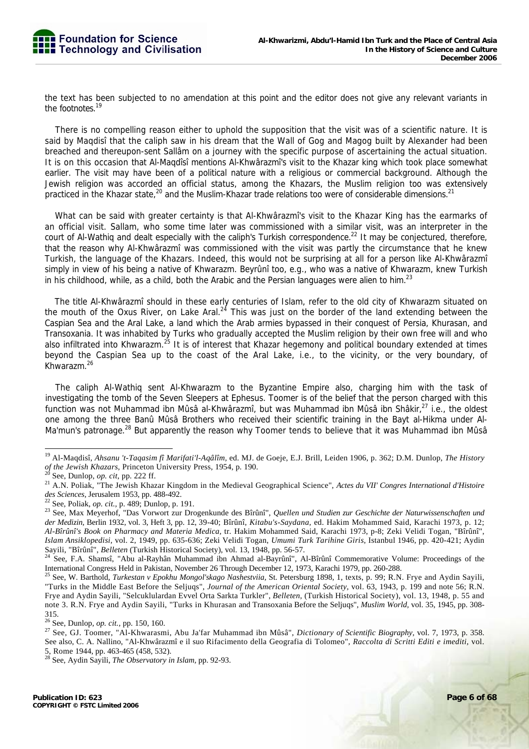the text has been subjected to no amendation at this point and the editor does not give any relevant variants in the footnotes.[19]

There is no compelling reason either to uphold the supposition that the visit was of a scientific nature. It is said by Maqdisî that the caliph saw in his dream that the Wall of Gog and Magog built by Alexander had been breached and thereupon-sent Sallâm on a journey with the specific purpose of ascertaining the actual situation. It is on this occasion that Al-Maqdîsî mentions Al-Khwârazmî's visit to the Khazar king which took place somewhat earlier. The visit may have been of a political nature with a religious or commercial background. Although the Jewish religion was accorded an official status, among the Khazars, the Muslim religion too was extensively practiced in the Khazar state,[20] and the Muslim-Khazar trade relations too were of considerable dimensions.[21]

What can be said with greater certainty is that Al-Khwârazmî's visit to the Khazar King has the earmarks of an official visit. Sallam, who some time later was commissioned with a similar visit, was an interpreter in the court of Al-Wathiq and dealt especially with the caliph's Turkish correspondence.[22] It may be conjectured, therefore, that the reason why Al-Khwârazmî was commissioned with the visit was partly the circumstance that he knew Turkish, the language of the Khazars. Indeed, this would not be surprising at all for a person like Al-Khwârazmî simply in view of his being a native of Khwarazm. Beyrûnî too, e.g., who was a native of Khwarazm, knew Turkish in his childhood, while, as a child, both the Arabic and the Persian languages were alien to him.[23]

The title Al-Khwârazmî should in these early centuries of Islam, refer to the old city of Khwarazm situated on the mouth of the Oxus River, on Lake Aral.[24] This was just on the border of the land extending between the Caspian Sea and the Aral Lake, a land which the Arab armies bypassed in their conquest of Persia, Khurasan, and Transoxania. It was inhabited by Turks who gradually accepted the Muslim religion by their own free will and who also infiltrated into Khwarazm.[25] It is of interest that Khazar hegemony and political boundary extended at times beyond the Caspian Sea up to the coast of the Aral Lake, i.e., to the vicinity, or the very boundary, of Khwarazm.[26]

The caliph Al-Wathiq sent Al-Khwarazm to the Byzantine Empire also, charging him with the task of investigating the tomb of the Seven Sleepers at Ephesus. Toomer is of the belief that the person charged with this function was not Muhammad ibn Mûsâ al-Khwârazmî, but was Muhammad ibn Mûsâ ibn Shâkir,[27] i.e., the oldest one among the three Banû Mûsâ Brothers who received their scientific training in the Bayt al-Hikma under Al-Ma'mun's patronage.[28] But apparently the reason why Toomer tends to believe that it was Muhammad ibn Mûsâ

---

[19] Al-Maqdisî, *Ahsanu 't-Taqasim fî Marifati'l-Aqâlîm*, ed. MJ. de Goeje, E.J. Brill, Leiden 1906, p. 362; D.M. Dunlop, *The History of the Jewish Khazars*, Princeton University Press, 1954, p. 190.

[20] See, Dunlop, *op. cit*, pp. 222 ff.

[21] A.N. Poliak, "The Jewish Khazar Kingdom in the Medieval Geographical Science", *Actes du VII' Congres International d'Histoire des Sciences*, Jerusalem 1953, pp. 488-492.

[22] See, Poliak, *op. cit.*, p. 489; Dunlop, p. 191.

[23] See, Max Meyerhof, "Das Vorwort zur Drogenkunde des Bîrûnî", *Quellen und Studien zur Geschichte der Naturwissenschaften und der Medizin*, Berlin 1932, vol. 3, Heft 3, pp. 12, 39-40; Bîrûnî, *Kitabu's-Saydana*, ed. Hakim Mohammed Said, Karachi 1973, p. 12; *Al-Bîrûnî's Book on Pharmacy and Materia Medica*, tr. Hakim Mohammed Said, Karachi 1973, p-8; Zeki Velidi Togan, "Bîrûnî", *Islam Ansiklopedisi*, vol. 2, 1949, pp. 635-636; Zeki Velidi Togan, *Umumi Turk Tarihine Giris*, Istanbul 1946, pp. 420-421; Aydin Sayili, "Bîrûnî", *Belleten* (Turkish Historical Society), vol. 13, 1948, pp. 56-57.

[24] See, F.A. Shamsî, "Abu al-Rayhân Muhammad ibn Ahmad al-Bayrûnî", Al-Bîrûnî Commemorative Volume: Proceedings of the International Congress Held in Pakistan, November 26 Through December 12, 1973, Karachi 1979, pp. 260-288.

[25] See, W. Barthold, *Turkestan v Epokhu Mongol'skago Nashestviia*, St. Petersburg 1898, 1, texts, p. 99; R.N. Frye and Aydin Sayili, "Turks in the Middle East Before the Seljuqs", *Journal of the American Oriental Society*, vol. 63, 1943, p. 199 and note 56; R.N. Frye and Aydin Sayili, "Selcuklulardan Evvel Orta Sarkta Turkler", *Belleten*, (Turkish Historical Society), vol. 13, 1948, p. 55 and note 3. R.N. Frye and Aydin Sayili, "Turks in Khurasan and Transoxania Before the Seljuqs", *Muslim World*, vol. 35, 1945, pp. 308-315.

[26] See, Dunlop, *op. cit.*, pp. 150, 160.

[27] See, GJ. Toomer, "Al-Khwarasmi, Abu Ja'far Muhammad ibn Mûsâ", *Dictionary of Scientific Biography*, vol. 7, 1973, p. 358. See also, C. A. Nallino, "Al-Khwârazmî e il suo Rifacimento della Geografia di Tolomeo", *Raccolta di Scritti Editi e imediti*, vol. 5, Rome 1944, pp. 463-465 (458, 532).

[28] See, Aydin Sayili, *The Observatory in Islam*, pp. 92-93.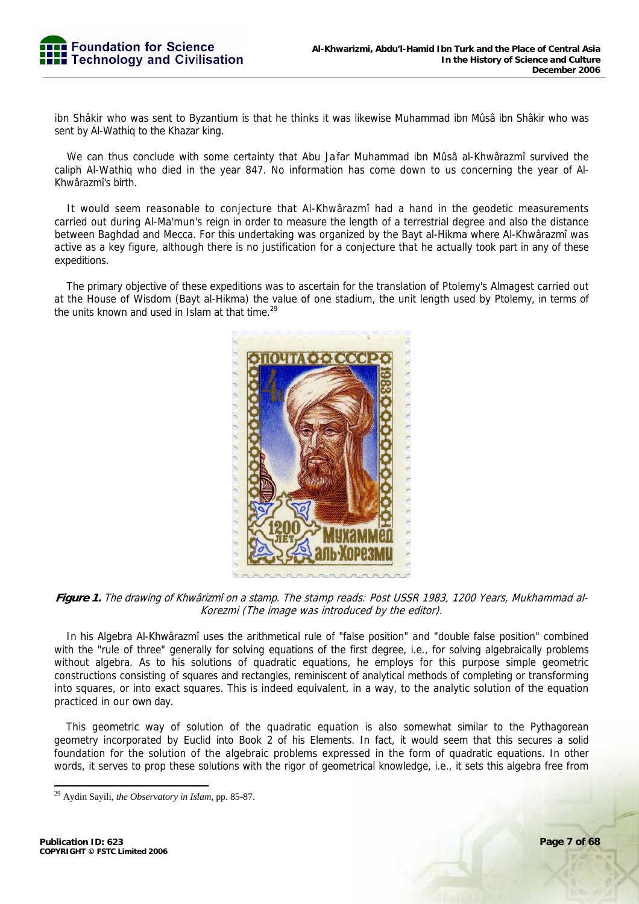ibn Shâkir who was sent to Byzantium is that he thinks it was likewise Muhammad ibn Mûsâ ibn Shâkir who was sent by Al-Wathiq to the Khazar king.

We can thus conclude with some certainty that Abu Ja'far Muhammad ibn Mûsâ al-Khwârazmî survived the caliph Al-Wathiq who died in the year 847. No information has come down to us concerning the year of Al-Khwârazmî's birth.

It would seem reasonable to conjecture that Al-Khwârazmî had a hand in the geodetic measurements carried out during Al-Ma'mun's reign in order to measure the length of a terrestrial degree and also the distance between Baghdad and Mecca. For this undertaking was organized by the Bayt al-Hikma where Al-Khwârazmî was active as a key figure, although there is no justification for a conjecture that he actually took part in any of these expeditions.

The primary objective of these expeditions was to ascertain for the translation of Ptolemy's Almagest carried out at the House of Wisdom (Bayt al-Hikma) the value of one stadium, the unit length used by Ptolemy, in terms of the units known and used in Islam at that time.[29]

**Figure 1.** *The drawing of Khwârizmî on a stamp. The stamp reads: Post USSR 1983, 1200 Years, Mukhammad al-Korezmi (The image was introduced by the editor).*

In his Algebra Al-Khwârazmî uses the arithmetical rule of "false position" and "double false position" combined with the "rule of three" generally for solving equations of the first degree, i.e., for solving algebraically problems without algebra. As to his solutions of quadratic equations, he employs for this purpose simple geometric constructions consisting of squares and rectangles, reminiscent of analytical methods of completing or transforming into squares, or into exact squares. This is indeed equivalent, in a way, to the analytic solution of the equation practiced in our own day.

This geometric way of solution of the quadratic equation is also somewhat similar to the Pythagorean geometry incorporated by Euclid into Book 2 of his Elements. In fact, it would seem that this secures a solid foundation for the solution of the algebraic problems expressed in the form of quadratic equations. In other words, it serves to prop these solutions with the rigor of geometrical knowledge, i.e., it sets this algebra free from

---

[29] Aydin Sayili, *the Observatory in Islam*, pp. 85-87.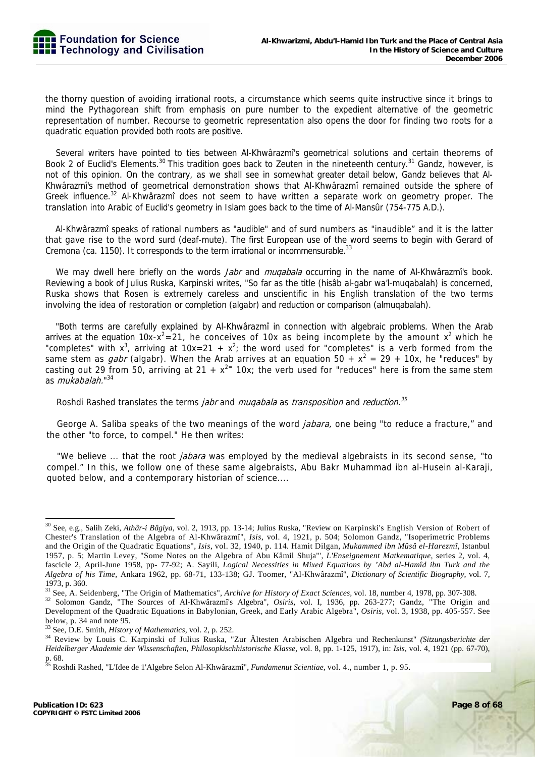the thorny question of avoiding irrational roots, a circumstance which seems quite instructive since it brings to mind the Pythagorean shift from emphasis on pure number to the expedient alternative of the geometric representation of number. Recourse to geometric representation also opens the door for finding two roots for a quadratic equation provided both roots are positive.

Several writers have pointed to ties between Al-Khwârazmî's geometrical solutions and certain theorems of Book 2 of Euclid's Elements.[30] This tradition goes back to Zeuten in the nineteenth century.[31] Gandz, however, is not of this opinion. On the contrary, as we shall see in somewhat greater detail below, Gandz believes that Al-Khwârazmî's method of geometrical demonstration shows that Al-Khwârazmî remained outside the sphere of Greek influence.[32] Al-Khwârazmî does not seem to have written a separate work on geometry proper. The translation into Arabic of Euclid's geometry in Islam goes back to the time of Al-Mansûr (754-775 A.D.).

Al-Khwârazmî speaks of rational numbers as "audible" and of surd numbers as "inaudible" and it is the latter that gave rise to the word surd (deaf-mute). The first European use of the word seems to begin with Gerard of Cremona (ca. 1150). It corresponds to the term irrational or incommensurable.[33]

We may dwell here briefly on the words *Jabr* and *muqabala* occurring in the name of Al-Khwârazmî's book. Reviewing a book of Julius Ruska, Karpinski writes, "So far as the title (hisâb al-gabr wa'l-muqabalah) is concerned, Ruska shows that Rosen is extremely careless and unscientific in his English translation of the two terms involving the idea of restoration or completion (algabr) and reduction or comparison (almuqabalah).

"Both terms are carefully explained by Al-Khwârazmî in connection with algebraic problems. When the Arab arrives at the equation $10x-x^2=21$, he conceives of $10x$ as being incomplete by the amount $x^2$ which he "completes" with $x^3$, arriving at $10x=21 + x^2$; the word used for "completes" is a verb formed from the same stem as *gabr* (algabr). When the Arab arrives at an equation $50 + x^2 = 29 + 10x$, he "reduces" by casting out 29 from 50, arriving at $21 + x^{2=}$ 10x; the verb used for "reduces" here is from the same stem as *mukabalah*."[34]

Roshdi Rashed translates the terms *jabr* and *muqabala* as *transposition* and *reduction*.[35]

George A. Saliba speaks of the two meanings of the word *jabara,* one being "to reduce a fracture," and the other "to force, to compel." He then writes:

"We believe ... that the root *jabara* was employed by the medieval algebraists in its second sense, "to compel." In this, we follow one of these same algebraists, Abu Bakr Muhammad ibn al-Husein al-Karaji, quoted below, and a contemporary historian of science....

---

[30] See, e.g., Salih Zeki, *Athâr-i Bâgiya*, vol. 2, 1913, pp. 13-14; Julius Ruska, "Review on Karpinski's English Version of Robert of Chester's Translation of the Algebra of Al-Khwârazmî", *Isis*, vol. 4, 1921, p. 504; Solomon Gandz, "Isoperimetric Problems and the Origin of the Quadratic Equations", *Isis*, vol. 32, 1940, p. 114. Hamit Dilgan, *Mukammed ibn Mûsâ el-Harezmî*, Istanbul 1957, p. 5; Martin Levey, "Some Notes on the Algebra of Abu Kâmil Shuja'", *L'Enseignement Matkematique*, series 2, vol. 4, fascicle 2, April-June 1958, pp- 77-92; A. Sayili, *Logical Necessities in Mixed Equations by 'Abd al-Hamîd ibn Turk and the Algebra of his Time*, Ankara 1962, pp. 68-71, 133-138; GJ. Toomer, "Al-Khwârazmî", *Dictionary of Scientific Biography*, vol. 7, 1973, p. 360.

[31] See, A. Seidenberg, "The Origin of Mathematics", *Archive for History of Exact Sciences*, vol. 18, number 4, 1978, pp. 307-308.

[32] Solomon Gandz, "The Sources of Al-Khwârazmî's Algebra", *Osiris*, vol. I, 1936, pp. 263-277; Gandz, "The Origin and Development of the Quadratic Equations in Babylonian, Greek, and Early Arabic Algebra", *Osiris*, vol. 3, 1938, pp. 405-557. See below, p. 34 and note 95.

[33] See, D.E. Smith, *History of Mathematics*, vol. 2, p. 252.

[34] Review by Louis C. Karpinski of Julius Ruska, "Zur Ältesten Arabischen Algebra und Rechenkunst" *(Sitzungsberichte der Heidelberger Akademie der Wissenschaften, Philosopkischhistorische Klasse*, vol. 8, pp. 1-125, 1917), in: *Isis*, vol. 4, 1921 (pp. 67-70), p. 68.

[35] Roshdi Rashed, "L'Idee de 1'Algebre Selon Al-Khwârazmî", *Fundamenut Scientiae*, vol. 4., number 1, p. 95.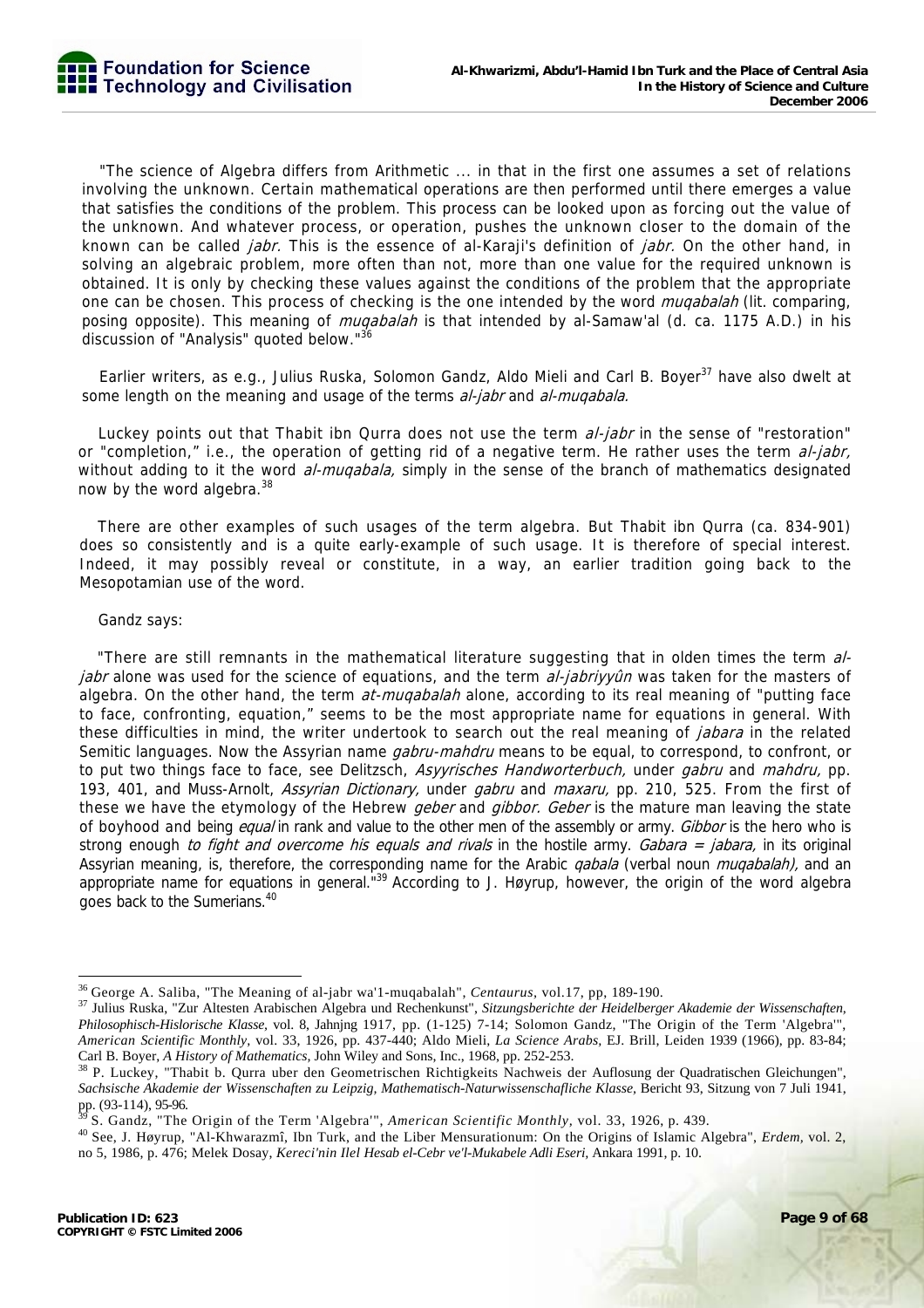"The science of Algebra differs from Arithmetic ... in that in the first one assumes a set of relations involving the unknown. Certain mathematical operations are then performed until there emerges a value that satisfies the conditions of the problem. This process can be looked upon as forcing out the value of the unknown. And whatever process, or operation, pushes the unknown closer to the domain of the known can be called *jabr.* This is the essence of al-Karaji's definition of *jabr.* On the other hand, in solving an algebraic problem, more often than not, more than one value for the required unknown is obtained. It is only by checking these values against the conditions of the problem that the appropriate one can be chosen. This process of checking is the one intended by the word *muqabalah* (lit. comparing, posing opposite). This meaning of *muqabalah* is that intended by al-Samaw'al (d. ca. 1175 A.D.) in his discussion of "Analysis" quoted below."[36]

Earlier writers, as e.g., Julius Ruska, Solomon Gandz, Aldo Mieli and Carl B. Boyer[37] have also dwelt at some length on the meaning and usage of the terms *al-jabr* and *al-muqabala.*

Luckey points out that Thabit ibn Qurra does not use the term *al-jabr* in the sense of "restoration" or "completion," i.e., the operation of getting rid of a negative term. He rather uses the term *al-jabr,* without adding to it the word *al-muqabala,* simply in the sense of the branch of mathematics designated now by the word algebra.[38]

There are other examples of such usages of the term algebra. But Thabit ibn Qurra (ca. 834-901) does so consistently and is a quite early-example of such usage. It is therefore of special interest. Indeed, it may possibly reveal or constitute, in a way, an earlier tradition going back to the Mesopotamian use of the word.

Gandz says:

"There are still remnants in the mathematical literature suggesting that in olden times the term *al-jabr* alone was used for the science of equations, and the term *al-jabriyyûn* was taken for the masters of algebra. On the other hand, the term *at-muqabalah* alone, according to its real meaning of "putting face to face, confronting, equation," seems to be the most appropriate name for equations in general. With these difficulties in mind, the writer undertook to search out the real meaning of *jabara* in the related Semitic languages. Now the Assyrian name *gabru-mahdru* means to be equal, to correspond, to confront, or to put two things face to face, see Delitzsch, *Asyyrisches Handworterbuch,* under *gabru* and *mahdru,* pp. 193, 401, and Muss-Arnolt, *Assyrian Dictionary,* under *gabru* and *maxaru,* pp. 210, 525. From the first of these we have the etymology of the Hebrew *geber* and *gibbor. Geber* is the mature man leaving the state of boyhood and being *equal* in rank and value to the other men of the assembly or army. *Gibbor* is the hero who is strong enough *to fight and overcome his equals and rivals* in the hostile army. *Gabara = jabara,* in its original Assyrian meaning, is, therefore, the corresponding name for the Arabic *qabala* (verbal noun *muqabalah),* and an appropriate name for equations in general."[39] According to J. Høyrup, however, the origin of the word algebra goes back to the Sumerians.[40]

---

[36] George A. Saliba, "The Meaning of al-jabr wa'1-muqabalah", *Centaurus*, vol.17, pp, 189-190.

[37] Julius Ruska, "Zur Altesten Arabischen Algebra und Rechenkunst", *Sitzungsberichte der Heidelberger Akademie der Wissenschaften, Philosophisch-Hislorische Klasse*, vol. 8, Jahnjng 1917, pp. (1-125) 7-14; Solomon Gandz, "The Origin of the Term 'Algebra'", *American Scientific Monthly*, vol. 33, 1926, pp. 437-440; Aldo Mieli, *La Science Arabs*, EJ. Brill, Leiden 1939 (1966), pp. 83-84; Carl B. Boyer, *A History of Mathematics*, John Wiley and Sons, Inc., 1968, pp. 252-253.

[38] P. Luckey, "Thabit b. Qurra uber den Geometrischen Richtigkeits Nachweis der Auflosung der Quadratischen Gleichungen", *Sachsische Akademie der Wissenschaften zu Leipzig, Mathematisch-Naturwissenschafliche Klasse*, Bericht 93, Sitzung von 7 Juli 1941, pp. (93-114), 95-96.

[39] S. Gandz, "The Origin of the Term 'Algebra'", *American Scientific Monthly*, vol. 33, 1926, p. 439.

[40] See, J. Høyrup, "Al-Khwarazmî, Ibn Turk, and the Liber Mensurationum: On the Origins of Islamic Algebra", *Erdem*, vol. 2, no 5, 1986, p. 476; Melek Dosay, *Kereci'nin Ilel Hesab el-Cebr ve'l-Mukabele Adli Eseri*, Ankara 1991, p. 10.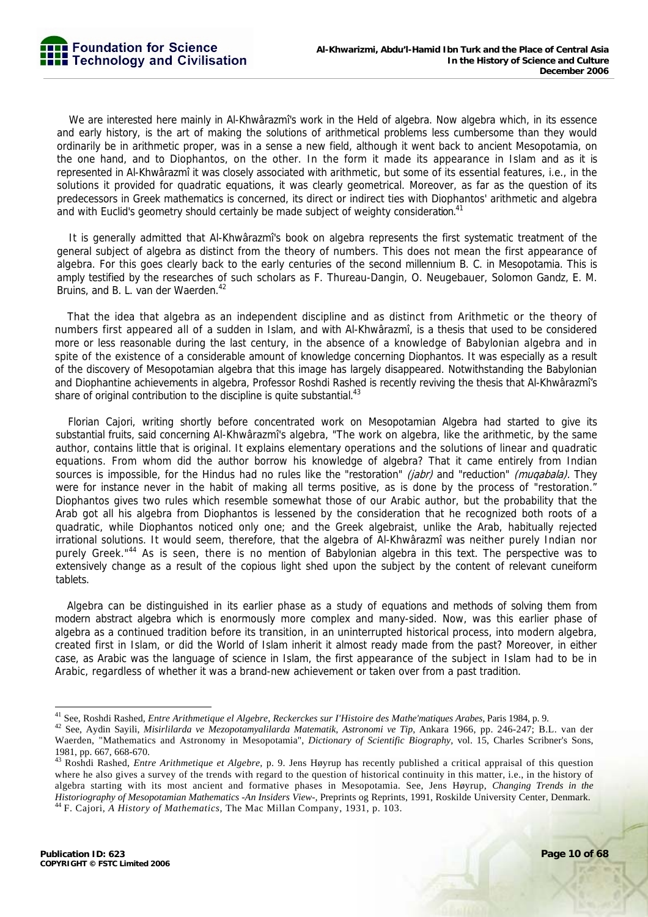We are interested here mainly in Al-Khwârazmî's work in the Held of algebra. Now algebra which, in its essence and early history, is the art of making the solutions of arithmetical problems less cumbersome than they would ordinarily be in arithmetic proper, was in a sense a new field, although it went back to ancient Mesopotamia, on the one hand, and to Diophantos, on the other. In the form it made its appearance in Islam and as it is represented in Al-Khwârazmî it was closely associated with arithmetic, but some of its essential features, i.e., in the solutions it provided for quadratic equations, it was clearly geometrical. Moreover, as far as the question of its predecessors in Greek mathematics is concerned, its direct or indirect ties with Diophantos' arithmetic and algebra and with Euclid's geometry should certainly be made subject of weighty consideration.[41]

It is generally admitted that Al-Khwârazmî's book on algebra represents the first systematic treatment of the general subject of algebra as distinct from the theory of numbers. This does not mean the first appearance of algebra. For this goes clearly back to the early centuries of the second millennium B. C. in Mesopotamia. This is amply testified by the researches of such scholars as F. Thureau-Dangin, O. Neugebauer, Solomon Gandz, E. M. Bruins, and B. L. van der Waerden.[42]

That the idea that algebra as an independent discipline and as distinct from Arithmetic or the theory of numbers first appeared all of a sudden in Islam, and with Al-Khwârazmî, is a thesis that used to be considered more or less reasonable during the last century, in the absence of a knowledge of Babylonian algebra and in spite of the existence of a considerable amount of knowledge concerning Diophantos. It was especially as a result of the discovery of Mesopotamian algebra that this image has largely disappeared. Notwithstanding the Babylonian and Diophantine achievements in algebra, Professor Roshdi Rashed is recently reviving the thesis that Al-Khwârazmî's share of original contribution to the discipline is quite substantial.[43]

Florian Cajori, writing shortly before concentrated work on Mesopotamian Algebra had started to give its substantial fruits, said concerning Al-Khwârazmî's algebra, "The work on algebra, like the arithmetic, by the same author, contains little that is original. It explains elementary operations and the solutions of linear and quadratic equations. From whom did the author borrow his knowledge of algebra? That it came entirely from Indian sources is impossible, for the Hindus had no rules like the "restoration" *(jabr)* and "reduction" *(muqabala)*. They were for instance never in the habit of making all terms positive, as is done by the process of "restoration." Diophantos gives two rules which resemble somewhat those of our Arabic author, but the probability that the Arab got all his algebra from Diophantos is lessened by the consideration that he recognized both roots of a quadratic, while Diophantos noticed only one; and the Greek algebraist, unlike the Arab, habitually rejected irrational solutions. It would seem, therefore, that the algebra of Al-Khwârazmî was neither purely Indian nor purely Greek."[44] As is seen, there is no mention of Babylonian algebra in this text. The perspective was to extensively change as a result of the copious light shed upon the subject by the content of relevant cuneiform tablets.

Algebra can be distinguished in its earlier phase as a study of equations and methods of solving them from modern abstract algebra which is enormously more complex and many-sided. Now, was this earlier phase of algebra as a continued tradition before its transition, in an uninterrupted historical process, into modern algebra, created first in Islam, or did the World of Islam inherit it almost ready made from the past? Moreover, in either case, as Arabic was the language of science in Islam, the first appearance of the subject in Islam had to be in Arabic, regardless of whether it was a brand-new achievement or taken over from a past tradition.

---

[41] See, Roshdi Rashed, *Entre Arithmetique el Algebre, Reckerckes sur I'Histoire des Mathe'matiques Arabes*, Paris 1984, p. 9.

[42] See, Aydin Sayili, *Misirlilarda ve Mezopotamyalilarda Matematik, Astronomi ve Tip*, Ankara 1966, pp. 246-247; B.L. van der Waerden, "Mathematics and Astronomy in Mesopotamia", *Dictionary of Scientific Biography*, vol. 15, Charles Scribner's Sons, 1981, pp. 667, 668-670.

[43] Roshdi Rashed, *Entre Arithmetique et Algebre*, p. 9. Jens Høyrup has recently published a critical appraisal of this question where he also gives a survey of the trends with regard to the question of historical continuity in this matter, i.e., in the history of algebra starting with its most ancient and formative phases in Mesopotamia. See, Jens Høyrup, *Changing Trends in the Historiography of Mesopotamian Mathematics -An Insiders View-*, Preprints og Reprints, 1991, Roskilde University Center, Denmark.

[44] F. Cajori, *A History of Mathematics*, The Mac Millan Company, 1931, p. 103.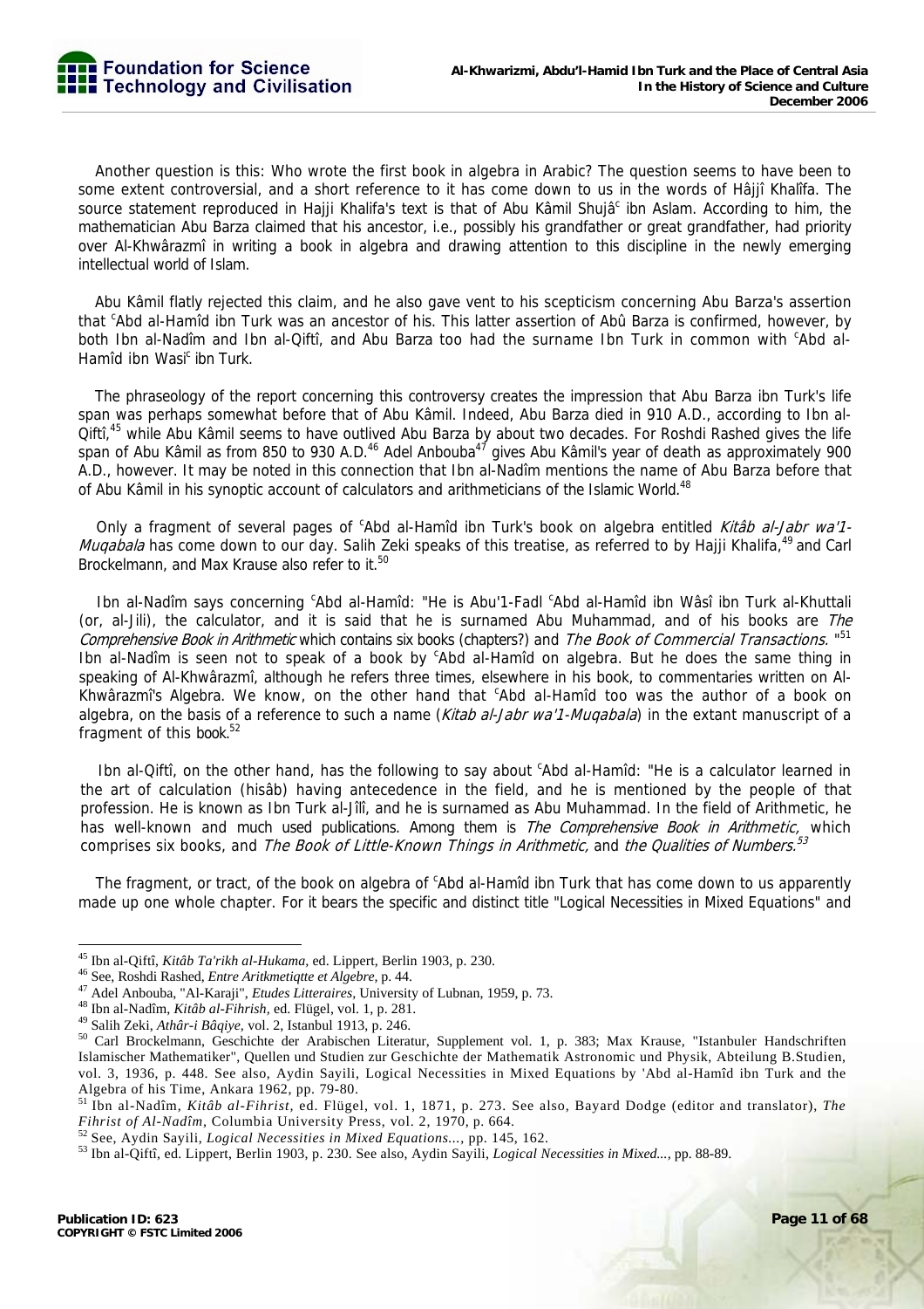Another question is this: Who wrote the first book in algebra in Arabic? The question seems to have been to some extent controversial, and a short reference to it has come down to us in the words of Hâjjî Khalîfa. The source statement reproduced in Hajji Khalifa's text is that of Abu Kâmil Shujâᶜ ibn Aslam. According to him, the mathematician Abu Barza claimed that his ancestor, i.e., possibly his grandfather or great grandfather, had priority over Al-Khwârazmî in writing a book in algebra and drawing attention to this discipline in the newly emerging intellectual world of Islam.

Abu Kâmil flatly rejected this claim, and he also gave vent to his scepticism concerning Abu Barza's assertion that ᶜAbd al-Hamîd ibn Turk was an ancestor of his. This latter assertion of Abû Barza is confirmed, however, by both Ibn al-Nadîm and Ibn al-Qiftî, and Abu Barza too had the surname Ibn Turk in common with ᶜAbd al-Hamîd ibn Wasiᶜ ibn Turk.

The phraseology of the report concerning this controversy creates the impression that Abu Barza ibn Turk's life span was perhaps somewhat before that of Abu Kâmil. Indeed, Abu Barza died in 910 A.D., according to Ibn al-Qiftî,[45] while Abu Kâmil seems to have outlived Abu Barza by about two decades. For Roshdi Rashed gives the life span of Abu Kâmil as from 850 to 930 A.D.[46] Adel Anbouba[47] gives Abu Kâmil's year of death as approximately 900 A.D., however. It may be noted in this connection that Ibn al-Nadîm mentions the name of Abu Barza before that of Abu Kâmil in his synoptic account of calculators and arithmeticians of the Islamic World.[48]

Only a fragment of several pages of ᶜAbd al-Hamîd ibn Turk's book on algebra entitled *Kitâb al-Jabr wa'1-Muqabala* has come down to our day. Salih Zeki speaks of this treatise, as referred to by Hajji Khalifa,[49] and Carl Brockelmann, and Max Krause also refer to it.[50]

Ibn al-Nadîm says concerning ᶜAbd al-Hamîd: "He is Abu'1-Fadl ᶜAbd al-Hamîd ibn Wâsî ibn Turk al-Khuttali (or, al-Jili), the calculator, and it is said that he is surnamed Abu Muhammad, and of his books are *The Comprehensive Book in Arithmetic* which contains six books (chapters?) and *The Book of Commercial Transactions.* "[51] Ibn al-Nadîm is seen not to speak of a book by ᶜAbd al-Hamîd on algebra. But he does the same thing in speaking of Al-Khwârazmî, although he refers three times, elsewhere in his book, to commentaries written on Al-Khwârazmî's Algebra. We know, on the other hand that ᶜAbd al-Hamîd too was the author of a book on algebra, on the basis of a reference to such a name (*Kitab al-Jabr wa'1-Muqabala*) in the extant manuscript of a fragment of this book.[52]

Ibn al-Qiftî, on the other hand, has the following to say about ᶜAbd al-Hamîd: "He is a calculator learned in the art of calculation (hisâb) having antecedence in the field, and he is mentioned by the people of that profession. He is known as Ibn Turk al-Jîlî, and he is surnamed as Abu Muhammad. In the field of Arithmetic, he has well-known and much used publications. Among them is *The Comprehensive Book in Arithmetic,* which comprises six books, and *The Book of Little-Known Things in Arithmetic,* and *the Qualities of Numbers.*[53]

The fragment, or tract, of the book on algebra of ᶜAbd al-Hamîd ibn Turk that has come down to us apparently made up one whole chapter. For it bears the specific and distinct title "Logical Necessities in Mixed Equations" and

---

[45] Ibn al-Qiftî, *Kitâb Ta'rikh al-Hukama*, ed. Lippert, Berlin 1903, p. 230.

[46] See, Roshdi Rashed, *Entre Aritkmetiqtte et Algebre*, p. 44.

[47] Adel Anbouba, "Al-Karaji", *Etudes Litteraires*, University of Lubnan, 1959, p. 73.

[48] Ibn al-Nadîm, *Kitâb al-Fihrish*, ed. Flügel, vol. 1, p. 281.

[49] Salih Zeki, *Athâr-i Bâqiye*, vol. 2, Istanbul 1913, p. 246.

[50] Carl Brockelmann, Geschichte der Arabischen Literatur, Supplement vol. 1, p. 383; Max Krause, "Istanbuler Handschriften Islamischer Mathematiker", Quellen und Studien zur Geschichte der Mathematik Astronomic und Physik, Abteilung B.Studien, vol. 3, 1936, p. 448. See also, Aydin Sayili, Logical Necessities in Mixed Equations by 'Abd al-Hamîd ibn Turk and the Algebra of his Time, Ankara 1962, pp. 79-80.

[51] Ibn al-Nadîm, *Kitâb al-Fihrist*, ed. Flügel, vol. 1, 1871, p. 273. See also, Bayard Dodge (editor and translator), *The Fihrist of Al-Nadîm*, Columbia University Press, vol. 2, 1970, p. 664.

[52] See, Aydin Sayili, *Logical Necessities in Mixed Equations...*, pp. 145, 162.

[53] Ibn al-Qiftî, ed. Lippert, Berlin 1903, p. 230. See also, Aydin Sayili, *Logical Necessities in Mixed...*, pp. 88-89.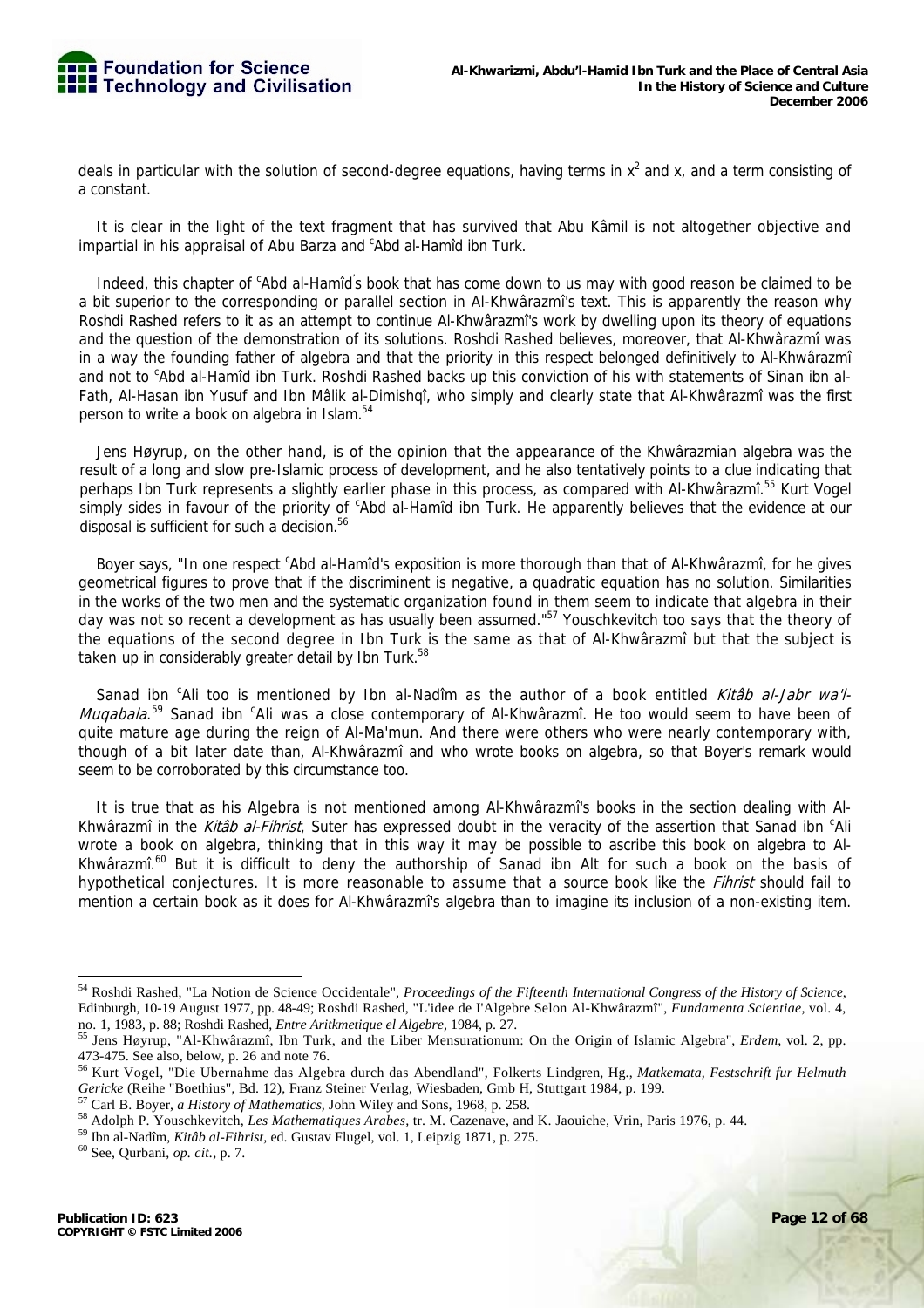deals in particular with the solution of second-degree equations, having terms in $x^2$ and x, and a term consisting of a constant.

It is clear in the light of the text fragment that has survived that Abu Kâmil is not altogether objective and impartial in his appraisal of Abu Barza and ᶜAbd al-Hamîd ibn Turk.

Indeed, this chapter of ᶜAbd al-Hamîd's book that has come down to us may with good reason be claimed to be a bit superior to the corresponding or parallel section in Al-Khwârazmî's text. This is apparently the reason why Roshdi Rashed refers to it as an attempt to continue Al-Khwârazmî's work by dwelling upon its theory of equations and the question of the demonstration of its solutions. Roshdi Rashed believes, moreover, that Al-Khwârazmî was in a way the founding father of algebra and that the priority in this respect belonged definitively to Al-Khwârazmî and not to ᶜAbd al-Hamîd ibn Turk. Roshdi Rashed backs up this conviction of his with statements of Sinan ibn al-Fath, Al-Hasan ibn Yusuf and Ibn Mâlik al-Dimishqî, who simply and clearly state that Al-Khwârazmî was the first person to write a book on algebra in Islam.[54]

Jens Høyrup, on the other hand, is of the opinion that the appearance of the Khwârazmian algebra was the result of a long and slow pre-Islamic process of development, and he also tentatively points to a clue indicating that perhaps Ibn Turk represents a slightly earlier phase in this process, as compared with Al-Khwârazmî.[55] Kurt Vogel simply sides in favour of the priority of ᶜAbd al-Hamîd ibn Turk. He apparently believes that the evidence at our disposal is sufficient for such a decision.[56]

Boyer says, "In one respect ᶜAbd al-Hamîd's exposition is more thorough than that of Al-Khwârazmî, for he gives geometrical figures to prove that if the discriminent is negative, a quadratic equation has no solution. Similarities in the works of the two men and the systematic organization found in them seem to indicate that algebra in their day was not so recent a development as has usually been assumed."[57] Youschkevitch too says that the theory of the equations of the second degree in Ibn Turk is the same as that of Al-Khwârazmî but that the subject is taken up in considerably greater detail by Ibn Turk.[58]

Sanad ibn ᶜAli too is mentioned by Ibn al-Nadîm as the author of a book entitled *Kitâb al-Jabr wa'l-Muqabala*.[59] Sanad ibn ᶜAli was a close contemporary of Al-Khwârazmî. He too would seem to have been of quite mature age during the reign of Al-Ma'mun. And there were others who were nearly contemporary with, though of a bit later date than, Al-Khwârazmî and who wrote books on algebra, so that Boyer's remark would seem to be corroborated by this circumstance too.

It is true that as his Algebra is not mentioned among Al-Khwârazmî's books in the section dealing with Al-Khwârazmî in the *Kitâb al-Fihrist*, Suter has expressed doubt in the veracity of the assertion that Sanad ibn ᶜAli wrote a book on algebra, thinking that in this way it may be possible to ascribe this book on algebra to Al-Khwârazmî.[60] But it is difficult to deny the authorship of Sanad ibn Alt for such a book on the basis of hypothetical conjectures. It is more reasonable to assume that a source book like the *Fihrist* should fail to mention a certain book as it does for Al-Khwârazmî's algebra than to imagine its inclusion of a non-existing item.

---

[54] Roshdi Rashed, "La Notion de Science Occidentale", *Proceedings of the Fifteenth International Congress of the History of Science*, Edinburgh, 10-19 August 1977, pp. 48-49; Roshdi Rashed, "L'idee de l'Algebre Selon Al-Khwârazmî", *Fundamenta Scientiae*, vol. 4, no. 1, 1983, p. 88; Roshdi Rashed, *Entre Aritkmetique el Algebre*, 1984, p. 27.

[55] Jens Høyrup, "Al-Khwârazmî, Ibn Turk, and the Liber Mensurationum: On the Origin of Islamic Algebra", *Erdem*, vol. 2, pp. 473-475. See also, below, p. 26 and note 76.

[56] Kurt Vogel, "Die Ubernahme das Algebra durch das Abendland", Folkerts Lindgren, Hg., *Matkemata, Festschrift fur Helmuth Gericke* (Reihe "Boethius", Bd. 12), Franz Steiner Verlag, Wiesbaden, Gmb H, Stuttgart 1984, p. 199.

[57] Carl B. Boyer, *a History of Mathematics*, John Wiley and Sons, 1968, p. 258.

[58] Adolph P. Youschkevitch, *Les Mathematiques Arabes*, tr. M. Cazenave, and K. Jaouiche, Vrin, Paris 1976, p. 44.

[59] Ibn al-Nadîm, *Kitâb al-Fihrist*, ed. Gustav Flugel, vol. 1, Leipzig 1871, p. 275.

[60] See, Qurbani, *op. cit.*, p. 7.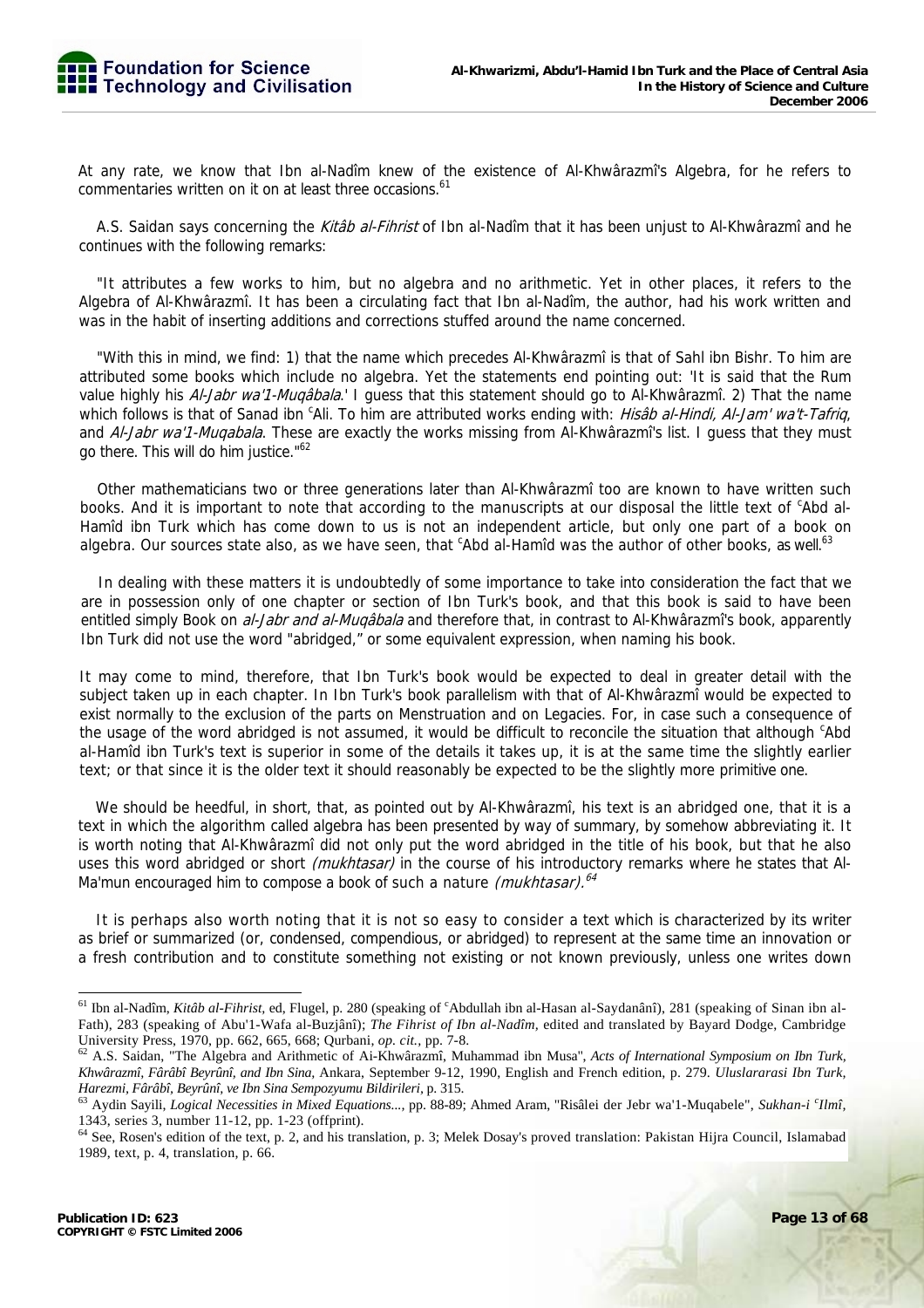At any rate, we know that Ibn al-Nadîm knew of the existence of Al-Khwârazmî's Algebra, for he refers to commentaries written on it on at least three occasions.[61]

A.S. Saidan says concerning the *Kitâb al-Fihrist* of Ibn al-Nadîm that it has been unjust to Al-Khwârazmî and he continues with the following remarks:

"It attributes a few works to him, but no algebra and no arithmetic. Yet in other places, it refers to the Algebra of Al-Khwârazmî. It has been a circulating fact that Ibn al-Nadîm, the author, had his work written and was in the habit of inserting additions and corrections stuffed around the name concerned.

"With this in mind, we find: 1) that the name which precedes Al-Khwârazmî is that of Sahl ibn Bishr. To him are attributed some books which include no algebra. Yet the statements end pointing out: 'It is said that the Rum value highly his *Al-Jabr wa'1-Muqâbala*.' I guess that this statement should go to Al-Khwârazmî. 2) That the name which follows is that of Sanad ibn ᶜAli. To him are attributed works ending with: *Hisâb al-Hindi, Al-Jam' wa't-Tafriq*, and *Al-Jabr wa'1-Muqabala*. These are exactly the works missing from Al-Khwârazmî's list. I guess that they must go there. This will do him justice."[62]

Other mathematicians two or three generations later than Al-Khwârazmî too are known to have written such books. And it is important to note that according to the manuscripts at our disposal the little text of ᶜAbd al-Hamîd ibn Turk which has come down to us is not an independent article, but only one part of a book on algebra. Our sources state also, as we have seen, that ᶜAbd al-Hamîd was the author of other books, as well.[63]

In dealing with these matters it is undoubtedly of some importance to take into consideration the fact that we are in possession only of one chapter or section of Ibn Turk's book, and that this book is said to have been entitled simply Book on *al-Jabr and al-Muqâbala* and therefore that, in contrast to Al-Khwârazmî's book, apparently Ibn Turk did not use the word "abridged," or some equivalent expression, when naming his book.

It may come to mind, therefore, that Ibn Turk's book would be expected to deal in greater detail with the subject taken up in each chapter. In Ibn Turk's book parallelism with that of Al-Khwârazmî would be expected to exist normally to the exclusion of the parts on Menstruation and on Legacies. For, in case such a consequence of the usage of the word abridged is not assumed, it would be difficult to reconcile the situation that although ᶜAbd al-Hamîd ibn Turk's text is superior in some of the details it takes up, it is at the same time the slightly earlier text; or that since it is the older text it should reasonably be expected to be the slightly more primitive one.

We should be heedful, in short, that, as pointed out by Al-Khwârazmî, his text is an abridged one, that it is a text in which the algorithm called algebra has been presented by way of summary, by somehow abbreviating it. It is worth noting that Al-Khwârazmî did not only put the word abridged in the title of his book, but that he also uses this word abridged or short *(mukhtasar)* in the course of his introductory remarks where he states that Al-Ma'mun encouraged him to compose a book of such a nature *(mukhtasar)*.[64]

It is perhaps also worth noting that it is not so easy to consider a text which is characterized by its writer as brief or summarized (or, condensed, compendious, or abridged) to represent at the same time an innovation or a fresh contribution and to constitute something not existing or not known previously, unless one writes down

---

[61] Ibn al-Nadîm, *Kitâb al-Fihrist*, ed, Flugel, p. 280 (speaking of ᶜAbdullah ibn al-Hasan al-Saydanânî), 281 (speaking of Sinan ibn al-Fath), 283 (speaking of Abu'1-Wafa al-Buzjânî); *The Fihrist of Ibn al-Nadîm*, edited and translated by Bayard Dodge, Cambridge University Press, 1970, pp. 662, 665, 668; Qurbani, *op. cit.*, pp. 7-8.

[62] A.S. Saidan, "The Algebra and Arithmetic of Ai-Khwârazmî, Muhammad ibn Musa", *Acts of International Symposium on Ibn Turk, Khwârazmî, Fârâbî Beyrûnî, and Ibn Sina*, Ankara, September 9-12, 1990, English and French edition, p. 279. *Uluslararasi Ibn Turk, Harezmi, Fârâbî, Beyrûnî, ve Ibn Sina Sempozyumu Bildirileri*, p. 315.

[63] Aydin Sayili, *Logical Necessities in Mixed Equations...*, pp. 88-89; Ahmed Aram, "Risâlei der Jebr wa'1-Muqabele", *Sukhan-i ᶜIlmî*, 1343, series 3, number 11-12, pp. 1-23 (offprint).

[64] See, Rosen's edition of the text, p. 2, and his translation, p. 3; Melek Dosay's proved translation: Pakistan Hijra Council, Islamabad 1989, text, p. 4, translation, p. 66.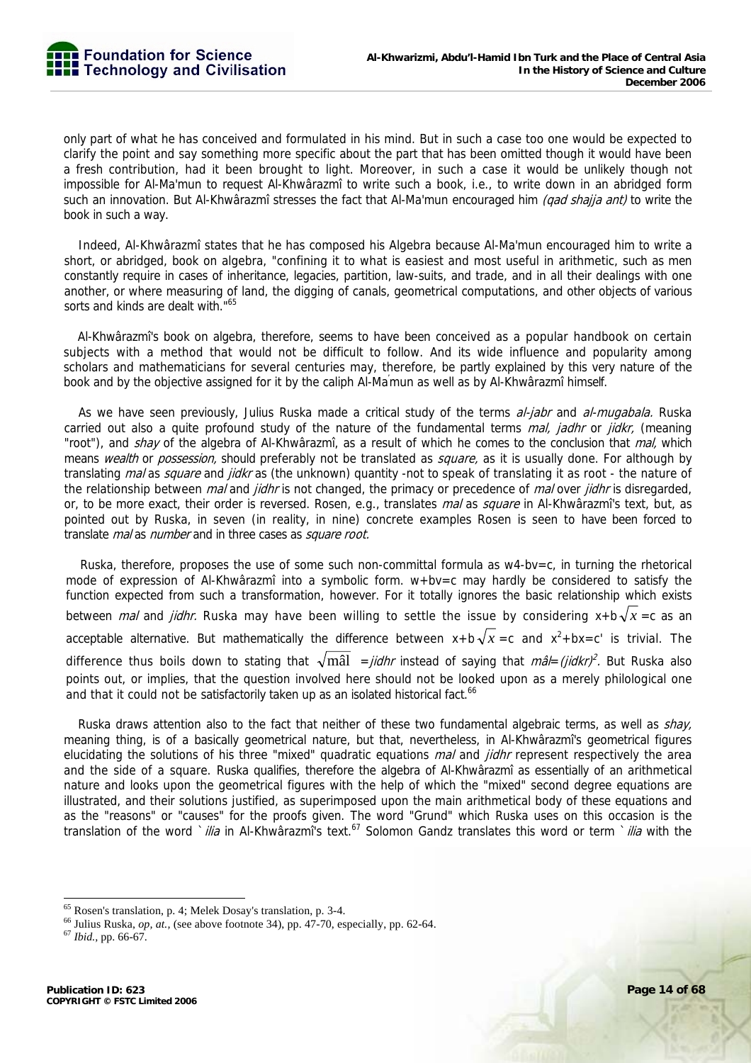only part of what he has conceived and formulated in his mind. But in such a case too one would be expected to clarify the point and say something more specific about the part that has been omitted though it would have been a fresh contribution, had it been brought to light. Moreover, in such a case it would be unlikely though not impossible for Al-Ma'mun to request Al-Khwârazmî to write such a book, i.e., to write down in an abridged form such an innovation. But Al-Khwârazmî stresses the fact that Al-Ma'mun encouraged him *(qad shajja ant)* to write the book in such a way.

Indeed, Al-Khwârazmî states that he has composed his Algebra because Al-Ma'mun encouraged him to write a short, or abridged, book on algebra, "confining it to what is easiest and most useful in arithmetic, such as men constantly require in cases of inheritance, legacies, partition, law-suits, and trade, and in all their dealings with one another, or where measuring of land, the digging of canals, geometrical computations, and other objects of various sorts and kinds are dealt with."[65]

Al-Khwârazmî's book on algebra, therefore, seems to have been conceived as a popular handbook on certain subjects with a method that would not be difficult to follow. And its wide influence and popularity among scholars and mathematicians for several centuries may, therefore, be partly explained by this very nature of the book and by the objective assigned for it by the caliph Al-Ma'mun as well as by Al-Khwârazmî himself.

As we have seen previously, Julius Ruska made a critical study of the terms *al-jabr* and *al-mugabala.* Ruska carried out also a quite profound study of the nature of the fundamental terms *mal, jadhr* or *jidkr,* (meaning "root"), and *shay* of the algebra of Al-Khwârazmî, as a result of which he comes to the conclusion that *mal,* which means *wealth* or *possession,* should preferably not be translated as *square,* as it is usually done. For although by translating *mal* as *square* and *jidkr* as (the unknown) quantity -not to speak of translating it as root - the nature of the relationship between *mal* and *jidhr* is not changed, the primacy or precedence of *mal* over *jidhr* is disregarded, or, to be more exact, their order is reversed. Rosen, e.g., translates *mal* as *square* in Al-Khwârazmî's text, but, as pointed out by Ruska, in seven (in reality, in nine) concrete examples Rosen is seen to have been forced to translate *mal* as *number* and in three cases as *square root.*

Ruska, therefore, proposes the use of some such non-committal formula as w4-bv=c, in turning the rhetorical mode of expression of Al-Khwârazmî into a symbolic form. w+bv=c may hardly be considered to satisfy the function expected from such a transformation, however. For it totally ignores the basic relationship which exists between *mal* and *jidhr.* Ruska may have been willing to settle the issue by considering $x+b\sqrt{x}=c$ as an acceptable alternative. But mathematically the difference between $x+b\sqrt{x}=c$ and $x^2+bx=c'$ is trivial. The difference thus boils down to stating that $\sqrt{\text{mâl}}$ =*jidhr* instead of saying that *mâl*=*(jidkr)*$^2$. But Ruska also points out, or implies, that the question involved here should not be looked upon as a merely philological one and that it could not be satisfactorily taken up as an isolated historical fact.[66]

Ruska draws attention also to the fact that neither of these two fundamental algebraic terms, as well as *shay,* meaning thing, is of a basically geometrical nature, but that, nevertheless, in Al-Khwârazmî's geometrical figures elucidating the solutions of his three "mixed" quadratic equations *mal* and *jidhr* represent respectively the area and the side of a square. Ruska qualifies, therefore the algebra of Al-Khwârazmî as essentially of an arithmetical nature and looks upon the geometrical figures with the help of which the "mixed" second degree equations are illustrated, and their solutions justified, as superimposed upon the main arithmetical body of these equations and as the "reasons" or "causes" for the proofs given. The word "Grund" which Ruska uses on this occasion is the translation of the word *`ilia* in Al-Khwârazmî's text.[67] Solomon Gandz translates this word or term *`ilia* with the

---

[65] Rosen's translation, p. 4; Melek Dosay's translation, p. 3-4.

[66] Julius Ruska, *op, at.,* (see above footnote 34), pp. 47-70, especially, pp. 62-64.

[67] *Ibid.,* pp. 66-67.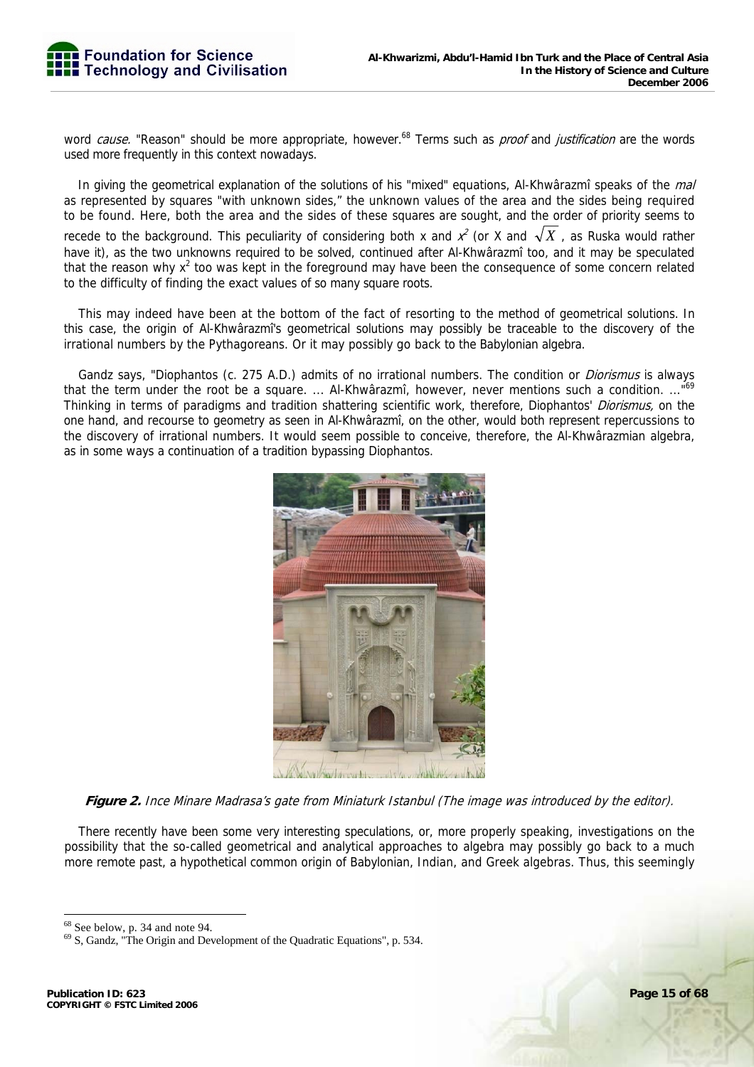word *cause*. "Reason" should be more appropriate, however.[68] Terms such as *proof* and *justification* are the words used more frequently in this context nowadays.

In giving the geometrical explanation of the solutions of his "mixed" equations, Al-Khwârazmî speaks of the *mal* as represented by squares "with unknown sides," the unknown values of the area and the sides being required to be found. Here, both the area and the sides of these squares are sought, and the order of priority seems to recede to the background. This peculiarity of considering both x and $x^2$ (or X and $\sqrt{X}$, as Ruska would rather have it), as the two unknowns required to be solved, continued after Al-Khwârazmî too, and it may be speculated that the reason why $x^2$ too was kept in the foreground may have been the consequence of some concern related to the difficulty of finding the exact values of so many square roots.

This may indeed have been at the bottom of the fact of resorting to the method of geometrical solutions. In this case, the origin of Al-Khwârazmî's geometrical solutions may possibly be traceable to the discovery of the irrational numbers by the Pythagoreans. Or it may possibly go back to the Babylonian algebra.

Gandz says, "Diophantos (c. 275 A.D.) admits of no irrational numbers. The condition or *Diorismus* is always that the term under the root be a square. ... Al-Khwârazmî, however, never mentions such a condition. ..."[69] Thinking in terms of paradigms and tradition shattering scientific work, therefore, Diophantos' *Diorismus,* on the one hand, and recourse to geometry as seen in Al-Khwârazmî, on the other, would both represent repercussions to the discovery of irrational numbers. It would seem possible to conceive, therefore, the Al-Khwârazmian algebra, as in some ways a continuation of a tradition bypassing Diophantos.

**Figure 2.** *Ince Minare Madrasa's gate from Miniaturk Istanbul (The image was introduced by the editor).*

There recently have been some very interesting speculations, or, more properly speaking, investigations on the possibility that the so-called geometrical and analytical approaches to algebra may possibly go back to a much more remote past, a hypothetical common origin of Babylonian, Indian, and Greek algebras. Thus, this seemingly

---

[68] See below, p. 34 and note 94.

[69] S, Gandz, "The Origin and Development of the Quadratic Equations", p. 534.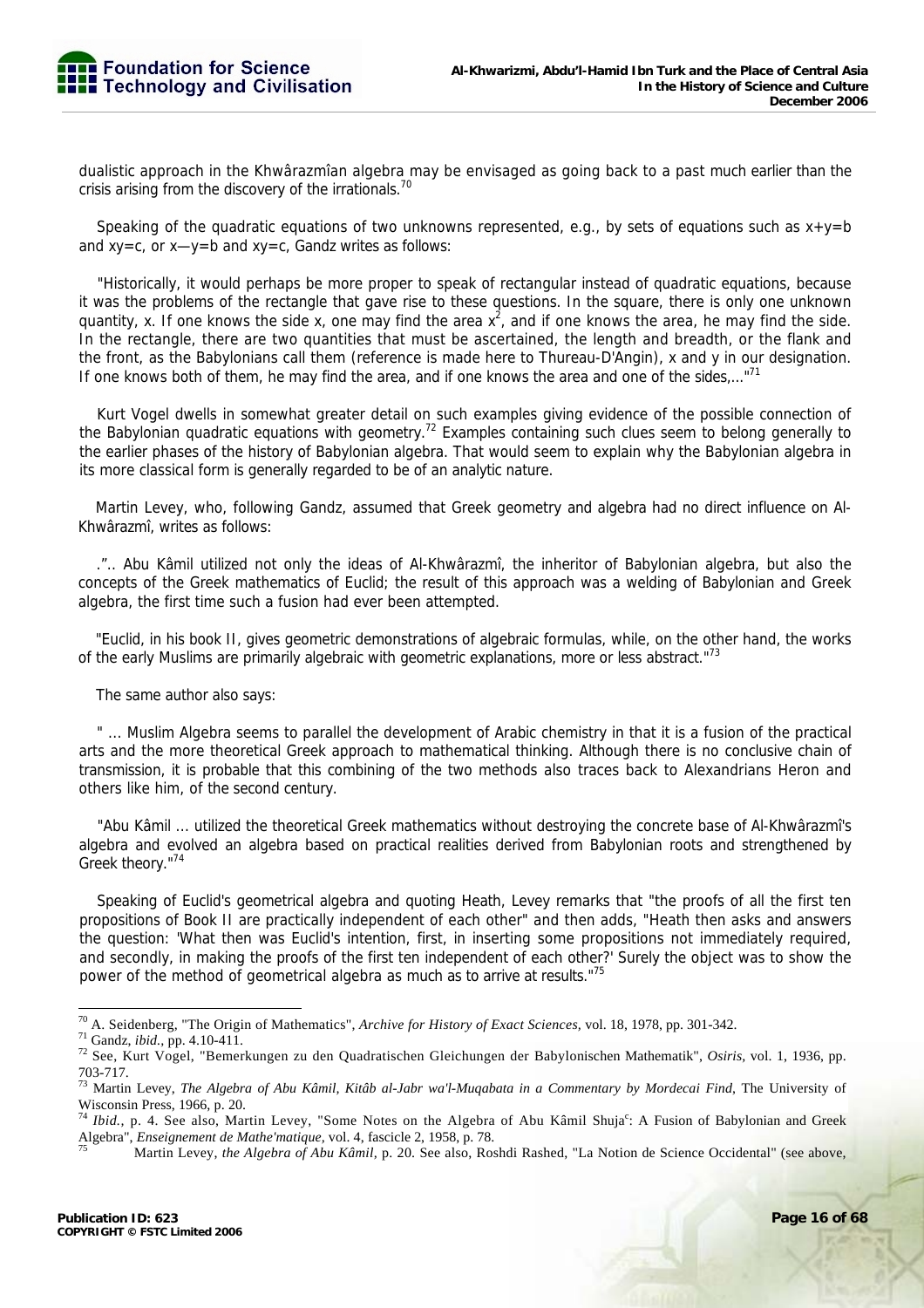dualistic approach in the Khwârazmîan algebra may be envisaged as going back to a past much earlier than the crisis arising from the discovery of the irrationals.[70]

Speaking of the quadratic equations of two unknowns represented, e.g., by sets of equations such as $x+y=b$ and $xy=c$, or $x-y=b$ and $xy=c$, Gandz writes as follows:

"Historically, it would perhaps be more proper to speak of rectangular instead of quadratic equations, because it was the problems of the rectangle that gave rise to these questions. In the square, there is only one unknown quantity, x. If one knows the side x, one may find the area $x^2$, and if one knows the area, he may find the side. In the rectangle, there are two quantities that must be ascertained, the length and breadth, or the flank and the front, as the Babylonians call them (reference is made here to Thureau-D'Angin), x and y in our designation. If one knows both of them, he may find the area, and if one knows the area and one of the sides,..."[71]

Kurt Vogel dwells in somewhat greater detail on such examples giving evidence of the possible connection of the Babylonian quadratic equations with geometry.[72] Examples containing such clues seem to belong generally to the earlier phases of the history of Babylonian algebra. That would seem to explain why the Babylonian algebra in its more classical form is generally regarded to be of an analytic nature.

Martin Levey, who, following Gandz, assumed that Greek geometry and algebra had no direct influence on Al-Khwârazmî, writes as follows:

.".. Abu Kâmil utilized not only the ideas of Al-Khwârazmî, the inheritor of Babylonian algebra, but also the concepts of the Greek mathematics of Euclid; the result of this approach was a welding of Babylonian and Greek algebra, the first time such a fusion had ever been attempted.

"Euclid, in his book II, gives geometric demonstrations of algebraic formulas, while, on the other hand, the works of the early Muslims are primarily algebraic with geometric explanations, more or less abstract."[73]

The same author also says:

" ... Muslim Algebra seems to parallel the development of Arabic chemistry in that it is a fusion of the practical arts and the more theoretical Greek approach to mathematical thinking. Although there is no conclusive chain of transmission, it is probable that this combining of the two methods also traces back to Alexandrians Heron and others like him, of the second century.

"Abu Kâmil ... utilized the theoretical Greek mathematics without destroying the concrete base of Al-Khwârazmî's algebra and evolved an algebra based on practical realities derived from Babylonian roots and strengthened by Greek theory."[74]

Speaking of Euclid's geometrical algebra and quoting Heath, Levey remarks that "the proofs of all the first ten propositions of Book II are practically independent of each other" and then adds, "Heath then asks and answers the question: 'What then was Euclid's intention, first, in inserting some propositions not immediately required, and secondly, in making the proofs of the first ten independent of each other?' Surely the object was to show the power of the method of geometrical algebra as much as to arrive at results."[75]

---

[70] A. Seidenberg, "The Origin of Mathematics", *Archive for History of Exact Sciences*, vol. 18, 1978, pp. 301-342.

[71] Gandz, *ibid.*, pp. 4.10-411.

[72] See, Kurt Vogel, "Bemerkungen zu den Quadratischen Gleichungen der Babylonischen Mathematik", *Osiris*, vol. 1, 1936, pp. 703-717.

[73] Martin Levey, *The Algebra of Abu Kâmil, Kitâb al-Jabr wa'l-Muqabata in a Commentary by Mordecai Find*, The University of Wisconsin Press, 1966, p. 20.

[74] *Ibid.*, p. 4. See also, Martin Levey, "Some Notes on the Algebra of Abu Kâmil Shujaᶜ: A Fusion of Babylonian and Greek Algebra", *Enseignement de Mathe'matique*, vol. 4, fascicle 2, 1958, p. 78.

[75] Martin Levey, *the Algebra of Abu Kâmil*, p. 20. See also, Roshdi Rashed, "La Notion de Science Occidental" (see above,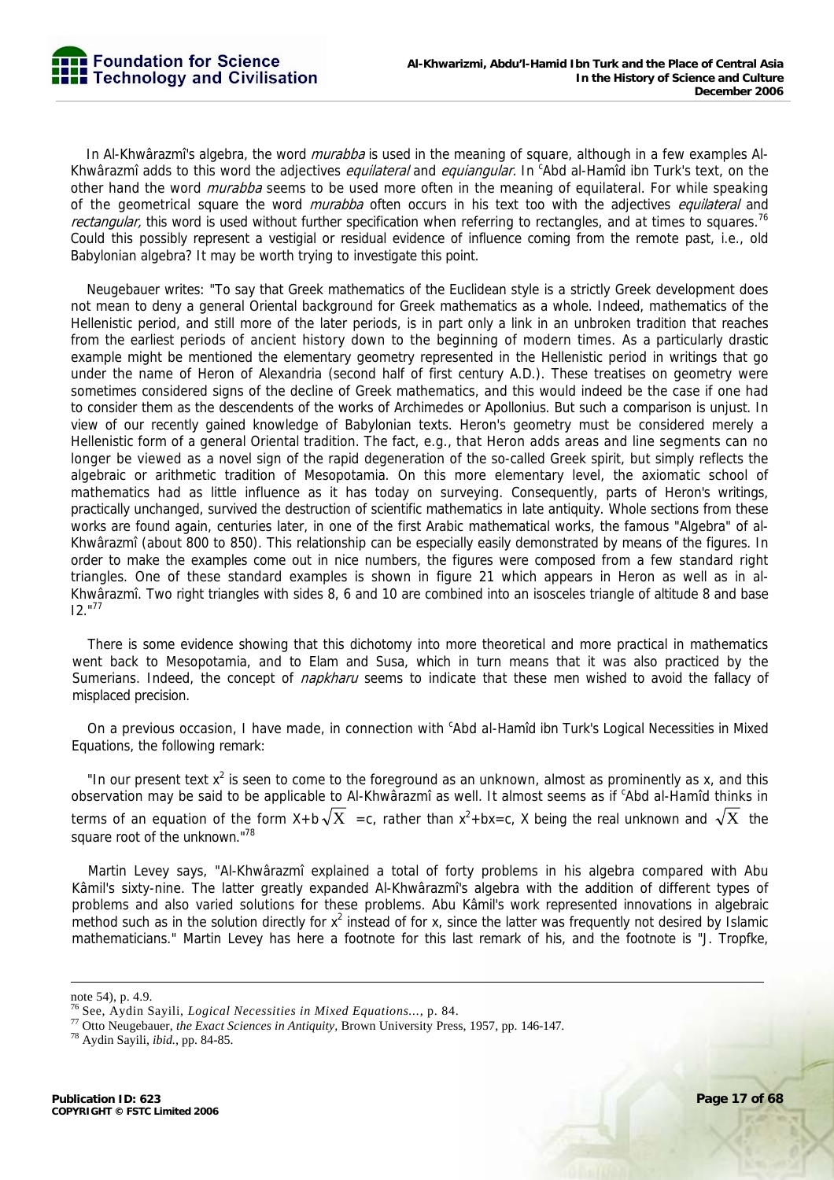In Al-Khwârazmî's algebra, the word *murabba* is used in the meaning of square, although in a few examples Al-Khwârazmî adds to this word the adjectives *equilateral* and *equiangular*. In ᶜAbd al-Hamîd ibn Turk's text, on the other hand the word *murabba* seems to be used more often in the meaning of equilateral. For while speaking of the geometrical square the word *murabba* often occurs in his text too with the adjectives *equilateral* and *rectangular,* this word is used without further specification when referring to rectangles, and at times to squares.[76] Could this possibly represent a vestigial or residual evidence of influence coming from the remote past, i.e., old Babylonian algebra? It may be worth trying to investigate this point.

Neugebauer writes: "To say that Greek mathematics of the Euclidean style is a strictly Greek development does not mean to deny a general Oriental background for Greek mathematics as a whole. Indeed, mathematics of the Hellenistic period, and still more of the later periods, is in part only a link in an unbroken tradition that reaches from the earliest periods of ancient history down to the beginning of modern times. As a particularly drastic example might be mentioned the elementary geometry represented in the Hellenistic period in writings that go under the name of Heron of Alexandria (second half of first century A.D.). These treatises on geometry were sometimes considered signs of the decline of Greek mathematics, and this would indeed be the case if one had to consider them as the descendents of the works of Archimedes or Apollonius. But such a comparison is unjust. In view of our recently gained knowledge of Babylonian texts. Heron's geometry must be considered merely a Hellenistic form of a general Oriental tradition. The fact, e.g., that Heron adds areas and line segments can no longer be viewed as a novel sign of the rapid degeneration of the so-called Greek spirit, but simply reflects the algebraic or arithmetic tradition of Mesopotamia. On this more elementary level, the axiomatic school of mathematics had as little influence as it has today on surveying. Consequently, parts of Heron's writings, practically unchanged, survived the destruction of scientific mathematics in late antiquity. Whole sections from these works are found again, centuries later, in one of the first Arabic mathematical works, the famous "Algebra" of al-Khwârazmî (about 800 to 850). This relationship can be especially easily demonstrated by means of the figures. In order to make the examples come out in nice numbers, the figures were composed from a few standard right triangles. One of these standard examples is shown in figure 21 which appears in Heron as well as in al-Khwârazmî. Two right triangles with sides 8, 6 and 10 are combined into an isosceles triangle of altitude 8 and base I2."[77]

There is some evidence showing that this dichotomy into more theoretical and more practical in mathematics went back to Mesopotamia, and to Elam and Susa, which in turn means that it was also practiced by the Sumerians. Indeed, the concept of *napkharu* seems to indicate that these men wished to avoid the fallacy of misplaced precision.

On a previous occasion, I have made, in connection with ᶜAbd al-Hamîd ibn Turk's Logical Necessities in Mixed Equations, the following remark:

"In our present text $x^2$ is seen to come to the foreground as an unknown, almost as prominently as x, and this observation may be said to be applicable to Al-Khwârazmî as well. It almost seems as if ᶜAbd al-Hamîd thinks in terms of an equation of the form $X+b\sqrt{X}=c$, rather than $x^2+bx=c$, X being the real unknown and $\sqrt{X}$ the square root of the unknown."[78]

Martin Levey says, "Al-Khwârazmî explained a total of forty problems in his algebra compared with Abu Kâmil's sixty-nine. The latter greatly expanded Al-Khwârazmî's algebra with the addition of different types of problems and also varied solutions for these problems. Abu Kâmil's work represented innovations in algebraic method such as in the solution directly for $x^2$ instead of for x, since the latter was frequently not desired by Islamic mathematicians." Martin Levey has here a footnote for this last remark of his, and the footnote is "J. Tropfke,

---

note 54), p. 4.9.

[76] See, Aydin Sayili, *Logical Necessities in Mixed Equations...*, p. 84.

[77] Otto Neugebauer, *the Exact Sciences in Antiquity*, Brown University Press, 1957, pp. 146-147.

[78] Aydin Sayili, *ibid.*, pp. 84-85.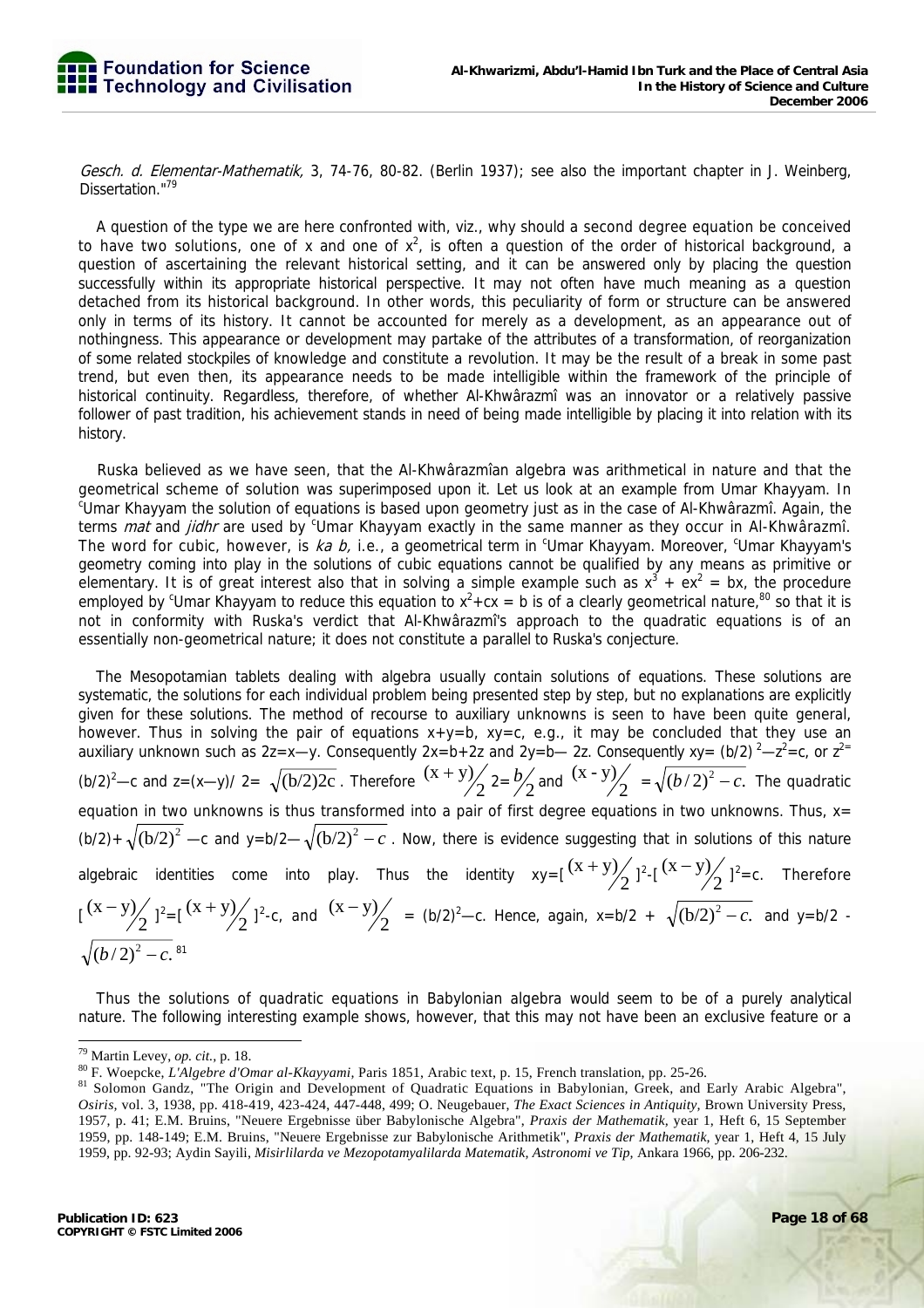*Gesch. d. Elementar-Mathematik,* 3, 74-76, 80-82. (Berlin 1937); see also the important chapter in J. Weinberg, Dissertation."[79]

A question of the type we are here confronted with, viz., why should a second degree equation be conceived to have two solutions, one of x and one of $x^2$, is often a question of the order of historical background, a question of ascertaining the relevant historical setting, and it can be answered only by placing the question successfully within its appropriate historical perspective. It may not often have much meaning as a question detached from its historical background. In other words, this peculiarity of form or structure can be answered only in terms of its history. It cannot be accounted for merely as a development, as an appearance out of nothingness. This appearance or development may partake of the attributes of a transformation, of reorganization of some related stockpiles of knowledge and constitute a revolution. It may be the result of a break in some past trend, but even then, its appearance needs to be made intelligible within the framework of the principle of historical continuity. Regardless, therefore, of whether Al-Khwârazmî was an innovator or a relatively passive follower of past tradition, his achievement stands in need of being made intelligible by placing it into relation with its history.

Ruska believed as we have seen, that the Al-Khwârazmîan algebra was arithmetical in nature and that the geometrical scheme of solution was superimposed upon it. Let us look at an example from Umar Khayyam. In ᶜUmar Khayyam the solution of equations is based upon geometry just as in the case of Al-Khwârazmî. Again, the terms *mal* and *jidhr* are used by ᶜUmar Khayyam exactly in the same manner as they occur in Al-Khwârazmî. The word for cubic, however, is *ka b,* i.e., a geometrical term in ᶜUmar Khayyam. Moreover, ᶜUmar Khayyam's geometry coming into play in the solutions of cubic equations cannot be qualified by any means as primitive or elementary. It is of great interest also that in solving a simple example such as $x^3 + ex^2 = bx$, the procedure employed by ᶜUmar Khayyam to reduce this equation to $x^2+cx = b$ is of a clearly geometrical nature,[80] so that it is not in conformity with Ruska's verdict that Al-Khwârazmî's approach to the quadratic equations is of an essentially non-geometrical nature; it does not constitute a parallel to Ruska's conjecture.

The Mesopotamian tablets dealing with algebra usually contain solutions of equations. These solutions are systematic, the solutions for each individual problem being presented step by step, but no explanations are explicitly given for these solutions. The method of recourse to auxiliary unknowns is seen to have been quite general, however. Thus in solving the pair of equations $x+y=b$, $xy=c$, e.g., it may be concluded that they use an auxiliary unknown such as $2z=x—y$. Consequently $2x=b+2z$ and $2y=b— 2z$. Consequently $xy= (b/2)^2—z^2=c$, or $z^2= (b/2)^2—c$ and $z=(x—y)/ 2= \sqrt{(b/2)2c}$. Therefore $(x+y)/2$ $2=b/2$ and $(x - y)/2 = \sqrt{(b/2)^2 - c}$. The quadratic equation in two unknowns is thus transformed into a pair of first degree equations in two unknowns. Thus, $x= (b/2)+\sqrt{(b/2)^2}$ —c and $y=b/2—\sqrt{(b/2)^2 - c}$. Now, there is evidence suggesting that in solutions of this nature algebraic identities come into play. Thus the identity $xy=[(x+y)/2]^2-[(x-y)/2]^2=c$. Therefore $[(x-y)/2]^2=[(x+y)/2]^2-c$, and $(x-y)/2 = (b/2)^2—c$. Hence, again, $x=b/2 + \sqrt{(b/2)^2 - c}$. and $y=b/2 - \sqrt{(b/2)^2 - c}$.[81]

Thus the solutions of quadratic equations in Babylonian algebra would seem to be of a purely analytical nature. The following interesting example shows, however, that this may not have been an exclusive feature or a

---

[79] Martin Levey, *op. cit.*, p. 18.

[80] F. Woepcke, *L'Algebre d'Omar al-Kkayyami*, Paris 1851, Arabic text, p. 15, French translation, pp. 25-26.

[81] Solomon Gandz, "The Origin and Development of Quadratic Equations in Babylonian, Greek, and Early Arabic Algebra", *Osiris*, vol. 3, 1938, pp. 418-419, 423-424, 447-448, 499; O. Neugebauer, *The Exact Sciences in Antiquity*, Brown University Press, 1957, p. 41; E.M. Bruins, "Neuere Ergebnisse über Babylonische Algebra", *Praxis der Mathematik*, year 1, Heft 6, 15 September 1959, pp. 148-149; E.M. Bruins, "Neuere Ergebnisse zur Babylonische Arithmetik", *Praxis der Mathematik*, year 1, Heft 4, 15 July 1959, pp. 92-93; Aydin Sayili, *Misirlilarda ve Mezopotamyalilarda Matematik, Astronomi ve Tip*, Ankara 1966, pp. 206-232.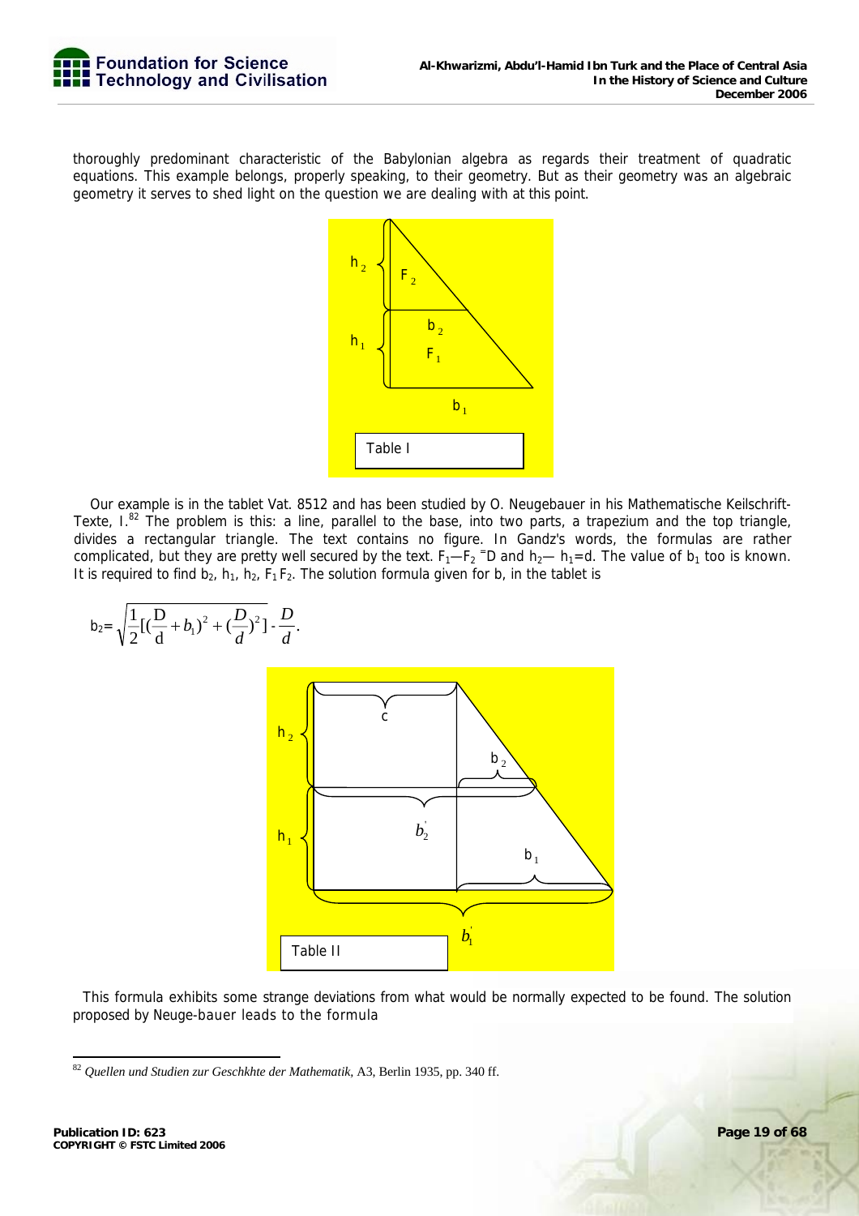thoroughly predominant characteristic of the Babylonian algebra as regards their treatment of quadratic equations. This example belongs, properly speaking, to their geometry. But as their geometry was an algebraic geometry it serves to shed light on the question we are dealing with at this point.

Table I

Our example is in the tablet Vat. 8512 and has been studied by O. Neugebauer in his Mathematische Keilschrift-Texte, I.[82] The problem is this: a line, parallel to the base, into two parts, a trapezium and the top triangle, divides a rectangular triangle. The text contains no figure. In Gandz's words, the formulas are rather complicated, but they are pretty well secured by the text. $F_1 — F_2 = D$ and $h_2 — h_1 = d$. The value of $b_1$ too is known. It is required to find $b_2$, $h_1$, $h_2$, $F_1 F_2$. The solution formula given for b, in the tablet is

$$b_2 = \sqrt{\frac{1}{2}[(\frac{D}{d} + b_1)^2 + (\frac{D}{d})^2]} - \frac{D}{d}.$$

Table II

This formula exhibits some strange deviations from what would be normally expected to be found. The solution proposed by Neuge-bauer leads to the formula

---

[82] *Quellen und Studien zur Geschkhte der Mathematik*, A3, Berlin 1935, pp. 340 ff.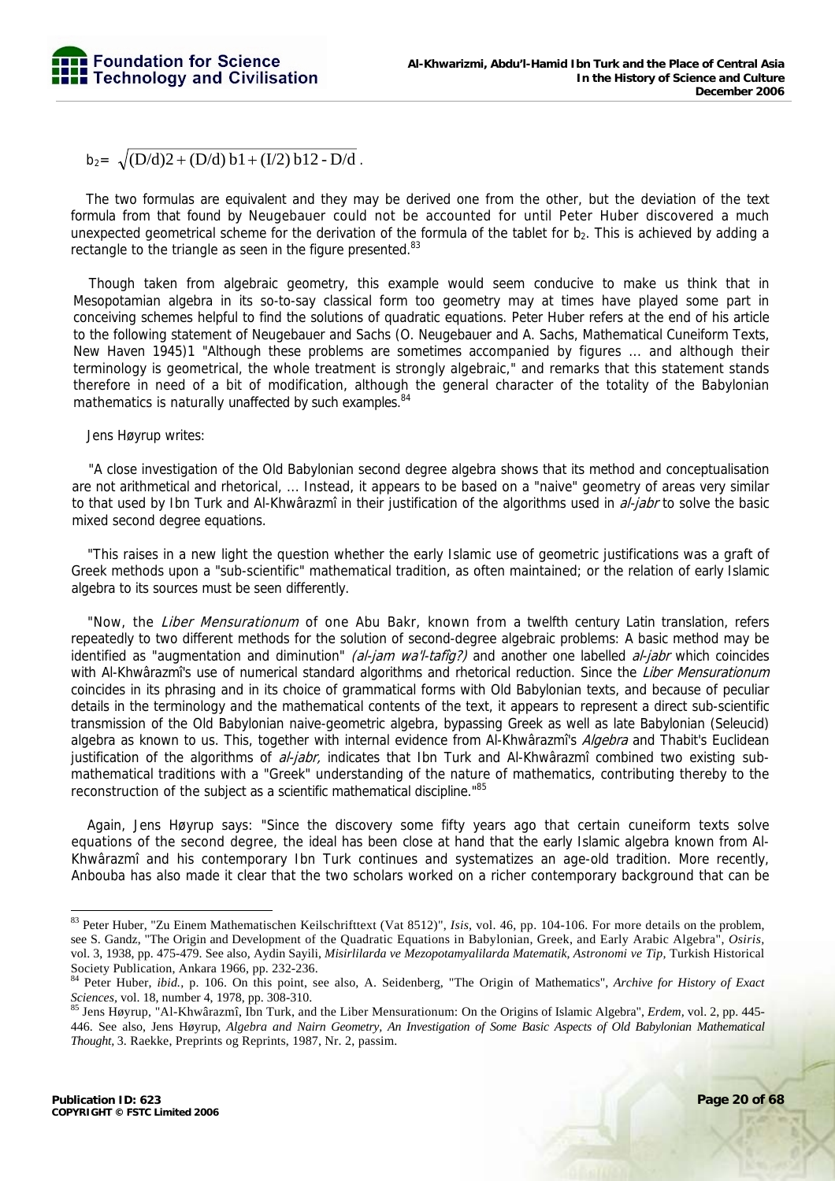$$b_2 = \sqrt{(D/d)2 + (D/d)\,b1 + (I/2)\,b12 - D/d}\,.$$

The two formulas are equivalent and they may be derived one from the other, but the deviation of the text formula from that found by Neugebauer could not be accounted for until Peter Huber discovered a much unexpected geometrical scheme for the derivation of the formula of the tablet for $b_2$. This is achieved by adding a rectangle to the triangle as seen in the figure presented.[83]

Though taken from algebraic geometry, this example would seem conducive to make us think that in Mesopotamian algebra in its so-to-say classical form too geometry may at times have played some part in conceiving schemes helpful to find the solutions of quadratic equations. Peter Huber refers at the end of his article to the following statement of Neugebauer and Sachs (O. Neugebauer and A. Sachs, Mathematical Cuneiform Texts, New Haven 1945)1 "Although these problems are sometimes accompanied by figures ... and although their terminology is geometrical, the whole treatment is strongly algebraic," and remarks that this statement stands therefore in need of a bit of modification, although the general character of the totality of the Babylonian mathematics is naturally unaffected by such examples.[84]

Jens Høyrup writes:

"A close investigation of the Old Babylonian second degree algebra shows that its method and conceptualisation are not arithmetical and rhetorical, ... Instead, it appears to be based on a "naive" geometry of areas very similar to that used by Ibn Turk and Al-Khwârazmî in their justification of the algorithms used in *al-jabr* to solve the basic mixed second degree equations.

"This raises in a new light the question whether the early Islamic use of geometric justifications was a graft of Greek methods upon a "sub-scientific" mathematical tradition, as often maintained; or the relation of early Islamic algebra to its sources must be seen differently.

"Now, the *Liber Mensurationum* of one Abu Bakr, known from a twelfth century Latin translation, refers repeatedly to two different methods for the solution of second-degree algebraic problems: A basic method may be identified as "augmentation and diminution" *(al-jam wa'l-tafîg?)* and another one labelled *al-jabr* which coincides with Al-Khwârazmî's use of numerical standard algorithms and rhetorical reduction. Since the *Liber Mensurationum* coincides in its phrasing and in its choice of grammatical forms with Old Babylonian texts, and because of peculiar details in the terminology and the mathematical contents of the text, it appears to represent a direct sub-scientific transmission of the Old Babylonian naive-geometric algebra, bypassing Greek as well as late Babylonian (Seleucid) algebra as known to us. This, together with internal evidence from Al-Khwârazmî's *Algebra* and Thabit's Euclidean justification of the algorithms of *al-jabr,* indicates that Ibn Turk and Al-Khwârazmî combined two existing sub-mathematical traditions with a "Greek" understanding of the nature of mathematics, contributing thereby to the reconstruction of the subject as a scientific mathematical discipline."[85]

Again, Jens Høyrup says: "Since the discovery some fifty years ago that certain cuneiform texts solve equations of the second degree, the ideal has been close at hand that the early Islamic algebra known from Al-Khwârazmî and his contemporary Ibn Turk continues and systematizes an age-old tradition. More recently, Anbouba has also made it clear that the two scholars worked on a richer contemporary background that can be

---

[83] Peter Huber, "Zu Einem Mathematischen Keilschrifttext (Vat 8512)", *Isis*, vol. 46, pp. 104-106. For more details on the problem, see S. Gandz, "The Origin and Development of the Quadratic Equations in Babylonian, Greek, and Early Arabic Algebra", *Osiris*, vol. 3, 1938, pp. 475-479. See also, Aydin Sayili, *Misirlilarda ve Mezopotamyalilarda Matematik, Astronomi ve Tip*, Turkish Historical Society Publication, Ankara 1966, pp. 232-236.

[84] Peter Huber, *ibid.*, p. 106. On this point, see also, A. Seidenberg, "The Origin of Mathematics", *Archive for History of Exact Sciences*, vol. 18, number 4, 1978, pp. 308-310.

[85] Jens Høyrup, "Al-Khwârazmî, Ibn Turk, and the Liber Mensurationum: On the Origins of Islamic Algebra", *Erdem*, vol. 2, pp. 445-446. See also, Jens Høyrup, *Algebra and Nairn Geometry, An Investigation of Some Basic Aspects of Old Babylonian Mathematical Thought*, 3. Raekke, Preprints og Reprints, 1987, Nr. 2, passim.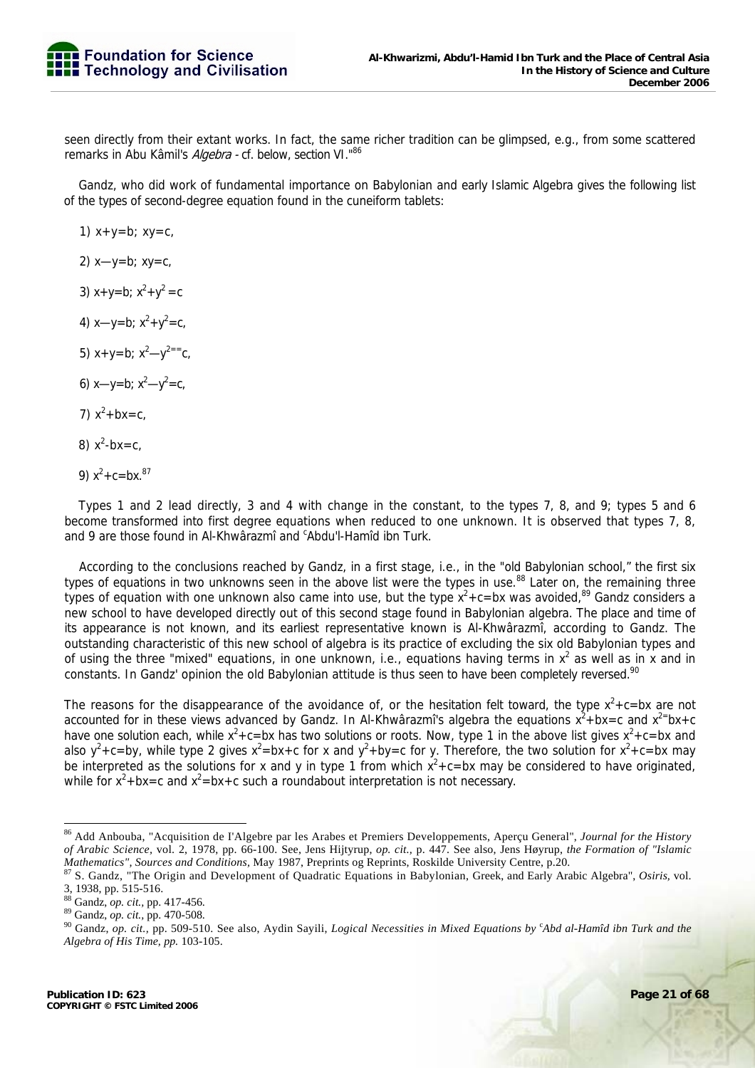seen directly from their extant works. In fact, the same richer tradition can be glimpsed, e.g., from some scattered remarks in Abu Kâmil's *Algebra* - cf. below, section VI."[86]

Gandz, who did work of fundamental importance on Babylonian and early Islamic Algebra gives the following list of the types of second-degree equation found in the cuneiform tablets:

1) $x+y=b$; $xy=c$,

2) $x-y=b$; $xy=c$,

3) $x+y=b$; $x^2+y^2=c$

4) $x-y=b$; $x^2+y^2=c$,

5) $x+y=b$; $x^2-y^2=c$,

6) $x-y=b$; $x^2-y^2=c$,

7) $x^2+bx=c$,

8) $x^2-bx=c$,

9) $x^2+c=bx$.[87]

Types 1 and 2 lead directly, 3 and 4 with change in the constant, to the types 7, 8, and 9; types 5 and 6 become transformed into first degree equations when reduced to one unknown. It is observed that types 7, 8, and 9 are those found in Al-Khwârazmî and ᶜAbdu'l-Hamîd ibn Turk.

According to the conclusions reached by Gandz, in a first stage, i.e., in the "old Babylonian school," the first six types of equations in two unknowns seen in the above list were the types in use.[88] Later on, the remaining three types of equation with one unknown also came into use, but the type $x^2+c=bx$ was avoided,[89] Gandz considers a new school to have developed directly out of this second stage found in Babylonian algebra. The place and time of its appearance is not known, and its earliest representative known is Al-Khwârazmî, according to Gandz. The outstanding characteristic of this new school of algebra is its practice of excluding the six old Babylonian types and of using the three "mixed" equations, in one unknown, i.e., equations having terms in $x^2$ as well as in x and in constants. In Gandz' opinion the old Babylonian attitude is thus seen to have been completely reversed.[90]

The reasons for the disappearance of the avoidance of, or the hesitation felt toward, the type $x^2+c=bx$ are not accounted for in these views advanced by Gandz. In Al-Khwârazmî's algebra the equations $x^2+bx=c$ and $x^2=bx+c$ have one solution each, while $x^2+c=bx$ has two solutions or roots. Now, type 1 in the above list gives $x^2+c=bx$ and also $y^2+c=by$, while type 2 gives $x^2=bx+c$ for x and $y^2+by=c$ for y. Therefore, the two solution for $x^2+c=bx$ may be interpreted as the solutions for x and y in type 1 from which $x^2+c=bx$ may be considered to have originated, while for $x^2+bx=c$ and $x^2=bx+c$ such a roundabout interpretation is not necessary.

---

[86] Add Anbouba, "Acquisition de I'Algebre par les Arabes et Premiers Developpements, Aperçu General", *Journal for the History of Arabic Science*, vol. 2, 1978, pp. 66-100. See, Jens Hijtyrup, *op. cit.*, p. 447. See also, Jens Høyrup, *the Formation of "Islamic Mathematics", Sources and Conditions*, May 1987, Preprints og Reprints, Roskilde University Centre, p.20.

[87] S. Gandz, "The Origin and Development of Quadratic Equations in Babylonian, Greek, and Early Arabic Algebra", *Osiris*, vol. 3, 1938, pp. 515-516.

[88] Gandz, *op. cit.*, pp. 417-456.

[89] Gandz, *op. cit.*, pp. 470-508.

[90] Gandz, *op. cit.*, pp. 509-510. See also, Aydin Sayili, *Logical Necessities in Mixed Equations by ᶜAbd al-Hamîd ibn Turk and the Algebra of His Time, pp.* 103-105.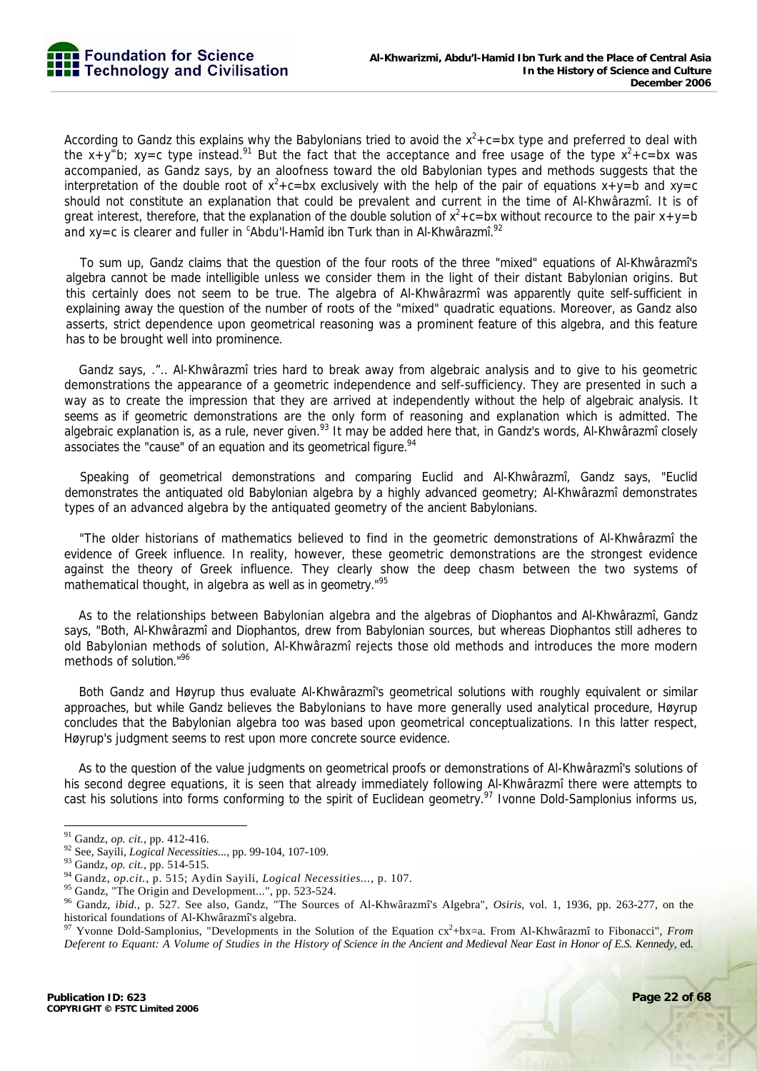According to Gandz this explains why the Babylonians tried to avoid the $x^2+c=bx$ type and preferred to deal with the $x+y=b$; $xy=c$ type instead.[91] But the fact that the acceptance and free usage of the type $x^2+c=bx$ was accompanied, as Gandz says, by an aloofness toward the old Babylonian types and methods suggests that the interpretation of the double root of $x^2+c=bx$ exclusively with the help of the pair of equations $x+y=b$ and $xy=c$ should not constitute an explanation that could be prevalent and current in the time of Al-Khwârazmî. It is of great interest, therefore, that the explanation of the double solution of $x^2+c=bx$ without recource to the pair $x+y=b$ and $xy=c$ is clearer and fuller in ᶜAbdu'l-Hamîd ibn Turk than in Al-Khwârazmî.[92]

To sum up, Gandz claims that the question of the four roots of the three "mixed" equations of Al-Khwârazmî's algebra cannot be made intelligible unless we consider them in the light of their distant Babylonian origins. But this certainly does not seem to be true. The algebra of Al-Khwârazrmî was apparently quite self-sufficient in explaining away the question of the number of roots of the "mixed" quadratic equations. Moreover, as Gandz also asserts, strict dependence upon geometrical reasoning was a prominent feature of this algebra, and this feature has to be brought well into prominence.

Gandz says, ."... Al-Khwârazmî tries hard to break away from algebraic analysis and to give to his geometric demonstrations the appearance of a geometric independence and self-sufficiency. They are presented in such a way as to create the impression that they are arrived at independently without the help of algebraic analysis. It seems as if geometric demonstrations are the only form of reasoning and explanation which is admitted. The algebraic explanation is, as a rule, never given.[93] It may be added here that, in Gandz's words, Al-Khwârazmî closely associates the "cause" of an equation and its geometrical figure.[94]

Speaking of geometrical demonstrations and comparing Euclid and Al-Khwârazmî, Gandz says, "Euclid demonstrates the antiquated old Babylonian algebra by a highly advanced geometry; Al-Khwârazmî demonstrates types of an advanced algebra by the antiquated geometry of the ancient Babylonians.

"The older historians of mathematics believed to find in the geometric demonstrations of Al-Khwârazmî the evidence of Greek influence. In reality, however, these geometric demonstrations are the strongest evidence against the theory of Greek influence. They clearly show the deep chasm between the two systems of mathematical thought, in algebra as well as in geometry."[95]

As to the relationships between Babylonian algebra and the algebras of Diophantos and Al-Khwârazmî, Gandz says, "Both, Al-Khwârazmî and Diophantos, drew from Babylonian sources, but whereas Diophantos still adheres to old Babylonian methods of solution, Al-Khwârazmî rejects those old methods and introduces the more modern methods of solution."[96]

Both Gandz and Høyrup thus evaluate Al-Khwârazmî's geometrical solutions with roughly equivalent or similar approaches, but while Gandz believes the Babylonians to have more generally used analytical procedure, Høyrup concludes that the Babylonian algebra too was based upon geometrical conceptualizations. In this latter respect, Høyrup's judgment seems to rest upon more concrete source evidence.

As to the question of the value judgments on geometrical proofs or demonstrations of Al-Khwârazmî's solutions of his second degree equations, it is seen that already immediately following Al-Khwârazmî there were attempts to cast his solutions into forms conforming to the spirit of Euclidean geometry.[97] Ivonne Dold-Samplonius informs us,

---

[91] Gandz, *op. cit.*, pp. 412-416.

[92] See, Sayili, *Logical Necessities...*, pp. 99-104, 107-109.

[93] Gandz, *op. cit.*, pp. 514-515.

[94] Gandz, *op.cit.*, p. 515; Aydin Sayili, *Logical Necessities...*, p. 107.

[95] Gandz, "The Origin and Development...", pp. 523-524.

[96] Gandz, *ibid.*, p. 527. See also, Gandz, "The Sources of Al-Khwârazmî's Algebra", *Osiris*, vol. 1, 1936, pp. 263-277, on the historical foundations of Al-Khwârazmî's algebra.

[97] Yvonne Dold-Samplonius, "Developments in the Solution of the Equation $cx^2+bx=a$. From Al-Khwârazmî to Fibonacci", *From Deferent to Equant: A Volume of Studies in the History of Science in the Ancient and Medieval Near East in Honor of E.S. Kennedy*, ed.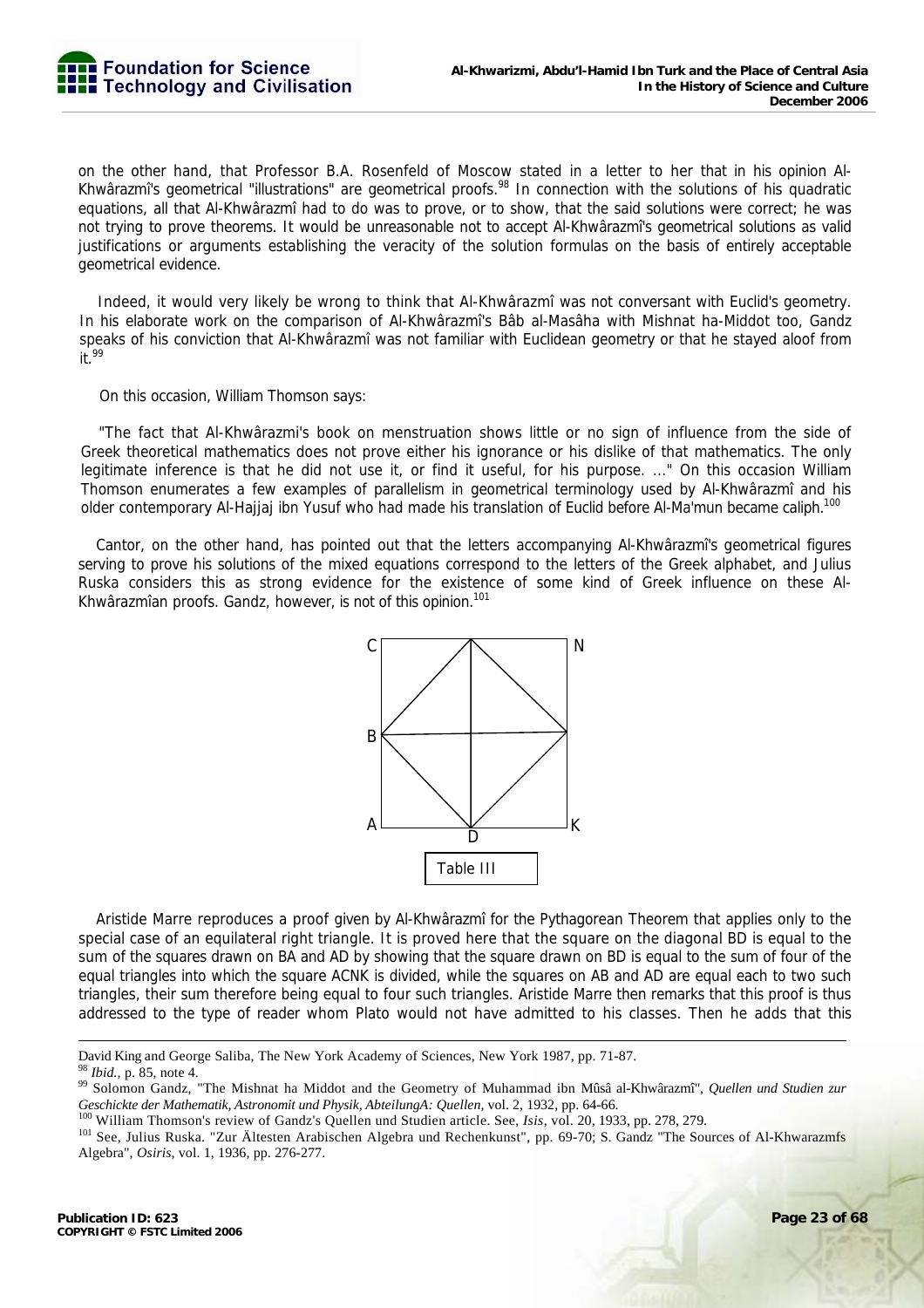on the other hand, that Professor B.A. Rosenfeld of Moscow stated in a letter to her that in his opinion Al-Khwârazmî's geometrical "illustrations" are geometrical proofs.[98] In connection with the solutions of his quadratic equations, all that Al-Khwârazmî had to do was to prove, or to show, that the said solutions were correct; he was not trying to prove theorems. It would be unreasonable not to accept Al-Khwârazmî's geometrical solutions as valid justifications or arguments establishing the veracity of the solution formulas on the basis of entirely acceptable geometrical evidence.

Indeed, it would very likely be wrong to think that Al-Khwârazmî was not conversant with Euclid's geometry. In his elaborate work on the comparison of Al-Khwârazmî's Bâb al-Masâha with Mishnat ha-Middot too, Gandz speaks of his conviction that Al-Khwârazmî was not familiar with Euclidean geometry or that he stayed aloof from it.[99]

On this occasion, William Thomson says:

"The fact that Al-Khwârazmi's book on menstruation shows little or no sign of influence from the side of Greek theoretical mathematics does not prove either his ignorance or his dislike of that mathematics. The only legitimate inference is that he did not use it, or find it useful, for his purpose. ..." On this occasion William Thomson enumerates a few examples of parallelism in geometrical terminology used by Al-Khwârazmî and his older contemporary Al-Hajjaj ibn Yusuf who had made his translation of Euclid before Al-Ma'mun became caliph.[100]

Cantor, on the other hand, has pointed out that the letters accompanying Al-Khwârazmî's geometrical figures serving to prove his solutions of the mixed equations correspond to the letters of the Greek alphabet, and Julius Ruska considers this as strong evidence for the existence of some kind of Greek influence on these Al-Khwârazmîan proofs. Gandz, however, is not of this opinion.[101]

Table III

Aristide Marre reproduces a proof given by Al-Khwârazmî for the Pythagorean Theorem that applies only to the special case of an equilateral right triangle. It is proved here that the square on the diagonal BD is equal to the sum of the squares drawn on BA and AD by showing that the square drawn on BD is equal to the sum of four of the equal triangles into which the square ACNK is divided, while the squares on AB and AD are equal each to two such triangles, their sum therefore being equal to four such triangles. Aristide Marre then remarks that this proof is thus addressed to the type of reader whom Plato would not have admitted to his classes. Then he adds that this

---

David King and George Saliba, The New York Academy of Sciences, New York 1987, pp. 71-87.

[98] *Ibid.*, p. 85, note 4.

[99] Solomon Gandz, "The Mishnat ha Middot and the Geometry of Muhammad ibn Mûsâ al-Khwârazmî", *Quellen und Studien zur Geschickte der Mathematik, Astronomit und Physik, AbteilungA: Quellen*, vol. 2, 1932, pp. 64-66.

[100] William Thomson's review of Gandz's Quellen und Studien article. See, *Isis*, vol. 20, 1933, pp. 278, 279.

[101] See, Julius Ruska. "Zur Ältesten Arabischen Algebra und Rechenkunst", pp. 69-70; S. Gandz "The Sources of Al-Khwarazmfs Algebra", *Osiris*, vol. 1, 1936, pp. 276-277.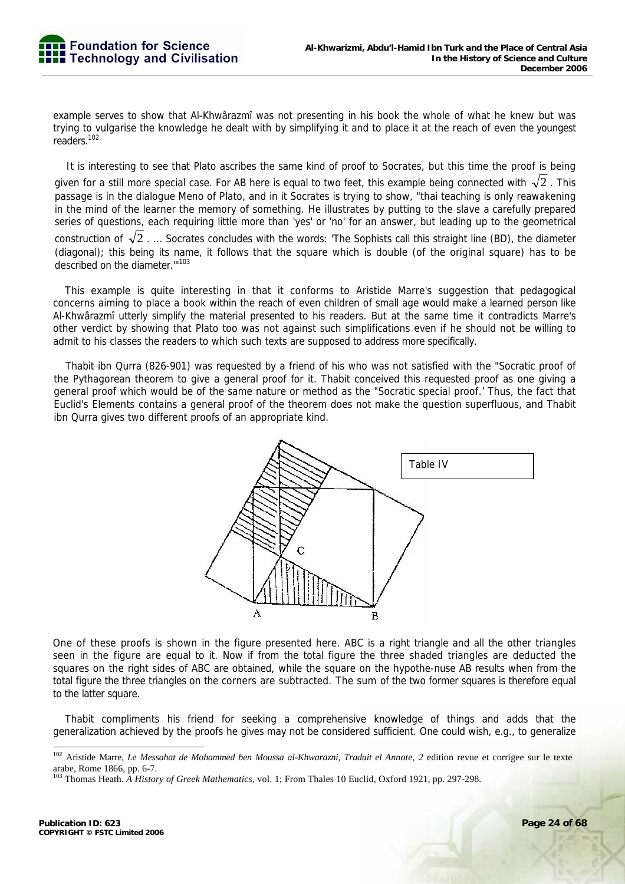example serves to show that Al-Khwârazmî was not presenting in his book the whole of what he knew but was trying to vulgarise the knowledge he dealt with by simplifying it and to place it at the reach of even the youngest readers.[102]

It is interesting to see that Plato ascribes the same kind of proof to Socrates, but this time the proof is being given for a still more special case. For AB here is equal to two feet, this example being connected with $\sqrt{2}$. This passage is in the dialogue Meno of Plato, and in it Socrates is trying to show, "thai teaching is only reawakening in the mind of the learner the memory of something. He illustrates by putting to the slave a carefully prepared series of questions, each requiring little more than 'yes' or 'no' for an answer, but leading up to the geometrical construction of $\sqrt{2}$. ... Socrates concludes with the words: 'The Sophists call this straight line (BD), the diameter (diagonal); this being its name, it follows that the square which is double (of the original square) has to be described on the diameter.'"[103]

This example is quite interesting in that it conforms to Aristide Marre's suggestion that pedagogical concerns aiming to place a book within the reach of even children of small age would make a learned person like Al-Khwârazmî utterly simplify the material presented to his readers. But at the same time it contradicts Marre's other verdict by showing that Plato too was not against such simplifications even if he should not be willing to admit to his classes the readers to which such texts are supposed to address more specifically.

Thabit ibn Qurra (826-901) was requested by a friend of his who was not satisfied with the "Socratic proof of the Pythagorean theorem to give a general proof for it. Thabit conceived this requested proof as one giving a general proof which would be of the same nature or method as the "Socratic special proof.' Thus, the fact that Euclid's Elements contains a general proof of the theorem does not make the question superfluous, and Thabit ibn Qurra gives two different proofs of an appropriate kind.

Table IV

One of these proofs is shown in the figure presented here. ABC is a right triangle and all the other triangles seen in the figure are equal to it. Now if from the total figure the three shaded triangles are deducted the squares on the right sides of ABC are obtained, while the square on the hypothe-nuse AB results when from the total figure the three triangles on the corners are subtracted. The sum of the two former squares is therefore equal to the latter square.

Thabit compliments his friend for seeking a comprehensive knowledge of things and adds that the generalization achieved by the proofs he gives may not be considered sufficient. One could wish, e.g., to generalize

---

[102] Aristide Marre, *Le Messahat de Mohammed ben Moussa al-Khwarazni, Traduit el Annote, 2* edition revue et corrigee sur le texte arabe, Rome 1866, pp. 6-7.

[103] Thomas Heath. *A History of Greek Mathematics*, vol. 1; From Thales 10 Euclid, Oxford 1921, pp. 297-298.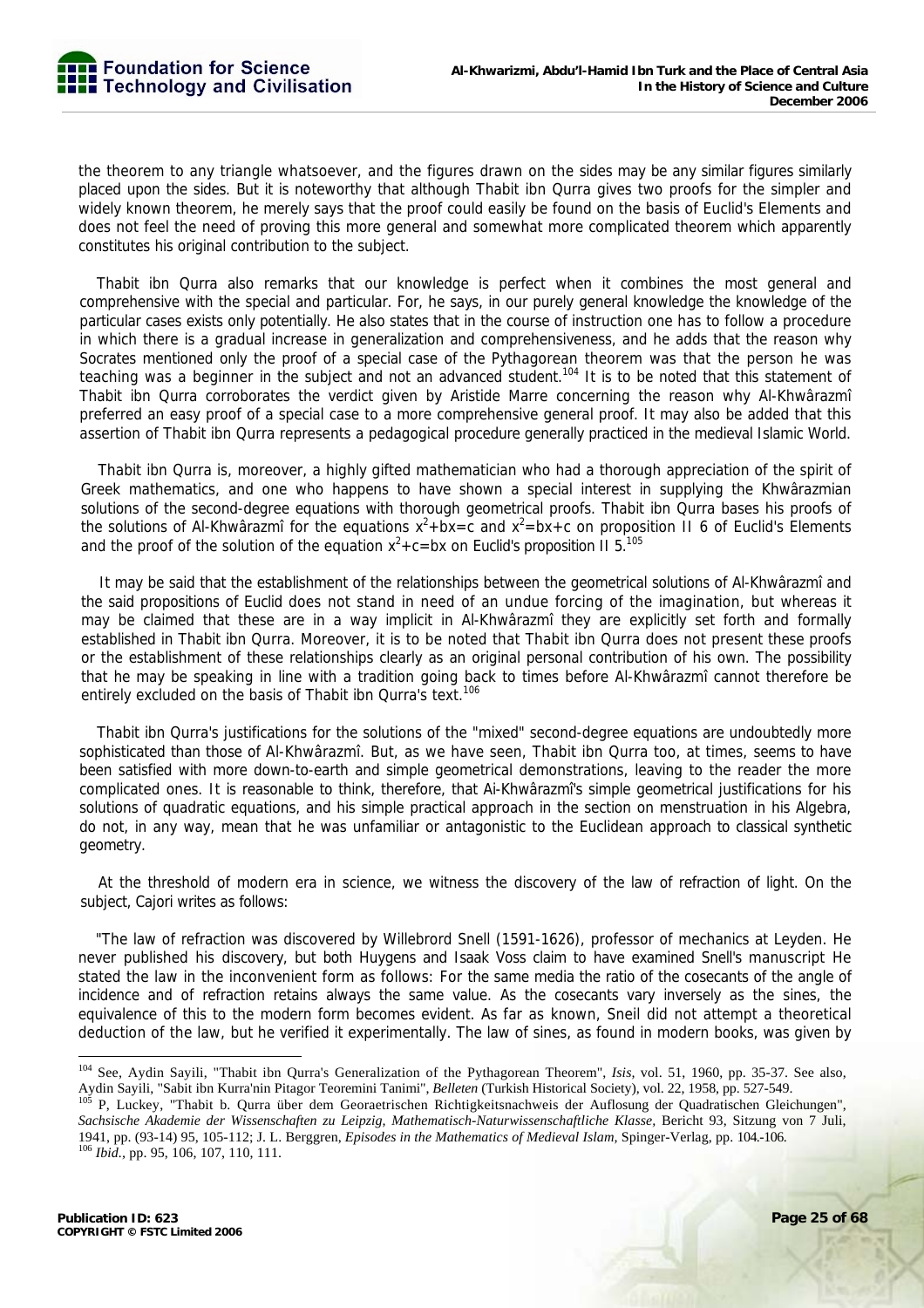the theorem to any triangle whatsoever, and the figures drawn on the sides may be any similar figures similarly placed upon the sides. But it is noteworthy that although Thabit ibn Qurra gives two proofs for the simpler and widely known theorem, he merely says that the proof could easily be found on the basis of Euclid's Elements and does not feel the need of proving this more general and somewhat more complicated theorem which apparently constitutes his original contribution to the subject.

Thabit ibn Qurra also remarks that our knowledge is perfect when it combines the most general and comprehensive with the special and particular. For, he says, in our purely general knowledge the knowledge of the particular cases exists only potentially. He also states that in the course of instruction one has to follow a procedure in which there is a gradual increase in generalization and comprehensiveness, and he adds that the reason why Socrates mentioned only the proof of a special case of the Pythagorean theorem was that the person he was teaching was a beginner in the subject and not an advanced student.[104] It is to be noted that this statement of Thabit ibn Qurra corroborates the verdict given by Aristide Marre concerning the reason why Al-Khwârazmî preferred an easy proof of a special case to a more comprehensive general proof. It may also be added that this assertion of Thabit ibn Qurra represents a pedagogical procedure generally practiced in the medieval Islamic World.

Thabit ibn Qurra is, moreover, a highly gifted mathematician who had a thorough appreciation of the spirit of Greek mathematics, and one who happens to have shown a special interest in supplying the Khwârazmian solutions of the second-degree equations with thorough geometrical proofs. Thabit ibn Qurra bases his proofs of the solutions of Al-Khwârazmî for the equations $x^2+bx=c$ and $x^2=bx+c$ on proposition II 6 of Euclid's Elements and the proof of the solution of the equation $x^2+c=bx$ on Euclid's proposition II 5.[105]

It may be said that the establishment of the relationships between the geometrical solutions of Al-Khwârazmî and the said propositions of Euclid does not stand in need of an undue forcing of the imagination, but whereas it may be claimed that these are in a way implicit in Al-Khwârazmî they are explicitly set forth and formally established in Thabit ibn Qurra. Moreover, it is to be noted that Thabit ibn Qurra does not present these proofs or the establishment of these relationships clearly as an original personal contribution of his own. The possibility that he may be speaking in line with a tradition going back to times before Al-Khwârazmî cannot therefore be entirely excluded on the basis of Thabit ibn Qurra's text.[106]

Thabit ibn Qurra's justifications for the solutions of the "mixed" second-degree equations are undoubtedly more sophisticated than those of Al-Khwârazmî. But, as we have seen, Thabit ibn Qurra too, at times, seems to have been satisfied with more down-to-earth and simple geometrical demonstrations, leaving to the reader the more complicated ones. It is reasonable to think, therefore, that Ai-Khwârazmî's simple geometrical justifications for his solutions of quadratic equations, and his simple practical approach in the section on menstruation in his Algebra, do not, in any way, mean that he was unfamiliar or antagonistic to the Euclidean approach to classical synthetic geometry.

At the threshold of modern era in science, we witness the discovery of the law of refraction of light. On the subject, Cajori writes as follows:

"The law of refraction was discovered by Willebrord Snell (1591-1626), professor of mechanics at Leyden. He never published his discovery, but both Huygens and Isaak Voss claim to have examined Snell's manuscript He stated the law in the inconvenient form as follows: For the same media the ratio of the cosecants of the angle of incidence and of refraction retains always the same value. As the cosecants vary inversely as the sines, the equivalence of this to the modern form becomes evident. As far as known, Sneil did not attempt a theoretical deduction of the law, but he verified it experimentally. The law of sines, as found in modern books, was given by

---

[104] See, Aydin Sayili, "Thabit ibn Qurra's Generalization of the Pythagorean Theorem", *Isis*, vol. 51, 1960, pp. 35-37. See also, Aydin Sayili, "Sabit ibn Kurra'nin Pitagor Teoremini Tanimi", *Belleten* (Turkish Historical Society), vol. 22, 1958, pp. 527-549.

[105] P, Luckey, "Thabit b. Qurra über dem Georaetrischen Richtigkeitsnachweis der Auflosung der Quadratischen Gleichungen", *Sachsische Akademie der Wissenschaften zu Leipzig, Mathematisch-Naturwissenschaftliche Klasse*, Bericht 93, Sitzung von 7 Juli, 1941, pp. (93-14) 95, 105-112; J. L. Berggren, *Episodes in the Mathematics of Medieval Islam*, Spinger-Verlag, pp. 104.-106.

[106] *Ibid*., pp. 95, 106, 107, 110, 111.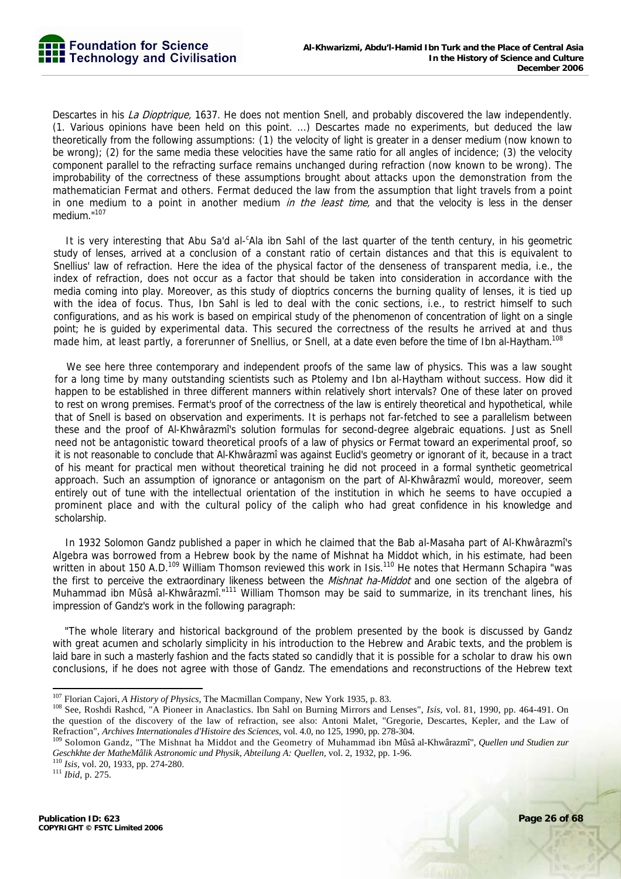Descartes in his *La Dioptrique,* 1637. He does not mention Snell, and probably discovered the law independently. (1. Various opinions have been held on this point. ...) Descartes made no experiments, but deduced the law theoretically from the following assumptions: (1) the velocity of light is greater in a denser medium (now known to be wrong); (2) for the same media these velocities have the same ratio for all angles of incidence; (3) the velocity component parallel to the refracting surface remains unchanged during refraction (now known to be wrong). The improbability of the correctness of these assumptions brought about attacks upon the demonstration from the mathematician Fermat and others. Fermat deduced the law from the assumption that light travels from a point in one medium to a point in another medium *in the least time,* and that the velocity is less in the denser medium."[107]

It is very interesting that Abu Sa'd al-ᶜAla ibn Sahl of the last quarter of the tenth century, in his geometric study of lenses, arrived at a conclusion of a constant ratio of certain distances and that this is equivalent to Snellius' law of refraction. Here the idea of the physical factor of the denseness of transparent media, i.e., the index of refraction, does not occur as a factor that should be taken into consideration in accordance with the media coming into play. Moreover, as this study of dioptrics concerns the burning quality of lenses, it is tied up with the idea of focus. Thus, Ibn Sahl is led to deal with the conic sections, i.e., to restrict himself to such configurations, and as his work is based on empirical study of the phenomenon of concentration of light on a single point; he is guided by experimental data. This secured the correctness of the results he arrived at and thus made him, at least partly, a forerunner of Snellius, or Snell, at a date even before the time of Ibn al-Haytham.[108]

We see here three contemporary and independent proofs of the same law of physics. This was a law sought for a long time by many outstanding scientists such as Ptolemy and Ibn al-Haytham without success. How did it happen to be established in three different manners within relatively short intervals? One of these later on proved to rest on wrong premises. Fermat's proof of the correctness of the law is entirely theoretical and hypothetical, while that of Snell is based on observation and experiments. It is perhaps not far-fetched to see a parallelism between these and the proof of Al-Khwârazmî's solution formulas for second-degree algebraic equations. Just as Snell need not be antagonistic toward theoretical proofs of a law of physics or Fermat toward an experimental proof, so it is not reasonable to conclude that Al-Khwârazmî was against Euclid's geometry or ignorant of it, because in a tract of his meant for practical men without theoretical training he did not proceed in a formal synthetic geometrical approach. Such an assumption of ignorance or antagonism on the part of Al-Khwârazmî would, moreover, seem entirely out of tune with the intellectual orientation of the institution in which he seems to have occupied a prominent place and with the cultural policy of the caliph who had great confidence in his knowledge and scholarship.

In 1932 Solomon Gandz published a paper in which he claimed that the Bab al-Masaha part of Al-Khwârazmî's Algebra was borrowed from a Hebrew book by the name of Mishnat ha Middot which, in his estimate, had been written in about 150 A.D.[109] William Thomson reviewed this work in Isis.[110] He notes that Hermann Schapira "was the first to perceive the extraordinary likeness between the *Mishnat ha-Middot* and one section of the algebra of Muhammad ibn Mûsâ al-Khwârazmî."[111] William Thomson may be said to summarize, in its trenchant lines, his impression of Gandz's work in the following paragraph:

"The whole literary and historical background of the problem presented by the book is discussed by Gandz with great acumen and scholarly simplicity in his introduction to the Hebrew and Arabic texts, and the problem is laid bare in such a masterly fashion and the facts stated so candidly that it is possible for a scholar to draw his own conclusions, if he does not agree with those of Gandz. The emendations and reconstructions of the Hebrew text

---

[107] Florian Cajori, *A History of Physics*, The Macmillan Company, New York 1935, p. 83.

[108] See, Roshdi Rashcd, "A Pioneer in Anaclastics. Ibn Sahl on Burning Mirrors and Lenses", *Isis*, vol. 81, 1990, pp. 464-491. On the question of the discovery of the law of refraction, see also: Antoni Malet, "Gregorie, Descartes, Kepler, and the Law of Refraction", *Archives Internationales d'Histoire des Sciences*, vol. 4.0, no 125, 1990, pp. 278-304.

[109] Solomon Gandz, "The Mishnat ha Middot and the Geometry of Muhammad ibn Mûsâ al-Khwârazmî", *Quellen und Studien zur Geschkhte der MatheMâlik Astronomic und Physik, Abteilung A: Quellen*, vol. 2, 1932, pp. 1-96.

[110] *Isis*, vol. 20, 1933, pp. 274-280.

[111] *Ibid*, p. 275.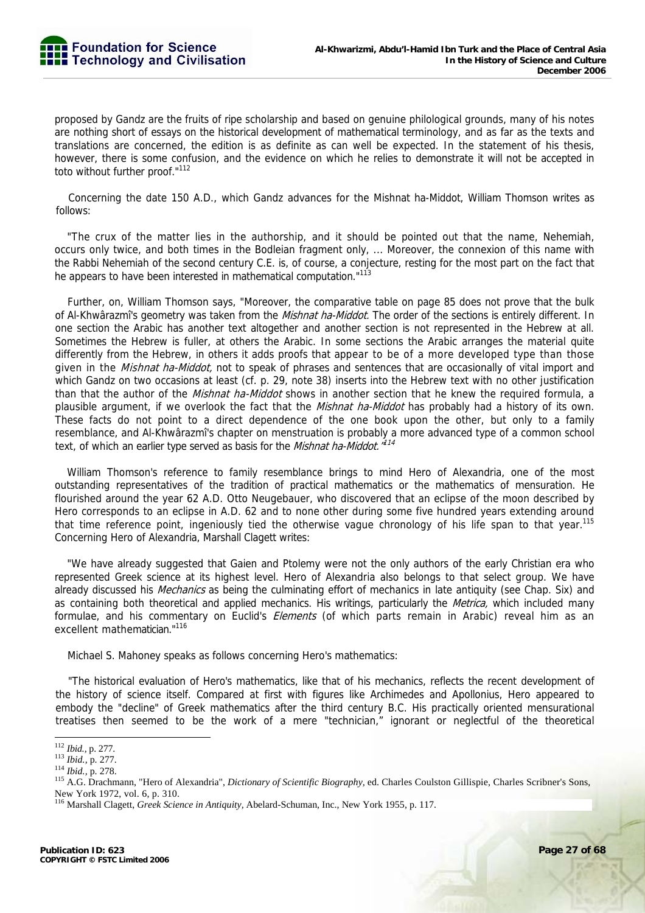proposed by Gandz are the fruits of ripe scholarship and based on genuine philological grounds, many of his notes are nothing short of essays on the historical development of mathematical terminology, and as far as the texts and translations are concerned, the edition is as definite as can well be expected. In the statement of his thesis, however, there is some confusion, and the evidence on which he relies to demonstrate it will not be accepted in toto without further proof."[112]

Concerning the date 150 A.D., which Gandz advances for the Mishnat ha-Middot, William Thomson writes as follows:

"The crux of the matter lies in the authorship, and it should be pointed out that the name, Nehemiah, occurs only twice, and both times in the Bodleian fragment only, ... Moreover, the connexion of this name with the Rabbi Nehemiah of the second century C.E. is, of course, a conjecture, resting for the most part on the fact that he appears to have been interested in mathematical computation."[113]

Further, on, William Thomson says, "Moreover, the comparative table on page 85 does not prove that the bulk of Al-Khwârazmî's geometry was taken from the *Mishnat ha-Middot.* The order of the sections is entirely different. In one section the Arabic has another text altogether and another section is not represented in the Hebrew at all. Sometimes the Hebrew is fuller, at others the Arabic. In some sections the Arabic arranges the material quite differently from the Hebrew, in others it adds proofs that appear to be of a more developed type than those given in the *Mishnat ha-Middot,* not to speak of phrases and sentences that are occasionally of vital import and which Gandz on two occasions at least (cf. p. 29, note 38) inserts into the Hebrew text with no other justification than that the author of the *Mishnat ha-Middot* shows in another section that he knew the required formula, a plausible argument, if we overlook the fact that the *Mishnat ha-Middot* has probably had a history of its own. These facts do not point to a direct dependence of the one book upon the other, but only to a family resemblance, and Al-Khwârazmî's chapter on menstruation is probably a more advanced type of a common school text, of which an earlier type served as basis for the *Mishnat ha-Middot.*"[114]

William Thomson's reference to family resemblance brings to mind Hero of Alexandria, one of the most outstanding representatives of the tradition of practical mathematics or the mathematics of mensuration. He flourished around the year 62 A.D. Otto Neugebauer, who discovered that an eclipse of the moon described by Hero corresponds to an eclipse in A.D. 62 and to none other during some five hundred years extending around that time reference point, ingeniously tied the otherwise vague chronology of his life span to that year.[115] Concerning Hero of Alexandria, Marshall Clagett writes:

"We have already suggested that Gaien and Ptolemy were not the only authors of the early Christian era who represented Greek science at its highest level. Hero of Alexandria also belongs to that select group. We have already discussed his *Mechanics* as being the culminating effort of mechanics in late antiquity (see Chap. Six) and as containing both theoretical and applied mechanics. His writings, particularly the *Metrica,* which included many formulae, and his commentary on Euclid's *Elements* (of which parts remain in Arabic) reveal him as an excellent mathematician."[116]

Michael S. Mahoney speaks as follows concerning Hero's mathematics:

"The historical evaluation of Hero's mathematics, like that of his mechanics, reflects the recent development of the history of science itself. Compared at first with figures like Archimedes and Apollonius, Hero appeared to embody the "decline" of Greek mathematics after the third century B.C. His practically oriented mensurational treatises then seemed to be the work of a mere "technician," ignorant or neglectful of the theoretical

---

[112] *Ibid.,* p. 277.
[113] *Ibid.,* p. 277.
[114] *Ibid.,* p. 278.
[115] A.G. Drachmann, "Hero of Alexandria", *Dictionary of Scientific Biography,* ed. Charles Coulston Gillispie, Charles Scribner's Sons, New York 1972, vol. 6, p. 310.
[116] Marshall Clagett, *Greek Science in Antiquity,* Abelard-Schuman, Inc., New York 1955, p. 117.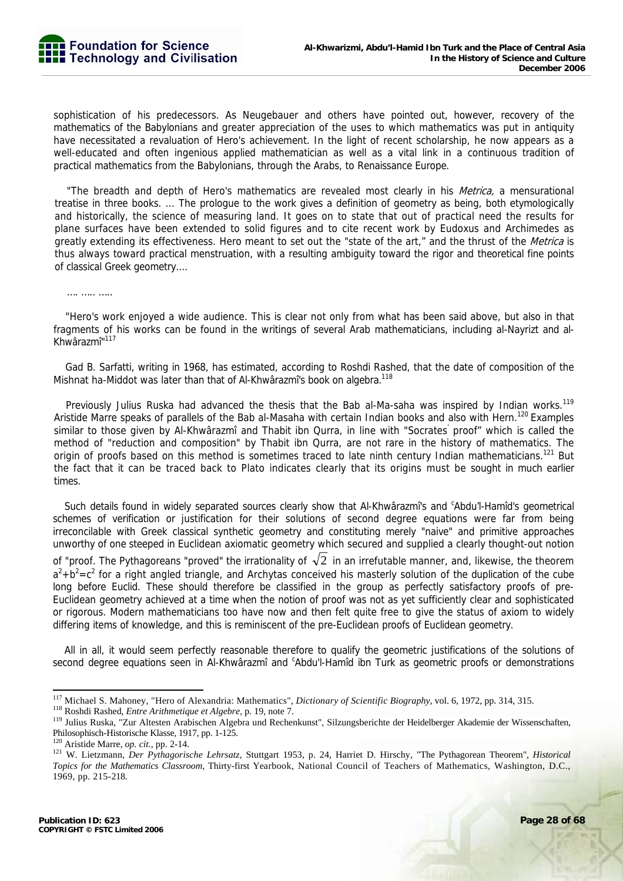sophistication of his predecessors. As Neugebauer and others have pointed out, however, recovery of the mathematics of the Babylonians and greater appreciation of the uses to which mathematics was put in antiquity have necessitated a revaluation of Hero's achievement. In the light of recent scholarship, he now appears as a well-educated and often ingenious applied mathematician as well as a vital link in a continuous tradition of practical mathematics from the Babylonians, through the Arabs, to Renaissance Europe.

"The breadth and depth of Hero's mathematics are revealed most clearly in his *Metrica,* a mensurational treatise in three books. ... The prologue to the work gives a definition of geometry as being, both etymologically and historically, the science of measuring land. It goes on to state that out of practical need the results for plane surfaces have been extended to solid figures and to cite recent work by Eudoxus and Archimedes as greatly extending its effectiveness. Hero meant to set out the "state of the art," and the thrust of the *Metrica* is thus always toward practical menstruation, with a resulting ambiguity toward the rigor and theoretical fine points of classical Greek geometry....

.... ..... .....

"Hero's work enjoyed a wide audience. This is clear not only from what has been said above, but also in that fragments of his works can be found in the writings of several Arab mathematicians, including al-Nayrizt and al-Khwârazmî"[117]

Gad B. Sarfatti, writing in 1968, has estimated, according to Roshdi Rashed, that the date of composition of the Mishnat ha-Middot was later than that of Al-Khwârazmî's book on algebra.[118]

Previously Julius Ruska had advanced the thesis that the Bab al-Ma-saha was inspired by Indian works.[119] Aristide Marre speaks of parallels of the Bab al-Masaha with certain Indian books and also with Hern.[120] Examples similar to those given by Al-Khwârazmî and Thabit ibn Qurra, in line with "Socrates' proof" which is called the method of "reduction and composition" by Thabit ibn Qurra, are not rare in the history of mathematics. The origin of proofs based on this method is sometimes traced to late ninth century Indian mathematicians.[121] But the fact that it can be traced back to Plato indicates clearly that its origins must be sought in much earlier times.

Such details found in widely separated sources clearly show that Al-Khwârazmî's and ʿAbdu'l-Hamîd's geometrical schemes of verification or justification for their solutions of second degree equations were far from being irreconcilable with Greek classical synthetic geometry and constituting merely "naive" and primitive approaches unworthy of one steeped in Euclidean axiomatic geometry which secured and supplied a clearly thought-out notion of "proof. The Pythagoreans "proved" the irrationality of $\sqrt{2}$ in an irrefutable manner, and, likewise, the theorem $a^2+b^2=c^2$ for a right angled triangle, and Archytas conceived his masterly solution of the duplication of the cube long before Euclid. These should therefore be classified in the group as perfectly satisfactory proofs of pre-Euclidean geometry achieved at a time when the notion of proof was not as yet sufficiently clear and sophisticated or rigorous. Modern mathematicians too have now and then felt quite free to give the status of axiom to widely differing items of knowledge, and this is reminiscent of the pre-Euclidean proofs of Euclidean geometry.

All in all, it would seem perfectly reasonable therefore to qualify the geometric justifications of the solutions of second degree equations seen in Al-Khwârazmî and ʿAbdu'l-Hamîd ibn Turk as geometric proofs or demonstrations

---

[117] Michael S. Mahoney, "Hero of Alexandria: Mathematics", *Dictionary of Scientific Biography*, vol. 6, 1972, pp. 314, 315.

[118] Roshdi Rashed, *Entre Arithmetique et Algebre*, p. 19, note 7.

[119] Julius Ruska, "Zur Altesten Arabischen Algebra und Rechenkunst", Silzungsberichte der Heidelberger Akademie der Wissenschaften, Philosophisch-Historische Klasse, 1917, pp. 1-125.

[120] Aristide Marre, *op. cit.*, pp. 2-14.

[121] W. Lietzmann, *Der Pythagorische Lehrsatz*, Stuttgart 1953, p. 24, Harriet D. Hirschy, "The Pythagorean Theorem", *Historical Topics for the Mathematics Classroom*, Thirty-first Yearbook, National Council of Teachers of Mathematics, Washington, D.C., 1969, pp. 215-218.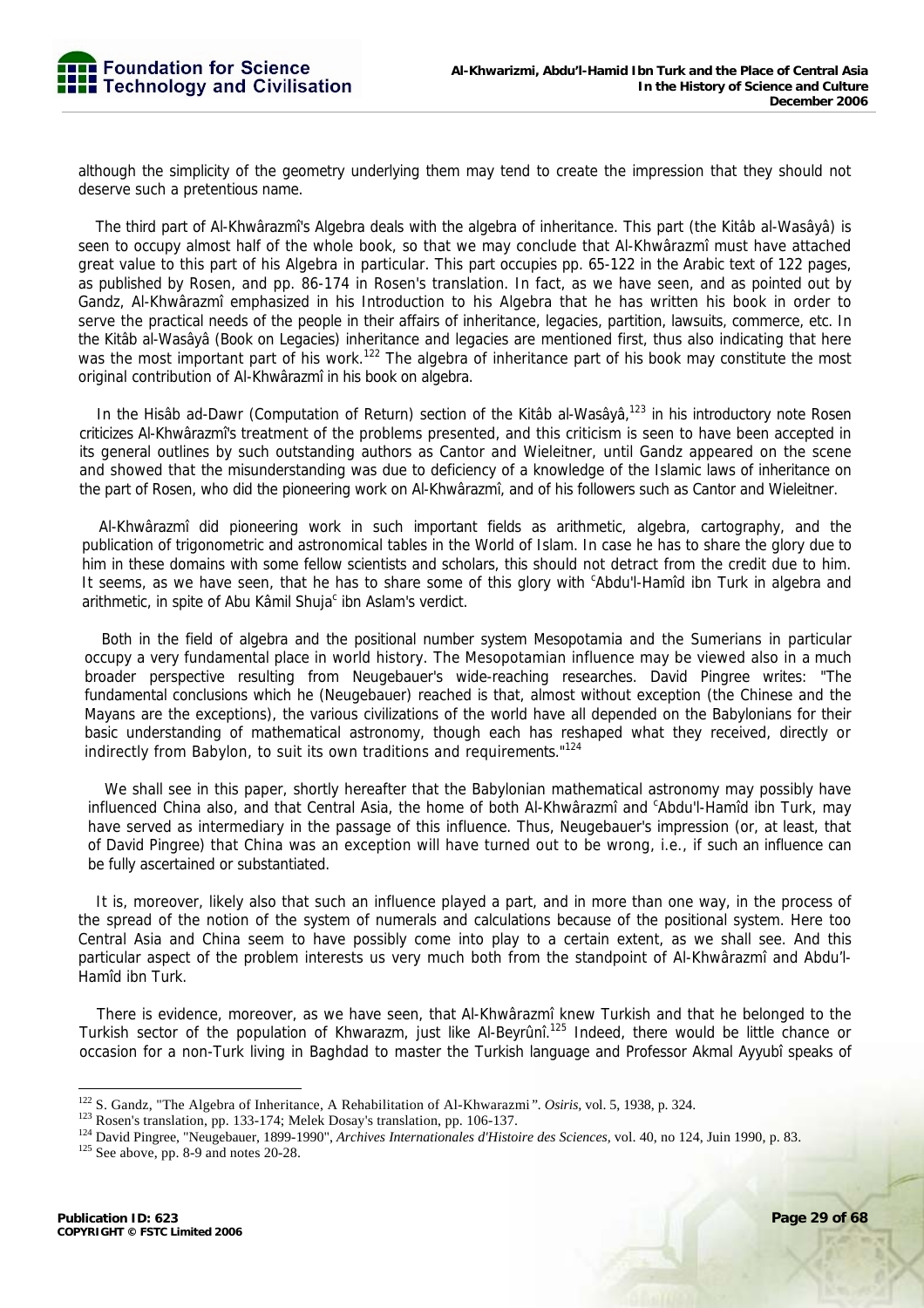although the simplicity of the geometry underlying them may tend to create the impression that they should not deserve such a pretentious name.

The third part of Al-Khwârazmî's Algebra deals with the algebra of inheritance. This part (the Kitâb al-Wasâyâ) is seen to occupy almost half of the whole book, so that we may conclude that Al-Khwârazmî must have attached great value to this part of his Algebra in particular. This part occupies pp. 65-122 in the Arabic text of 122 pages, as published by Rosen, and pp. 86-174 in Rosen's translation. In fact, as we have seen, and as pointed out by Gandz, Al-Khwârazmî emphasized in his Introduction to his Algebra that he has written his book in order to serve the practical needs of the people in their affairs of inheritance, legacies, partition, lawsuits, commerce, etc. In the Kitâb al-Wasâyâ (Book on Legacies) inheritance and legacies are mentioned first, thus also indicating that here was the most important part of his work.[122] The algebra of inheritance part of his book may constitute the most original contribution of Al-Khwârazmî in his book on algebra.

In the Hisâb ad-Dawr (Computation of Return) section of the Kitâb al-Wasâyâ,[123] in his introductory note Rosen criticizes Al-Khwârazmî's treatment of the problems presented, and this criticism is seen to have been accepted in its general outlines by such outstanding authors as Cantor and Wieleitner, until Gandz appeared on the scene and showed that the misunderstanding was due to deficiency of a knowledge of the Islamic laws of inheritance on the part of Rosen, who did the pioneering work on Al-Khwârazmî, and of his followers such as Cantor and Wieleitner.

Al-Khwârazmî did pioneering work in such important fields as arithmetic, algebra, cartography, and the publication of trigonometric and astronomical tables in the World of Islam. In case he has to share the glory due to him in these domains with some fellow scientists and scholars, this should not detract from the credit due to him. It seems, as we have seen, that he has to share some of this glory with ᶜAbdu'l-Hamîd ibn Turk in algebra and arithmetic, in spite of Abu Kâmil Shujaᶜ ibn Aslam's verdict.

Both in the field of algebra and the positional number system Mesopotamia and the Sumerians in particular occupy a very fundamental place in world history. The Mesopotamian influence may be viewed also in a much broader perspective resulting from Neugebauer's wide-reaching researches. David Pingree writes: "The fundamental conclusions which he (Neugebauer) reached is that, almost without exception (the Chinese and the Mayans are the exceptions), the various civilizations of the world have all depended on the Babylonians for their basic understanding of mathematical astronomy, though each has reshaped what they received, directly or indirectly from Babylon, to suit its own traditions and requirements."[124]

We shall see in this paper, shortly hereafter that the Babylonian mathematical astronomy may possibly have influenced China also, and that Central Asia, the home of both Al-Khwârazmî and ᶜAbdu'l-Hamîd ibn Turk, may have served as intermediary in the passage of this influence. Thus, Neugebauer's impression (or, at least, that of David Pingree) that China was an exception will have turned out to be wrong, i.e., if such an influence can be fully ascertained or substantiated.

It is, moreover, likely also that such an influence played a part, and in more than one way, in the process of the spread of the notion of the system of numerals and calculations because of the positional system. Here too Central Asia and China seem to have possibly come into play to a certain extent, as we shall see. And this particular aspect of the problem interests us very much both from the standpoint of Al-Khwârazmî and Abdu'l-Hamîd ibn Turk.

There is evidence, moreover, as we have seen, that Al-Khwârazmî knew Turkish and that he belonged to the Turkish sector of the population of Khwarazm, just like Al-Beyrûnî.[125] Indeed, there would be little chance or occasion for a non-Turk living in Baghdad to master the Turkish language and Professor Akmal Ayyubî speaks of

---

[122] S. Gandz, "The Algebra of Inheritance, A Rehabilitation of Al-Khwarazmi". *Osiris*, vol. 5, 1938, p. 324.

[123] Rosen's translation, pp. 133-174; Melek Dosay's translation, pp. 106-137.

[124] David Pingree, "Neugebauer, 1899-1990", *Archives Internationales d'Histoire des Sciences*, vol. 40, no 124, Juin 1990, p. 83.

[125] See above, pp. 8-9 and notes 20-28.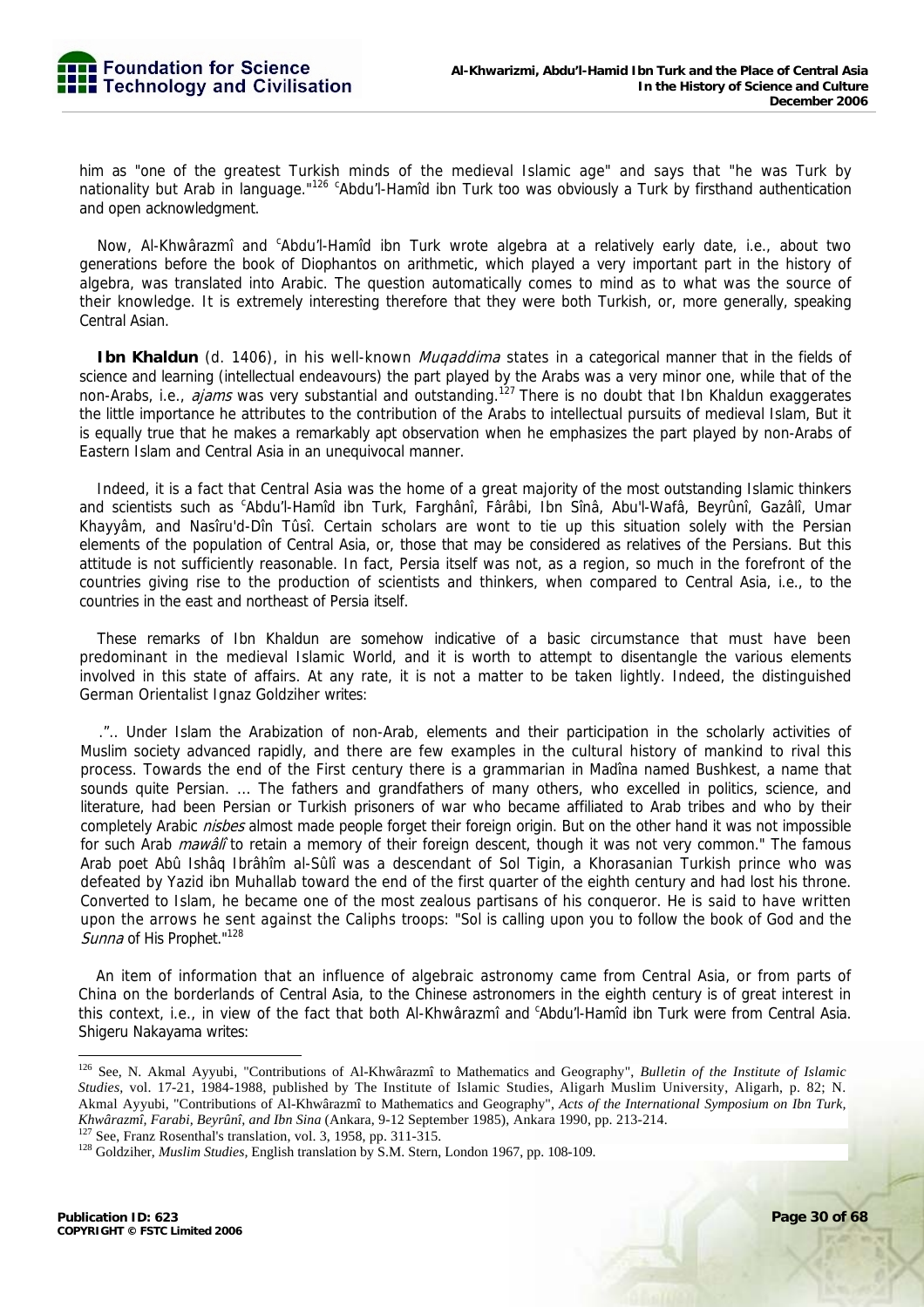him as "one of the greatest Turkish minds of the medieval Islamic age" and says that "he was Turk by nationality but Arab in language."[126] ᶜAbdu'l-Hamîd ibn Turk too was obviously a Turk by firsthand authentication and open acknowledgment.

Now, Al-Khwârazmî and ᶜAbdu'l-Hamîd ibn Turk wrote algebra at a relatively early date, i.e., about two generations before the book of Diophantos on arithmetic, which played a very important part in the history of algebra, was translated into Arabic. The question automatically comes to mind as to what was the source of their knowledge. It is extremely interesting therefore that they were both Turkish, or, more generally, speaking Central Asian.

**Ibn Khaldun** (d. 1406), in his well-known *Muqaddima* states in a categorical manner that in the fields of science and learning (intellectual endeavours) the part played by the Arabs was a very minor one, while that of the non-Arabs, i.e., *ajams* was very substantial and outstanding.[127] There is no doubt that Ibn Khaldun exaggerates the little importance he attributes to the contribution of the Arabs to intellectual pursuits of medieval Islam, But it is equally true that he makes a remarkably apt observation when he emphasizes the part played by non-Arabs of Eastern Islam and Central Asia in an unequivocal manner.

Indeed, it is a fact that Central Asia was the home of a great majority of the most outstanding Islamic thinkers and scientists such as ᶜAbdu'l-Hamîd ibn Turk, Farghânî, Fârâbi, Ibn Sînâ, Abu'l-Wafâ, Beyrûnî, Gazâlî, Umar Khayyâm, and Nasîru'd-Dîn Tûsî. Certain scholars are wont to tie up this situation solely with the Persian elements of the population of Central Asia, or, those that may be considered as relatives of the Persians. But this attitude is not sufficiently reasonable. In fact, Persia itself was not, as a region, so much in the forefront of the countries giving rise to the production of scientists and thinkers, when compared to Central Asia, i.e., to the countries in the east and northeast of Persia itself.

These remarks of Ibn Khaldun are somehow indicative of a basic circumstance that must have been predominant in the medieval Islamic World, and it is worth to attempt to disentangle the various elements involved in this state of affairs. At any rate, it is not a matter to be taken lightly. Indeed, the distinguished German Orientalist Ignaz Goldziher writes:

.".. Under Islam the Arabization of non-Arab, elements and their participation in the scholarly activities of Muslim society advanced rapidly, and there are few examples in the cultural history of mankind to rival this process. Towards the end of the First century there is a grammarian in Madîna named Bushkest, a name that sounds quite Persian. ... The fathers and grandfathers of many others, who excelled in politics, science, and literature, had been Persian or Turkish prisoners of war who became affiliated to Arab tribes and who by their completely Arabic *nisbes* almost made people forget their foreign origin. But on the other hand it was not impossible for such Arab *mawâlî* to retain a memory of their foreign descent, though it was not very common." The famous Arab poet Abû Ishâq Ibrâhîm al-Sûlî was a descendant of Sol Tigin, a Khorasanian Turkish prince who was defeated by Yazid ibn Muhallab toward the end of the first quarter of the eighth century and had lost his throne. Converted to Islam, he became one of the most zealous partisans of his conqueror. He is said to have written upon the arrows he sent against the Caliphs troops: "Sol is calling upon you to follow the book of God and the *Sunna* of His Prophet."[128]

An item of information that an influence of algebraic astronomy came from Central Asia, or from parts of China on the borderlands of Central Asia, to the Chinese astronomers in the eighth century is of great interest in this context, i.e., in view of the fact that both Al-Khwârazmî and ᶜAbdu'l-Hamîd ibn Turk were from Central Asia. Shigeru Nakayama writes:

---

[126] See, N. Akmal Ayyubi, "Contributions of Al-Khwârazmî to Mathematics and Geography", *Bulletin of the Institute of Islamic Studies*, vol. 17-21, 1984-1988, published by The Institute of Islamic Studies, Aligarh Muslim University, Aligarh, p. 82; N. Akmal Ayyubi, "Contributions of Al-Khwârazmî to Mathematics and Geography", *Acts of the International Symposium on Ibn Turk, Khwârazmî, Farabi, Beyrûnî, and Ibn Sina* (Ankara, 9-12 September 1985), Ankara 1990, pp. 213-214.

[127] See, Franz Rosenthal's translation, vol. 3, 1958, pp. 311-315.

[128] Goldziher, *Muslim Studies*, English translation by S.M. Stern, London 1967, pp. 108-109.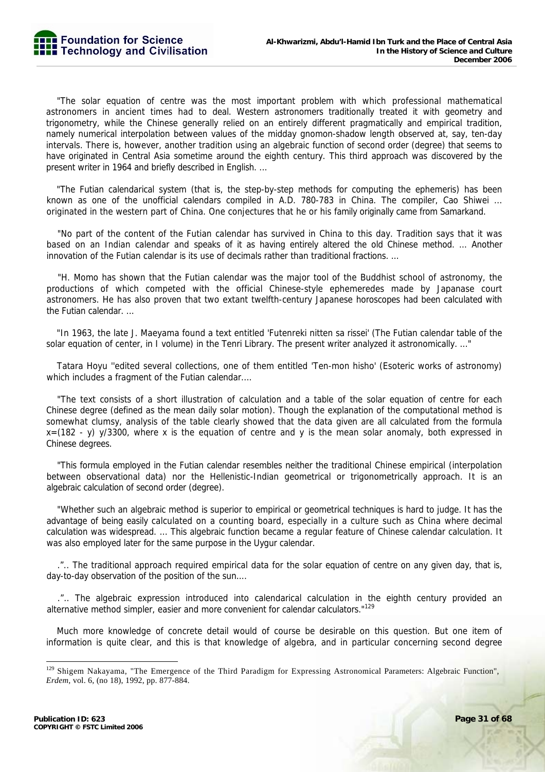"The solar equation of centre was the most important problem with which professional mathematical astronomers in ancient times had to deal. Western astronomers traditionally treated it with geometry and trigonometry, while the Chinese generally relied on an entirely different pragmatically and empirical tradition, namely numerical interpolation between values of the midday gnomon-shadow length observed at, say, ten-day intervals. There is, however, another tradition using an algebraic function of second order (degree) that seems to have originated in Central Asia sometime around the eighth century. This third approach was discovered by the present writer in 1964 and briefly described in English. ...

"The Futian calendarical system (that is, the step-by-step methods for computing the ephemeris) has been known as one of the unofficial calendars compiled in A.D. 780-783 in China. The compiler, Cao Shiwei ... originated in the western part of China. One conjectures that he or his family originally came from Samarkand.

"No part of the content of the Futian calendar has survived in China to this day. Tradition says that it was based on an Indian calendar and speaks of it as having entirely altered the old Chinese method. ... Another innovation of the Futian calendar is its use of decimals rather than traditional fractions. ...

"H. Momo has shown that the Futian calendar was the major tool of the Buddhist school of astronomy, the productions of which competed with the official Chinese-style ephemeredes made by Japanase court astronomers. He has also proven that two extant twelfth-century Japanese horoscopes had been calculated with the Futian calendar. ...

"In 1963, the late J. Maeyama found a text entitled 'Futenreki nitten sa rissei' (The Futian calendar table of the solar equation of center, in I volume) in the Tenri Library. The present writer analyzed it astronomically. ..."

Tatara Hoyu ''edited several collections, one of them entitled 'Ten-mon hisho' (Esoteric works of astronomy) which includes a fragment of the Futian calendar....

"The text consists of a short illustration of calculation and a table of the solar equation of centre for each Chinese degree (defined as the mean daily solar motion). Though the explanation of the computational method is somewhat clumsy, analysis of the table clearly showed that the data given are all calculated from the formula $x=(182 - y)\ y/3300$, where x is the equation of centre and y is the mean solar anomaly, both expressed in Chinese degrees.

"This formula employed in the Futian calendar resembles neither the traditional Chinese empirical (interpolation between observational data) nor the Hellenistic-Indian geometrical or trigonometrically approach. It is an algebraic calculation of second order (degree).

"Whether such an algebraic method is superior to empirical or geometrical techniques is hard to judge. It has the advantage of being easily calculated on a counting board, especially in a culture such as China where decimal calculation was widespread. ... This algebraic function became a regular feature of Chinese calendar calculation. It was also employed later for the same purpose in the Uygur calendar.

.".. The traditional approach required empirical data for the solar equation of centre on any given day, that is, day-to-day observation of the position of the sun....

.".. The algebraic expression introduced into calendarical calculation in the eighth century provided an alternative method simpler, easier and more convenient for calendar calculators."[129]

Much more knowledge of concrete detail would of course be desirable on this question. But one item of information is quite clear, and this is that knowledge of algebra, and in particular concerning second degree

[129] Shigem Nakayama, "The Emergence of the Third Paradigm for Expressing Astronomical Parameters: Algebraic Function", *Erdem*, vol. 6, (no 18), 1992, pp. 877-884.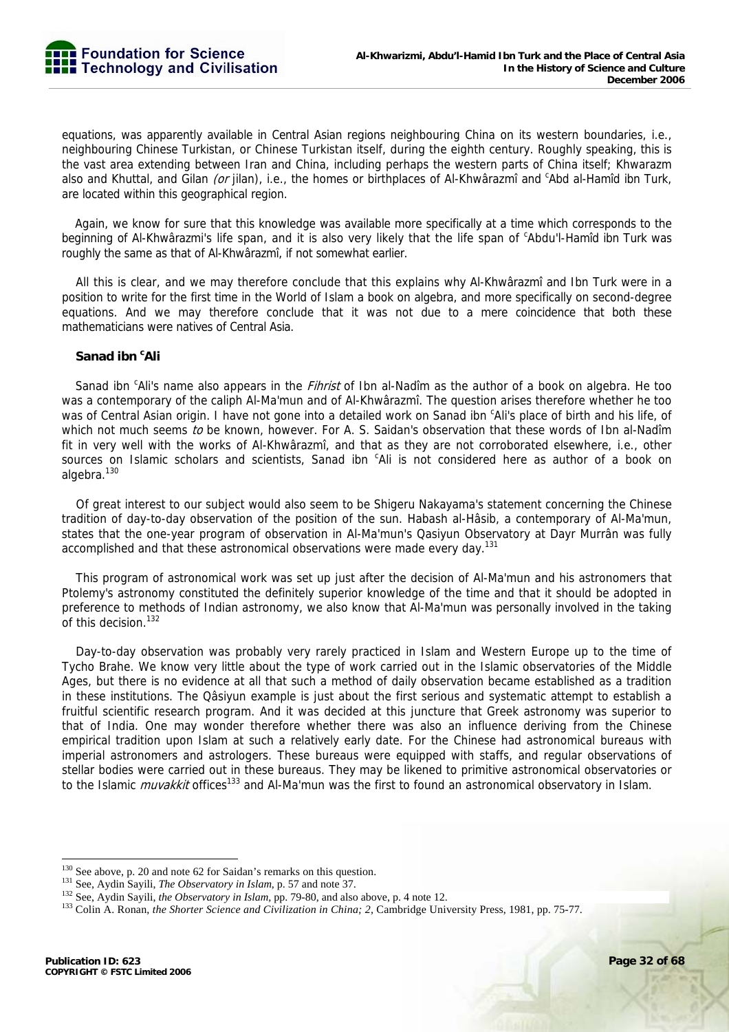equations, was apparently available in Central Asian regions neighbouring China on its western boundaries, i.e., neighbouring Chinese Turkistan, or Chinese Turkistan itself, during the eighth century. Roughly speaking, this is the vast area extending between Iran and China, including perhaps the western parts of China itself; Khwarazm also and Khuttal, and Gilan *(or* jilan), i.e., the homes or birthplaces of Al-Khwârazmî and ᶜAbd al-Hamîd ibn Turk, are located within this geographical region.

Again, we know for sure that this knowledge was available more specifically at a time which corresponds to the beginning of Al-Khwârazmi's life span, and it is also very likely that the life span of ᶜAbdu'l-Hamîd ibn Turk was roughly the same as that of Al-Khwârazmî, if not somewhat earlier.

All this is clear, and we may therefore conclude that this explains why Al-Khwârazmî and Ibn Turk were in a position to write for the first time in the World of Islam a book on algebra, and more specifically on second-degree equations. And we may therefore conclude that it was not due to a mere coincidence that both these mathematicians were natives of Central Asia.

### Sanad ibn ᶜAli

Sanad ibn ᶜAli's name also appears in the *Fihrist* of Ibn al-Nadîm as the author of a book on algebra. He too was a contemporary of the caliph Al-Ma'mun and of Al-Khwârazmî. The question arises therefore whether he too was of Central Asian origin. I have not gone into a detailed work on Sanad ibn ᶜAli's place of birth and his life, of which not much seems *to* be known, however. For A. S. Saidan's observation that these words of Ibn al-Nadîm fit in very well with the works of Al-Khwârazmî, and that as they are not corroborated elsewhere, i.e., other sources on Islamic scholars and scientists, Sanad ibn ᶜAli is not considered here as author of a book on algebra.[130]

Of great interest to our subject would also seem to be Shigeru Nakayama's statement concerning the Chinese tradition of day-to-day observation of the position of the sun. Habash al-Hâsib, a contemporary of Al-Ma'mun, states that the one-year program of observation in Al-Ma'mun's Qasiyun Observatory at Dayr Murrân was fully accomplished and that these astronomical observations were made every day.[131]

This program of astronomical work was set up just after the decision of Al-Ma'mun and his astronomers that Ptolemy's astronomy constituted the definitely superior knowledge of the time and that it should be adopted in preference to methods of Indian astronomy, we also know that Al-Ma'mun was personally involved in the taking of this decision.[132]

Day-to-day observation was probably very rarely practiced in Islam and Western Europe up to the time of Tycho Brahe. We know very little about the type of work carried out in the Islamic observatories of the Middle Ages, but there is no evidence at all that such a method of daily observation became established as a tradition in these institutions. The Qâsiyun example is just about the first serious and systematic attempt to establish a fruitful scientific research program. And it was decided at this juncture that Greek astronomy was superior to that of India. One may wonder therefore whether there was also an influence deriving from the Chinese empirical tradition upon Islam at such a relatively early date. For the Chinese had astronomical bureaus with imperial astronomers and astrologers. These bureaus were equipped with staffs, and regular observations of stellar bodies were carried out in these bureaus. They may be likened to primitive astronomical observatories or to the Islamic *muvakkit* offices[133] and Al-Ma'mun was the first to found an astronomical observatory in Islam.

---

[130] See above, p. 20 and note 62 for Saidan's remarks on this question.

[131] See, Aydin Sayili, *The Observatory in Islam*, p. 57 and note 37.

[132] See, Aydin Sayili, *the Observatory in Islam*, pp. 79-80, and also above, p. 4 note 12.

[133] Colin A. Ronan, *the Shorter Science and Civilization in China; 2*, Cambridge University Press, 1981, pp. 75-77.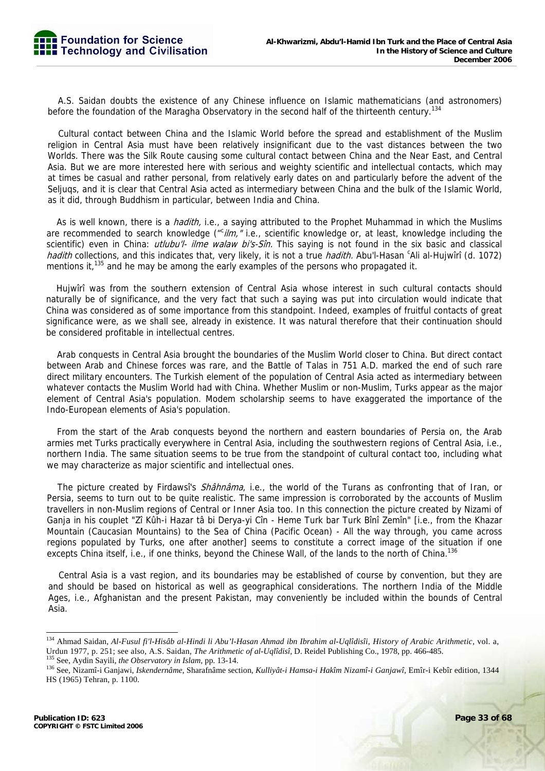A.S. Saidan doubts the existence of any Chinese influence on Islamic mathematicians (and astronomers) before the foundation of the Maragha Observatory in the second half of the thirteenth century.[134]

Cultural contact between China and the Islamic World before the spread and establishment of the Muslim religion in Central Asia must have been relatively insignificant due to the vast distances between the two Worlds. There was the Silk Route causing some cultural contact between China and the Near East, and Central Asia. But we are more interested here with serious and weighty scientific and intellectual contacts, which may at times be casual and rather personal, from relatively early dates on and particularly before the advent of the Seljuqs, and it is clear that Central Asia acted as intermediary between China and the bulk of the Islamic World, as it did, through Buddhism in particular, between India and China.

As is well known, there is a *hadith,* i.e., a saying attributed to the Prophet Muhammad in which the Muslims are recommended to search knowledge (*"ᶜilm,"* i.e., scientific knowledge or, at least, knowledge including the scientific) even in China: *utlubu'l- ilme walaw bi's-Sîn.* This saying is not found in the six basic and classical *hadith* collections, and this indicates that, very likely, it is not a true *hadith.* Abu'l-Hasan ᶜAli al-Hujwîrî (d. 1072) mentions it,[135] and he may be among the early examples of the persons who propagated it.

Hujwîrî was from the southern extension of Central Asia whose interest in such cultural contacts should naturally be of significance, and the very fact that such a saying was put into circulation would indicate that China was considered as of some importance from this standpoint. Indeed, examples of fruitful contacts of great significance were, as we shall see, already in existence. It was natural therefore that their continuation should be considered profitable in intellectual centres.

Arab conquests in Central Asia brought the boundaries of the Muslim World closer to China. But direct contact between Arab and Chinese forces was rare, and the Battle of Talas in 751 A.D. marked the end of such rare direct military encounters. The Turkish element of the population of Central Asia acted as intermediary between whatever contacts the Muslim World had with China. Whether Muslim or non-Muslim, Turks appear as the major element of Central Asia's population. Modem scholarship seems to have exaggerated the importance of the Indo-European elements of Asia's population.

From the start of the Arab conquests beyond the northern and eastern boundaries of Persia on, the Arab armies met Turks practically everywhere in Central Asia, including the southwestern regions of Central Asia, i.e., northern India. The same situation seems to be true from the standpoint of cultural contact too, including what we may characterize as major scientific and intellectual ones.

The picture created by Firdawsî's *Shâhnâma*, i.e., the world of the Turans as confronting that of Iran, or Persia, seems to turn out to be quite realistic. The same impression is corroborated by the accounts of Muslim travellers in non-Muslim regions of Central or Inner Asia too. In this connection the picture created by Nizami of Ganja in his couplet "Zî Kûh-i Hazar tâ bi Derya-yi Cîn - Heme Turk bar Turk Bînî Zemîn" [i.e., from the Khazar Mountain (Caucasian Mountains) to the Sea of China (Pacific Ocean) - All the way through, you came across regions populated by Turks, one after another] seems to constitute a correct image of the situation if one excepts China itself, i.e., if one thinks, beyond the Chinese Wall, of the lands to the north of China.[136]

Central Asia is a vast region, and its boundaries may be established of course by convention, but they are and should be based on historical as well as geographical considerations. The northern India of the Middle Ages, i.e., Afghanistan and the present Pakistan, may conveniently be included within the bounds of Central Asia.

---

[134] Ahmad Saidan, *Al-Fusul fi'l-Hisâb al-Hindi li Abu'l-Hasan Ahmad ibn Ibrahim al-Uqlîdisîi, History of Arabic Arithmetic*, vol. a, Urdun 1977, p. 251; see also, A.S. Saidan, *The Arithmetic of al-Uqlîdisî*, D. Reidel Publishing Co., 1978, pp. 466-485.

[135] See, Aydin Sayili, *the Observatory in Islam*, pp. 13-14.

[136] See, Nizamî-i Ganjawi, *Iskendernâme*, Sharafnâme section, *Kulliyât-i Hamsa-i Hakîm Nizamî-i Ganjawî*, Emîr-i Kebîr edition, 1344 HS (1965) Tehran, p. 1100.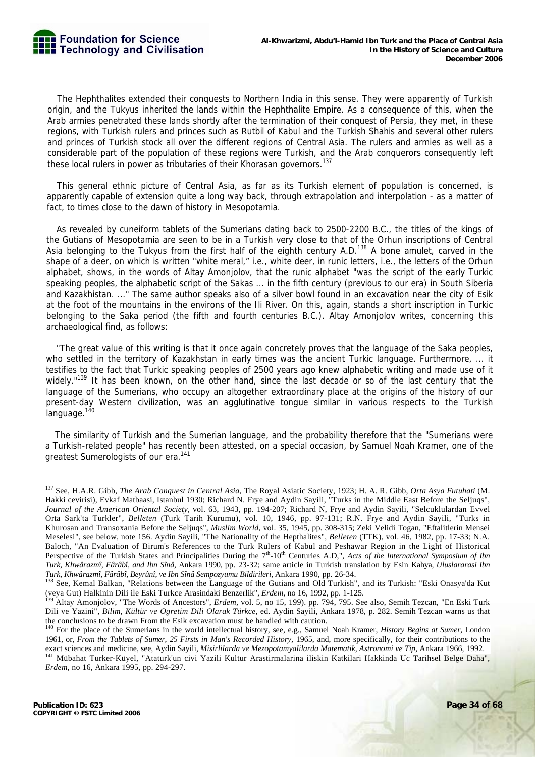The Hephthalites extended their conquests to Northern India in this sense. They were apparently of Turkish origin, and the Tukyus inherited the lands within the Hephthalite Empire. As a consequence of this, when the Arab armies penetrated these lands shortly after the termination of their conquest of Persia, they met, in these regions, with Turkish rulers and princes such as Rutbil of Kabul and the Turkish Shahis and several other rulers and princes of Turkish stock all over the different regions of Central Asia. The rulers and armies as well as a considerable part of the population of these regions were Turkish, and the Arab conquerors consequently left these local rulers in power as tributaries of their Khorasan governors.[137]

This general ethnic picture of Central Asia, as far as its Turkish element of population is concerned, is apparently capable of extension quite a long way back, through extrapolation and interpolation - as a matter of fact, to times close to the dawn of history in Mesopotamia.

As revealed by cuneiform tablets of the Sumerians dating back to 2500-2200 B.C., the titles of the kings of the Gutians of Mesopotamia are seen to be in a Turkish very close to that of the Orhun inscriptions of Central Asia belonging to the Tukyus from the first half of the eighth century A.D.[138] A bone amulet, carved in the shape of a deer, on which is written "white meral," i.e., white deer, in runic letters, i.e., the letters of the Orhun alphabet, shows, in the words of Altay Amonjolov, that the runic alphabet "was the script of the early Turkic speaking peoples, the alphabetic script of the Sakas ... in the fifth century (previous to our era) in South Siberia and Kazakhistan. ..." The same author speaks also of a silver bowl found in an excavation near the city of Esik at the foot of the mountains in the environs of the Ili River. On this, again, stands a short inscription in Turkic belonging to the Saka period (the fifth and fourth centuries B.C.). Altay Amonjolov writes, concerning this archaeological find, as follows:

"The great value of this writing is that it once again concretely proves that the language of the Saka peoples, who settled in the territory of Kazakhstan in early times was the ancient Turkic language. Furthermore, ... it testifies to the fact that Turkic speaking peoples of 2500 years ago knew alphabetic writing and made use of it widely."[139] It has been known, on the other hand, since the last decade or so of the last century that the language of the Sumerians, who occupy an altogether extraordinary place at the origins of the history of our present-day Western civilization, was an agglutinative tongue similar in various respects to the Turkish language.[140]

The similarity of Turkish and the Sumerian language, and the probability therefore that the "Sumerians were a Turkish-related people" has recently been attested, on a special occasion, by Samuel Noah Kramer, one of the greatest Sumerologists of our era.[141]

---

[137] See, H.A.R. Gibb, *The Arab Conquest in Central Asia*, The Royal Asiatic Society, 1923; H. A. R. Gibb, *Orta Asya Futuhati* (M. Hakki cevirisi), Evkaf Matbaasi, Istanbul 1930; Richard N. Frye and Aydin Sayili, "Turks in the Middle East Before the Seljuqs", *Journal of the American Oriental Society*, vol. 63, 1943, pp. 194-207; Richard N, Frye and Aydin Sayili, "Selcuklulardan Evvel Orta Sark'ta Turkler", *Belleten* (Turk Tarih Kurumu), vol. 10, 1946, pp. 97-131; R.N. Frye and Aydin Sayili, "Turks in Khurosan and Transoxania Before the Seljuqs", *Muslim World*, vol. 35, 1945, pp. 308-315; Zeki Velidi Togan, "Eftalitlerin Mensei Meselesi", see below, note 156. Aydin Sayili, "The Nationality of the Hepthalites", *Belleten* (TTK), vol. 46, 1982, pp. 17-33; N.A. Baloch, "An Evaluation of Birum's References to the Turk Rulers of Kabul and Peshawar Region in the Light of Historical Perspective of the Turkish States and Principalities During the 7th-10th Centuries A.D,", *Acts of the International Symposium of Ibn Turk, Khwârazmî, Fârâbî, and Ibn Sînâ*, Ankara 1990, pp. 23-32; same article in Turkish translation by Esin Kahya, *Uluslararasi Ibn Turk, Khwârazmî, Fârâbî, Beyrûnî, ve Ibn Sînâ Sempozyumu Bildirileri*, Ankara 1990, pp. 26-34.

[138] See, Kemal Balkan, "Relations between the Language of the Gutians and Old Turkish", and its Turkish: "Eski Onasya'da Kut (veya Gut) Halkinin Dili ile Eski Turkce Arasindaki Benzerlik", *Erdem*, no 16, 1992, pp. 1-125.

[139] Altay Amonjolov, "The Words of Ancestors", *Erdem*, vol. 5, no 15, 199). pp. 794, 795. See also, Semih Tezcan, "En Eski Turk Dili ve Yazini", *Bilim, Kültür ve Ogretim Dili Olarak Türkce*, ed. Aydin Sayili, Ankara 1978, p. 282. Semih Tezcan warns us that the conclusions to be drawn From the Esik excavation must be handled with caution.

[140] For the place of the Sumerians in the world intellectual history, see, e.g., Samuel Noah Kramer, *History Begins at Sumer*, London 1961, or, *From the Tablets of Sumer, 25 Firsts in Man's Recorded History*, 1965, and, more specifically, for their contributions to the exact sciences and medicine, see, Aydin Sayili, *Misirlilarda ve Mezopotamyalilarda Matematik, Astronomi ve Tip*, Ankara 1966, 1992.

[141] Mübahat Turker-Küyel, "Ataturk'un civi Yazili Kultur Arastirmalarina iliskin Katkilari Hakkinda Uc Tarihsel Belge Daha", *Erdem*, no 16, Ankara 1995, pp. 294-297.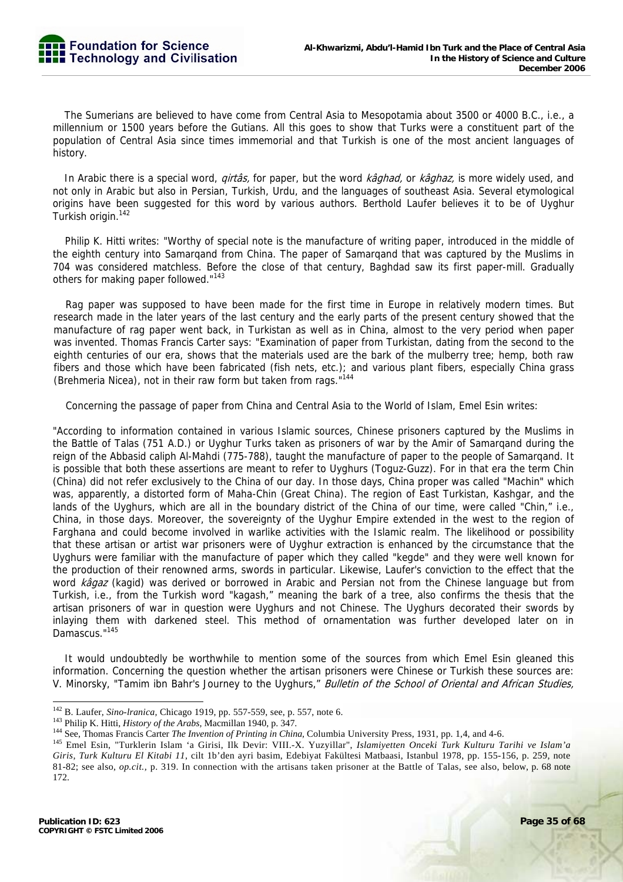The Sumerians are believed to have come from Central Asia to Mesopotamia about 3500 or 4000 B.C., i.e., a millennium or 1500 years before the Gutians. All this goes to show that Turks were a constituent part of the population of Central Asia since times immemorial and that Turkish is one of the most ancient languages of history.

In Arabic there is a special word, *qirtâs,* for paper, but the word *kâghad,* or *kâghaz,* is more widely used, and not only in Arabic but also in Persian, Turkish, Urdu, and the languages of southeast Asia. Several etymological origins have been suggested for this word by various authors. Berthold Laufer believes it to be of Uyghur Turkish origin.[142]

Philip K. Hitti writes: "Worthy of special note is the manufacture of writing paper, introduced in the middle of the eighth century into Samarqand from China. The paper of Samarqand that was captured by the Muslims in 704 was considered matchless. Before the close of that century, Baghdad saw its first paper-mill. Gradually others for making paper followed."[143]

Rag paper was supposed to have been made for the first time in Europe in relatively modern times. But research made in the later years of the last century and the early parts of the present century showed that the manufacture of rag paper went back, in Turkistan as well as in China, almost to the very period when paper was invented. Thomas Francis Carter says: "Examination of paper from Turkistan, dating from the second to the eighth centuries of our era, shows that the materials used are the bark of the mulberry tree; hemp, both raw fibers and those which have been fabricated (fish nets, etc.); and various plant fibers, especially China grass (Brehmeria Nicea), not in their raw form but taken from rags."[144]

Concerning the passage of paper from China and Central Asia to the World of Islam, Emel Esin writes:

"According to information contained in various Islamic sources, Chinese prisoners captured by the Muslims in the Battle of Talas (751 A.D.) or Uyghur Turks taken as prisoners of war by the Amir of Samarqand during the reign of the Abbasid caliph Al-Mahdi (775-788), taught the manufacture of paper to the people of Samarqand. It is possible that both these assertions are meant to refer to Uyghurs (Toguz-Guzz). For in that era the term Chin (China) did not refer exclusively to the China of our day. In those days, China proper was called "Machin" which was, apparently, a distorted form of Maha-Chin (Great China). The region of East Turkistan, Kashgar, and the lands of the Uyghurs, which are all in the boundary district of the China of our time, were called "Chin," i.e., China, in those days. Moreover, the sovereignty of the Uyghur Empire extended in the west to the region of Farghana and could become involved in warlike activities with the Islamic realm. The likelihood or possibility that these artisan or artist war prisoners were of Uyghur extraction is enhanced by the circumstance that the Uyghurs were familiar with the manufacture of paper which they called "kegde" and they were well known for the production of their renowned arms, swords in particular. Likewise, Laufer's conviction to the effect that the word *kâgaz* (kagid) was derived or borrowed in Arabic and Persian not from the Chinese language but from Turkish, i.e., from the Turkish word "kagash," meaning the bark of a tree, also confirms the thesis that the artisan prisoners of war in question were Uyghurs and not Chinese. The Uyghurs decorated their swords by inlaying them with darkened steel. This method of ornamentation was further developed later on in Damascus."[145]

It would undoubtedly be worthwhile to mention some of the sources from which Emel Esin gleaned this information. Concerning the question whether the artisan prisoners were Chinese or Turkish these sources are: V. Minorsky, "Tamim ibn Bahr's Journey to the Uyghurs," *Bulletin of the School of Oriental and African Studies,*

---

[142] B. Laufer, *Sino-lranica*, Chicago 1919, pp. 557-559, see, p. 557, note 6.

[143] Philip K. Hitti, *History of the Arabs*, Macmillan 1940, p. 347.

[144] See, Thomas Francis Carter *The Invention of Printing in China*, Columbia University Press, 1931, pp. 1,4, and 4-6.

[145] Emel Esin, "Turklerin Islam 'a Girisi, Ilk Devir: VIII.-X. Yuzyillar", *Islamiyetten Onceki Turk Kulturu Tarihi ve Islam'a Giris, Turk Kulturu El Kitabi 11*, cilt 1b'den ayri basim, Edebiyat Fakültesi Matbaasi, Istanbul 1978, pp. 155-156, p. 259, note 81-82; see also, *op.cit.*, p. 319. In connection with the artisans taken prisoner at the Battle of Talas, see also, below, p. 68 note 172.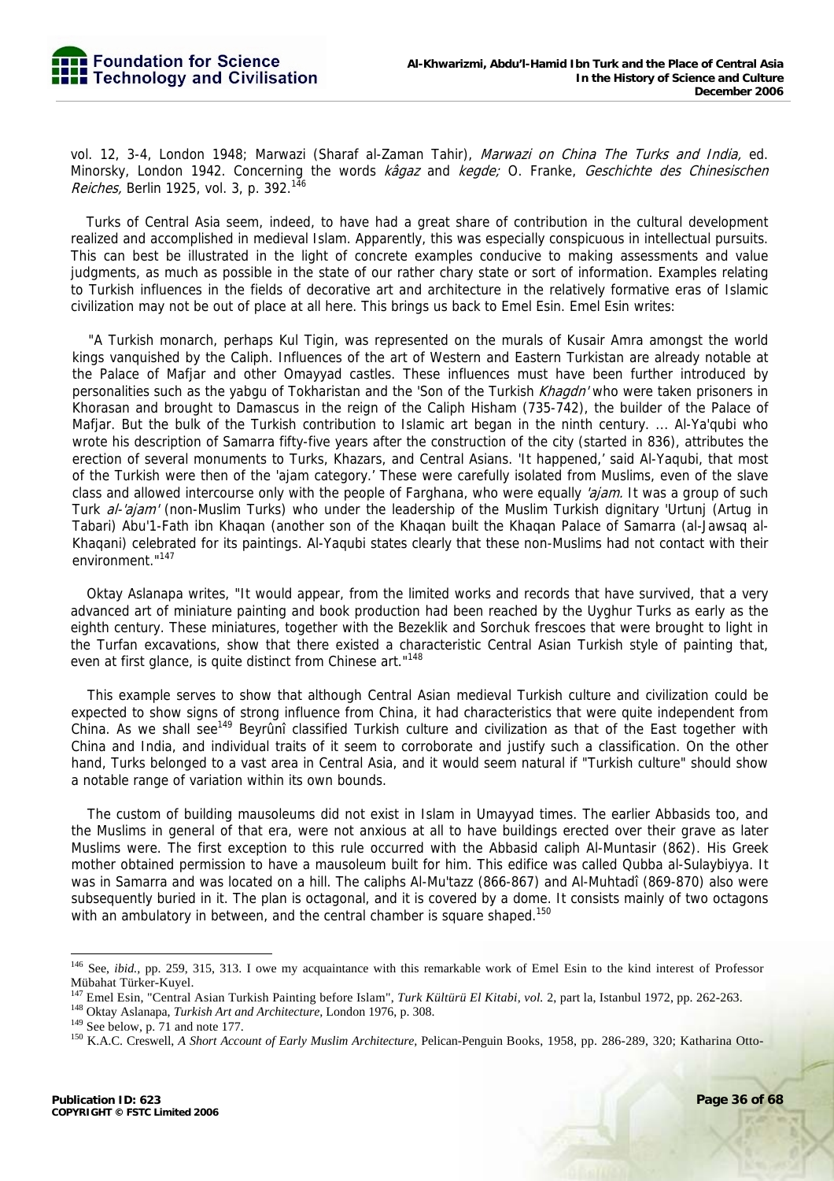vol. 12, 3-4, London 1948; Marwazi (Sharaf al-Zaman Tahir), *Marwazi on China The Turks and India,* ed. Minorsky, London 1942. Concerning the words *kâgaz* and *kegde;* O. Franke, *Geschichte des Chinesischen Reiches,* Berlin 1925, vol. 3, p. 392.[146]

Turks of Central Asia seem, indeed, to have had a great share of contribution in the cultural development realized and accomplished in medieval Islam. Apparently, this was especially conspicuous in intellectual pursuits. This can best be illustrated in the light of concrete examples conducive to making assessments and value judgments, as much as possible in the state of our rather chary state or sort of information. Examples relating to Turkish influences in the fields of decorative art and architecture in the relatively formative eras of Islamic civilization may not be out of place at all here. This brings us back to Emel Esin. Emel Esin writes:

"A Turkish monarch, perhaps Kul Tigin, was represented on the murals of Kusair Amra amongst the world kings vanquished by the Caliph. Influences of the art of Western and Eastern Turkistan are already notable at the Palace of Mafjar and other Omayyad castles. These influences must have been further introduced by personalities such as the yabgu of Tokharistan and the 'Son of the Turkish *Khagdn'* who were taken prisoners in Khorasan and brought to Damascus in the reign of the Caliph Hisham (735-742), the builder of the Palace of Mafjar. But the bulk of the Turkish contribution to Islamic art began in the ninth century. ... Al-Ya'qubi who wrote his description of Samarra fifty-five years after the construction of the city (started in 836), attributes the erection of several monuments to Turks, Khazars, and Central Asians. 'It happened,' said Al-Yaqubi, that most of the Turkish were then of the 'ajam category.' These were carefully isolated from Muslims, even of the slave class and allowed intercourse only with the people of Farghana, who were equally *'ajam.* It was a group of such Turk *al-'ajam'* (non-Muslim Turks) who under the leadership of the Muslim Turkish dignitary 'Urtunj (Artug in Tabari) Abu'1-Fath ibn Khaqan (another son of the Khaqan built the Khaqan Palace of Samarra (al-Jawsaq al-Khaqani) celebrated for its paintings. Al-Yaqubi states clearly that these non-Muslims had not contact with their environment."[147]

Oktay Aslanapa writes, "It would appear, from the limited works and records that have survived, that a very advanced art of miniature painting and book production had been reached by the Uyghur Turks as early as the eighth century. These miniatures, together with the Bezeklik and Sorchuk frescoes that were brought to light in the Turfan excavations, show that there existed a characteristic Central Asian Turkish style of painting that, even at first glance, is quite distinct from Chinese art."[148]

This example serves to show that although Central Asian medieval Turkish culture and civilization could be expected to show signs of strong influence from China, it had characteristics that were quite independent from China. As we shall see[149] Beyrûnî classified Turkish culture and civilization as that of the East together with China and India, and individual traits of it seem to corroborate and justify such a classification. On the other hand, Turks belonged to a vast area in Central Asia, and it would seem natural if "Turkish culture" should show a notable range of variation within its own bounds.

The custom of building mausoleums did not exist in Islam in Umayyad times. The earlier Abbasids too, and the Muslims in general of that era, were not anxious at all to have buildings erected over their grave as later Muslims were. The first exception to this rule occurred with the Abbasid caliph Al-Muntasir (862). His Greek mother obtained permission to have a mausoleum built for him. This edifice was called Qubba al-Sulaybiyya. It was in Samarra and was located on a hill. The caliphs Al-Mu'tazz (866-867) and Al-Muhtadî (869-870) also were subsequently buried in it. The plan is octagonal, and it is covered by a dome. It consists mainly of two octagons with an ambulatory in between, and the central chamber is square shaped.[150]

---

[146] See, *ibid.*, pp. 259, 315, 313. I owe my acquaintance with this remarkable work of Emel Esin to the kind interest of Professor Mübahat Türker-Kuyel.

[147] Emel Esin, "Central Asian Turkish Painting before Islam", *Turk Kültürü El Kitabi, vol.* 2, part la, Istanbul 1972, pp. 262-263.

[148] Oktay Aslanapa, *Turkish Art and Architecture*, London 1976, p. 308.

[149] See below, p. 71 and note 177.

[150] K.A.C. Creswell, *A Short Account of Early Muslim Architecture*, Pelican-Penguin Books, 1958, pp. 286-289, 320; Katharina Otto-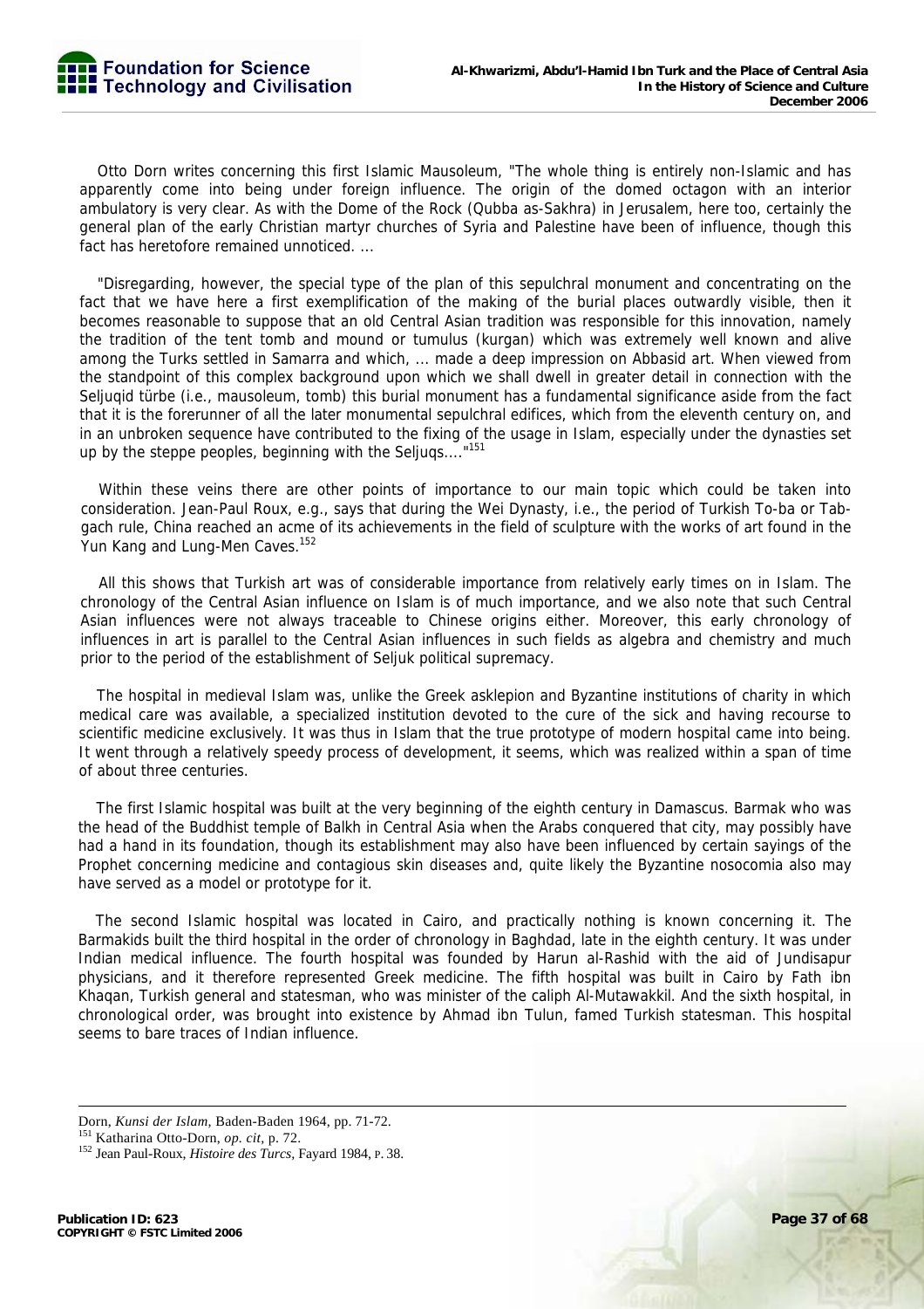Otto Dorn writes concerning this first Islamic Mausoleum, "The whole thing is entirely non-Islamic and has apparently come into being under foreign influence. The origin of the domed octagon with an interior ambulatory is very clear. As with the Dome of the Rock (Qubba as-Sakhra) in Jerusalem, here too, certainly the general plan of the early Christian martyr churches of Syria and Palestine have been of influence, though this fact has heretofore remained unnoticed. ...

"Disregarding, however, the special type of the plan of this sepulchral monument and concentrating on the fact that we have here a first exemplification of the making of the burial places outwardly visible, then it becomes reasonable to suppose that an old Central Asian tradition was responsible for this innovation, namely the tradition of the tent tomb and mound or tumulus (kurgan) which was extremely well known and alive among the Turks settled in Samarra and which, ... made a deep impression on Abbasid art. When viewed from the standpoint of this complex background upon which we shall dwell in greater detail in connection with the Seljuqid türbe (i.e., mausoleum, tomb) this burial monument has a fundamental significance aside from the fact that it is the forerunner of all the later monumental sepulchral edifices, which from the eleventh century on, and in an unbroken sequence have contributed to the fixing of the usage in Islam, especially under the dynasties set up by the steppe peoples, beginning with the Seljuqs...."[151]

Within these veins there are other points of importance to our main topic which could be taken into consideration. Jean-Paul Roux, e.g., says that during the Wei Dynasty, i.e., the period of Turkish To-ba or Tab-gach rule, China reached an acme of its achievements in the field of sculpture with the works of art found in the Yun Kang and Lung-Men Caves.[152]

All this shows that Turkish art was of considerable importance from relatively early times on in Islam. The chronology of the Central Asian influence on Islam is of much importance, and we also note that such Central Asian influences were not always traceable to Chinese origins either. Moreover, this early chronology of influences in art is parallel to the Central Asian influences in such fields as algebra and chemistry and much prior to the period of the establishment of Seljuk political supremacy.

The hospital in medieval Islam was, unlike the Greek asklepion and Byzantine institutions of charity in which medical care was available, a specialized institution devoted to the cure of the sick and having recourse to scientific medicine exclusively. It was thus in Islam that the true prototype of modern hospital came into being. It went through a relatively speedy process of development, it seems, which was realized within a span of time of about three centuries.

The first Islamic hospital was built at the very beginning of the eighth century in Damascus. Barmak who was the head of the Buddhist temple of Balkh in Central Asia when the Arabs conquered that city, may possibly have had a hand in its foundation, though its establishment may also have been influenced by certain sayings of the Prophet concerning medicine and contagious skin diseases and, quite likely the Byzantine nosocomia also may have served as a model or prototype for it.

The second Islamic hospital was located in Cairo, and practically nothing is known concerning it. The Barmakids built the third hospital in the order of chronology in Baghdad, late in the eighth century. It was under Indian medical influence. The fourth hospital was founded by Harun al-Rashid with the aid of Jundisapur physicians, and it therefore represented Greek medicine. The fifth hospital was built in Cairo by Fath ibn Khaqan, Turkish general and statesman, who was minister of the caliph Al-Mutawakkil. And the sixth hospital, in chronological order, was brought into existence by Ahmad ibn Tulun, famed Turkish statesman. This hospital seems to bare traces of Indian influence.

---

Dorn, *Kunsi der Islam*, Baden-Baden 1964, pp. 71-72.

[151] Katharina Otto-Dorn, *op. cit*, p. 72.

[152] Jean Paul-Roux, *Histoire des Turcs*, Fayard 1984, P. 38.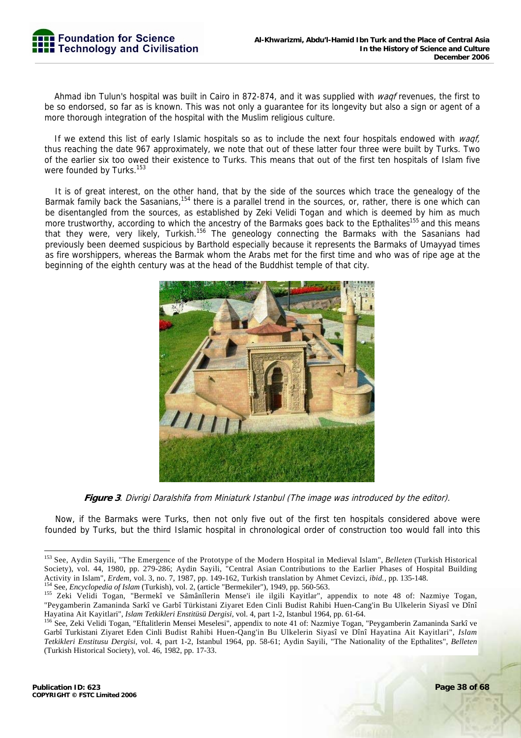Ahmad ibn Tulun's hospital was built in Cairo in 872-874, and it was supplied with *waqf* revenues, the first to be so endorsed, so far as is known. This was not only a guarantee for its longevity but also a sign or agent of a more thorough integration of the hospital with the Muslim religious culture.

If we extend this list of early Islamic hospitals so as to include the next four hospitals endowed with *waqf,* thus reaching the date 967 approximately, we note that out of these latter four three were built by Turks. Two of the earlier six too owed their existence to Turks. This means that out of the first ten hospitals of Islam five were founded by Turks.[153]

It is of great interest, on the other hand, that by the side of the sources which trace the genealogy of the Barmak family back the Sasanians,[154] there is a parallel trend in the sources, or, rather, there is one which can be disentangled from the sources, as established by Zeki Velidi Togan and which is deemed by him as much more trustworthy, according to which the ancestry of the Barmaks goes back to the Epthalites[155] and this means that they were, very likely, Turkish.[156] The geneology connecting the Barmaks with the Sasanians had previously been deemed suspicious by Barthold especially because it represents the Barmaks of Umayyad times as fire worshippers, whereas the Barmak whom the Arabs met for the first time and who was of ripe age at the beginning of the eighth century was at the head of the Buddhist temple of that city.

**Figure 3**. *Divrigi Daralshifa from Miniaturk Istanbul (The image was introduced by the editor).*

Now, if the Barmaks were Turks, then not only five out of the first ten hospitals considered above were founded by Turks, but the third Islamic hospital in chronological order of construction too would fall into this

---

[153] See, Aydin Sayili, "The Emergence of the Prototype of the Modern Hospital in Medieval Islam", *Belleten* (Turkish Historical Society), vol. 44, 1980, pp. 279-286; Aydin Sayili, "Central Asian Contributions to the Earlier Phases of Hospital Building Activity in Islam", *Erdem*, vol. 3, no. 7, 1987, pp. 149-162, Turkish translation by Ahmet Cevizci, *ibid.*, pp. 135-148.

[154] See, *Encyclopedia of Islam* (Turkish), vol. 2, (article "Bermekiler"), 1949, pp. 560-563.

[155] Zeki Velidi Togan, "Bermekî ve Sâmânîlerin Mense'i ile ilgili Kayitlar", appendix to note 48 of: Nazmiye Togan, "Peygamberin Zamaninda Sarkî ve Garbî Türkistani Ziyaret Eden Cinli Budist Rahibi Huen-Cang'in Bu Ulkelerin Siyasî ve Dînî Hayatina Ait Kayitlari", *Islam Tetkikleri Enstitüsü Dergisi*, vol. 4, part 1-2, Istanbul 1964, pp. 61-64.

[156] See, Zeki Velidi Togan, "Eftalitlerin Mensei Meselesi", appendix to note 41 of: Nazmiye Togan, "Peygamberin Zamaninda Sarkî ve Garbî Turkistani Ziyaret Eden Cinli Budist Rahibi Huen-Qang'in Bu Ulkelerin Siyasî ve Dînî Hayatina Ait Kayitlari", *Islam Tetkikleri Enstitusu Dergisi*, vol. 4, part 1-2, Istanbul 1964, pp. 58-61; Aydin Sayili, "The Nationality of the Epthalites", *Belleten* (Turkish Historical Society), vol. 46, 1982, pp. 17-33.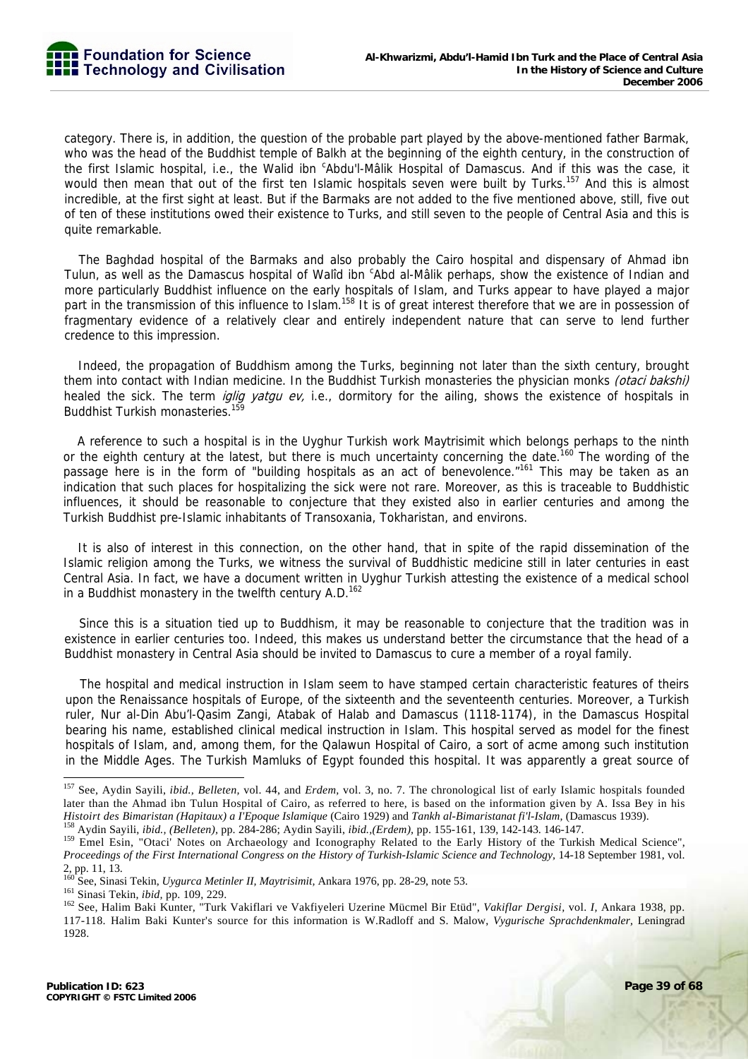category. There is, in addition, the question of the probable part played by the above-mentioned father Barmak, who was the head of the Buddhist temple of Balkh at the beginning of the eighth century, in the construction of the first Islamic hospital, i.e., the Walid ibn ᶜAbdu'l-Mâlik Hospital of Damascus. And if this was the case, it would then mean that out of the first ten Islamic hospitals seven were built by Turks.[157] And this is almost incredible, at the first sight at least. But if the Barmaks are not added to the five mentioned above, still, five out of ten of these institutions owed their existence to Turks, and still seven to the people of Central Asia and this is quite remarkable.

The Baghdad hospital of the Barmaks and also probably the Cairo hospital and dispensary of Ahmad ibn Tulun, as well as the Damascus hospital of Walîd ibn ᶜAbd al-Mâlik perhaps, show the existence of Indian and more particularly Buddhist influence on the early hospitals of Islam, and Turks appear to have played a major part in the transmission of this influence to Islam.[158] It is of great interest therefore that we are in possession of fragmentary evidence of a relatively clear and entirely independent nature that can serve to lend further credence to this impression.

Indeed, the propagation of Buddhism among the Turks, beginning not later than the sixth century, brought them into contact with Indian medicine. In the Buddhist Turkish monasteries the physician monks *(otaci bakshi)* healed the sick. The term *iglig yatgu ev,* i.e., dormitory for the ailing, shows the existence of hospitals in Buddhist Turkish monasteries.[159]

A reference to such a hospital is in the Uyghur Turkish work Maytrisimit which belongs perhaps to the ninth or the eighth century at the latest, but there is much uncertainty concerning the date.[160] The wording of the passage here is in the form of "building hospitals as an act of benevolence."[161] This may be taken as an indication that such places for hospitalizing the sick were not rare. Moreover, as this is traceable to Buddhistic influences, it should be reasonable to conjecture that they existed also in earlier centuries and among the Turkish Buddhist pre-Islamic inhabitants of Transoxania, Tokharistan, and environs.

It is also of interest in this connection, on the other hand, that in spite of the rapid dissemination of the Islamic religion among the Turks, we witness the survival of Buddhistic medicine still in later centuries in east Central Asia. In fact, we have a document written in Uyghur Turkish attesting the existence of a medical school in a Buddhist monastery in the twelfth century A.D.[162]

Since this is a situation tied up to Buddhism, it may be reasonable to conjecture that the tradition was in existence in earlier centuries too. Indeed, this makes us understand better the circumstance that the head of a Buddhist monastery in Central Asia should be invited to Damascus to cure a member of a royal family.

The hospital and medical instruction in Islam seem to have stamped certain characteristic features of theirs upon the Renaissance hospitals of Europe, of the sixteenth and the seventeenth centuries. Moreover, a Turkish ruler, Nur al-Din Abu'l-Qasim Zangi, Atabak of Halab and Damascus (1118-1174), in the Damascus Hospital bearing his name, established clinical medical instruction in Islam. This hospital served as model for the finest hospitals of Islam, and, among them, for the Qalawun Hospital of Cairo, a sort of acme among such institution in the Middle Ages. The Turkish Mamluks of Egypt founded this hospital. It was apparently a great source of

---

[157] See, Aydin Sayili, *ibid., Belleten,* vol. 44, and *Erdem,* vol. 3, no. 7. The chronological list of early Islamic hospitals founded later than the Ahmad ibn Tulun Hospital of Cairo, as referred to here, is based on the information given by A. Issa Bey in his *Histoirt des Bimaristan (Hapitaux) a I'Epoque Islamique* (Cairo 1929) and *Tankh al-Bimaristanat fi'l-Islam,* (Damascus 1939).

[158] Aydin Sayili, *ibid., (Belleten),* pp. 284-286; Aydin Sayili, *ibid.,(Erdem),* pp. 155-161, 139, 142-143. 146-147.

[159] Emel Esin, "Otaci' Notes on Archaeology and Iconography Related to the Early History of the Turkish Medical Science", *Proceedings of the First International Congress on the History of Turkish-Islamic Science and Technology,* 14-18 September 1981, vol. 2, pp. 11, 13.

[160] See, Sinasi Tekin, *Uygurca Metinler II, Maytrisimit,* Ankara 1976, pp. 28-29, note 53.

[161] Sinasi Tekin, *ibid,* pp. 109, 229.

[162] See, Halim Baki Kunter, "Turk Vakiflari ve Vakfiyeleri Uzerine Mücmel Bir Etüd", *Vakiflar Dergisi,* vol. *I,* Ankara 1938, pp. 117-118. Halim Baki Kunter's source for this information is W.Radloff and S. Malow, *Vygurische Sprachdenkmaler,* Leningrad 1928.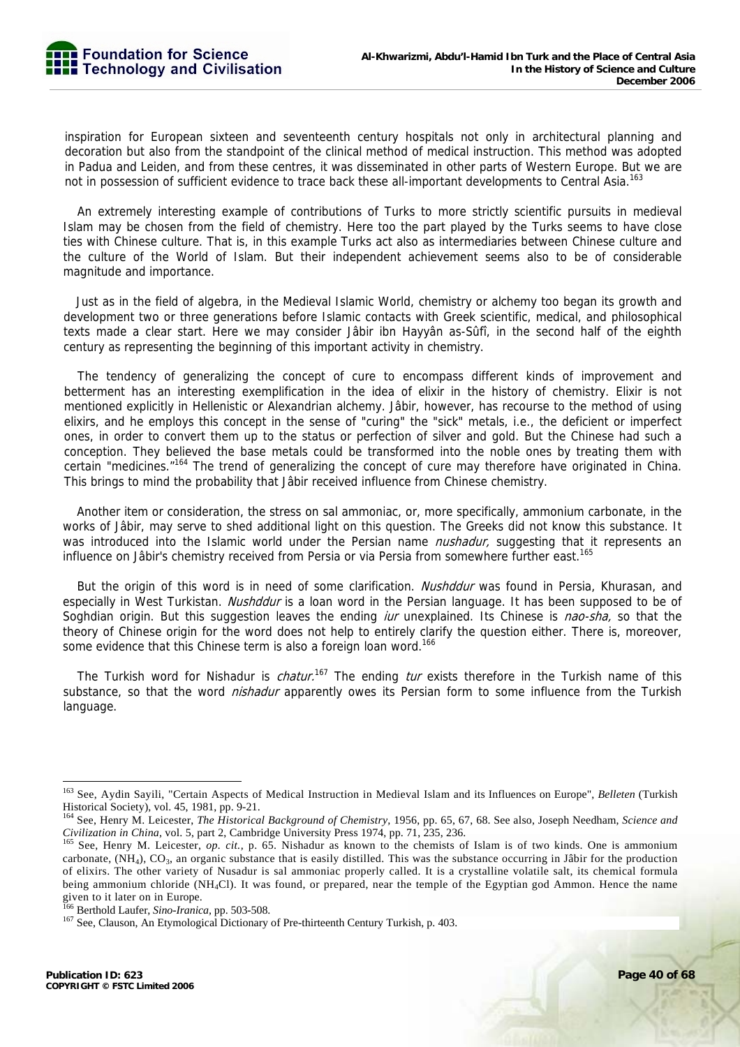inspiration for European sixteen and seventeenth century hospitals not only in architectural planning and decoration but also from the standpoint of the clinical method of medical instruction. This method was adopted in Padua and Leiden, and from these centres, it was disseminated in other parts of Western Europe. But we are not in possession of sufficient evidence to trace back these all-important developments to Central Asia.[163]

An extremely interesting example of contributions of Turks to more strictly scientific pursuits in medieval Islam may be chosen from the field of chemistry. Here too the part played by the Turks seems to have close ties with Chinese culture. That is, in this example Turks act also as intermediaries between Chinese culture and the culture of the World of Islam. But their independent achievement seems also to be of considerable magnitude and importance.

Just as in the field of algebra, in the Medieval Islamic World, chemistry or alchemy too began its growth and development two or three generations before Islamic contacts with Greek scientific, medical, and philosophical texts made a clear start. Here we may consider Jâbir ibn Hayyân as-Sûfî, in the second half of the eighth century as representing the beginning of this important activity in chemistry.

The tendency of generalizing the concept of cure to encompass different kinds of improvement and betterment has an interesting exemplification in the idea of elixir in the history of chemistry. Elixir is not mentioned explicitly in Hellenistic or Alexandrian alchemy. Jâbir, however, has recourse to the method of using elixirs, and he employs this concept in the sense of "curing" the "sick" metals, i.e., the deficient or imperfect ones, in order to convert them up to the status or perfection of silver and gold. But the Chinese had such a conception. They believed the base metals could be transformed into the noble ones by treating them with certain "medicines."[164] The trend of generalizing the concept of cure may therefore have originated in China. This brings to mind the probability that Jâbir received influence from Chinese chemistry.

Another item or consideration, the stress on sal ammoniac, or, more specifically, ammonium carbonate, in the works of Jâbir, may serve to shed additional light on this question. The Greeks did not know this substance. It was introduced into the Islamic world under the Persian name *nushadur,* suggesting that it represents an influence on Jâbir's chemistry received from Persia or via Persia from somewhere further east.[165]

But the origin of this word is in need of some clarification. *Nushddur* was found in Persia, Khurasan, and especially in West Turkistan. *Nushddur* is a loan word in the Persian language. It has been supposed to be of Soghdian origin. But this suggestion leaves the ending *iur* unexplained. Its Chinese is *nao-sha,* so that the theory of Chinese origin for the word does not help to entirely clarify the question either. There is, moreover, some evidence that this Chinese term is also a foreign loan word.[166]

The Turkish word for Nishadur is *chatur.*[167] The ending *tur* exists therefore in the Turkish name of this substance, so that the word *nishadur* apparently owes its Persian form to some influence from the Turkish language.

---

[163] See, Aydin Sayili, "Certain Aspects of Medical Instruction in Medieval Islam and its Influences on Europe", *Belleten* (Turkish Historical Society), vol. 45, 1981, pp. 9-21.

[164] See, Henry M. Leicester, *The Historical Background of Chemistry*, 1956, pp. 65, 67, 68. See also, Joseph Needham, *Science and Civilization in China*, vol. 5, part 2, Cambridge University Press 1974, pp. 71, 235, 236.

[165] See, Henry M. Leicester, *op. cit.*, p. 65. Nishadur as known to the chemists of Islam is of two kinds. One is ammonium carbonate, $(NH_4)$, $CO_3$, an organic substance that is easily distilled. This was the substance occurring in Jâbir for the production of elixirs. The other variety of Nusadur is sal ammoniac properly called. It is a crystalline volatile salt, its chemical formula being ammonium chloride ($NH_4Cl$). It was found, or prepared, near the temple of the Egyptian god Ammon. Hence the name given to it later on in Europe.

[166] Berthold Laufer, *Sino-Iranica*, pp. 503-508.

[167] See, Clauson, An Etymological Dictionary of Pre-thirteenth Century Turkish, p. 403.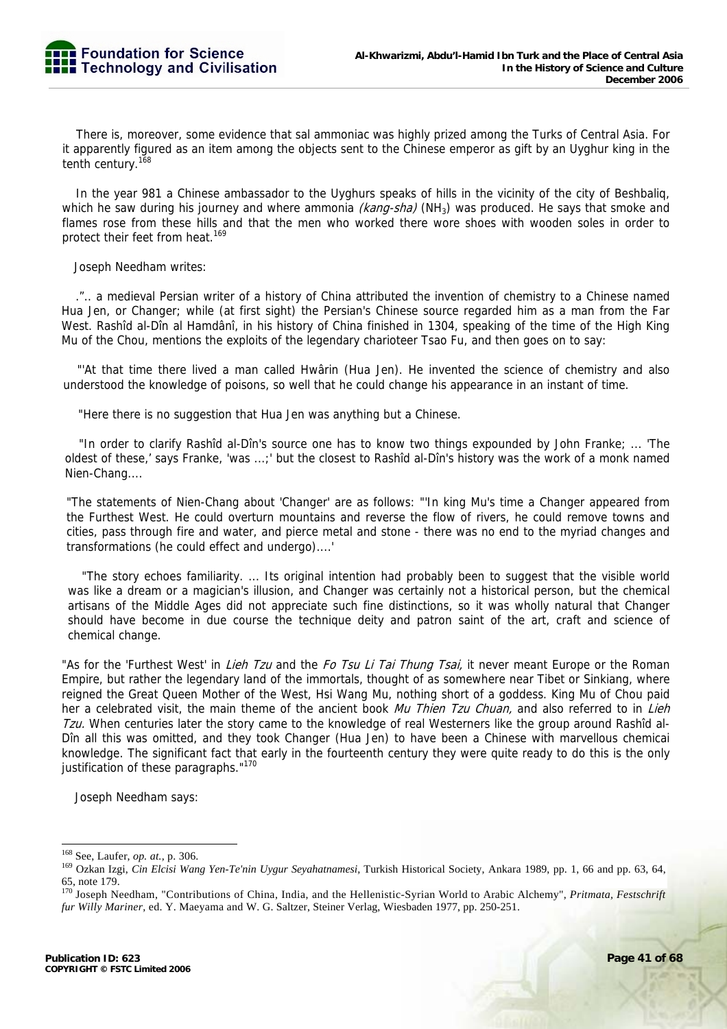There is, moreover, some evidence that sal ammoniac was highly prized among the Turks of Central Asia. For it apparently figured as an item among the objects sent to the Chinese emperor as gift by an Uyghur king in the tenth century.[168]

In the year 981 a Chinese ambassador to the Uyghurs speaks of hills in the vicinity of the city of Beshbaliq, which he saw during his journey and where ammonia *(kang-sha)* ($NH_3$) was produced. He says that smoke and flames rose from these hills and that the men who worked there wore shoes with wooden soles in order to protect their feet from heat.[169]

Joseph Needham writes:

.".. a medieval Persian writer of a history of China attributed the invention of chemistry to a Chinese named Hua Jen, or Changer; while (at first sight) the Persian's Chinese source regarded him as a man from the Far West. Rashîd al-Dîn al Hamdânî, in his history of China finished in 1304, speaking of the time of the High King Mu of the Chou, mentions the exploits of the legendary charioteer Tsao Fu, and then goes on to say:

"'At that time there lived a man called Hwârin (Hua Jen). He invented the science of chemistry and also understood the knowledge of poisons, so well that he could change his appearance in an instant of time.

"Here there is no suggestion that Hua Jen was anything but a Chinese.

"In order to clarify Rashîd al-Dîn's source one has to know two things expounded by John Franke; ... 'The oldest of these,' says Franke, 'was ...;' but the closest to Rashîd al-Dîn's history was the work of a monk named Nien-Chang....

"The statements of Nien-Chang about 'Changer' are as follows: "'In king Mu's time a Changer appeared from the Furthest West. He could overturn mountains and reverse the flow of rivers, he could remove towns and cities, pass through fire and water, and pierce metal and stone - there was no end to the myriad changes and transformations (he could effect and undergo)....'

"The story echoes familiarity. ... Its original intention had probably been to suggest that the visible world was like a dream or a magician's illusion, and Changer was certainly not a historical person, but the chemical artisans of the Middle Ages did not appreciate such fine distinctions, so it was wholly natural that Changer should have become in due course the technique deity and patron saint of the art, craft and science of chemical change.

"As for the 'Furthest West' in *Lieh Tzu* and the *Fo Tsu Li Tai Thung Tsai,* it never meant Europe or the Roman Empire, but rather the legendary land of the immortals, thought of as somewhere near Tibet or Sinkiang, where reigned the Great Queen Mother of the West, Hsi Wang Mu, nothing short of a goddess. King Mu of Chou paid her a celebrated visit, the main theme of the ancient book *Mu Thien Tzu Chuan,* and also referred to in *Lieh Tzu.* When centuries later the story came to the knowledge of real Westerners like the group around Rashîd al-Dîn all this was omitted, and they took Changer (Hua Jen) to have been a Chinese with marvellous chemicai knowledge. The significant fact that early in the fourteenth century they were quite ready to do this is the only justification of these paragraphs."[170]

Joseph Needham says:

---

[168] See, Laufer, *op. at.*, p. 306.

[169] Ozkan Izgi, *Cin Elcisi Wang Yen-Te'nin Uygur Seyahatnamesi*, Turkish Historical Society, Ankara 1989, pp. 1, 66 and pp. 63, 64, 65, note 179.

[170] Joseph Needham, "Contributions of China, India, and the Hellenistic-Syrian World to Arabic Alchemy", *Pritmata, Festschrift fur Willy Mariner*, ed. Y. Maeyama and W. G. Saltzer, Steiner Verlag, Wiesbaden 1977, pp. 250-251.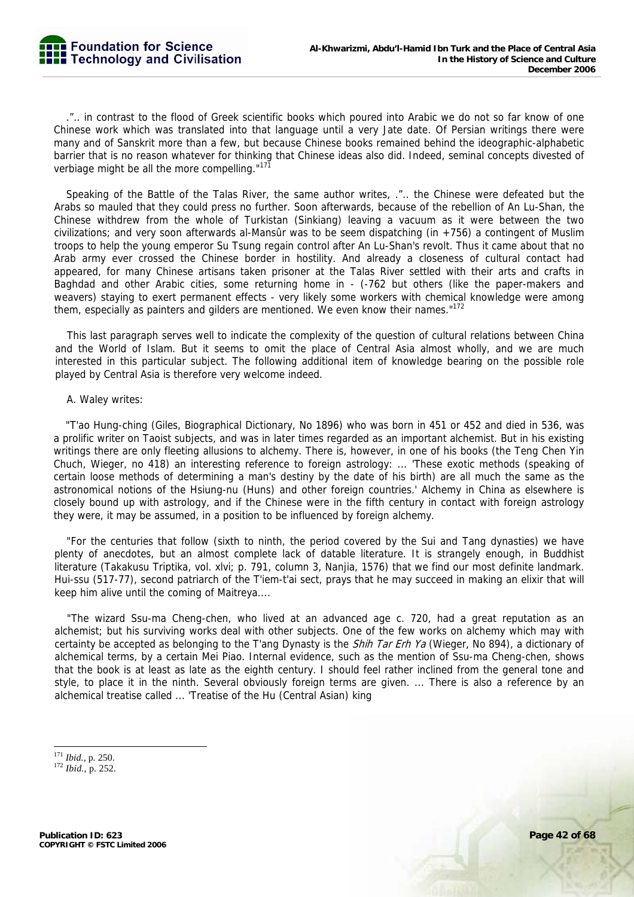.".. in contrast to the flood of Greek scientific books which poured into Arabic we do not so far know of one Chinese work which was translated into that language until a very Jate date. Of Persian writings there were many and of Sanskrit more than a few, but because Chinese books remained behind the ideographic-alphabetic barrier that is no reason whatever for thinking that Chinese ideas also did. Indeed, seminal concepts divested of verbiage might be all the more compelling."[171]

Speaking of the Battle of the Talas River, the same author writes, .".. the Chinese were defeated but the Arabs so mauled that they could press no further. Soon afterwards, because of the rebellion of An Lu-Shan, the Chinese withdrew from the whole of Turkistan (Sinkiang) leaving a vacuum as it were between the two civilizations; and very soon afterwards al-Mansûr was to be seem dispatching (in +756) a contingent of Muslim troops to help the young emperor Su Tsung regain control after An Lu-Shan's revolt. Thus it came about that no Arab army ever crossed the Chinese border in hostility. And already a closeness of cultural contact had appeared, for many Chinese artisans taken prisoner at the Talas River settled with their arts and crafts in Baghdad and other Arabic cities, some returning home in - (-762 but others (like the paper-makers and weavers) staying to exert permanent effects - very likely some workers with chemical knowledge were among them, especially as painters and gilders are mentioned. We even know their names."[172]

This last paragraph serves well to indicate the complexity of the question of cultural relations between China and the World of Islam. But it seems to omit the place of Central Asia almost wholly, and we are much interested in this particular subject. The following additional item of knowledge bearing on the possible role played by Central Asia is therefore very welcome indeed.

A. Waley writes:

"T'ao Hung-ching (Giles, Biographical Dictionary, No 1896) who was born in 451 or 452 and died in 536, was a prolific writer on Taoist subjects, and was in later times regarded as an important alchemist. But in his existing writings there are only fleeting allusions to alchemy. There is, however, in one of his books (the Teng Chen Yin Chuch, Wieger, no 418) an interesting reference to foreign astrology: ... 'These exotic methods (speaking of certain loose methods of determining a man's destiny by the date of his birth) are all much the same as the astronomical notions of the Hsiung-nu (Huns) and other foreign countries.' Alchemy in China as elsewhere is closely bound up with astrology, and if the Chinese were in the fifth century in contact with foreign astrology they were, it may be assumed, in a position to be influenced by foreign alchemy.

"For the centuries that follow (sixth to ninth, the period covered by the Sui and Tang dynasties) we have plenty of anecdotes, but an almost complete lack of datable literature. It is strangely enough, in Buddhist literature (Takakusu Triptika, vol. xlvi; p. 791, column 3, Nanjia, 1576) that we find our most definite landmark. Hui-ssu (517-77), second patriarch of the T'iem-t'ai sect, prays that he may succeed in making an elixir that will keep him alive until the coming of Maitreya....

"The wizard Ssu-ma Cheng-chen, who lived at an advanced age c. 720, had a great reputation as an alchemist; but his surviving works deal with other subjects. One of the few works on alchemy which may with certainty be accepted as belonging to the T'ang Dynasty is the *Shih Tar Erh Ya* (Wieger, No 894), a dictionary of alchemical terms, by a certain Mei Piao. Internal evidence, such as the mention of Ssu-ma Cheng-chen, shows that the book is at least as late as the eighth century. I should feel rather inclined from the general tone and style, to place it in the ninth. Several obviously foreign terms are given. ... There is also a reference by an alchemical treatise called ... 'Treatise of the Hu (Central Asian) king

---

[171] *Ibid.*, p. 250.

[172] *Ibid.*, p. 252.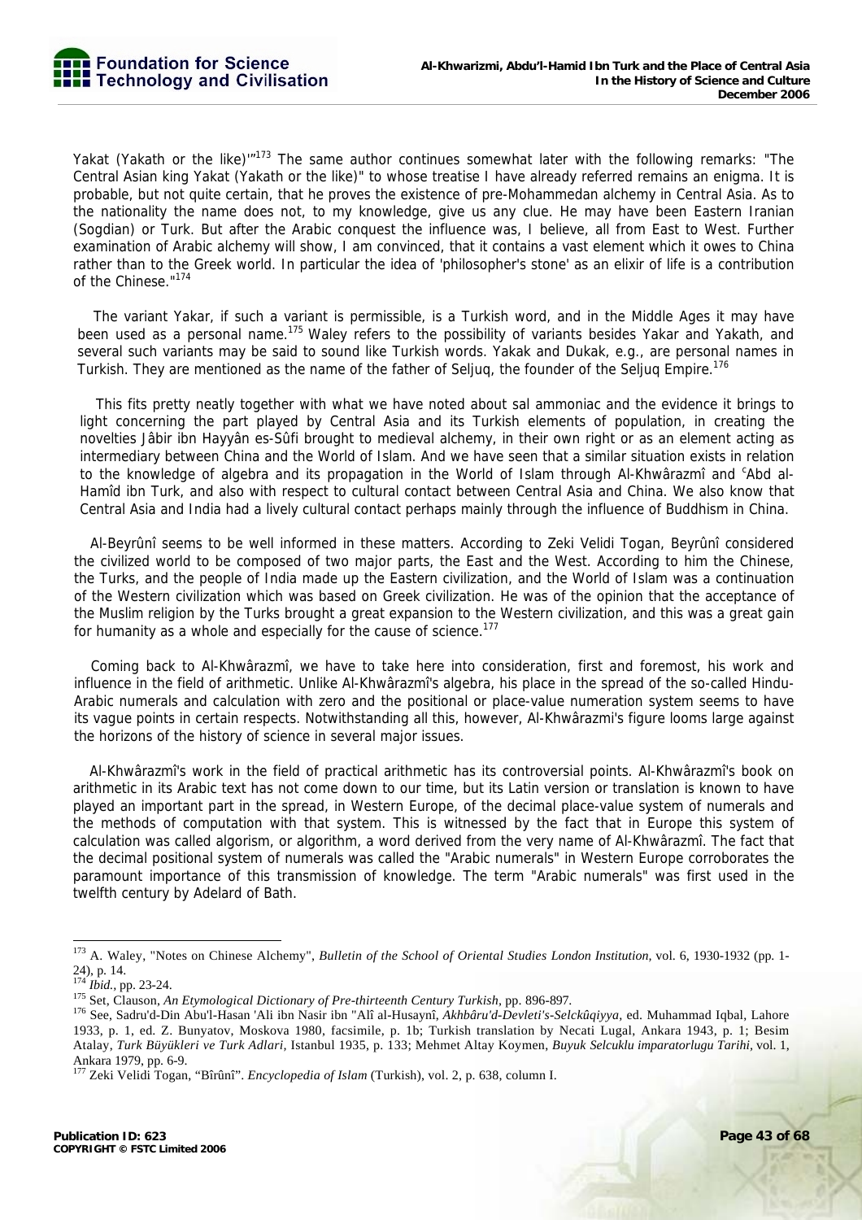Yakat (Yakath or the like)'"[173] The same author continues somewhat later with the following remarks: "The Central Asian king Yakat (Yakath or the like)" to whose treatise I have already referred remains an enigma. It is probable, but not quite certain, that he proves the existence of pre-Mohammedan alchemy in Central Asia. As to the nationality the name does not, to my knowledge, give us any clue. He may have been Eastern Iranian (Sogdian) or Turk. But after the Arabic conquest the influence was, I believe, all from East to West. Further examination of Arabic alchemy will show, I am convinced, that it contains a vast element which it owes to China rather than to the Greek world. In particular the idea of 'philosopher's stone' as an elixir of life is a contribution of the Chinese."[174]

The variant Yakar, if such a variant is permissible, is a Turkish word, and in the Middle Ages it may have been used as a personal name.[175] Waley refers to the possibility of variants besides Yakar and Yakath, and several such variants may be said to sound like Turkish words. Yakak and Dukak, e.g., are personal names in Turkish. They are mentioned as the name of the father of Seljuq, the founder of the Seljuq Empire.[176]

This fits pretty neatly together with what we have noted about sal ammoniac and the evidence it brings to light concerning the part played by Central Asia and its Turkish elements of population, in creating the novelties Jâbir ibn Hayyân es-Sûfi brought to medieval alchemy, in their own right or as an element acting as intermediary between China and the World of Islam. And we have seen that a similar situation exists in relation to the knowledge of algebra and its propagation in the World of Islam through Al-Khwârazmî and ᶜAbd al-Hamîd ibn Turk, and also with respect to cultural contact between Central Asia and China. We also know that Central Asia and India had a lively cultural contact perhaps mainly through the influence of Buddhism in China.

Al-Beyrûnî seems to be well informed in these matters. According to Zeki Velidi Togan, Beyrûnî considered the civilized world to be composed of two major parts, the East and the West. According to him the Chinese, the Turks, and the people of India made up the Eastern civilization, and the World of Islam was a continuation of the Western civilization which was based on Greek civilization. He was of the opinion that the acceptance of the Muslim religion by the Turks brought a great expansion to the Western civilization, and this was a great gain for humanity as a whole and especially for the cause of science.[177]

Coming back to Al-Khwârazmî, we have to take here into consideration, first and foremost, his work and influence in the field of arithmetic. Unlike Al-Khwârazmî's algebra, his place in the spread of the so-called Hindu-Arabic numerals and calculation with zero and the positional or place-value numeration system seems to have its vague points in certain respects. Notwithstanding all this, however, Al-Khwârazmi's figure looms large against the horizons of the history of science in several major issues.

Al-Khwârazmî's work in the field of practical arithmetic has its controversial points. Al-Khwârazmî's book on arithmetic in its Arabic text has not come down to our time, but its Latin version or translation is known to have played an important part in the spread, in Western Europe, of the decimal place-value system of numerals and the methods of computation with that system. This is witnessed by the fact that in Europe this system of calculation was called algorism, or algorithm, a word derived from the very name of Al-Khwârazmî. The fact that the decimal positional system of numerals was called the "Arabic numerals" in Western Europe corroborates the paramount importance of this transmission of knowledge. The term "Arabic numerals" was first used in the twelfth century by Adelard of Bath.

---

[173] A. Waley, "Notes on Chinese Alchemy", *Bulletin of the School of Oriental Studies London Institution*, vol. 6, 1930-1932 (pp. 1-24), p. 14.

[174] *Ibid.*, pp. 23-24.

[175] Set, Clauson, *An Etymological Dictionary of Pre-thirteenth Century Turkish*, pp. 896-897.

[176] See, Sadru'd-Din Abu'l-Hasan 'Ali ibn Nasir ibn "Alî al-Husaynî, *Akhbâru'd-Devleti's-Selckûqiyya*, ed. Muhammad Iqbal, Lahore 1933, p. 1, ed. Z. Bunyatov, Moskova 1980, facsimile, p. 1b; Turkish translation by Necati Lugal, Ankara 1943, p. 1; Besim Atalay, *Turk Büyükleri ve Turk Adlari*, Istanbul 1935, p. 133; Mehmet Altay Koymen, *Buyuk Selcuklu imparatorlugu Tarihi*, vol. 1, Ankara 1979, pp. 6-9.

[177] Zeki Velidi Togan, "Bîrûnî". *Encyclopedia of Islam* (Turkish), vol. 2, p. 638, column I.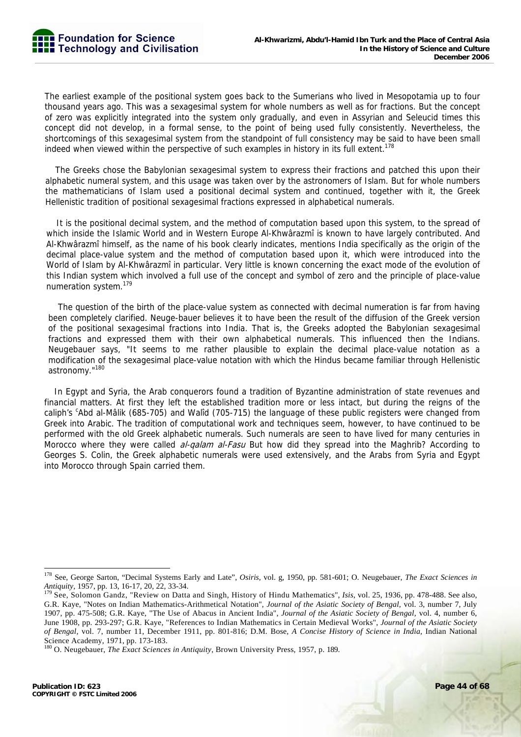The earliest example of the positional system goes back to the Sumerians who lived in Mesopotamia up to four thousand years ago. This was a sexagesimal system for whole numbers as well as for fractions. But the concept of zero was explicitly integrated into the system only gradually, and even in Assyrian and Seleucid times this concept did not develop, in a formal sense, to the point of being used fully consistently. Nevertheless, the shortcomings of this sexagesimal system from the standpoint of full consistency may be said to have been small indeed when viewed within the perspective of such examples in history in its full extent.[178]

The Greeks chose the Babylonian sexagesimal system to express their fractions and patched this upon their alphabetic numeral system, and this usage was taken over by the astronomers of Islam. But for whole numbers the mathematicians of Islam used a positional decimal system and continued, together with it, the Greek Hellenistic tradition of positional sexagesimal fractions expressed in alphabetical numerals.

It is the positional decimal system, and the method of computation based upon this system, to the spread of which inside the Islamic World and in Western Europe Al-Khwârazmî is known to have largely contributed. And Al-Khwârazmî himself, as the name of his book clearly indicates, mentions India specifically as the origin of the decimal place-value system and the method of computation based upon it, which were introduced into the World of Islam by Al-Khwârazmî in particular. Very little is known concerning the exact mode of the evolution of this Indian system which involved a full use of the concept and symbol of zero and the principle of place-value numeration system.[179]

The question of the birth of the place-value system as connected with decimal numeration is far from having been completely clarified. Neuge-bauer believes it to have been the result of the diffusion of the Greek version of the positional sexagesimal fractions into India. That is, the Greeks adopted the Babylonian sexagesimal fractions and expressed them with their own alphabetical numerals. This influenced then the Indians. Neugebauer says, "It seems to me rather plausible to explain the decimal place-value notation as a modification of the sexagesimal place-value notation with which the Hindus became familiar through Hellenistic astronomy."[180]

In Egypt and Syria, the Arab conquerors found a tradition of Byzantine administration of state revenues and financial matters. At first they left the established tradition more or less intact, but during the reigns of the caliph's ᶜAbd al-Mâlik (685-705) and Walîd (705-715) the language of these public registers were changed from Greek into Arabic. The tradition of computational work and techniques seem, however, to have continued to be performed with the old Greek alphabetic numerals. Such numerals are seen to have lived for many centuries in Morocco where they were called *al-qalam al-Fasu* But how did they spread into the Maghrib? According to Georges S. Colin, the Greek alphabetic numerals were used extensively, and the Arabs from Syria and Egypt into Morocco through Spain carried them.

---

[178] See, George Sarton, "Decimal Systems Early and Late", *Osiris*, vol. g, 1950, pp. 581-601; O. Neugebauer, *The Exact Sciences in Antiquity*, 1957, pp. 13, 16-17, 20, 22, 33-34.

[179] See, Solomon Gandz, "Review on Datta and Singh, History of Hindu Mathematics", *Isis*, vol. 25, 1936, pp. 478-488. See also, G.R. Kaye, "Notes on Indian Mathematics-Arithmetical Notation", *Journal of the Asiatic Society of Bengal*, vol. 3, number 7, July 1907, pp. 475-508; G.R. Kaye, "The Use of Abacus in Ancient India", *Journal of the Asiatic Society of Bengal*, vol. 4, number 6, June 1908, pp. 293-297; G.R. Kaye, "References to Indian Mathematics in Certain Medieval Works", *Journal of the Asiatic Society of Bengal*, vol. 7, number 11, December 1911, pp. 801-816; D.M. Bose, *A Concise History of Science in India*, Indian National Science Academy, 1971, pp. 173-183.

[180] O. Neugebauer, *The Exact Sciences in Antiquity*, Brown University Press, 1957, p. 189.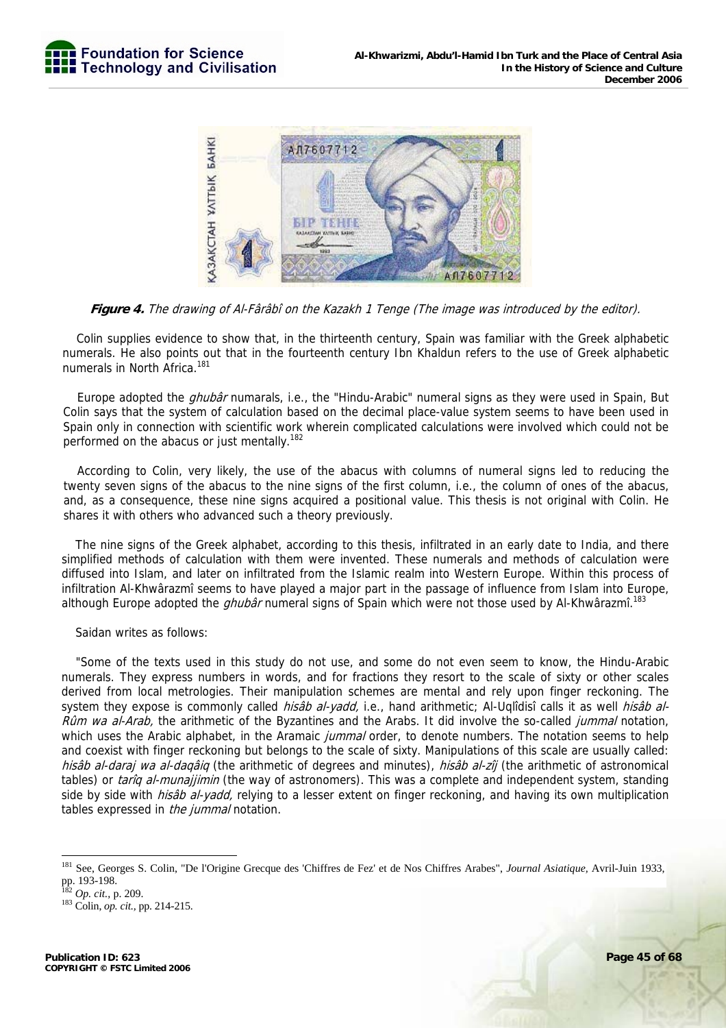**Figure 4.** *The drawing of Al-Fârâbî on the Kazakh 1 Tenge (The image was introduced by the editor).*

Colin supplies evidence to show that, in the thirteenth century, Spain was familiar with the Greek alphabetic numerals. He also points out that in the fourteenth century Ibn Khaldun refers to the use of Greek alphabetic numerals in North Africa.[181]

Europe adopted the *ghubâr* numarals, i.e., the "Hindu-Arabic" numeral signs as they were used in Spain, But Colin says that the system of calculation based on the decimal place-value system seems to have been used in Spain only in connection with scientific work wherein complicated calculations were involved which could not be performed on the abacus or just mentally.[182]

According to Colin, very likely, the use of the abacus with columns of numeral signs led to reducing the twenty seven signs of the abacus to the nine signs of the first column, i.e., the column of ones of the abacus, and, as a consequence, these nine signs acquired a positional value. This thesis is not original with Colin. He shares it with others who advanced such a theory previously.

The nine signs of the Greek alphabet, according to this thesis, infiltrated in an early date to India, and there simplified methods of calculation with them were invented. These numerals and methods of calculation were diffused into Islam, and later on infiltrated from the Islamic realm into Western Europe. Within this process of infiltration Al-Khwârazmî seems to have played a major part in the passage of influence from Islam into Europe, although Europe adopted the *ghubâr* numeral signs of Spain which were not those used by Al-Khwârazmî.[183]

Saidan writes as follows:

"Some of the texts used in this study do not use, and some do not even seem to know, the Hindu-Arabic numerals. They express numbers in words, and for fractions they resort to the scale of sixty or other scales derived from local metrologies. Their manipulation schemes are mental and rely upon finger reckoning. The system they expose is commonly called *hisâb al-yadd,* i.e., hand arithmetic; Al-Uqlîdisî calls it as well *hisâb al-Rûm wa al-Arab,* the arithmetic of the Byzantines and the Arabs. It did involve the so-called *jummal* notation, which uses the Arabic alphabet, in the Aramaic *jummal* order, to denote numbers. The notation seems to help and coexist with finger reckoning but belongs to the scale of sixty. Manipulations of this scale are usually called: *hisâb al-daraj wa al-daqâiq* (the arithmetic of degrees and minutes), *hisâb al-zîj* (the arithmetic of astronomical tables) or *tarîq al-munajjimin* (the way of astronomers). This was a complete and independent system, standing side by side with *hisâb al-yadd,* relying to a lesser extent on finger reckoning, and having its own multiplication tables expressed in *the jummal* notation.

---

[181] See, Georges S. Colin, "De l'Origine Grecque des 'Chiffres de Fez' et de Nos Chiffres Arabes", *Journal Asiatique*, Avril-Juin 1933, pp. 193-198.

[182] *Op. cit.*, p. 209.

[183] Colin, *op. cit.*, pp. 214-215.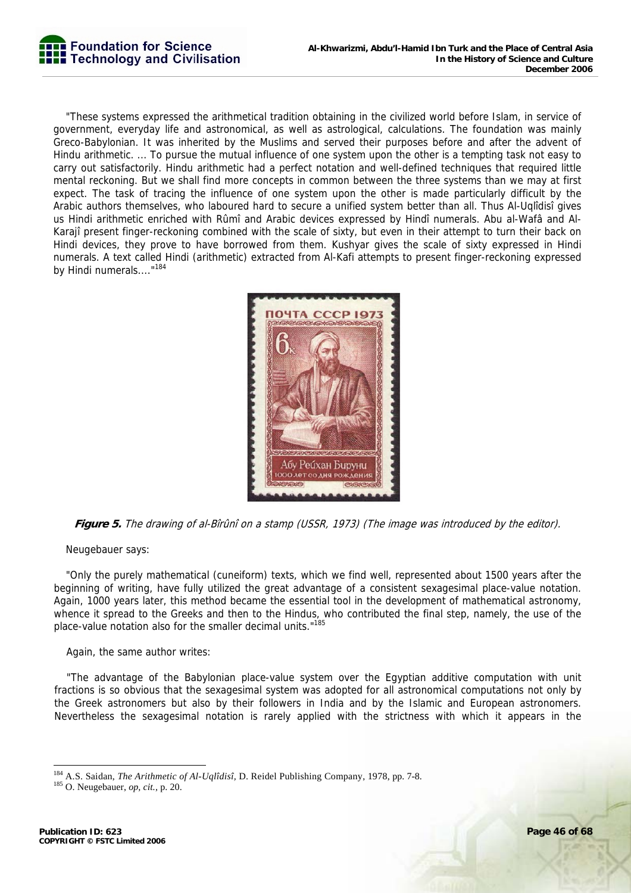"These systems expressed the arithmetical tradition obtaining in the civilized world before Islam, in service of government, everyday life and astronomical, as well as astrological, calculations. The foundation was mainly Greco-Babylonian. It was inherited by the Muslims and served their purposes before and after the advent of Hindu arithmetic. ... To pursue the mutual influence of one system upon the other is a tempting task not easy to carry out satisfactorily. Hindu arithmetic had a perfect notation and well-defined techniques that required little mental reckoning. But we shall find more concepts in common between the three systems than we may at first expect. The task of tracing the influence of one system upon the other is made particularly difficult by the Arabic authors themselves, who laboured hard to secure a unified system better than all. Thus Al-Uqlîdisî gives us Hindi arithmetic enriched with Rûmî and Arabic devices expressed by Hindî numerals. Abu al-Wafâ and Al-Karajî present finger-reckoning combined with the scale of sixty, but even in their attempt to turn their back on Hindi devices, they prove to have borrowed from them. Kushyar gives the scale of sixty expressed in Hindi numerals. A text called Hindi (arithmetic) extracted from Al-Kafi attempts to present finger-reckoning expressed by Hindi numerals...."[184]

***Figure 5.*** *The drawing of al-Bîrûnî on a stamp (USSR, 1973) (The image was introduced by the editor).*

Neugebauer says:

"Only the purely mathematical (cuneiform) texts, which we find well, represented about 1500 years after the beginning of writing, have fully utilized the great advantage of a consistent sexagesimal place-value notation. Again, 1000 years later, this method became the essential tool in the development of mathematical astronomy, whence it spread to the Greeks and then to the Hindus, who contributed the final step, namely, the use of the place-value notation also for the smaller decimal units."[185]

Again, the same author writes:

"The advantage of the Babylonian place-value system over the Egyptian additive computation with unit fractions is so obvious that the sexagesimal system was adopted for all astronomical computations not only by the Greek astronomers but also by their followers in India and by the Islamic and European astronomers. Nevertheless the sexagesimal notation is rarely applied with the strictness with which it appears in the

---

[184] A.S. Saidan, *The Arithmetic of Al-Uqlîdisî*, D. Reidel Publishing Company, 1978, pp. 7-8.

[185] O. Neugebauer, *op, cit.*, p. 20.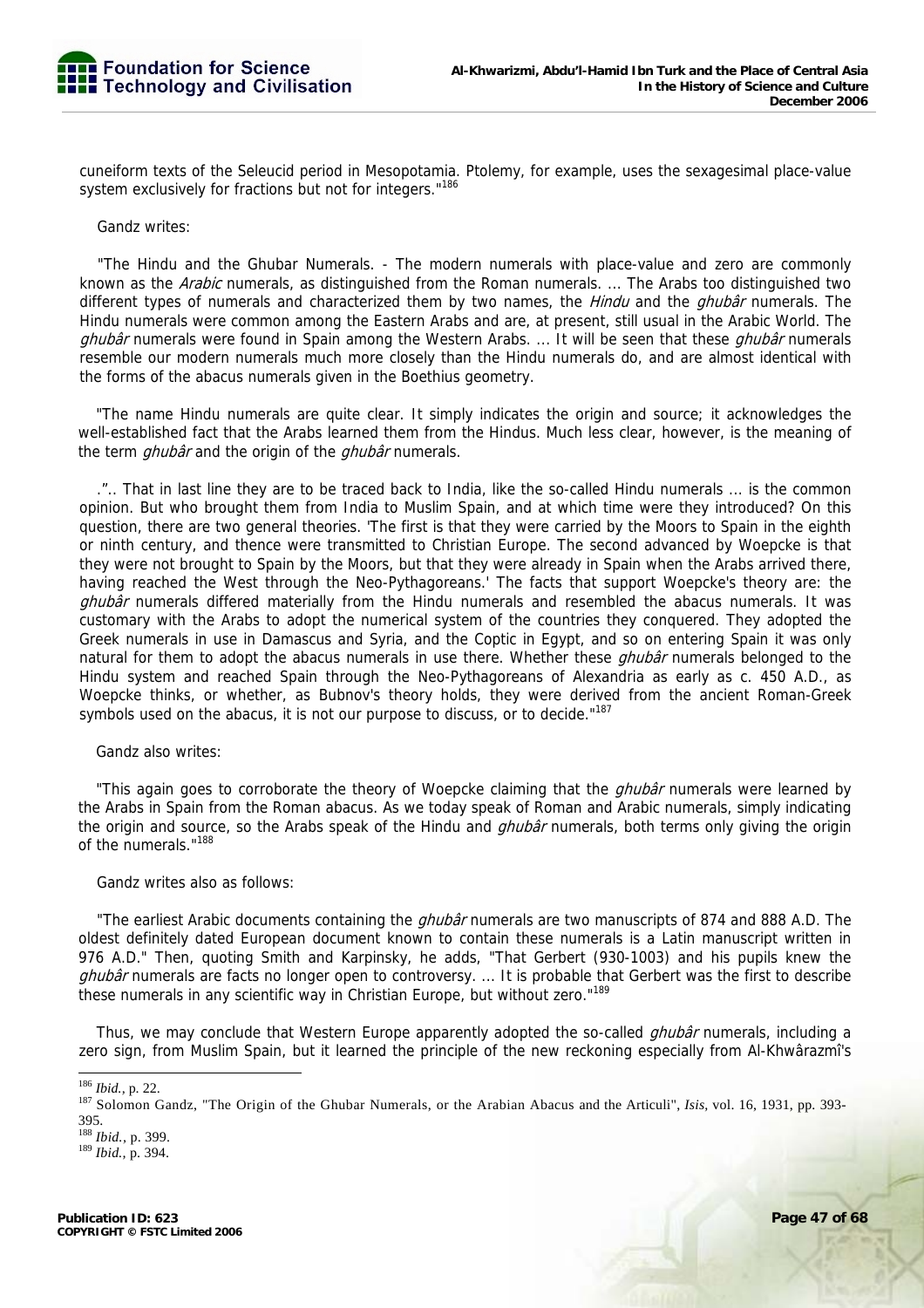cuneiform texts of the Seleucid period in Mesopotamia. Ptolemy, for example, uses the sexagesimal place-value system exclusively for fractions but not for integers."[186]

Gandz writes:

"The Hindu and the Ghubar Numerals. - The modern numerals with place-value and zero are commonly known as the *Arabic* numerals, as distinguished from the Roman numerals. ... The Arabs too distinguished two different types of numerals and characterized them by two names, the *Hindu* and the *ghubâr* numerals. The Hindu numerals were common among the Eastern Arabs and are, at present, still usual in the Arabic World. The *ghubâr* numerals were found in Spain among the Western Arabs. ... It will be seen that these *ghubâr* numerals resemble our modern numerals much more closely than the Hindu numerals do, and are almost identical with the forms of the abacus numerals given in the Boethius geometry.

"The name Hindu numerals are quite clear. It simply indicates the origin and source; it acknowledges the well-established fact that the Arabs learned them from the Hindus. Much less clear, however, is the meaning of the term *ghubâr* and the origin of the *ghubâr* numerals.

.".. That in last line they are to be traced back to India, like the so-called Hindu numerals ... is the common opinion. But who brought them from India to Muslim Spain, and at which time were they introduced? On this question, there are two general theories. 'The first is that they were carried by the Moors to Spain in the eighth or ninth century, and thence were transmitted to Christian Europe. The second advanced by Woepcke is that they were not brought to Spain by the Moors, but that they were already in Spain when the Arabs arrived there, having reached the West through the Neo-Pythagoreans.' The facts that support Woepcke's theory are: the *ghubâr* numerals differed materially from the Hindu numerals and resembled the abacus numerals. It was customary with the Arabs to adopt the numerical system of the countries they conquered. They adopted the Greek numerals in use in Damascus and Syria, and the Coptic in Egypt, and so on entering Spain it was only natural for them to adopt the abacus numerals in use there. Whether these *ghubâr* numerals belonged to the Hindu system and reached Spain through the Neo-Pythagoreans of Alexandria as early as c. 450 A.D., as Woepcke thinks, or whether, as Bubnov's theory holds, they were derived from the ancient Roman-Greek symbols used on the abacus, it is not our purpose to discuss, or to decide."[187]

Gandz also writes:

"This again goes to corroborate the theory of Woepcke claiming that the *ghubâr* numerals were learned by the Arabs in Spain from the Roman abacus. As we today speak of Roman and Arabic numerals, simply indicating the origin and source, so the Arabs speak of the Hindu and *ghubâr* numerals, both terms only giving the origin of the numerals."[188]

Gandz writes also as follows:

"The earliest Arabic documents containing the *ghubâr* numerals are two manuscripts of 874 and 888 A.D. The oldest definitely dated European document known to contain these numerals is a Latin manuscript written in 976 A.D." Then, quoting Smith and Karpinsky, he adds, "That Gerbert (930-1003) and his pupils knew the *ghubâr* numerals are facts no longer open to controversy. ... It is probable that Gerbert was the first to describe these numerals in any scientific way in Christian Europe, but without zero."[189]

Thus, we may conclude that Western Europe apparently adopted the so-called *ghubâr* numerals, including a zero sign, from Muslim Spain, but it learned the principle of the new reckoning especially from Al-Khwârazmî's

---

[186] *Ibid.*, p. 22.

[187] Solomon Gandz, "The Origin of the Ghubar Numerals, or the Arabian Abacus and the Articuli", *Isis*, vol. 16, 1931, pp. 393-395.

[188] *Ibid.*, p. 399.

[189] *Ibid.*, p. 394.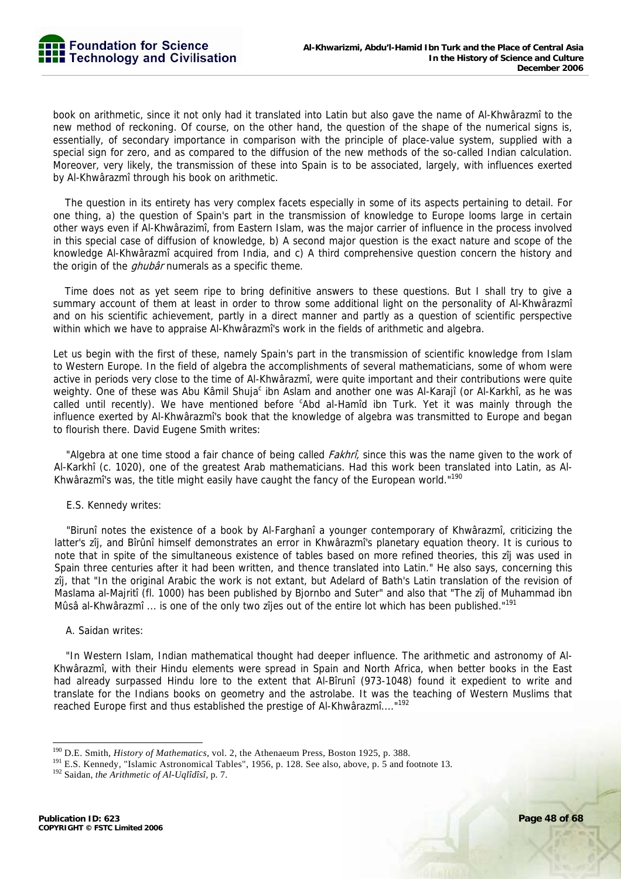book on arithmetic, since it not only had it translated into Latin but also gave the name of Al-Khwârazmî to the new method of reckoning. Of course, on the other hand, the question of the shape of the numerical signs is, essentially, of secondary importance in comparison with the principle of place-value system, supplied with a special sign for zero, and as compared to the diffusion of the new methods of the so-called Indian calculation. Moreover, very likely, the transmission of these into Spain is to be associated, largely, with influences exerted by Al-Khwârazmî through his book on arithmetic.

The question in its entirety has very complex facets especially in some of its aspects pertaining to detail. For one thing, a) the question of Spain's part in the transmission of knowledge to Europe looms large in certain other ways even if Al-Khwârazimî, from Eastern Islam, was the major carrier of influence in the process involved in this special case of diffusion of knowledge, b) A second major question is the exact nature and scope of the knowledge Al-Khwârazmî acquired from India, and c) A third comprehensive question concern the history and the origin of the *ghubâr* numerals as a specific theme.

Time does not as yet seem ripe to bring definitive answers to these questions. But I shall try to give a summary account of them at least in order to throw some additional light on the personality of Al-Khwârazmî and on his scientific achievement, partly in a direct manner and partly as a question of scientific perspective within which we have to appraise Al-Khwârazmî's work in the fields of arithmetic and algebra.

Let us begin with the first of these, namely Spain's part in the transmission of scientific knowledge from Islam to Western Europe. In the field of algebra the accomplishments of several mathematicians, some of whom were active in periods very close to the time of Al-Khwârazmî, were quite important and their contributions were quite weighty. One of these was Abu Kâmil Shuja[c] ibn Aslam and another one was Al-Karajî (or Al-Karkhî, as he was called until recently). We have mentioned before [c]Abd al-Hamîd ibn Turk. Yet it was mainly through the influence exerted by Al-Khwârazmî's book that the knowledge of algebra was transmitted to Europe and began to flourish there. David Eugene Smith writes:

"Algebra at one time stood a fair chance of being called *Fakhrî*, since this was the name given to the work of Al-Karkhî (c. 1020), one of the greatest Arab mathematicians. Had this work been translated into Latin, as Al-Khwârazmî's was, the title might easily have caught the fancy of the European world."[190]

E.S. Kennedy writes:

"Biruni notes the existence of a book by Al-Farghanî a younger contemporary of Khwârazmî, criticizing the latter's zîj, and Bîrûnî himself demonstrates an error in Khwârazmî's planetary equation theory. It is curious to note that in spite of the simultaneous existence of tables based on more refined theories, this zîj was used in Spain three centuries after it had been written, and thence translated into Latin." He also says, concerning this zîj, that "In the original Arabic the work is not extant, but Adelard of Bath's Latin translation of the revision of Maslama al-Majritî (fl. 1000) has been published by Bjornbo and Suter" and also that "The zîj of Muhammad ibn Mûsâ al-Khwârazmî ... is one of the only two zîjes out of the entire lot which has been published."[191]

A. Saidan writes:

"In Western Islam, Indian mathematical thought had deeper influence. The arithmetic and astronomy of Al-Khwârazmî, with their Hindu elements were spread in Spain and North Africa, when better books in the East had already surpassed Hindu lore to the extent that Al-Bîrunî (973-1048) found it expedient to write and translate for the Indians books on geometry and the astrolabe. It was the teaching of Western Muslims that reached Europe first and thus established the prestige of Al-Khwârazmî...."[192]

---

[190] D.E. Smith, *History of Mathematics*, vol. 2, the Athenaeum Press, Boston 1925, p. 388.

[191] E.S. Kennedy, "Islamic Astronomical Tables", 1956, p. 128. See also, above, p. 5 and footnote 13.

[192] Saidan, *the Arithmetic of Al-Uqlîdîsî*, p. 7.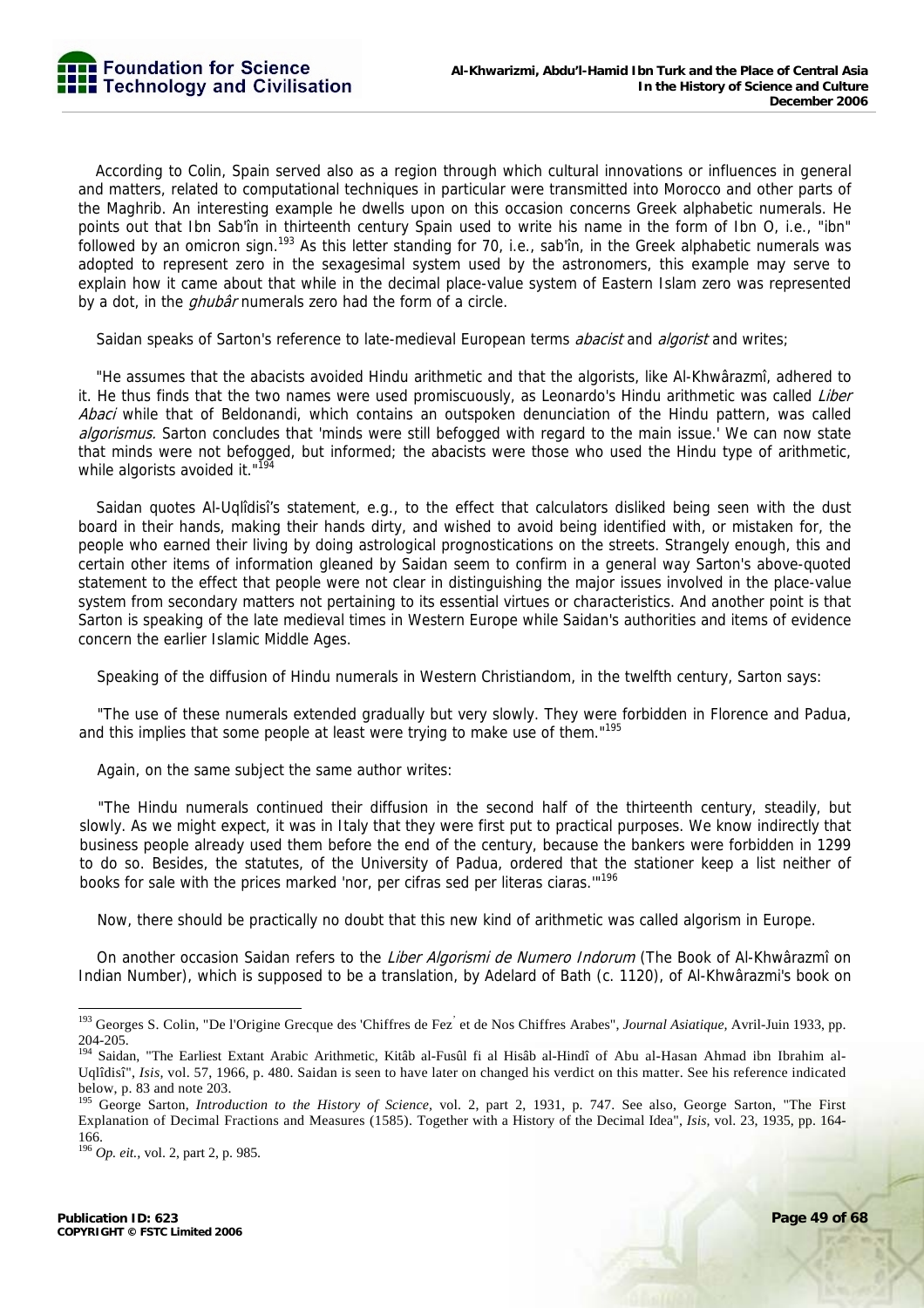According to Colin, Spain served also as a region through which cultural innovations or influences in general and matters, related to computational techniques in particular were transmitted into Morocco and other parts of the Maghrib. An interesting example he dwells upon on this occasion concerns Greek alphabetic numerals. He points out that Ibn Sab'în in thirteenth century Spain used to write his name in the form of Ibn O, i.e., "ibn" followed by an omicron sign.[193] As this letter standing for 70, i.e., sab'în, in the Greek alphabetic numerals was adopted to represent zero in the sexagesimal system used by the astronomers, this example may serve to explain how it came about that while in the decimal place-value system of Eastern Islam zero was represented by a dot, in the *ghubâr* numerals zero had the form of a circle.

Saidan speaks of Sarton's reference to late-medieval European terms *abacist* and *algorist* and writes;

"He assumes that the abacists avoided Hindu arithmetic and that the algorists, like Al-Khwârazmî, adhered to it. He thus finds that the two names were used promiscuously, as Leonardo's Hindu arithmetic was called *Liber Abaci* while that of Beldonandi, which contains an outspoken denunciation of the Hindu pattern, was called *algorismus.* Sarton concludes that 'minds were still befogged with regard to the main issue.' We can now state that minds were not befogged, but informed; the abacists were those who used the Hindu type of arithmetic, while algorists avoided it."[194]

Saidan quotes Al-Uqlîdisî's statement, e.g., to the effect that calculators disliked being seen with the dust board in their hands, making their hands dirty, and wished to avoid being identified with, or mistaken for, the people who earned their living by doing astrological prognostications on the streets. Strangely enough, this and certain other items of information gleaned by Saidan seem to confirm in a general way Sarton's above-quoted statement to the effect that people were not clear in distinguishing the major issues involved in the place-value system from secondary matters not pertaining to its essential virtues or characteristics. And another point is that Sarton is speaking of the late medieval times in Western Europe while Saidan's authorities and items of evidence concern the earlier Islamic Middle Ages.

Speaking of the diffusion of Hindu numerals in Western Christiandom, in the twelfth century, Sarton says:

"The use of these numerals extended gradually but very slowly. They were forbidden in Florence and Padua, and this implies that some people at least were trying to make use of them."[195]

Again, on the same subject the same author writes:

"The Hindu numerals continued their diffusion in the second half of the thirteenth century, steadily, but slowly. As we might expect, it was in Italy that they were first put to practical purposes. We know indirectly that business people already used them before the end of the century, because the bankers were forbidden in 1299 to do so. Besides, the statutes, of the University of Padua, ordered that the stationer keep a list neither of books for sale with the prices marked 'nor, per cifras sed per literas ciaras.'"[196]

Now, there should be practically no doubt that this new kind of arithmetic was called algorism in Europe.

On another occasion Saidan refers to the *Liber Algorismi de Numero Indorum* (The Book of Al-Khwârazmî on Indian Number), which is supposed to be a translation, by Adelard of Bath (c. 1120), of Al-Khwârazmi's book on

---

[193] Georges S. Colin, "De l'Origine Grecque des 'Chiffres de Fez' et de Nos Chiffres Arabes", *Journal Asiatique,* Avril-Juin 1933, pp. 204-205.

[194] Saidan, "The Earliest Extant Arabic Arithmetic, Kitâb al-Fusûl fi al Hisâb al-Hindî of Abu al-Hasan Ahmad ibn Ibrahim al-Uqlîdisî", *Isis,* vol. 57, 1966, p. 480. Saidan is seen to have later on changed his verdict on this matter. See his reference indicated below, p. 83 and note 203.

[195] George Sarton, *Introduction to the History of Science*, vol. 2, part 2, 1931, p. 747. See also, George Sarton, "The First Explanation of Decimal Fractions and Measures (1585). Together with a History of the Decimal Idea", *Isis,* vol. 23, 1935, pp. 164-166.

[196] *Op. eit.*, vol. 2, part 2, p. 985.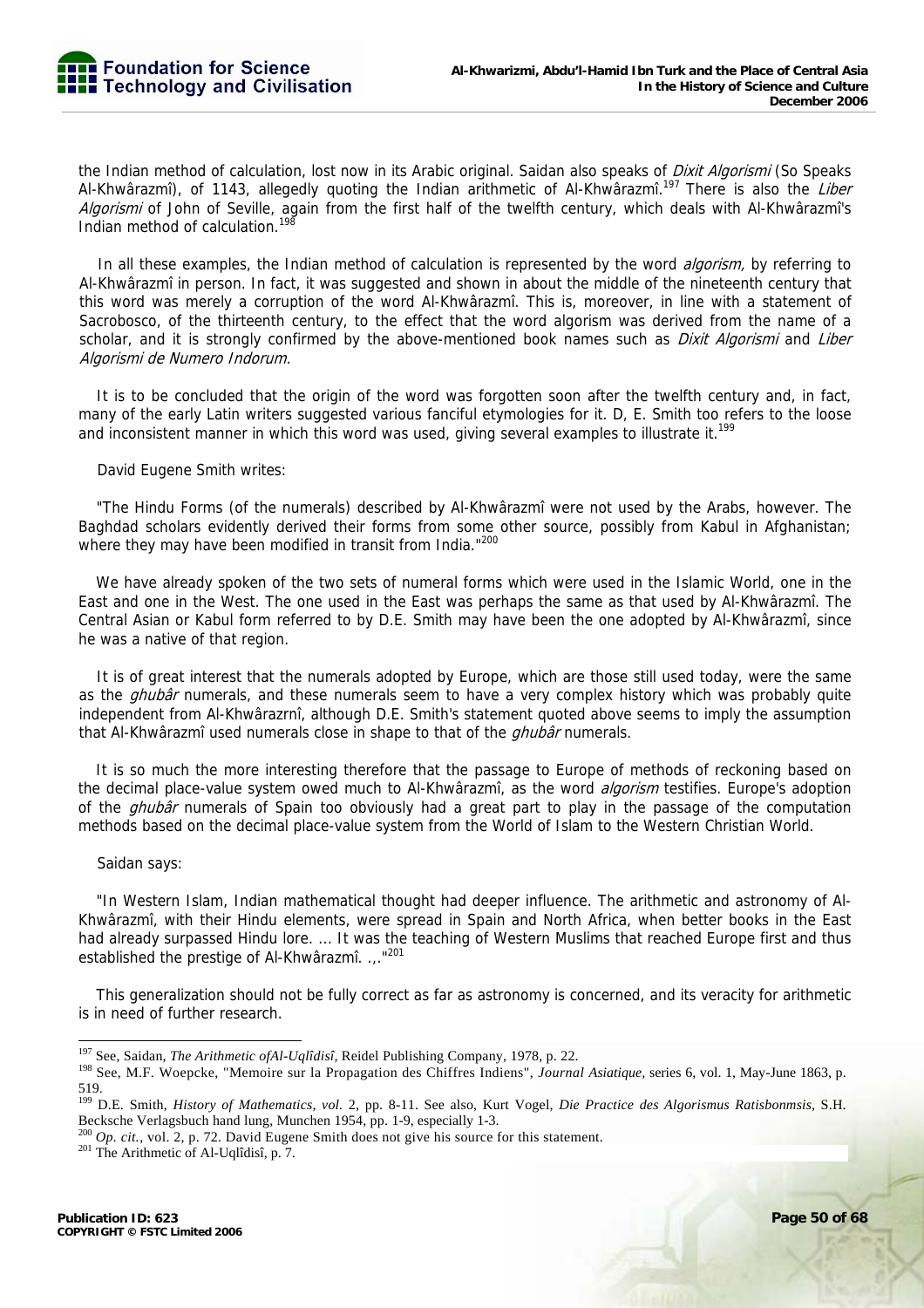the Indian method of calculation, lost now in its Arabic original. Saidan also speaks of *Dixit Algorismi* (So Speaks Al-Khwârazmî), of 1143, allegedly quoting the Indian arithmetic of Al-Khwârazmî.[197] There is also the *Liber Algorismi* of John of Seville, again from the first half of the twelfth century, which deals with Al-Khwârazmî's Indian method of calculation.[198]

In all these examples, the Indian method of calculation is represented by the word *algorism,* by referring to Al-Khwârazmî in person. In fact, it was suggested and shown in about the middle of the nineteenth century that this word was merely a corruption of the word Al-Khwârazmî. This is, moreover, in line with a statement of Sacrobosco, of the thirteenth century, to the effect that the word algorism was derived from the name of a scholar, and it is strongly confirmed by the above-mentioned book names such as *Dixit Algorismi* and *Liber Algorismi de Numero Indorum.*

It is to be concluded that the origin of the word was forgotten soon after the twelfth century and, in fact, many of the early Latin writers suggested various fanciful etymologies for it. D, E. Smith too refers to the loose and inconsistent manner in which this word was used, giving several examples to illustrate it.[199]

David Eugene Smith writes:

"The Hindu Forms (of the numerals) described by Al-Khwârazmî were not used by the Arabs, however. The Baghdad scholars evidently derived their forms from some other source, possibly from Kabul in Afghanistan; where they may have been modified in transit from India."[200]

We have already spoken of the two sets of numeral forms which were used in the Islamic World, one in the East and one in the West. The one used in the East was perhaps the same as that used by Al-Khwârazmî. The Central Asian or Kabul form referred to by D.E. Smith may have been the one adopted by Al-Khwârazmî, since he was a native of that region.

It is of great interest that the numerals adopted by Europe, which are those still used today, were the same as the *ghubâr* numerals, and these numerals seem to have a very complex history which was probably quite independent from Al-Khwârazrnî, although D.E. Smith's statement quoted above seems to imply the assumption that Al-Khwârazmî used numerals close in shape to that of the *ghubâr* numerals.

It is so much the more interesting therefore that the passage to Europe of methods of reckoning based on the decimal place-value system owed much to Al-Khwârazmî, as the word *algorism* testifies. Europe's adoption of the *ghubâr* numerals of Spain too obviously had a great part to play in the passage of the computation methods based on the decimal place-value system from the World of Islam to the Western Christian World.

Saidan says:

"In Western Islam, Indian mathematical thought had deeper influence. The arithmetic and astronomy of Al-Khwârazmî, with their Hindu elements, were spread in Spain and North Africa, when better books in the East had already surpassed Hindu lore. ... It was the teaching of Western Muslims that reached Europe first and thus established the prestige of Al-Khwârazmî. .,."[201]

This generalization should not be fully correct as far as astronomy is concerned, and its veracity for arithmetic is in need of further research.

---

[197] See, Saidan, *The Arithmetic ofAl-Uqlîdisî*, Reidel Publishing Company, 1978, p. 22.

[198] See, M.F. Woepcke, "Memoire sur la Propagation des Chiffres Indiens", *Journal Asiatique*, series 6, vol. 1, May-June 1863, p. 519.

[199] D.E. Smith, *History of Mathematics, vol.* 2, pp. 8-11. See also, Kurt Vogel, *Die Practice des Algorismus Ratisbonmsis*, S.H. Becksche Verlagsbuch hand lung, Munchen 1954, pp. 1-9, especially 1-3.

[200] *Op. cit.*, vol. 2, p. 72. David Eugene Smith does not give his source for this statement.

[201] The Arithmetic of Al-Uqlîdisî, p. 7.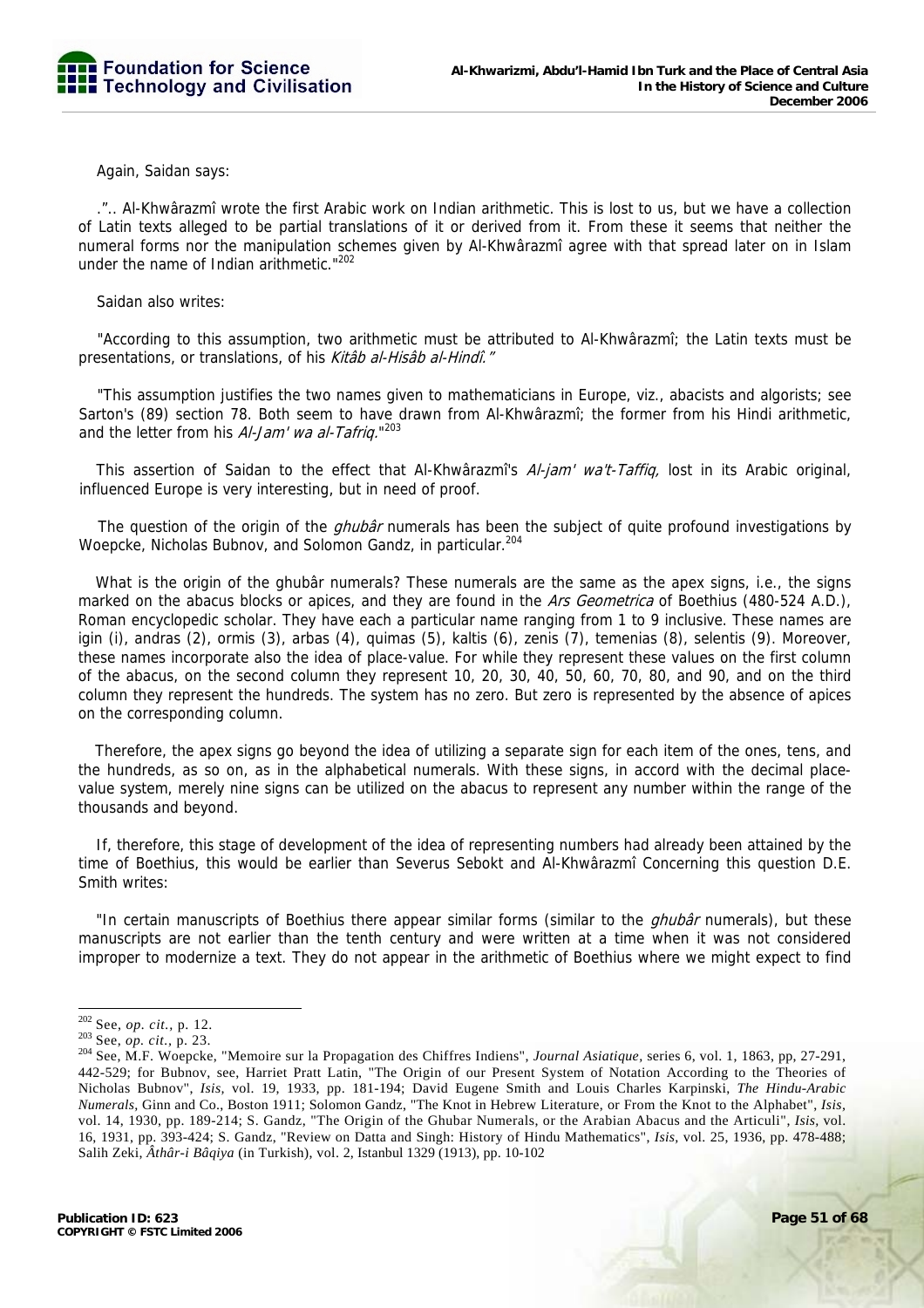Again, Saidan says:

.".. Al-Khwârazmî wrote the first Arabic work on Indian arithmetic. This is lost to us, but we have a collection of Latin texts alleged to be partial translations of it or derived from it. From these it seems that neither the numeral forms nor the manipulation schemes given by Al-Khwârazmî agree with that spread later on in Islam under the name of Indian arithmetic."[202]

Saidan also writes:

"According to this assumption, two arithmetic must be attributed to Al-Khwârazmî; the Latin texts must be presentations, or translations, of his *Kitâb al-Hisâb al-Hindî."*

"This assumption justifies the two names given to mathematicians in Europe, viz., abacists and algorists; see Sarton's (89) section 78. Both seem to have drawn from Al-Khwârazmî; the former from his Hindi arithmetic, and the letter from his *Al-Jam' wa al-Tafriq.*"[203]

This assertion of Saidan to the effect that Al-Khwârazmî's *Al-jam' wa't-Taffiq,* lost in its Arabic original, influenced Europe is very interesting, but in need of proof.

The question of the origin of the *ghubâr* numerals has been the subject of quite profound investigations by Woepcke, Nicholas Bubnov, and Solomon Gandz, in particular.[204]

What is the origin of the ghubâr numerals? These numerals are the same as the apex signs, i.e., the signs marked on the abacus blocks or apices, and they are found in the *Ars Geometrica* of Boethius (480-524 A.D.), Roman encyclopedic scholar. They have each a particular name ranging from 1 to 9 inclusive. These names are igin (i), andras (2), ormis (3), arbas (4), quimas (5), kaltis (6), zenis (7), temenias (8), selentis (9). Moreover, these names incorporate also the idea of place-value. For while they represent these values on the first column of the abacus, on the second column they represent 10, 20, 30, 40, 50, 60, 70, 80, and 90, and on the third column they represent the hundreds. The system has no zero. But zero is represented by the absence of apices on the corresponding column.

Therefore, the apex signs go beyond the idea of utilizing a separate sign for each item of the ones, tens, and the hundreds, as so on, as in the alphabetical numerals. With these signs, in accord with the decimal place-value system, merely nine signs can be utilized on the abacus to represent any number within the range of the thousands and beyond.

If, therefore, this stage of development of the idea of representing numbers had already been attained by the time of Boethius, this would be earlier than Severus Sebokt and Al-Khwârazmî Concerning this question D.E. Smith writes:

"In certain manuscripts of Boethius there appear similar forms (similar to the *ghubâr* numerals), but these manuscripts are not earlier than the tenth century and were written at a time when it was not considered improper to modernize a text. They do not appear in the arithmetic of Boethius where we might expect to find

---

[202] See, *op. cit.*, p. 12.

[203] See, *op. cit.*, p. 23.

[204] See, M.F. Woepcke, "Memoire sur la Propagation des Chiffres Indiens", *Journal Asiatique*, series 6, vol. 1, 1863, pp, 27-291, 442-529; for Bubnov, see, Harriet Pratt Latin, "The Origin of our Present System of Notation According to the Theories of Nicholas Bubnov", *Isis*, vol. 19, 1933, pp. 181-194; David Eugene Smith and Louis Charles Karpinski, *The Hindu-Arabic Numerals*, Ginn and Co., Boston 1911; Solomon Gandz, "The Knot in Hebrew Literature, or From the Knot to the Alphabet", *Isis*, vol. 14, 1930, pp. 189-214; S. Gandz, "The Origin of the Ghubar Numerals, or the Arabian Abacus and the Articuli", *Isis*, vol. 16, 1931, pp. 393-424; S. Gandz, "Review on Datta and Singh: History of Hindu Mathematics", *Isis*, vol. 25, 1936, pp. 478-488; Salih Zeki, *Âthâr-i Bâqiya* (in Turkish), vol. 2, Istanbul 1329 (1913), pp. 10-102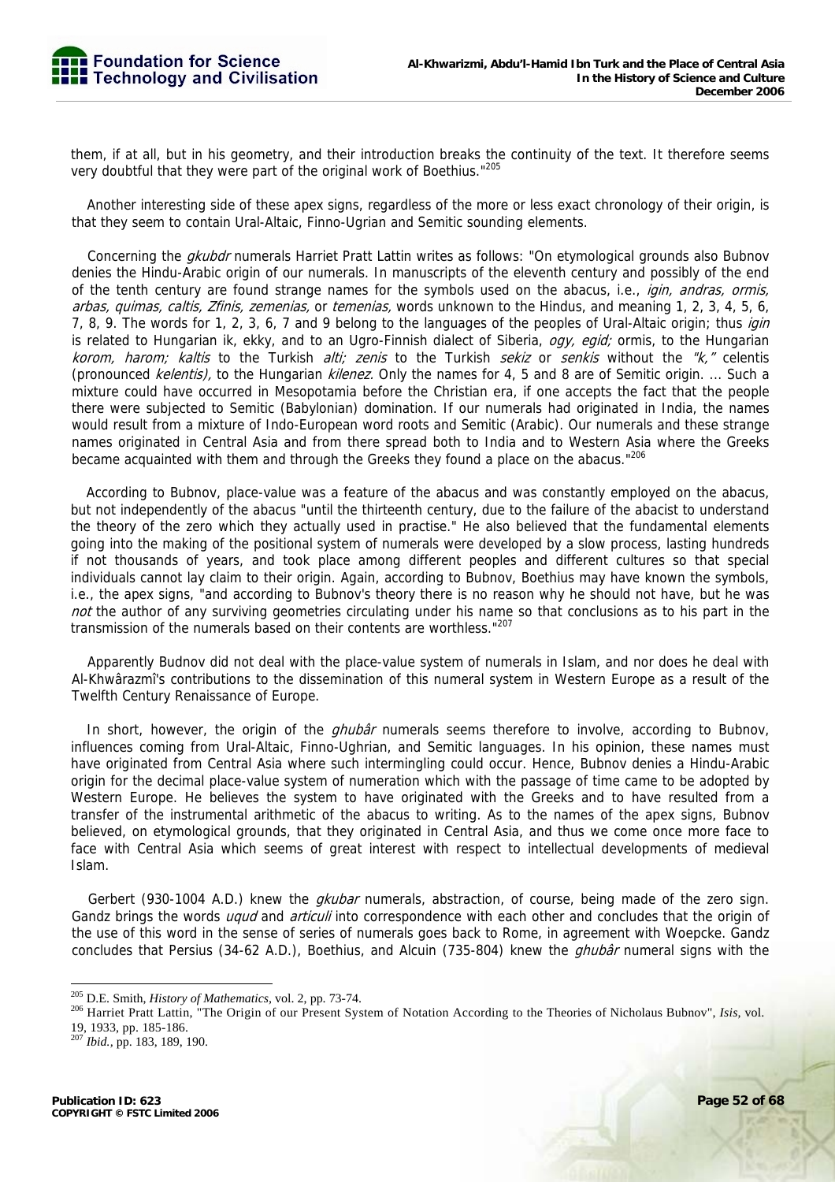them, if at all, but in his geometry, and their introduction breaks the continuity of the text. It therefore seems very doubtful that they were part of the original work of Boethius."[205]

Another interesting side of these apex signs, regardless of the more or less exact chronology of their origin, is that they seem to contain Ural-Altaic, Finno-Ugrian and Semitic sounding elements.

Concerning the *gkubdr* numerals Harriet Pratt Lattin writes as follows: "On etymological grounds also Bubnov denies the Hindu-Arabic origin of our numerals. In manuscripts of the eleventh century and possibly of the end of the tenth century are found strange names for the symbols used on the abacus, i.e., *igin, andras, ormis, arbas, quimas, caltis, Zfinis, zemenias,* or *temenias,* words unknown to the Hindus, and meaning 1, 2, 3, 4, 5, 6, 7, 8, 9. The words for 1, 2, 3, 6, 7 and 9 belong to the languages of the peoples of Ural-Altaic origin; thus *igin* is related to Hungarian ik, ekky, and to an Ugro-Finnish dialect of Siberia, *ogy, egid;* ormis, to the Hungarian *korom, harom; kaltis* to the Turkish *alti; zenis* to the Turkish *sekiz* or *senkis* without the *"k,"* celentis (pronounced *kelentis),* to the Hungarian *kilenez*. Only the names for 4, 5 and 8 are of Semitic origin. ... Such a mixture could have occurred in Mesopotamia before the Christian era, if one accepts the fact that the people there were subjected to Semitic (Babylonian) domination. If our numerals had originated in India, the names would result from a mixture of Indo-European word roots and Semitic (Arabic). Our numerals and these strange names originated in Central Asia and from there spread both to India and to Western Asia where the Greeks became acquainted with them and through the Greeks they found a place on the abacus."[206]

According to Bubnov, place-value was a feature of the abacus and was constantly employed on the abacus, but not independently of the abacus "until the thirteenth century, due to the failure of the abacist to understand the theory of the zero which they actually used in practise." He also believed that the fundamental elements going into the making of the positional system of numerals were developed by a slow process, lasting hundreds if not thousands of years, and took place among different peoples and different cultures so that special individuals cannot lay claim to their origin. Again, according to Bubnov, Boethius may have known the symbols, i.e., the apex signs, "and according to Bubnov's theory there is no reason why he should not have, but he was *not* the author of any surviving geometries circulating under his name so that conclusions as to his part in the transmission of the numerals based on their contents are worthless."[207]

Apparently Budnov did not deal with the place-value system of numerals in Islam, and nor does he deal with Al-Khwârazmî's contributions to the dissemination of this numeral system in Western Europe as a result of the Twelfth Century Renaissance of Europe.

In short, however, the origin of the *ghubâr* numerals seems therefore to involve, according to Bubnov, influences coming from Ural-Altaic, Finno-Ughrian, and Semitic languages. In his opinion, these names must have originated from Central Asia where such intermingling could occur. Hence, Bubnov denies a Hindu-Arabic origin for the decimal place-value system of numeration which with the passage of time came to be adopted by Western Europe. He believes the system to have originated with the Greeks and to have resulted from a transfer of the instrumental arithmetic of the abacus to writing. As to the names of the apex signs, Bubnov believed, on etymological grounds, that they originated in Central Asia, and thus we come once more face to face with Central Asia which seems of great interest with respect to intellectual developments of medieval Islam.

Gerbert (930-1004 A.D.) knew the *gkubar* numerals, abstraction, of course, being made of the zero sign. Gandz brings the words *uqud* and *articuli* into correspondence with each other and concludes that the origin of the use of this word in the sense of series of numerals goes back to Rome, in agreement with Woepcke. Gandz concludes that Persius (34-62 A.D.), Boethius, and Alcuin (735-804) knew the *ghubâr* numeral signs with the

---

[205] D.E. Smith, *History of Mathematics*, vol. 2, pp. 73-74.

[206] Harriet Pratt Lattin, "The Origin of our Present System of Notation According to the Theories of Nicholaus Bubnov", *Isis*, vol. 19, 1933, pp. 185-186.

[207] *Ibid.*, pp. 183, 189, 190.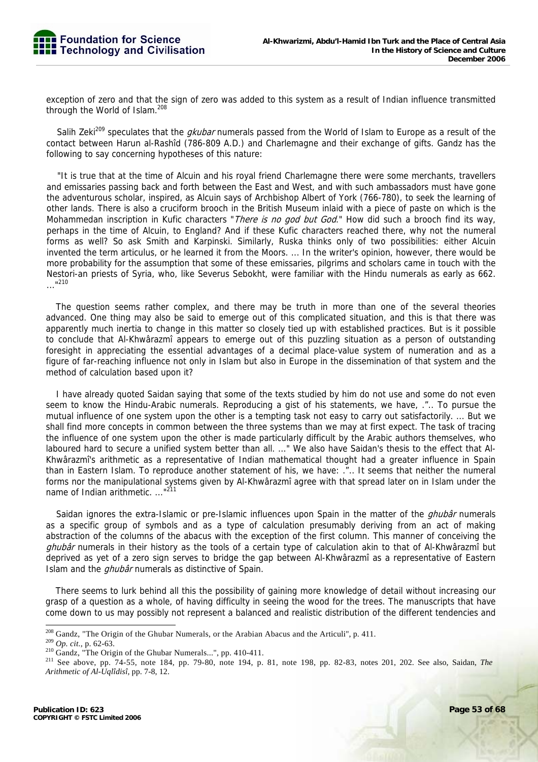exception of zero and that the sign of zero was added to this system as a result of Indian influence transmitted through the World of Islam.[208]

Salih Zeki[209] speculates that the *gkubar* numerals passed from the World of Islam to Europe as a result of the contact between Harun al-Rashîd (786-809 A.D.) and Charlemagne and their exchange of gifts. Gandz has the following to say concerning hypotheses of this nature:

"It is true that at the time of Alcuin and his royal friend Charlemagne there were some merchants, travellers and emissaries passing back and forth between the East and West, and with such ambassadors must have gone the adventurous scholar, inspired, as Alcuin says of Archbishop Albert of York (766-780), to seek the learning of other lands. There is also a cruciform brooch in the British Museum inlaid with a piece of paste on which is the Mohammedan inscription in Kufic characters "*There is no god but God*." How did such a brooch find its way, perhaps in the time of Alcuin, to England? And if these Kufic characters reached there, why not the numeral forms as well? So ask Smith and Karpinski. Similarly, Ruska thinks only of two possibilities: either Alcuin invented the term articulus, or he learned it from the Moors. ... In the writer's opinion, however, there would be more probability for the assumption that some of these emissaries, pilgrims and scholars came in touch with the Nestori-an priests of Syria, who, like Severus Sebokht, were familiar with the Hindu numerals as early as 662. ..."[210]

The question seems rather complex, and there may be truth in more than one of the several theories advanced. One thing may also be said to emerge out of this complicated situation, and this is that there was apparently much inertia to change in this matter so closely tied up with established practices. But is it possible to conclude that Al-Khwârazmî appears to emerge out of this puzzling situation as a person of outstanding foresight in appreciating the essential advantages of a decimal place-value system of numeration and as a figure of far-reaching influence not only in Islam but also in Europe in the dissemination of that system and the method of calculation based upon it?

I have already quoted Saidan saying that some of the texts studied by him do not use and some do not even seem to know the Hindu-Arabic numerals. Reproducing a gist of his statements, we have, ."... To pursue the mutual influence of one system upon the other is a tempting task not easy to carry out satisfactorily. ... But we shall find more concepts in common between the three systems than we may at first expect. The task of tracing the influence of one system upon the other is made particularly difficult by the Arabic authors themselves, who laboured hard to secure a unified system better than all. ..." We also have Saidan's thesis to the effect that Al-Khwârazmî's arithmetic as a representative of Indian mathematical thought had a greater influence in Spain than in Eastern Islam. To reproduce another statement of his, we have: ."... It seems that neither the numeral forms nor the manipulational systems given by Al-Khwârazmî agree with that spread later on in Islam under the name of Indian arithmetic. ..."[211]

Saidan ignores the extra-Islamic or pre-Islamic influences upon Spain in the matter of the *ghubâr* numerals as a specific group of symbols and as a type of calculation presumably deriving from an act of making abstraction of the columns of the abacus with the exception of the first column. This manner of conceiving the *ghubâr* numerals in their history as the tools of a certain type of calculation akin to that of Al-Khwârazmî but deprived as yet of a zero sign serves to bridge the gap between Al-Khwârazmî as a representative of Eastern Islam and the *ghubâr* numerals as distinctive of Spain.

There seems to lurk behind all this the possibility of gaining more knowledge of detail without increasing our grasp of a question as a whole, of having difficulty in seeing the wood for the trees. The manuscripts that have come down to us may possibly not represent a balanced and realistic distribution of the different tendencies and

---

[208] Gandz, "The Origin of the Ghubar Numerals, or the Arabian Abacus and the Articuli", p. 411.

[209] *Op. cit.*, p. 62-63.

[210] Gandz, "The Origin of the Ghubar Numerals...", pp. 410-411.

[211] See above, pp. 74-55, note 184, pp. 79-80, note 194, p. 81, note 198, pp. 82-83, notes 201, 202. See also, Saidan, *The Arithmetic of Al-Uqlîdisî*, pp. 7-8, 12.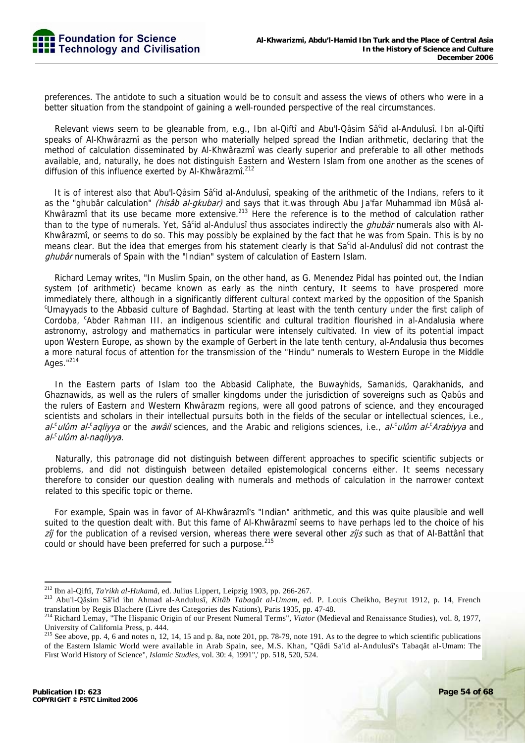preferences. The antidote to such a situation would be to consult and assess the views of others who were in a better situation from the standpoint of gaining a well-rounded perspective of the real circumstances.

Relevant views seem to be gleanable from, e.g., Ibn al-Qiftî and Abu'l-Qâsim Sâᶜid al-Andalusî. Ibn al-Qiftî speaks of Al-Khwârazmî as the person who materially helped spread the Indian arithmetic, declaring that the method of calculation disseminated by Al-Khwârazmî was clearly superior and preferable to all other methods available, and, naturally, he does not distinguish Eastern and Western Islam from one another as the scenes of diffusion of this influence exerted by Al-Khwârazmî.[212]

It is of interest also that Abu'l-Qâsim Sâᶜid al-Andalusî, speaking of the arithmetic of the Indians, refers to it as the "ghubâr calculation" *(hisâb al-gkubar)* and says that it.was through Abu Ja'far Muhammad ibn Mûsâ al-Khwârazmî that its use became more extensive.[213] Here the reference is to the method of calculation rather than to the type of numerals. Yet, Sâᶜid al-Andalusî thus associates indirectly the *ghubâr* numerals also with Al-Khwârazmî, or seems to do so. This may possibly be explained by the fact that he was from Spain. This is by no means clear. But the idea that emerges from his statement clearly is that Saᶜid al-Andalusî did not contrast the *ghubâr* numerals of Spain with the "Indian" system of calculation of Eastern Islam.

Richard Lemay writes, "In Muslim Spain, on the other hand, as G. Menendez Pidal has pointed out, the Indian system (of arithmetic) became known as early as the ninth century, It seems to have prospered more immediately there, although in a significantly different cultural context marked by the opposition of the Spanish ᶜUmayyads to the Abbasid culture of Baghdad. Starting at least with the tenth century under the first caliph of Cordoba, ᶜAbder Rahman III. an indigenous scientific and cultural tradition flourished in al-Andalusia where astronomy, astrology and mathematics in particular were intensely cultivated. In view of its potential impact upon Western Europe, as shown by the example of Gerbert in the late tenth century, al-Andalusia thus becomes a more natural focus of attention for the transmission of the "Hindu" numerals to Western Europe in the Middle Ages."[214]

In the Eastern parts of Islam too the Abbasid Caliphate, the Buwayhids, Samanids, Qarakhanids, and Ghaznawids, as well as the rulers of smaller kingdoms under the jurisdiction of sovereigns such as Qabûs and the rulers of Eastern and Western Khwârazm regions, were all good patrons of science, and they encouraged scientists and scholars in their intellectual pursuits both in the fields of the secular or intellectual sciences, i.e., *al-ᶜulûm al-ᶜaqliyya* or the *awâil* sciences, and the Arabic and religions sciences, i.e., *al-ᶜulûm al-ᶜArabiyya* and *al-ᶜulûm al-naqliyya.*

Naturally, this patronage did not distinguish between different approaches to specific scientific subjects or problems, and did not distinguish between detailed epistemological concerns either. It seems necessary therefore to consider our question dealing with numerals and methods of calculation in the narrower context related to this specific topic or theme.

For example, Spain was in favor of Al-Khwârazmî's "Indian" arithmetic, and this was quite plausible and well suited to the question dealt with. But this fame of Al-Khwârazmî seems to have perhaps led to the choice of his *zîj* for the publication of a revised version, whereas there were several other *zîjs* such as that of Al-Battânî that could or should have been preferred for such a purpose.[215]

---

[212] Ibn al-Qiftî, *Ta'rikh al-Hukamâ*, ed. Julius Lippert, Leipzig 1903, pp. 266-267.

[213] Abu'l-Qâsim Sâ'id ibn Ahmad al-Andulusî, *Kitâb Tabaqât al-Umam*, ed. P. Louis Cheikho, Beyrut 1912, p. 14, French translation by Regis Blachere (Livre des Categories des Nations), Paris 1935, pp. 47-48.

[214] Richard Lemay, "The Hispanic Origin of our Present Numeral Terms", *Viator* (Medieval and Renaissance Studies), vol. 8, 1977, University of California Press, p. 444.

[215] See above, pp. 4, 6 and notes n, 12, 14, 15 and p. 8a, note 201, pp. 78-79, note 191. As to the degree to which scientific publications of the Eastern Islamic World were available in Arab Spain, see, M.S. Khan, "Qâdi Sa'id al-Andulusî's Tabaqât al-Umam: The First World History of Science", *Islamic Studies*, vol. 30: 4, 1991",' pp. 518, 520, 524.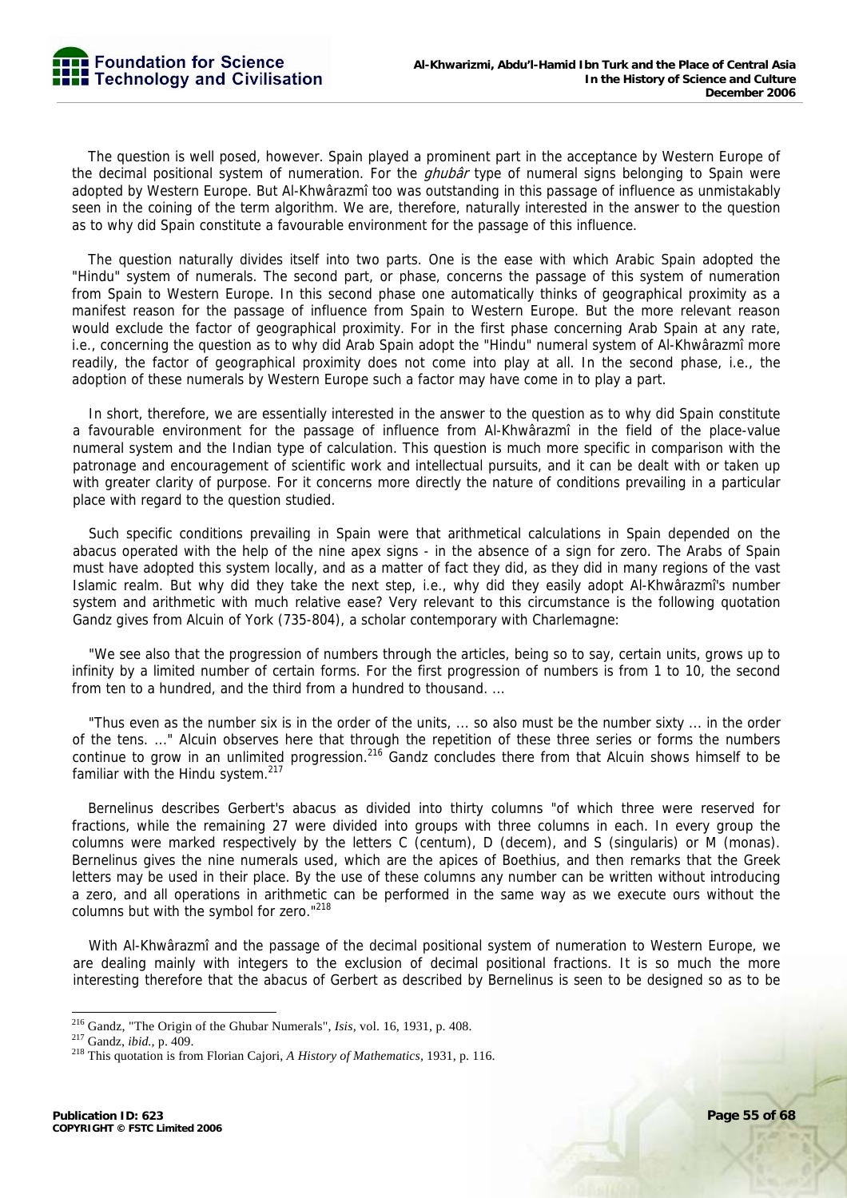The question is well posed, however. Spain played a prominent part in the acceptance by Western Europe of the decimal positional system of numeration. For the *ghubâr* type of numeral signs belonging to Spain were adopted by Western Europe. But Al-Khwârazmî too was outstanding in this passage of influence as unmistakably seen in the coining of the term algorithm. We are, therefore, naturally interested in the answer to the question as to why did Spain constitute a favourable environment for the passage of this influence.

The question naturally divides itself into two parts. One is the ease with which Arabic Spain adopted the "Hindu" system of numerals. The second part, or phase, concerns the passage of this system of numeration from Spain to Western Europe. In this second phase one automatically thinks of geographical proximity as a manifest reason for the passage of influence from Spain to Western Europe. But the more relevant reason would exclude the factor of geographical proximity. For in the first phase concerning Arab Spain at any rate, i.e., concerning the question as to why did Arab Spain adopt the "Hindu" numeral system of Al-Khwârazmî more readily, the factor of geographical proximity does not come into play at all. In the second phase, i.e., the adoption of these numerals by Western Europe such a factor may have come in to play a part.

In short, therefore, we are essentially interested in the answer to the question as to why did Spain constitute a favourable environment for the passage of influence from Al-Khwârazmî in the field of the place-value numeral system and the Indian type of calculation. This question is much more specific in comparison with the patronage and encouragement of scientific work and intellectual pursuits, and it can be dealt with or taken up with greater clarity of purpose. For it concerns more directly the nature of conditions prevailing in a particular place with regard to the question studied.

Such specific conditions prevailing in Spain were that arithmetical calculations in Spain depended on the abacus operated with the help of the nine apex signs - in the absence of a sign for zero. The Arabs of Spain must have adopted this system locally, and as a matter of fact they did, as they did in many regions of the vast Islamic realm. But why did they take the next step, i.e., why did they easily adopt Al-Khwârazmî's number system and arithmetic with much relative ease? Very relevant to this circumstance is the following quotation Gandz gives from Alcuin of York (735-804), a scholar contemporary with Charlemagne:

"We see also that the progression of numbers through the articles, being so to say, certain units, grows up to infinity by a limited number of certain forms. For the first progression of numbers is from 1 to 10, the second from ten to a hundred, and the third from a hundred to thousand. ...

"Thus even as the number six is in the order of the units, ... so also must be the number sixty ... in the order of the tens. ..." Alcuin observes here that through the repetition of these three series or forms the numbers continue to grow in an unlimited progression.[216] Gandz concludes there from that Alcuin shows himself to be familiar with the Hindu system.[217]

Bernelinus describes Gerbert's abacus as divided into thirty columns "of which three were reserved for fractions, while the remaining 27 were divided into groups with three columns in each. In every group the columns were marked respectively by the letters C (centum), D (decem), and S (singularis) or M (monas). Bernelinus gives the nine numerals used, which are the apices of Boethius, and then remarks that the Greek letters may be used in their place. By the use of these columns any number can be written without introducing a zero, and all operations in arithmetic can be performed in the same way as we execute ours without the columns but with the symbol for zero."[218]

With Al-Khwârazmî and the passage of the decimal positional system of numeration to Western Europe, we are dealing mainly with integers to the exclusion of decimal positional fractions. It is so much the more interesting therefore that the abacus of Gerbert as described by Bernelinus is seen to be designed so as to be

---

[216] Gandz, "The Origin of the Ghubar Numerals", *Isis*, vol. 16, 1931, p. 408.

[217] Gandz, *ibid.*, p. 409.

[218] This quotation is from Florian Cajori, *A History of Mathematics*, 1931, p. 116.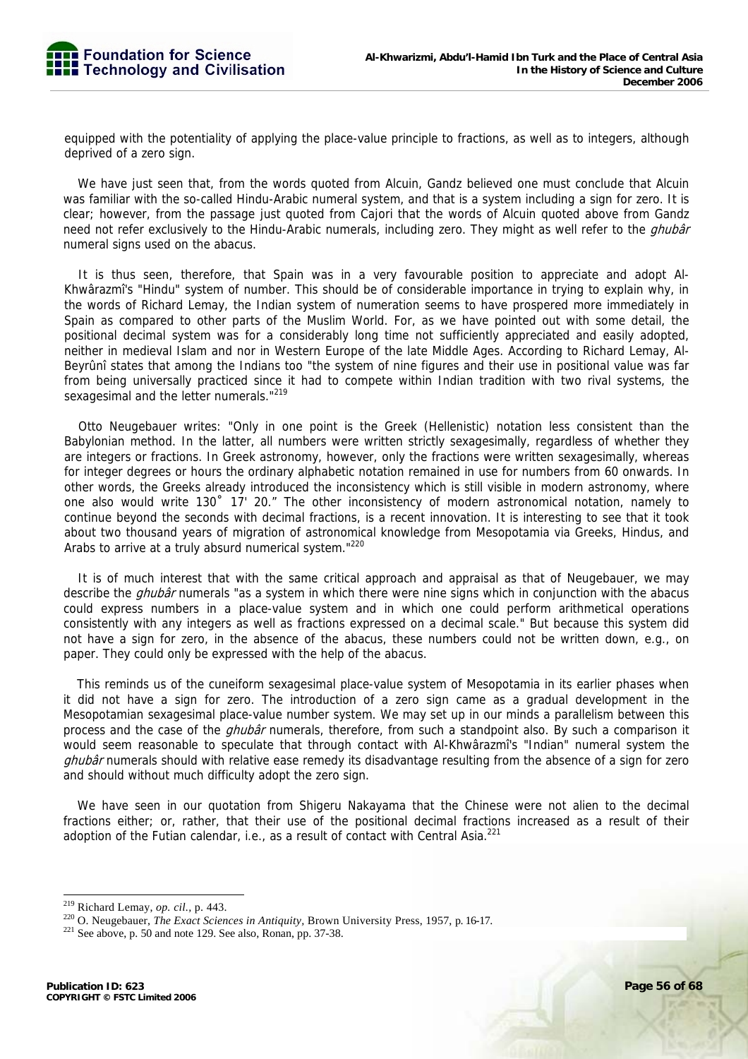equipped with the potentiality of applying the place-value principle to fractions, as well as to integers, although deprived of a zero sign.

We have just seen that, from the words quoted from Alcuin, Gandz believed one must conclude that Alcuin was familiar with the so-called Hindu-Arabic numeral system, and that is a system including a sign for zero. It is clear; however, from the passage just quoted from Cajori that the words of Alcuin quoted above from Gandz need not refer exclusively to the Hindu-Arabic numerals, including zero. They might as well refer to the *ghubâr* numeral signs used on the abacus.

It is thus seen, therefore, that Spain was in a very favourable position to appreciate and adopt Al-Khwârazmî's "Hindu" system of number. This should be of considerable importance in trying to explain why, in the words of Richard Lemay, the Indian system of numeration seems to have prospered more immediately in Spain as compared to other parts of the Muslim World. For, as we have pointed out with some detail, the positional decimal system was for a considerably long time not sufficiently appreciated and easily adopted, neither in medieval Islam and nor in Western Europe of the late Middle Ages. According to Richard Lemay, Al-Beyrûnî states that among the Indians too "the system of nine figures and their use in positional value was far from being universally practiced since it had to compete within Indian tradition with two rival systems, the sexagesimal and the letter numerals."[219]

Otto Neugebauer writes: "Only in one point is the Greek (Hellenistic) notation less consistent than the Babylonian method. In the latter, all numbers were written strictly sexagesimally, regardless of whether they are integers or fractions. In Greek astronomy, however, only the fractions were written sexagesimally, whereas for integer degrees or hours the ordinary alphabetic notation remained in use for numbers from 60 onwards. In other words, the Greeks already introduced the inconsistency which is still visible in modern astronomy, where one also would write 130˚ 17' 20." The other inconsistency of modern astronomical notation, namely to continue beyond the seconds with decimal fractions, is a recent innovation. It is interesting to see that it took about two thousand years of migration of astronomical knowledge from Mesopotamia via Greeks, Hindus, and Arabs to arrive at a truly absurd numerical system."[220]

It is of much interest that with the same critical approach and appraisal as that of Neugebauer, we may describe the *ghubâr* numerals "as a system in which there were nine signs which in conjunction with the abacus could express numbers in a place-value system and in which one could perform arithmetical operations consistently with any integers as well as fractions expressed on a decimal scale." But because this system did not have a sign for zero, in the absence of the abacus, these numbers could not be written down, e.g., on paper. They could only be expressed with the help of the abacus.

This reminds us of the cuneiform sexagesimal place-value system of Mesopotamia in its earlier phases when it did not have a sign for zero. The introduction of a zero sign came as a gradual development in the Mesopotamian sexagesimal place-value number system. We may set up in our minds a parallelism between this process and the case of the *ghubâr* numerals, therefore, from such a standpoint also. By such a comparison it would seem reasonable to speculate that through contact with Al-Khwârazmî's "Indian" numeral system the *ghubâr* numerals should with relative ease remedy its disadvantage resulting from the absence of a sign for zero and should without much difficulty adopt the zero sign.

We have seen in our quotation from Shigeru Nakayama that the Chinese were not alien to the decimal fractions either; or, rather, that their use of the positional decimal fractions increased as a result of their adoption of the Futian calendar, i.e., as a result of contact with Central Asia.[221]

---

[219] Richard Lemay, *op. cil.*, p. 443.

[220] O. Neugebauer, *The Exact Sciences in Antiquity*, Brown University Press, 1957, p. 16-17.

[221] See above, p. 50 and note 129. See also, Ronan, pp. 37-38.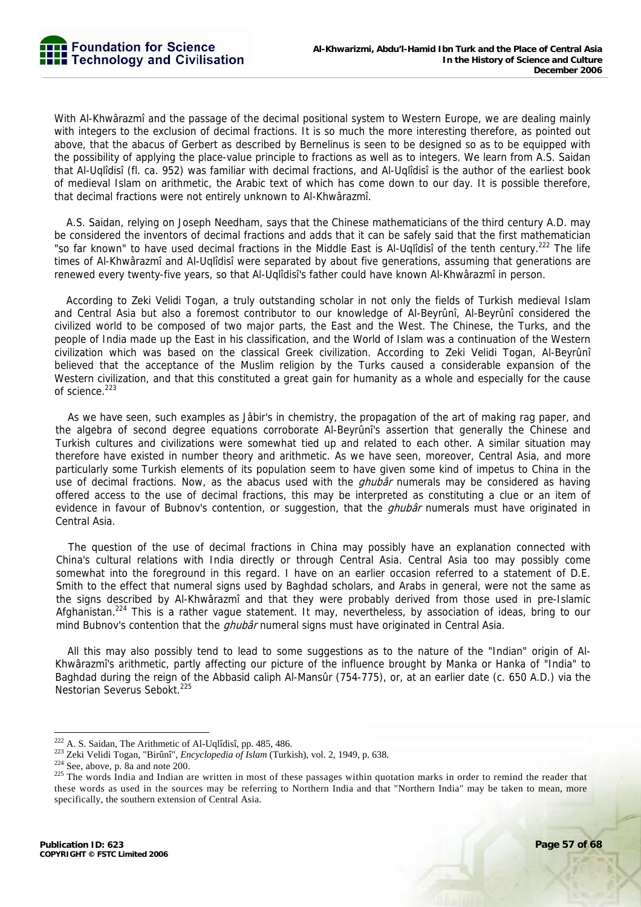With Al-Khwârazmî and the passage of the decimal positional system to Western Europe, we are dealing mainly with integers to the exclusion of decimal fractions. It is so much the more interesting therefore, as pointed out above, that the abacus of Gerbert as described by Bernelinus is seen to be designed so as to be equipped with the possibility of applying the place-value principle to fractions as well as to integers. We learn from A.S. Saidan that Al-Uqlîdisî (fl. ca. 952) was familiar with decimal fractions, and Al-Uqlîdisî is the author of the earliest book of medieval Islam on arithmetic, the Arabic text of which has come down to our day. It is possible therefore, that decimal fractions were not entirely unknown to Al-Khwârazmî.

A.S. Saidan, relying on Joseph Needham, says that the Chinese mathematicians of the third century A.D. may be considered the inventors of decimal fractions and adds that it can be safely said that the first mathematician "so far known" to have used decimal fractions in the Middle East is Al-Uqlîdisî of the tenth century.[222] The life times of Al-Khwârazmî and Al-Uqlîdisî were separated by about five generations, assuming that generations are renewed every twenty-five years, so that Al-Uqlîdisî's father could have known Al-Khwârazmî in person.

According to Zeki Velidi Togan, a truly outstanding scholar in not only the fields of Turkish medieval Islam and Central Asia but also a foremost contributor to our knowledge of Al-Beyrûnî, Al-Beyrûnî considered the civilized world to be composed of two major parts, the East and the West. The Chinese, the Turks, and the people of India made up the East in his classification, and the World of Islam was a continuation of the Western civilization which was based on the classical Greek civilization. According to Zeki Velidi Togan, Al-Beyrûnî believed that the acceptance of the Muslim religion by the Turks caused a considerable expansion of the Western civilization, and that this constituted a great gain for humanity as a whole and especially for the cause of science.[223]

As we have seen, such examples as Jâbir's in chemistry, the propagation of the art of making rag paper, and the algebra of second degree equations corroborate Al-Beyrûnî's assertion that generally the Chinese and Turkish cultures and civilizations were somewhat tied up and related to each other. A similar situation may therefore have existed in number theory and arithmetic. As we have seen, moreover, Central Asia, and more particularly some Turkish elements of its population seem to have given some kind of impetus to China in the use of decimal fractions. Now, as the abacus used with the *ghubâr* numerals may be considered as having offered access to the use of decimal fractions, this may be interpreted as constituting a clue or an item of evidence in favour of Bubnov's contention, or suggestion, that the *ghubâr* numerals must have originated in Central Asia.

The question of the use of decimal fractions in China may possibly have an explanation connected with China's cultural relations with India directly or through Central Asia. Central Asia too may possibly come somewhat into the foreground in this regard. I have on an earlier occasion referred to a statement of D.E. Smith to the effect that numeral signs used by Baghdad scholars, and Arabs in general, were not the same as the signs described by Al-Khwârazmî and that they were probably derived from those used in pre-Islamic Afghanistan.[224] This is a rather vague statement. It may, nevertheless, by association of ideas, bring to our mind Bubnov's contention that the *ghubâr* numeral signs must have originated in Central Asia.

All this may also possibly tend to lead to some suggestions as to the nature of the "Indian" origin of Al-Khwârazmî's arithmetic, partly affecting our picture of the influence brought by Manka or Hanka of "India" to Baghdad during the reign of the Abbasid caliph Al-Mansûr (754-775), or, at an earlier date (c. 650 A.D.) via the Nestorian Severus Sebokt.[225]

---

[222] A. S. Saidan, The Arithmetic of Al-Uqlîdisî, pp. 485, 486.

[223] Zeki Velidi Togan, "Birûnî", *Encyclopedia of Islam* (Turkish), vol. 2, 1949, p. 638.

[224] See, above, p. 8a and note 200.

[225] The words India and Indian are written in most of these passages within quotation marks in order to remind the reader that these words as used in the sources may be referring to Northern India and that "Northern India" may be taken to mean, more specifically, the southern extension of Central Asia.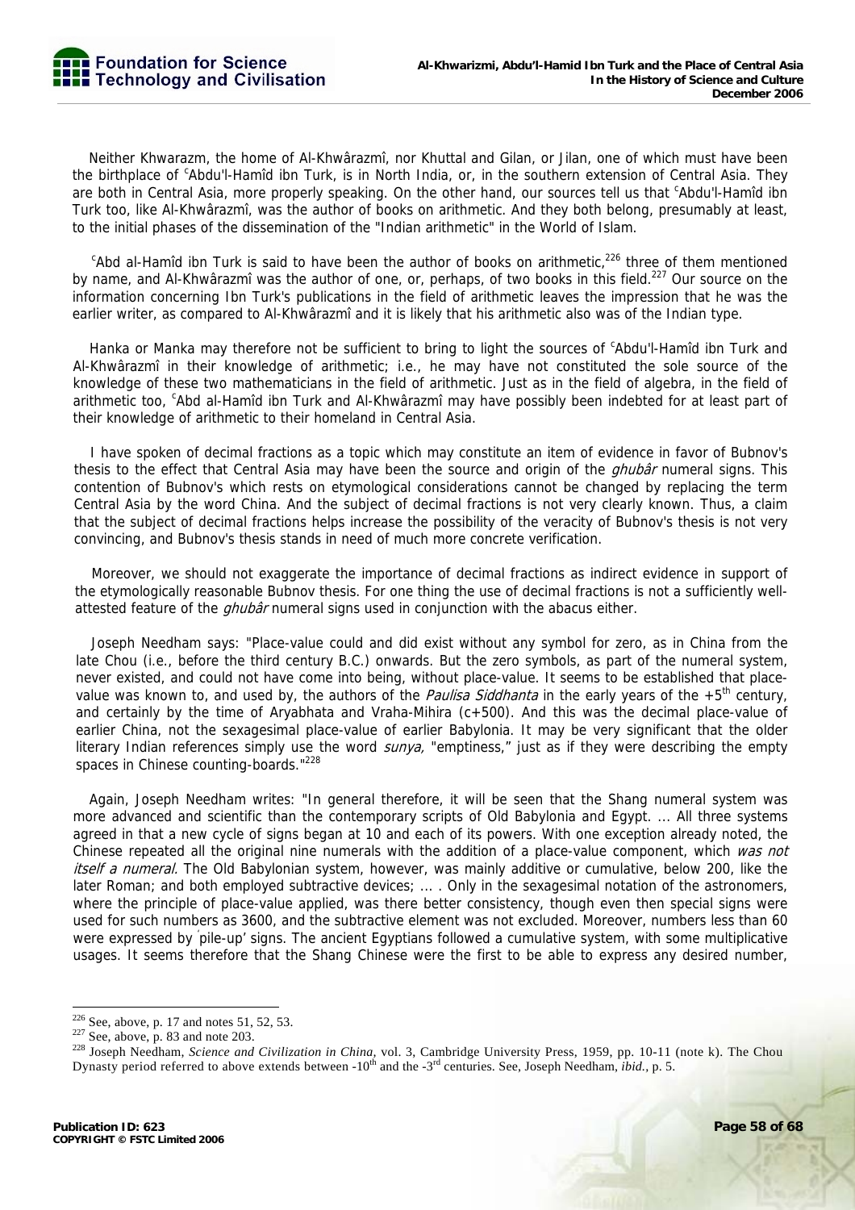Neither Khwarazm, the home of Al-Khwârazmî, nor Khuttal and Gilan, or Jilan, one of which must have been the birthplace of ᶜAbdu'l-Hamîd ibn Turk, is in North India, or, in the southern extension of Central Asia. They are both in Central Asia, more properly speaking. On the other hand, our sources tell us that ᶜAbdu'l-Hamîd ibn Turk too, like Al-Khwârazmî, was the author of books on arithmetic. And they both belong, presumably at least, to the initial phases of the dissemination of the "Indian arithmetic" in the World of Islam.

ᶜAbd al-Hamîd ibn Turk is said to have been the author of books on arithmetic,[226] three of them mentioned by name, and Al-Khwârazmî was the author of one, or, perhaps, of two books in this field.[227] Our source on the information concerning Ibn Turk's publications in the field of arithmetic leaves the impression that he was the earlier writer, as compared to Al-Khwârazmî and it is likely that his arithmetic also was of the Indian type.

Hanka or Manka may therefore not be sufficient to bring to light the sources of ᶜAbdu'l-Hamîd ibn Turk and Al-Khwârazmî in their knowledge of arithmetic; i.e., he may have not constituted the sole source of the knowledge of these two mathematicians in the field of arithmetic. Just as in the field of algebra, in the field of arithmetic too, ᶜAbd al-Hamîd ibn Turk and Al-Khwârazmî may have possibly been indebted for at least part of their knowledge of arithmetic to their homeland in Central Asia.

I have spoken of decimal fractions as a topic which may constitute an item of evidence in favor of Bubnov's thesis to the effect that Central Asia may have been the source and origin of the *ghubâr* numeral signs. This contention of Bubnov's which rests on etymological considerations cannot be changed by replacing the term Central Asia by the word China. And the subject of decimal fractions is not very clearly known. Thus, a claim that the subject of decimal fractions helps increase the possibility of the veracity of Bubnov's thesis is not very convincing, and Bubnov's thesis stands in need of much more concrete verification.

Moreover, we should not exaggerate the importance of decimal fractions as indirect evidence in support of the etymologically reasonable Bubnov thesis. For one thing the use of decimal fractions is not a sufficiently well-attested feature of the *ghubâr* numeral signs used in conjunction with the abacus either.

Joseph Needham says: "Place-value could and did exist without any symbol for zero, as in China from the late Chou (i.e., before the third century B.C.) onwards. But the zero symbols, as part of the numeral system, never existed, and could not have come into being, without place-value. It seems to be established that place-value was known to, and used by, the authors of the *Paulisa Siddhanta* in the early years of the +5th century, and certainly by the time of Aryabhata and Vraha-Mihira (c+500). And this was the decimal place-value of earlier China, not the sexagesimal place-value of earlier Babylonia. It may be very significant that the older literary Indian references simply use the word *sunya,* "emptiness," just as if they were describing the empty spaces in Chinese counting-boards."[228]

Again, Joseph Needham writes: "In general therefore, it will be seen that the Shang numeral system was more advanced and scientific than the contemporary scripts of Old Babylonia and Egypt. ... All three systems agreed in that a new cycle of signs began at 10 and each of its powers. With one exception already noted, the Chinese repeated all the original nine numerals with the addition of a place-value component, which *was not itself a numeral.* The Old Babylonian system, however, was mainly additive or cumulative, below 200, like the later Roman; and both employed subtractive devices; ... . Only in the sexagesimal notation of the astronomers, where the principle of place-value applied, was there better consistency, though even then special signs were used for such numbers as 3600, and the subtractive element was not excluded. Moreover, numbers less than 60 were expressed by 'pile-up' signs. The ancient Egyptians followed a cumulative system, with some multiplicative usages. It seems therefore that the Shang Chinese were the first to be able to express any desired number,

---

[226] See, above, p. 17 and notes 51, 52, 53.

[227] See, above, p. 83 and note 203.

[228] Joseph Needham, *Science and Civilization in China*, vol. 3, Cambridge University Press, 1959, pp. 10-11 (note k). The Chou Dynasty period referred to above extends between -10th and the -3rd centuries. See, Joseph Needham, *ibid*., p. 5.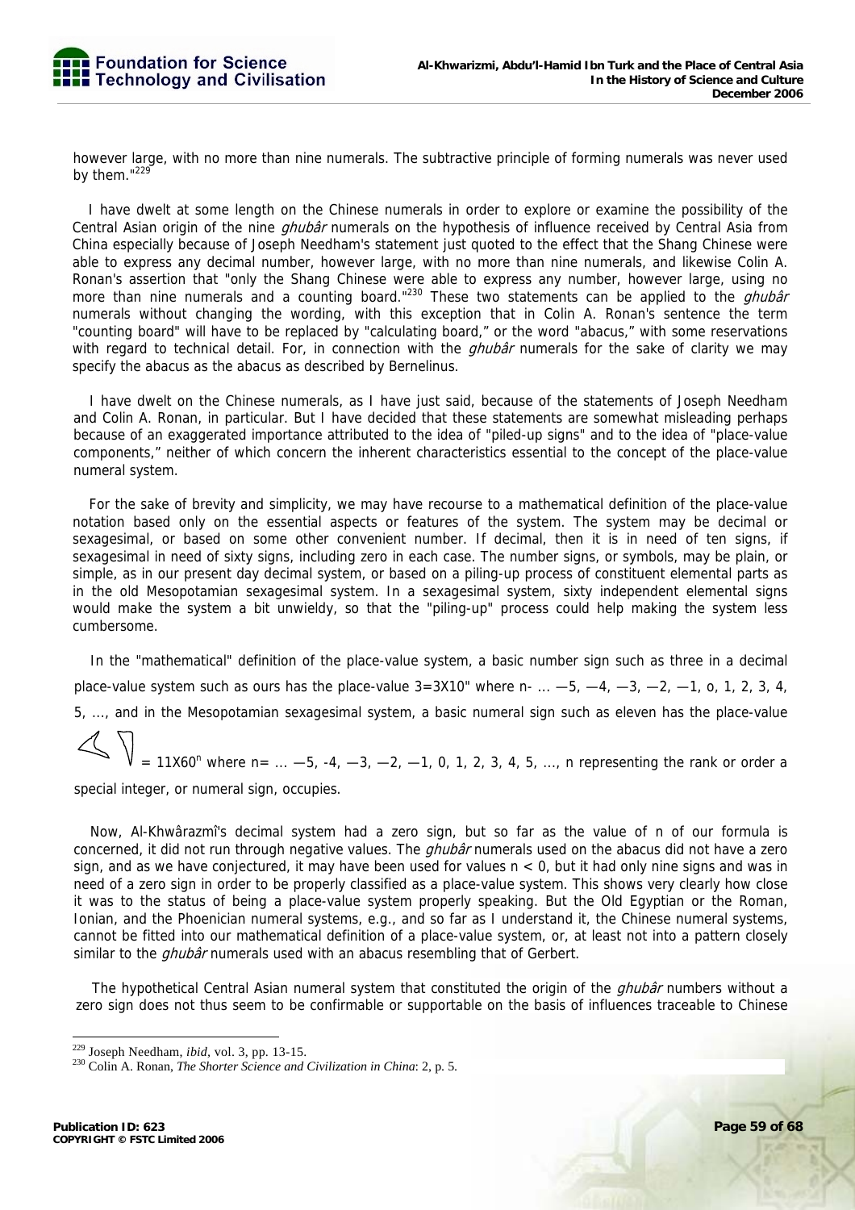however large, with no more than nine numerals. The subtractive principle of forming numerals was never used by them."[229]

I have dwelt at some length on the Chinese numerals in order to explore or examine the possibility of the Central Asian origin of the nine *ghubâr* numerals on the hypothesis of influence received by Central Asia from China especially because of Joseph Needham's statement just quoted to the effect that the Shang Chinese were able to express any decimal number, however large, with no more than nine numerals, and likewise Colin A. Ronan's assertion that "only the Shang Chinese were able to express any number, however large, using no more than nine numerals and a counting board."[230] These two statements can be applied to the *ghubâr* numerals without changing the wording, with this exception that in Colin A. Ronan's sentence the term "counting board" will have to be replaced by "calculating board," or the word "abacus," with some reservations with regard to technical detail. For, in connection with the *ghubâr* numerals for the sake of clarity we may specify the abacus as the abacus as described by Bernelinus.

I have dwelt on the Chinese numerals, as I have just said, because of the statements of Joseph Needham and Colin A. Ronan, in particular. But I have decided that these statements are somewhat misleading perhaps because of an exaggerated importance attributed to the idea of "piled-up signs" and to the idea of "place-value components," neither of which concern the inherent characteristics essential to the concept of the place-value numeral system.

For the sake of brevity and simplicity, we may have recourse to a mathematical definition of the place-value notation based only on the essential aspects or features of the system. The system may be decimal or sexagesimal, or based on some other convenient number. If decimal, then it is in need of ten signs, if sexagesimal in need of sixty signs, including zero in each case. The number signs, or symbols, may be plain, or simple, as in our present day decimal system, or based on a piling-up process of constituent elemental parts as in the old Mesopotamian sexagesimal system. In a sexagesimal system, sixty independent elemental signs would make the system a bit unwieldy, so that the "piling-up" process could help making the system less cumbersome.

In the "mathematical" definition of the place-value system, a basic number sign such as three in a decimal place-value system such as ours has the place-value $3=3X10^n$ where n- ... —5, —4, —3, —2, —1, o, 1, 2, 3, 4, 5, ..., and in the Mesopotamian sexagesimal system, a basic numeral sign such as eleven has the place-value

$= 11X60^n$ where n= ... —5, -4, —3, —2, —1, 0, 1, 2, 3, 4, 5, ..., n representing the rank or order a special integer, or numeral sign, occupies.

Now, Al-Khwârazmî's decimal system had a zero sign, but so far as the value of n of our formula is concerned, it did not run through negative values. The *ghubâr* numerals used on the abacus did not have a zero sign, and as we have conjectured, it may have been used for values $n < 0$, but it had only nine signs and was in need of a zero sign in order to be properly classified as a place-value system. This shows very clearly how close it was to the status of being a place-value system properly speaking. But the Old Egyptian or the Roman, Ionian, and the Phoenician numeral systems, e.g., and so far as I understand it, the Chinese numeral systems, cannot be fitted into our mathematical definition of a place-value system, or, at least not into a pattern closely similar to the *ghubâr* numerals used with an abacus resembling that of Gerbert.

The hypothetical Central Asian numeral system that constituted the origin of the *ghubâr* numbers without a zero sign does not thus seem to be confirmable or supportable on the basis of influences traceable to Chinese

---

[229] Joseph Needham, *ibid*, vol. 3, pp. 13-15.

[230] Colin A. Ronan, *The Shorter Science and Civilization in China*: 2, p. 5.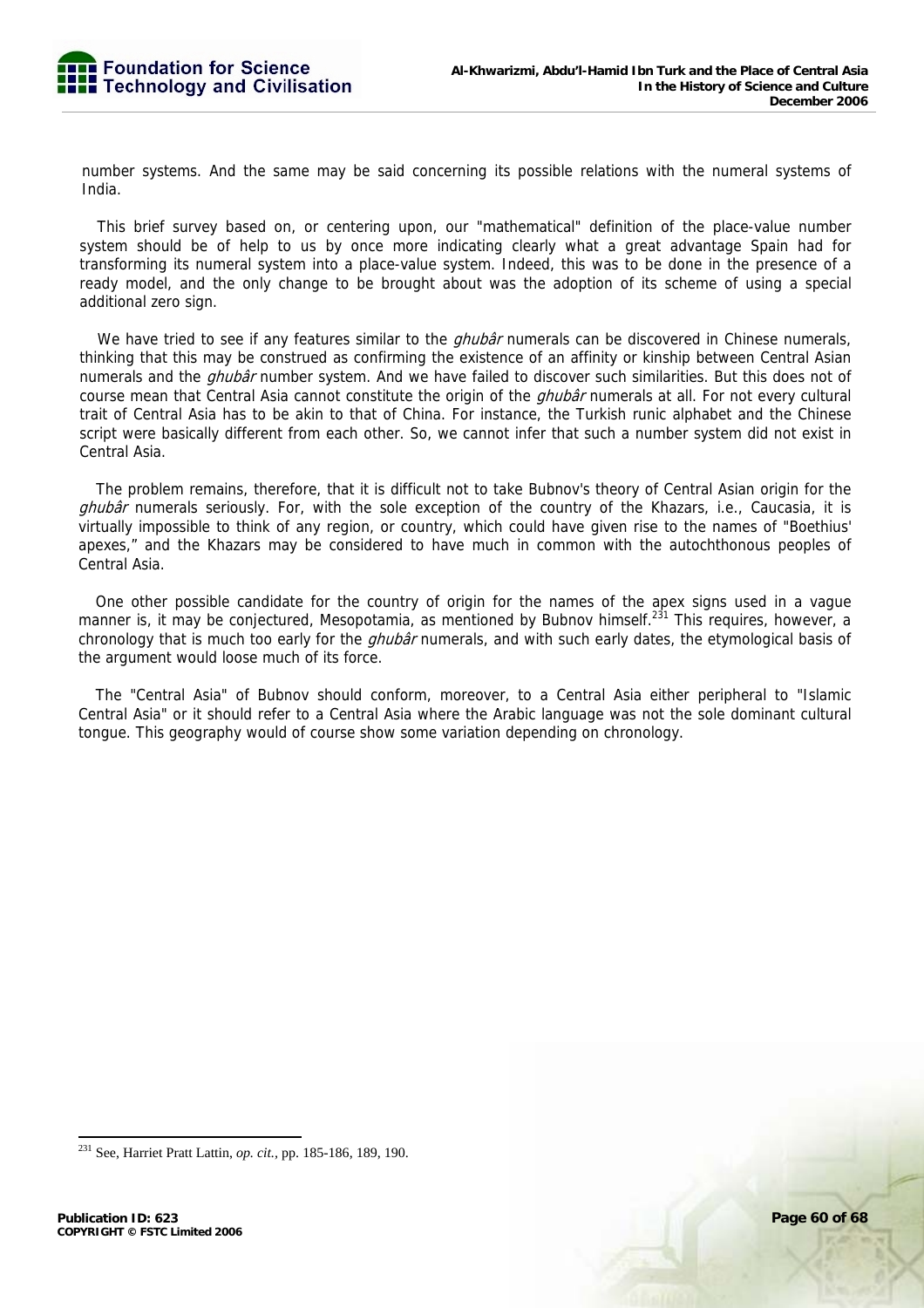number systems. And the same may be said concerning its possible relations with the numeral systems of India.

This brief survey based on, or centering upon, our "mathematical" definition of the place-value number system should be of help to us by once more indicating clearly what a great advantage Spain had for transforming its numeral system into a place-value system. Indeed, this was to be done in the presence of a ready model, and the only change to be brought about was the adoption of its scheme of using a special additional zero sign.

We have tried to see if any features similar to the *ghubâr* numerals can be discovered in Chinese numerals, thinking that this may be construed as confirming the existence of an affinity or kinship between Central Asian numerals and the *ghubâr* number system. And we have failed to discover such similarities. But this does not of course mean that Central Asia cannot constitute the origin of the *ghubâr* numerals at all. For not every cultural trait of Central Asia has to be akin to that of China. For instance, the Turkish runic alphabet and the Chinese script were basically different from each other. So, we cannot infer that such a number system did not exist in Central Asia.

The problem remains, therefore, that it is difficult not to take Bubnov's theory of Central Asian origin for the *ghubâr* numerals seriously. For, with the sole exception of the country of the Khazars, i.e., Caucasia, it is virtually impossible to think of any region, or country, which could have given rise to the names of "Boethius' apexes," and the Khazars may be considered to have much in common with the autochthonous peoples of Central Asia.

One other possible candidate for the country of origin for the names of the apex signs used in a vague manner is, it may be conjectured, Mesopotamia, as mentioned by Bubnov himself.[231] This requires, however, a chronology that is much too early for the *ghubâr* numerals, and with such early dates, the etymological basis of the argument would loose much of its force.

The "Central Asia" of Bubnov should conform, moreover, to a Central Asia either peripheral to "Islamic Central Asia" or it should refer to a Central Asia where the Arabic language was not the sole dominant cultural tongue. This geography would of course show some variation depending on chronology.

---

[231] See, Harriet Pratt Lattin, *op. cit.*, pp. 185-186, 189, 190.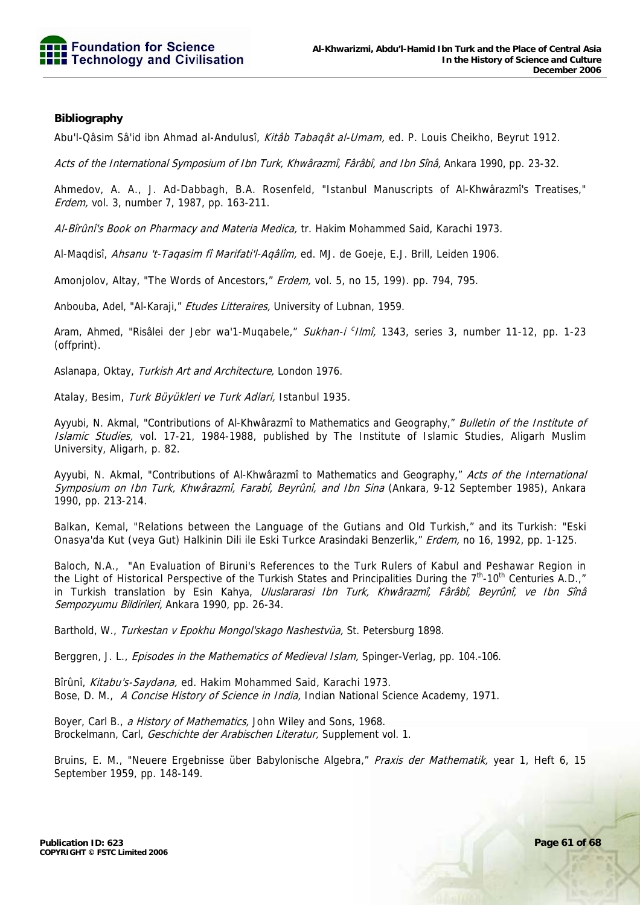**Bibliography**

Abu'l-Qâsim Sâ'id ibn Ahmad al-Andulusî, *Kitâb Tabaqât al-Umam,* ed. P. Louis Cheikho, Beyrut 1912.

*Acts of the International Symposium of Ibn Turk, Khwârazmî, Fârâbî, and Ibn Sînâ,* Ankara 1990, pp. 23-32.

Ahmedov, A. A., J. Ad-Dabbagh, B.A. Rosenfeld, "Istanbul Manuscripts of Al-Khwârazmî's Treatises," *Erdem,* vol. 3, number 7, 1987, pp. 163-211.

*Al-Bîrûnî's Book on Pharmacy and Materia Medica,* tr. Hakim Mohammed Said, Karachi 1973.

Al-Maqdisî, *Ahsanu 't-Taqasim fî Marifati'l-Aqâlîm,* ed. MJ. de Goeje, E.J. Brill, Leiden 1906.

Amonjolov, Altay, "The Words of Ancestors," *Erdem,* vol. 5, no 15, 199). pp. 794, 795.

Anbouba, Adel, "Al-Karaji," *Etudes Litteraires,* University of Lubnan, 1959.

Aram, Ahmed, "Risâlei der Jebr wa'1-Muqabele," *Sukhan-i ᶜIlmî,* 1343, series 3, number 11-12, pp. 1-23 (offprint).

Aslanapa, Oktay, *Turkish Art and Architecture,* London 1976.

Atalay, Besim, *Turk Büyükleri ve Turk Adlari,* Istanbul 1935.

Ayyubi, N. Akmal, "Contributions of Al-Khwârazmî to Mathematics and Geography," *Bulletin of the Institute of Islamic Studies,* vol. 17-21, 1984-1988, published by The Institute of Islamic Studies, Aligarh Muslim University, Aligarh, p. 82.

Ayyubi, N. Akmal, "Contributions of Al-Khwârazmî to Mathematics and Geography," *Acts of the International Symposium on Ibn Turk, Khwârazmî, Farabî, Beyrûnî, and Ibn Sina* (Ankara, 9-12 September 1985), Ankara 1990, pp. 213-214.

Balkan, Kemal, "Relations between the Language of the Gutians and Old Turkish," and its Turkish: "Eski Onasya'da Kut (veya Gut) Halkinin Dili ile Eski Turkce Arasindaki Benzerlik," *Erdem,* no 16, 1992, pp. 1-125.

Baloch, N.A., "An Evaluation of Biruni's References to the Turk Rulers of Kabul and Peshawar Region in the Light of Historical Perspective of the Turkish States and Principalities During the 7th-10th Centuries A.D.," in Turkish translation by Esin Kahya, *Uluslararasi Ibn Turk, Khwârazmî, Fârâbî, Beyrûnî, ve Ibn Sînâ Sempozyumu Bildirileri,* Ankara 1990, pp. 26-34.

Barthold, W., *Turkestan v Epokhu Mongol'skago Nashestvüa,* St. Petersburg 1898.

Berggren, J. L., *Episodes in the Mathematics of Medieval Islam,* Spinger-Verlag, pp. 104.-106.

Bîrûnî, *Kitabu's-Saydana,* ed. Hakim Mohammed Said, Karachi 1973.

Bose, D. M., *A Concise History of Science in India,* Indian National Science Academy, 1971.

Boyer, Carl B., *a History of Mathematics,* John Wiley and Sons, 1968.

Brockelmann, Carl, *Geschichte der Arabischen Literatur,* Supplement vol. 1.

Bruins, E. M., "Neuere Ergebnisse über Babylonische Algebra," *Praxis der Mathematik,* year 1, Heft 6, 15 September 1959, pp. 148-149.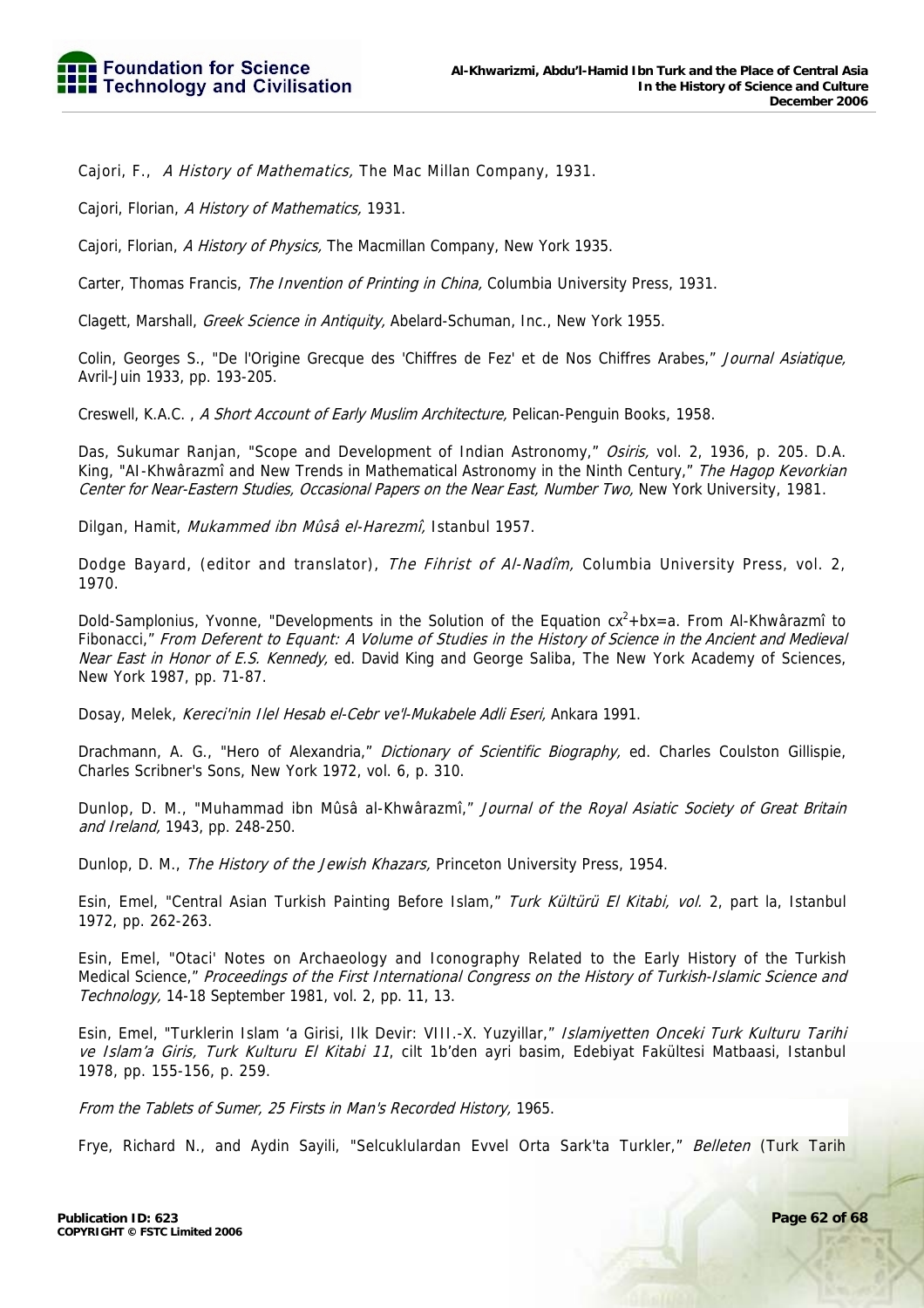Cajori, F., *A History of Mathematics,* The Mac Millan Company, 1931.

Cajori, Florian, *A History of Mathematics,* 1931.

Cajori, Florian, *A History of Physics,* The Macmillan Company, New York 1935.

Carter, Thomas Francis, *The Invention of Printing in China,* Columbia University Press, 1931.

Clagett, Marshall, *Greek Science in Antiquity,* Abelard-Schuman, Inc., New York 1955.

Colin, Georges S., "De l'Origine Grecque des 'Chiffres de Fez' et de Nos Chiffres Arabes," *Journal Asiatique,* Avril-Juin 1933, pp. 193-205.

Creswell, K.A.C. , *A Short Account of Early Muslim Architecture,* Pelican-Penguin Books, 1958.

Das, Sukumar Ranjan, "Scope and Development of Indian Astronomy," *Osiris,* vol. 2, 1936, p. 205. D.A. King, "Al-Khwârazmî and New Trends in Mathematical Astronomy in the Ninth Century," *The Hagop Kevorkian Center for Near-Eastern Studies, Occasional Papers on the Near East, Number Two,* New York University, 1981.

Dilgan, Hamit, *Mukammed ibn Mûsâ el-Harezmî,* Istanbul 1957.

Dodge Bayard, (editor and translator), *The Fihrist of Al-Nadîm,* Columbia University Press, vol. 2, 1970.

Dold-Samplonius, Yvonne, "Developments in the Solution of the Equation $cx^2+bx=a$. From Al-Khwârazmî to Fibonacci," *From Deferent to Equant: A Volume of Studies in the History of Science in the Ancient and Medieval Near East in Honor of E.S. Kennedy,* ed. David King and George Saliba, The New York Academy of Sciences, New York 1987, pp. 71-87.

Dosay, Melek, *Kereci'nin Ilel Hesab el-Cebr ve'l-Mukabele Adli Eseri,* Ankara 1991.

Drachmann, A. G., "Hero of Alexandria," *Dictionary of Scientific Biography,* ed. Charles Coulston Gillispie, Charles Scribner's Sons, New York 1972, vol. 6, p. 310.

Dunlop, D. M., "Muhammad ibn Mûsâ al-Khwârazmî," *Journal of the Royal Asiatic Society of Great Britain and Ireland,* 1943, pp. 248-250.

Dunlop, D. M., *The History of the Jewish Khazars,* Princeton University Press, 1954.

Esin, Emel, "Central Asian Turkish Painting Before Islam," *Turk Kültürü El Kitabi, vol.* 2, part la, Istanbul 1972, pp. 262-263.

Esin, Emel, "Otaci' Notes on Archaeology and Iconography Related to the Early History of the Turkish Medical Science," *Proceedings of the First International Congress on the History of Turkish-Islamic Science and Technology,* 14-18 September 1981, vol. 2, pp. 11, 13.

Esin, Emel, "Turklerin Islam 'a Girisi, Ilk Devir: VIII.-X. Yuzyillar," *Islamiyetten Onceki Turk Kulturu Tarihi ve Islam'a Giris, Turk Kulturu El Kitabi 11*, cilt 1b'den ayri basim, Edebiyat Fakültesi Matbaasi, Istanbul 1978, pp. 155-156, p. 259.

*From the Tablets of Sumer, 25 Firsts in Man's Recorded History,* 1965.

Frye, Richard N., and Aydin Sayili, "Selcuklulardan Evvel Orta Sark'ta Turkler," *Belleten* (Turk Tarih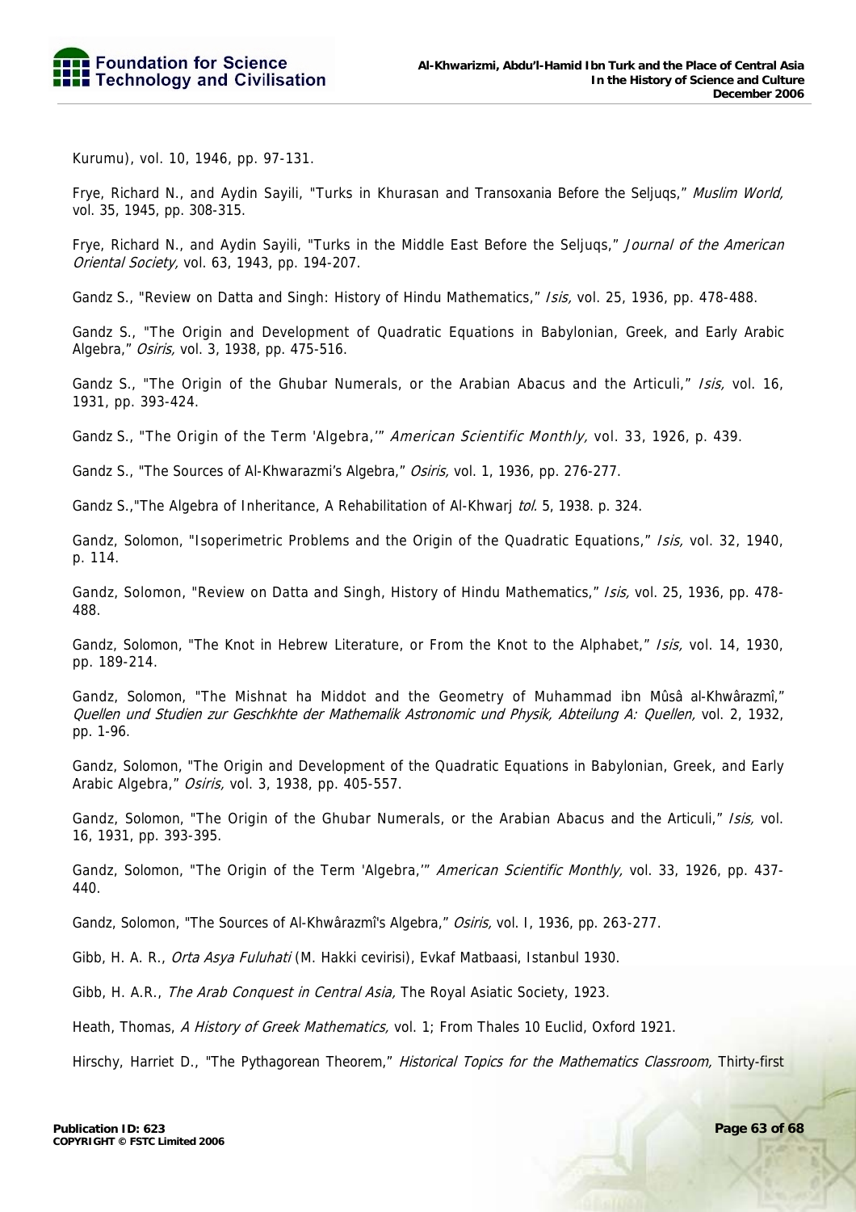Kurumu), vol. 10, 1946, pp. 97-131.

Frye, Richard N., and Aydin Sayili, "Turks in Khurasan and Transoxania Before the Seljuqs," *Muslim World,* vol. 35, 1945, pp. 308-315.

Frye, Richard N., and Aydin Sayili, "Turks in the Middle East Before the Seljuqs," *Journal of the American Oriental Society,* vol. 63, 1943, pp. 194-207.

Gandz S., "Review on Datta and Singh: History of Hindu Mathematics," *Isis,* vol. 25, 1936, pp. 478-488.

Gandz S., "The Origin and Development of Quadratic Equations in Babylonian, Greek, and Early Arabic Algebra," *Osiris,* vol. 3, 1938, pp. 475-516.

Gandz S., "The Origin of the Ghubar Numerals, or the Arabian Abacus and the Articuli," *Isis,* vol. 16, 1931, pp. 393-424.

Gandz S., "The Origin of the Term 'Algebra,'" *American Scientific Monthly,* vol. 33, 1926, p. 439.

Gandz S., "The Sources of Al-Khwarazmi's Algebra," *Osiris,* vol. 1, 1936, pp. 276-277.

Gandz S.,"The Algebra of Inheritance, A Rehabilitation of Al-Khwarj *tol*. 5, 1938. p. 324.

Gandz, Solomon, "Isoperimetric Problems and the Origin of the Quadratic Equations," *Isis,* vol. 32, 1940, p. 114.

Gandz, Solomon, "Review on Datta and Singh, History of Hindu Mathematics," *Isis,* vol. 25, 1936, pp. 478-488.

Gandz, Solomon, "The Knot in Hebrew Literature, or From the Knot to the Alphabet," *Isis,* vol. 14, 1930, pp. 189-214.

Gandz, Solomon, "The Mishnat ha Middot and the Geometry of Muhammad ibn Mûsâ al-Khwârazmî," *Quellen und Studien zur Geschkhte der Mathemalik Astronomic und Physik, Abteilung A: Quellen,* vol. 2, 1932, pp. 1-96.

Gandz, Solomon, "The Origin and Development of the Quadratic Equations in Babylonian, Greek, and Early Arabic Algebra," *Osiris,* vol. 3, 1938, pp. 405-557.

Gandz, Solomon, "The Origin of the Ghubar Numerals, or the Arabian Abacus and the Articuli," *Isis,* vol. 16, 1931, pp. 393-395.

Gandz, Solomon, "The Origin of the Term 'Algebra,'" *American Scientific Monthly,* vol. 33, 1926, pp. 437-440.

Gandz, Solomon, "The Sources of Al-Khwârazmî's Algebra," *Osiris,* vol. I, 1936, pp. 263-277.

Gibb, H. A. R., *Orta Asya Fuluhati* (M. Hakki cevirisi), Evkaf Matbaasi, Istanbul 1930.

Gibb, H. A.R., *The Arab Conquest in Central Asia,* The Royal Asiatic Society, 1923.

Heath, Thomas, *A History of Greek Mathematics,* vol. 1; From Thales 10 Euclid, Oxford 1921.

Hirschy, Harriet D., "The Pythagorean Theorem," *Historical Topics for the Mathematics Classroom,* Thirty-first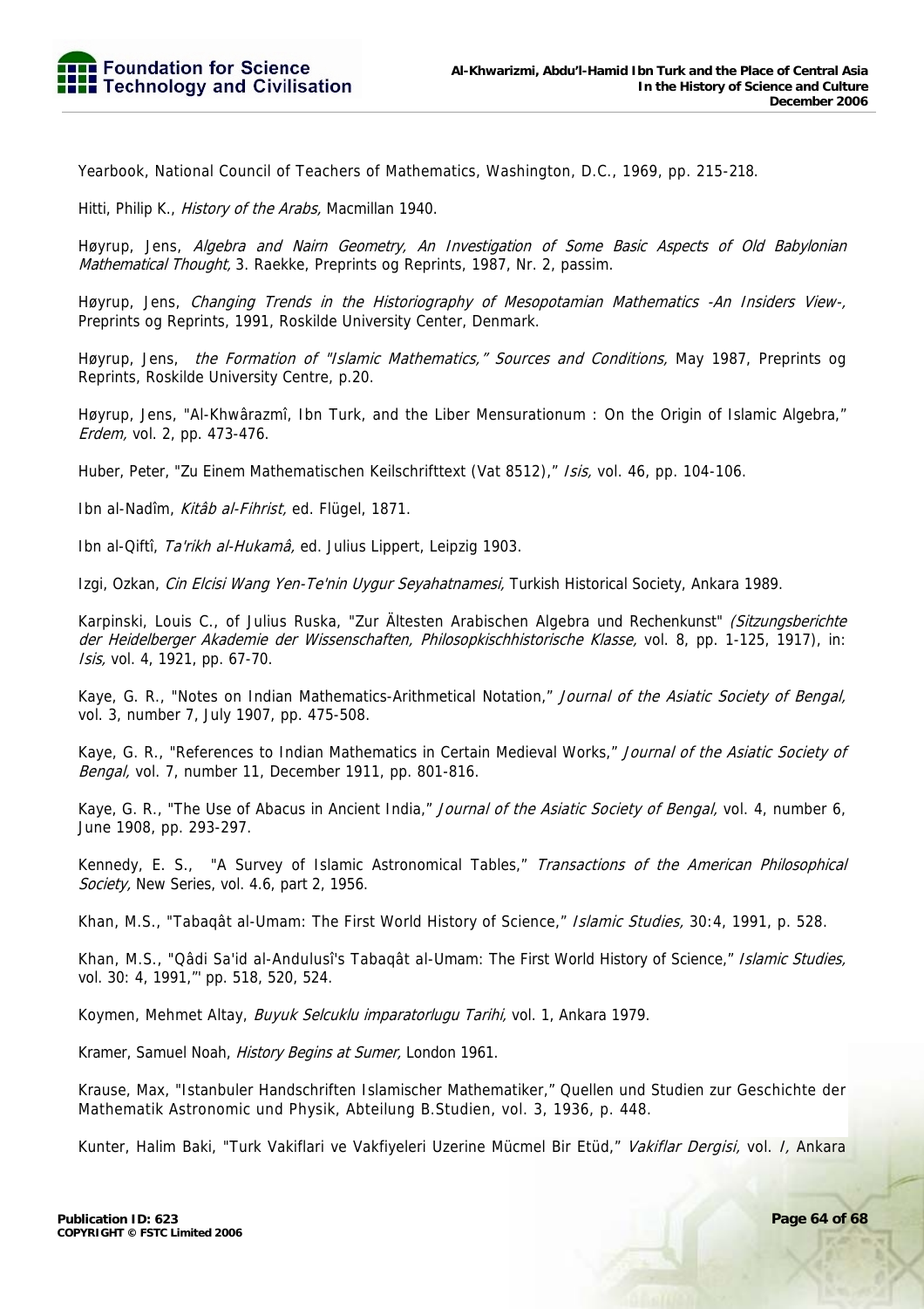Yearbook, National Council of Teachers of Mathematics, Washington, D.C., 1969, pp. 215-218.

Hitti, Philip K., *History of the Arabs,* Macmillan 1940.

Høyrup, Jens, *Algebra and Nairn Geometry, An Investigation of Some Basic Aspects of Old Babylonian Mathematical Thought,* 3. Raekke, Preprints og Reprints, 1987, Nr. 2, passim.

Høyrup, Jens, *Changing Trends in the Historiography of Mesopotamian Mathematics -An Insiders View-,* Preprints og Reprints, 1991, Roskilde University Center, Denmark.

Høyrup, Jens, *the Formation of "Islamic Mathematics," Sources and Conditions,* May 1987, Preprints og Reprints, Roskilde University Centre, p.20.

Høyrup, Jens, "Al-Khwârazmî, Ibn Turk, and the Liber Mensurationum : On the Origin of Islamic Algebra," *Erdem,* vol. 2, pp. 473-476.

Huber, Peter, "Zu Einem Mathematischen Keilschrifttext (Vat 8512)," *Isis,* vol. 46, pp. 104-106.

Ibn al-Nadîm, *Kitâb al-Fihrist,* ed. Flügel, 1871.

Ibn al-Qiftî, *Ta'rikh al-Hukamâ,* ed. Julius Lippert, Leipzig 1903.

Izgi, Ozkan, *Cin Elcisi Wang Yen-Te'nin Uygur Seyahatnamesi,* Turkish Historical Society, Ankara 1989.

Karpinski, Louis C., of Julius Ruska, "Zur Ältesten Arabischen Algebra und Rechenkunst" *(Sitzungsberichte der Heidelberger Akademie der Wissenschaften, Philosopkischhistorische Klasse,* vol. 8, pp. 1-125, 1917), in: *Isis,* vol. 4, 1921, pp. 67-70.

Kaye, G. R., "Notes on Indian Mathematics-Arithmetical Notation," *Journal of the Asiatic Society of Bengal,* vol. 3, number 7, July 1907, pp. 475-508.

Kaye, G. R., "References to Indian Mathematics in Certain Medieval Works," *Journal of the Asiatic Society of Bengal,* vol. 7, number 11, December 1911, pp. 801-816.

Kaye, G. R., "The Use of Abacus in Ancient India," *Journal of the Asiatic Society of Bengal,* vol. 4, number 6, June 1908, pp. 293-297.

Kennedy, E. S., "A Survey of Islamic Astronomical Tables," *Transactions of the American Philosophical Society,* New Series, vol. 4.6, part 2, 1956.

Khan, M.S., "Tabaqât al-Umam: The First World History of Science," *Islamic Studies,* 30:4, 1991, p. 528.

Khan, M.S., "Qâdi Sa'id al-Andulusî's Tabaqât al-Umam: The First World History of Science," *Islamic Studies,* vol. 30: 4, 1991,"' pp. 518, 520, 524.

Koymen, Mehmet Altay, *Buyuk Selcuklu imparatorlugu Tarihi,* vol. 1, Ankara 1979.

Kramer, Samuel Noah, *History Begins at Sumer,* London 1961.

Krause, Max, "Istanbuler Handschriften Islamischer Mathematiker," Quellen und Studien zur Geschichte der Mathematik Astronomic und Physik, Abteilung B.Studien, vol. 3, 1936, p. 448.

Kunter, Halim Baki, "Turk Vakiflari ve Vakfiyeleri Uzerine Mücmel Bir Etüd," *Vakiflar Dergisi,* vol. *I,* Ankara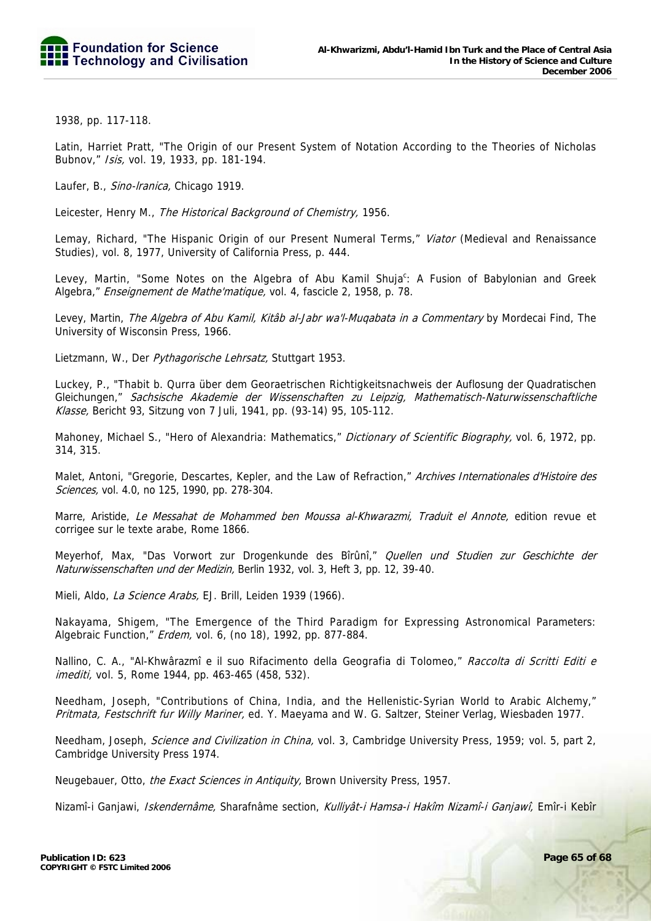1938, pp. 117-118.

Latin, Harriet Pratt, "The Origin of our Present System of Notation According to the Theories of Nicholas Bubnov," *Isis,* vol. 19, 1933, pp. 181-194.

Laufer, B., *Sino-Iranica,* Chicago 1919.

Leicester, Henry M., *The Historical Background of Chemistry,* 1956.

Lemay, Richard, "The Hispanic Origin of our Present Numeral Terms," *Viator* (Medieval and Renaissance Studies), vol. 8, 1977, University of California Press, p. 444.

Levey, Martin, "Some Notes on the Algebra of Abu Kamil Shuja[c]: A Fusion of Babylonian and Greek Algebra," *Enseignement de Mathe'matique,* vol. 4, fascicle 2, 1958, p. 78.

Levey, Martin, *The Algebra of Abu Kamil, Kitâb al-Jabr wa'l-Muqabata in a Commentary* by Mordecai Find, The University of Wisconsin Press, 1966.

Lietzmann, W., Der *Pythagorische Lehrsatz,* Stuttgart 1953.

Luckey, P., "Thabit b. Qurra über dem Georaetrischen Richtigkeitsnachweis der Auflosung der Quadratischen Gleichungen," *Sachsische Akademie der Wissenschaften zu Leipzig, Mathematisch-Naturwissenschaftliche Klasse,* Bericht 93, Sitzung von 7 Juli, 1941, pp. (93-14) 95, 105-112.

Mahoney, Michael S., "Hero of Alexandria: Mathematics," *Dictionary of Scientific Biography,* vol. 6, 1972, pp. 314, 315.

Malet, Antoni, "Gregorie, Descartes, Kepler, and the Law of Refraction," *Archives Internationales d'Histoire des Sciences,* vol. 4.0, no 125, 1990, pp. 278-304.

Marre, Aristide, *Le Messahat de Mohammed ben Moussa al-Khwarazmi, Traduit el Annote,* edition revue et corrigee sur le texte arabe, Rome 1866.

Meyerhof, Max, "Das Vorwort zur Drogenkunde des Bîrûnî," *Quellen und Studien zur Geschichte der Naturwissenschaften und der Medizin,* Berlin 1932, vol. 3, Heft 3, pp. 12, 39-40.

Mieli, Aldo, *La Science Arabs,* EJ. Brill, Leiden 1939 (1966).

Nakayama, Shigem, "The Emergence of the Third Paradigm for Expressing Astronomical Parameters: Algebraic Function," *Erdem,* vol. 6, (no 18), 1992, pp. 877-884.

Nallino, C. A., "Al-Khwârazmî e il suo Rifacimento della Geografia di Tolomeo," *Raccolta di Scritti Editi e imediti,* vol. 5, Rome 1944, pp. 463-465 (458, 532).

Needham, Joseph, "Contributions of China, India, and the Hellenistic-Syrian World to Arabic Alchemy," *Pritmata, Festschrift fur Willy Mariner,* ed. Y. Maeyama and W. G. Saltzer, Steiner Verlag, Wiesbaden 1977.

Needham, Joseph, *Science and Civilization in China,* vol. 3, Cambridge University Press, 1959; vol. 5, part 2, Cambridge University Press 1974.

Neugebauer, Otto, *the Exact Sciences in Antiquity,* Brown University Press, 1957.

Nizamî-i Ganjawi, *Iskendernâme,* Sharafnâme section, *Kulliyât-i Hamsa-i Hakîm Nizamî-i Ganjawî,* Emîr-i Kebîr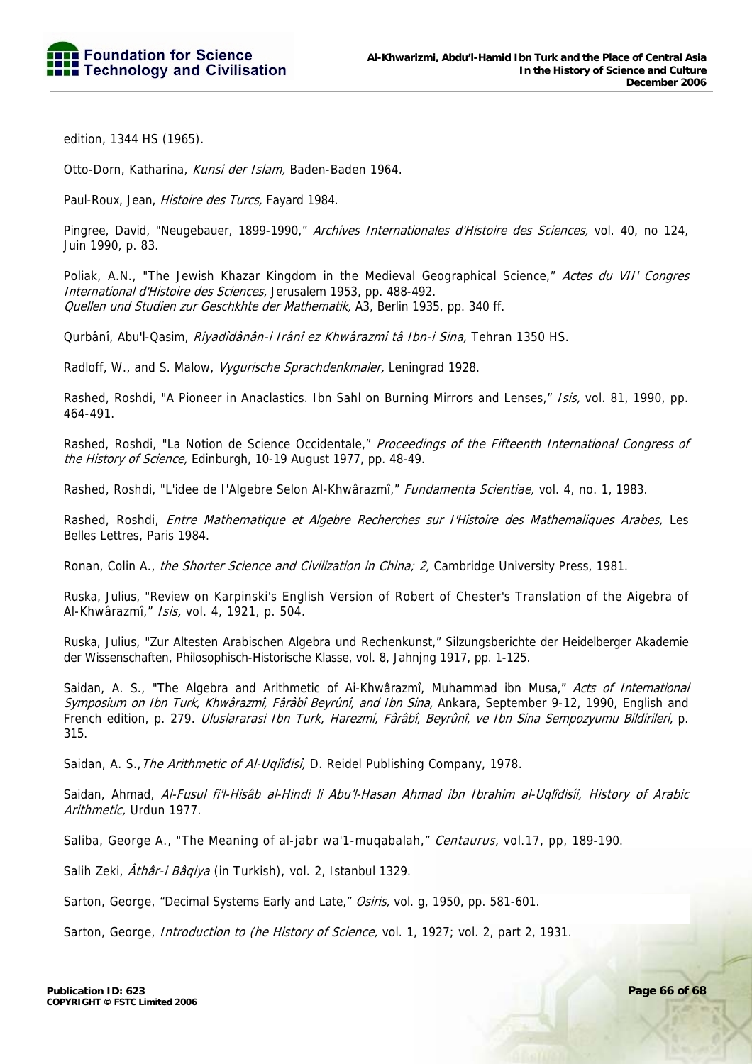edition, 1344 HS (1965).

Otto-Dorn, Katharina, *Kunsi der Islam,* Baden-Baden 1964.

Paul-Roux, Jean, *Histoire des Turcs,* Fayard 1984.

Pingree, David, "Neugebauer, 1899-1990," *Archives Internationales d'Histoire des Sciences,* vol. 40, no 124, Juin 1990, p. 83.

Poliak, A.N., "The Jewish Khazar Kingdom in the Medieval Geographical Science," *Actes du VII' Congres International d'Histoire des Sciences,* Jerusalem 1953, pp. 488-492.
*Quellen und Studien zur Geschkhte der Mathematik,* A3, Berlin 1935, pp. 340 ff.

Qurbânî, Abu'l-Qasim, *Riyadîdânân-i Irânî ez Khwârazmî tâ Ibn-i Sina,* Tehran 1350 HS.

Radloff, W., and S. Malow, *Vygurische Sprachdenkmaler,* Leningrad 1928.

Rashed, Roshdi, "A Pioneer in Anaclastics. Ibn Sahl on Burning Mirrors and Lenses," *Isis,* vol. 81, 1990, pp. 464-491.

Rashed, Roshdi, "La Notion de Science Occidentale," *Proceedings of the Fifteenth International Congress of the History of Science,* Edinburgh, 10-19 August 1977, pp. 48-49.

Rashed, Roshdi, "L'idee de I'Algebre Selon Al-Khwârazmî," *Fundamenta Scientiae,* vol. 4, no. 1, 1983.

Rashed, Roshdi, *Entre Mathematique et Algebre Recherches sur I'Histoire des Mathemaliques Arabes,* Les Belles Lettres, Paris 1984.

Ronan, Colin A., *the Shorter Science and Civilization in China; 2,* Cambridge University Press, 1981.

Ruska, Julius, "Review on Karpinski's English Version of Robert of Chester's Translation of the Aigebra of Al-Khwârazmî," *Isis,* vol. 4, 1921, p. 504.

Ruska, Julius, "Zur Altesten Arabischen Algebra und Rechenkunst," Silzungsberichte der Heidelberger Akademie der Wissenschaften, Philosophisch-Historische Klasse, vol. 8, Jahnjng 1917, pp. 1-125.

Saidan, A. S., "The Algebra and Arithmetic of Ai-Khwârazmî, Muhammad ibn Musa," *Acts of International Symposium on Ibn Turk, Khwârazmî, Fârâbî Beyrûnî, and Ibn Sina,* Ankara, September 9-12, 1990, English and French edition, p. 279. *Uluslararasi Ibn Turk, Harezmi, Fârâbî, Beyrûnî, ve Ibn Sina Sempozyumu Bildirileri,* p. 315.

Saidan, A. S.,*The Arithmetic of Al-Uqlîdisî,* D. Reidel Publishing Company, 1978.

Saidan, Ahmad, *Al-Fusul fi'l-Hisâb al-Hindi li Abu'l-Hasan Ahmad ibn Ibrahim al-Uqlîdisîi, History of Arabic Arithmetic,* Urdun 1977.

Saliba, George A., "The Meaning of al-jabr wa'1-muqabalah," *Centaurus,* vol.17, pp, 189-190.

Salih Zeki, *Âthâr-i Bâqiya* (in Turkish), vol. 2, Istanbul 1329.

Sarton, George, "Decimal Systems Early and Late," *Osiris,* vol. g, 1950, pp. 581-601.

Sarton, George, *Introduction to (he History of Science,* vol. 1, 1927; vol. 2, part 2, 1931.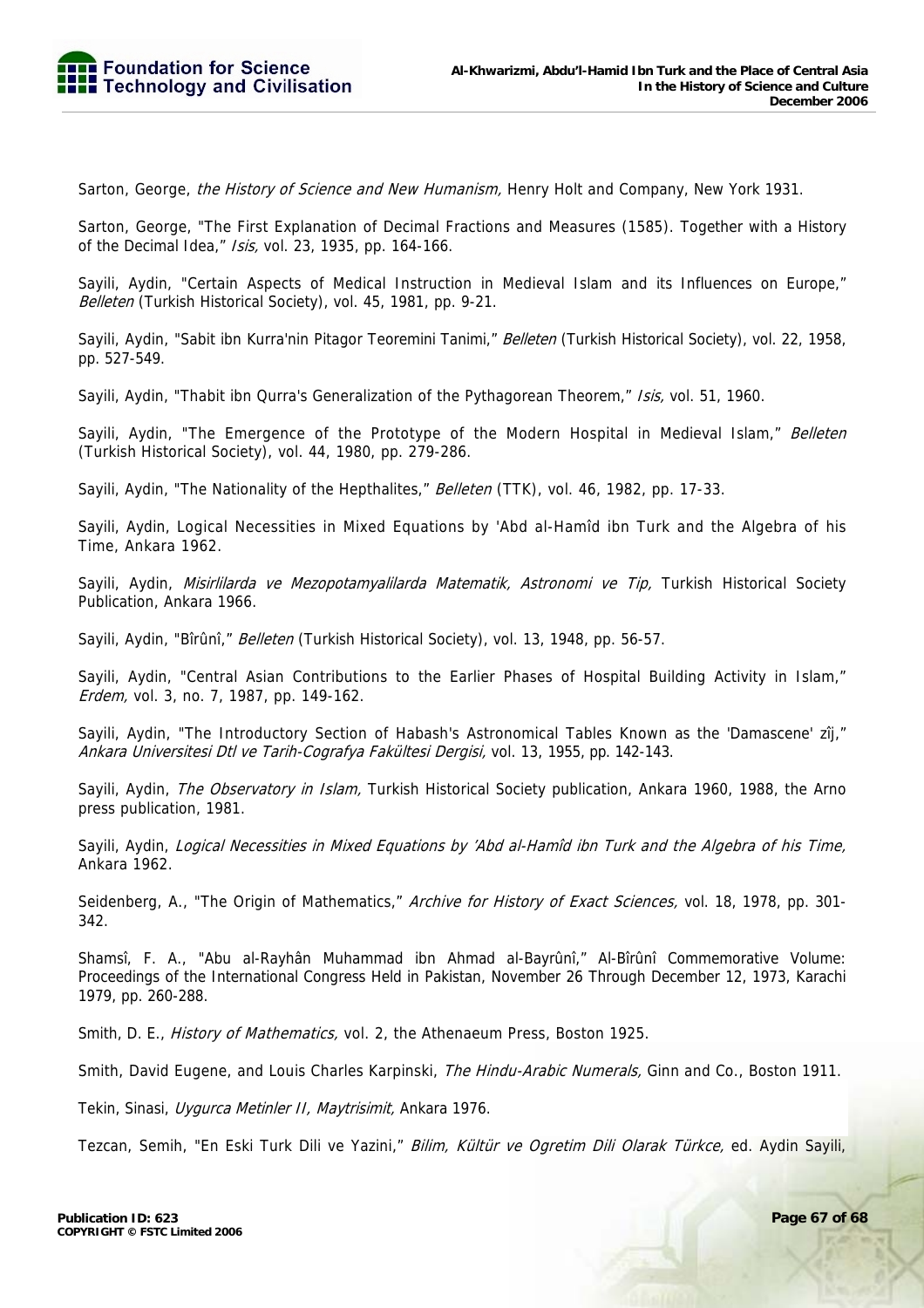Sarton, George, *the History of Science and New Humanism,* Henry Holt and Company, New York 1931.

Sarton, George, "The First Explanation of Decimal Fractions and Measures (1585). Together with a History of the Decimal Idea," *Isis,* vol. 23, 1935, pp. 164-166.

Sayili, Aydin, "Certain Aspects of Medical Instruction in Medieval Islam and its Influences on Europe," *Belleten* (Turkish Historical Society), vol. 45, 1981, pp. 9-21.

Sayili, Aydin, "Sabit ibn Kurra'nin Pitagor Teoremini Tanimi," *Belleten* (Turkish Historical Society), vol. 22, 1958, pp. 527-549.

Sayili, Aydin, "Thabit ibn Qurra's Generalization of the Pythagorean Theorem," *Isis,* vol. 51, 1960.

Sayili, Aydin, "The Emergence of the Prototype of the Modern Hospital in Medieval Islam," *Belleten* (Turkish Historical Society), vol. 44, 1980, pp. 279-286.

Sayili, Aydin, "The Nationality of the Hepthalites," *Belleten* (TTK), vol. 46, 1982, pp. 17-33.

Sayili, Aydin, Logical Necessities in Mixed Equations by 'Abd al-Hamîd ibn Turk and the Algebra of his Time, Ankara 1962.

Sayili, Aydin, *Misirlilarda ve Mezopotamyalilarda Matematik, Astronomi ve Tip,* Turkish Historical Society Publication, Ankara 1966.

Sayili, Aydin, "Bîrûnî," *Belleten* (Turkish Historical Society), vol. 13, 1948, pp. 56-57.

Sayili, Aydin, "Central Asian Contributions to the Earlier Phases of Hospital Building Activity in Islam," *Erdem,* vol. 3, no. 7, 1987, pp. 149-162.

Sayili, Aydin, "The Introductory Section of Habash's Astronomical Tables Known as the 'Damascene' zîj," *Ankara Universitesi Dtl ve Tarih-Cografya Fakültesi Dergisi,* vol. 13, 1955, pp. 142-143.

Sayili, Aydin, *The Observatory in Islam,* Turkish Historical Society publication, Ankara 1960, 1988, the Arno press publication, 1981.

Sayili, Aydin, *Logical Necessities in Mixed Equations by 'Abd al-Hamîd ibn Turk and the Algebra of his Time,* Ankara 1962.

Seidenberg, A., "The Origin of Mathematics," *Archive for History of Exact Sciences,* vol. 18, 1978, pp. 301-342.

Shamsî, F. A., "Abu al-Rayhân Muhammad ibn Ahmad al-Bayrûnî," Al-Bîrûnî Commemorative Volume: Proceedings of the International Congress Held in Pakistan, November 26 Through December 12, 1973, Karachi 1979, pp. 260-288.

Smith, D. E., *History of Mathematics,* vol. 2, the Athenaeum Press, Boston 1925.

Smith, David Eugene, and Louis Charles Karpinski, *The Hindu-Arabic Numerals,* Ginn and Co., Boston 1911.

Tekin, Sinasi, *Uygurca Metinler II, Maytrisimit,* Ankara 1976.

Tezcan, Semih, "En Eski Turk Dili ve Yazini," *Bilim, Kültür ve Ogretim Dili Olarak Türkce,* ed. Aydin Sayili,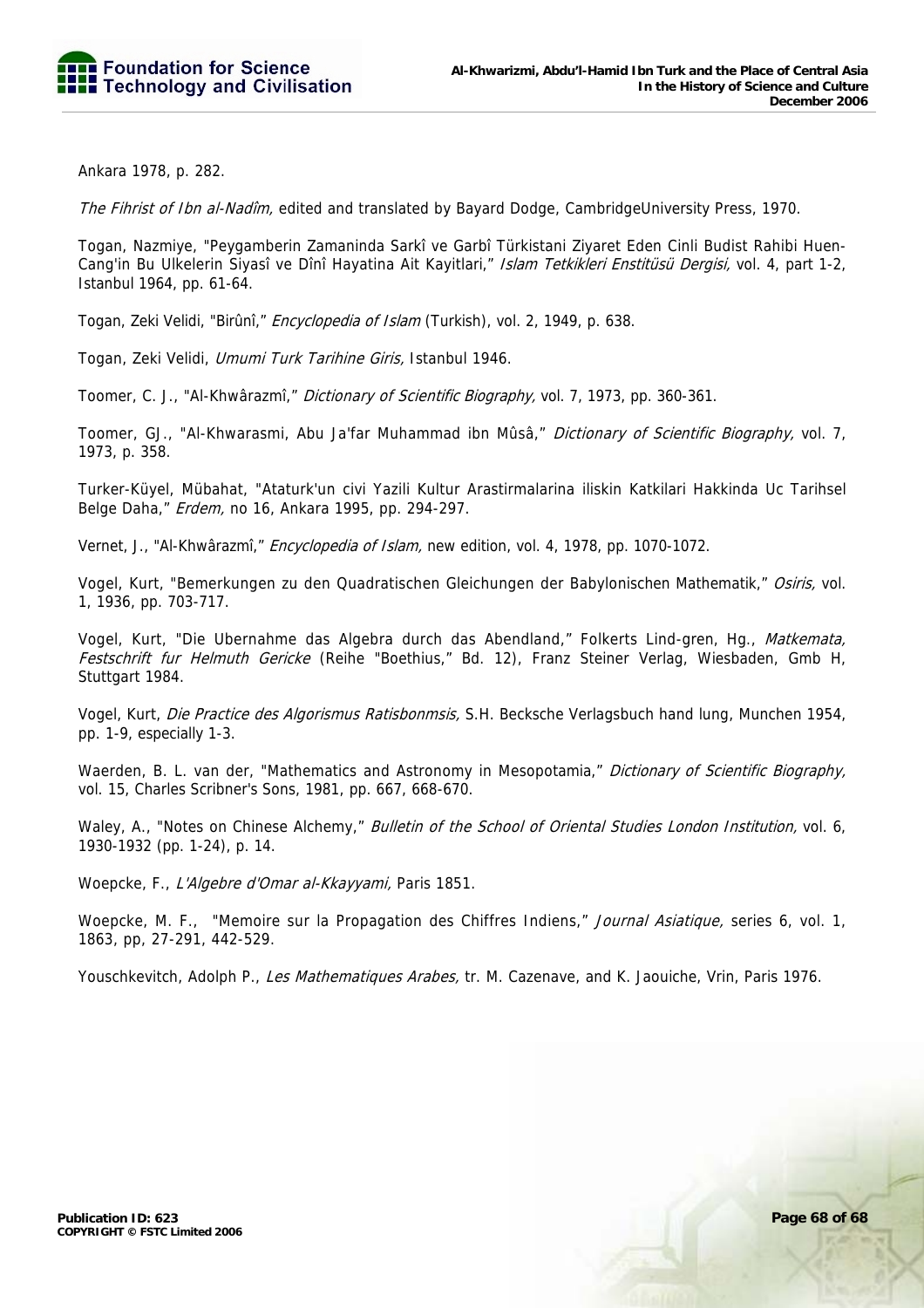Ankara 1978, p. 282.

*The Fihrist of Ibn al-Nadîm,* edited and translated by Bayard Dodge, CambridgeUniversity Press, 1970.

Togan, Nazmiye, "Peygamberin Zamaninda Sarkî ve Garbî Türkistani Ziyaret Eden Cinli Budist Rahibi Huen-Cang'in Bu Ulkelerin Siyasî ve Dînî Hayatina Ait Kayitlari," *Islam Tetkikleri Enstitüsü Dergisi,* vol. 4, part 1-2, Istanbul 1964, pp. 61-64.

Togan, Zeki Velidi, "Birûnî," *Encyclopedia of Islam* (Turkish), vol. 2, 1949, p. 638.

Togan, Zeki Velidi, *Umumi Turk Tarihine Giris,* Istanbul 1946.

Toomer, C. J., "Al-Khwârazmî," *Dictionary of Scientific Biography,* vol. 7, 1973, pp. 360-361.

Toomer, GJ., "Al-Khwarasmi, Abu Ja'far Muhammad ibn Mûsâ," *Dictionary of Scientific Biography,* vol. 7, 1973, p. 358.

Turker-Küyel, Mübahat, "Ataturk'un civi Yazili Kultur Arastirmalarina iliskin Katkilari Hakkinda Uc Tarihsel Belge Daha," *Erdem,* no 16, Ankara 1995, pp. 294-297.

Vernet, J., "Al-Khwârazmî," *Encyclopedia of Islam,* new edition, vol. 4, 1978, pp. 1070-1072.

Vogel, Kurt, "Bemerkungen zu den Quadratischen Gleichungen der Babylonischen Mathematik," *Osiris,* vol. 1, 1936, pp. 703-717.

Vogel, Kurt, "Die Ubernahme das Algebra durch das Abendland," Folkerts Lind-gren, Hg., *Matkemata, Festschrift fur Helmuth Gericke* (Reihe "Boethius," Bd. 12), Franz Steiner Verlag, Wiesbaden, Gmb H, Stuttgart 1984.

Vogel, Kurt, *Die Practice des Algorismus Ratisbonmsis,* S.H. Becksche Verlagsbuch hand lung, Munchen 1954, pp. 1-9, especially 1-3.

Waerden, B. L. van der, "Mathematics and Astronomy in Mesopotamia," *Dictionary of Scientific Biography,* vol. 15, Charles Scribner's Sons, 1981, pp. 667, 668-670.

Waley, A., "Notes on Chinese Alchemy," *Bulletin of the School of Oriental Studies London Institution,* vol. 6, 1930-1932 (pp. 1-24), p. 14.

Woepcke, F., *L'Algebre d'Omar al-Kkayyami,* Paris 1851.

Woepcke, M. F., "Memoire sur la Propagation des Chiffres Indiens," *Journal Asiatique,* series 6, vol. 1, 1863, pp, 27-291, 442-529.

Youschkevitch, Adolph P., *Les Mathematiques Arabes,* tr. M. Cazenave, and K. Jaouiche, Vrin, Paris 1976.